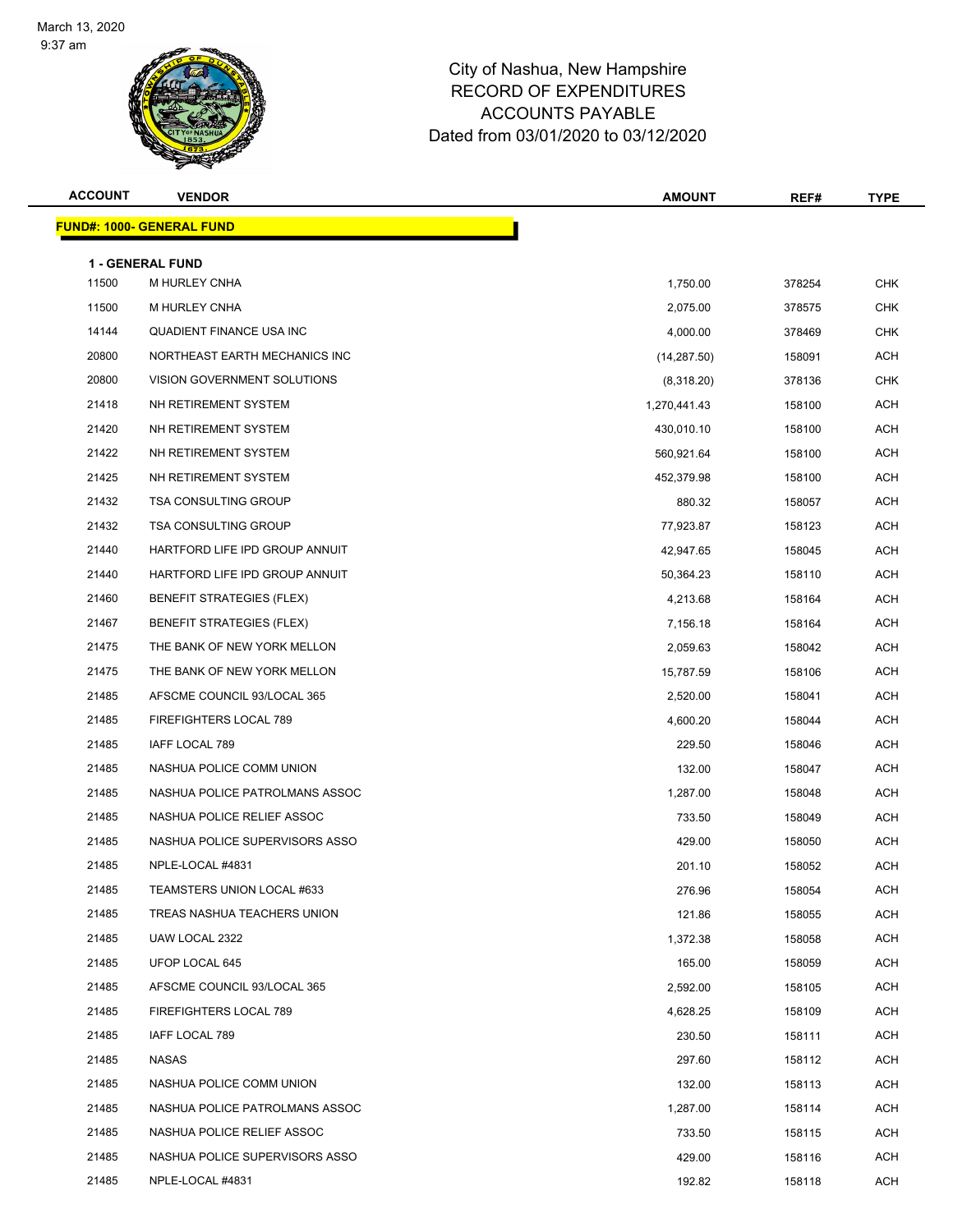March 13, 2020
9:37 am

# City of Nashua, New Hampshire
## RECORD OF EXPENDITURES
## ACCOUNTS PAYABLE
## Dated from 03/01/2020 to 03/12/2020

| ACCOUNT | VENDOR | AMOUNT | REF# | TYPE |
|---|---|---|---|---|
| **FUND#: 1000- GENERAL FUND** | | | | |
| **1 - GENERAL FUND** | | | | |
| 11500 | M HURLEY CNHA | 1,750.00 | 378254 | CHK |
| 11500 | M HURLEY CNHA | 2,075.00 | 378575 | CHK |
| 14144 | QUADIENT FINANCE USA INC | 4,000.00 | 378469 | CHK |
| 20800 | NORTHEAST EARTH MECHANICS INC | (14,287.50) | 158091 | ACH |
| 20800 | VISION GOVERNMENT SOLUTIONS | (8,318.20) | 378136 | CHK |
| 21418 | NH RETIREMENT SYSTEM | 1,270,441.43 | 158100 | ACH |
| 21420 | NH RETIREMENT SYSTEM | 430,010.10 | 158100 | ACH |
| 21422 | NH RETIREMENT SYSTEM | 560,921.64 | 158100 | ACH |
| 21425 | NH RETIREMENT SYSTEM | 452,379.98 | 158100 | ACH |
| 21432 | TSA CONSULTING GROUP | 880.32 | 158057 | ACH |
| 21432 | TSA CONSULTING GROUP | 77,923.87 | 158123 | ACH |
| 21440 | HARTFORD LIFE IPD GROUP ANNUIT | 42,947.65 | 158045 | ACH |
| 21440 | HARTFORD LIFE IPD GROUP ANNUIT | 50,364.23 | 158110 | ACH |
| 21460 | BENEFIT STRATEGIES (FLEX) | 4,213.68 | 158164 | ACH |
| 21467 | BENEFIT STRATEGIES (FLEX) | 7,156.18 | 158164 | ACH |
| 21475 | THE BANK OF NEW YORK MELLON | 2,059.63 | 158042 | ACH |
| 21475 | THE BANK OF NEW YORK MELLON | 15,787.59 | 158106 | ACH |
| 21485 | AFSCME COUNCIL 93/LOCAL 365 | 2,520.00 | 158041 | ACH |
| 21485 | FIREFIGHTERS LOCAL 789 | 4,600.20 | 158044 | ACH |
| 21485 | IAFF LOCAL 789 | 229.50 | 158046 | ACH |
| 21485 | NASHUA POLICE COMM UNION | 132.00 | 158047 | ACH |
| 21485 | NASHUA POLICE PATROLMANS ASSOC | 1,287.00 | 158048 | ACH |
| 21485 | NASHUA POLICE RELIEF ASSOC | 733.50 | 158049 | ACH |
| 21485 | NASHUA POLICE SUPERVISORS ASSO | 429.00 | 158050 | ACH |
| 21485 | NPLE-LOCAL #4831 | 201.10 | 158052 | ACH |
| 21485 | TEAMSTERS UNION LOCAL #633 | 276.96 | 158054 | ACH |
| 21485 | TREAS NASHUA TEACHERS UNION | 121.86 | 158055 | ACH |
| 21485 | UAW LOCAL 2322 | 1,372.38 | 158058 | ACH |
| 21485 | UFOP LOCAL 645 | 165.00 | 158059 | ACH |
| 21485 | AFSCME COUNCIL 93/LOCAL 365 | 2,592.00 | 158105 | ACH |
| 21485 | FIREFIGHTERS LOCAL 789 | 4,628.25 | 158109 | ACH |
| 21485 | IAFF LOCAL 789 | 230.50 | 158111 | ACH |
| 21485 | NASAS | 297.60 | 158112 | ACH |
| 21485 | NASHUA POLICE COMM UNION | 132.00 | 158113 | ACH |
| 21485 | NASHUA POLICE PATROLMANS ASSOC | 1,287.00 | 158114 | ACH |
| 21485 | NASHUA POLICE RELIEF ASSOC | 733.50 | 158115 | ACH |
| 21485 | NASHUA POLICE SUPERVISORS ASSO | 429.00 | 158116 | ACH |
| 21485 | NPLE-LOCAL #4831 | 192.82 | 158118 | ACH |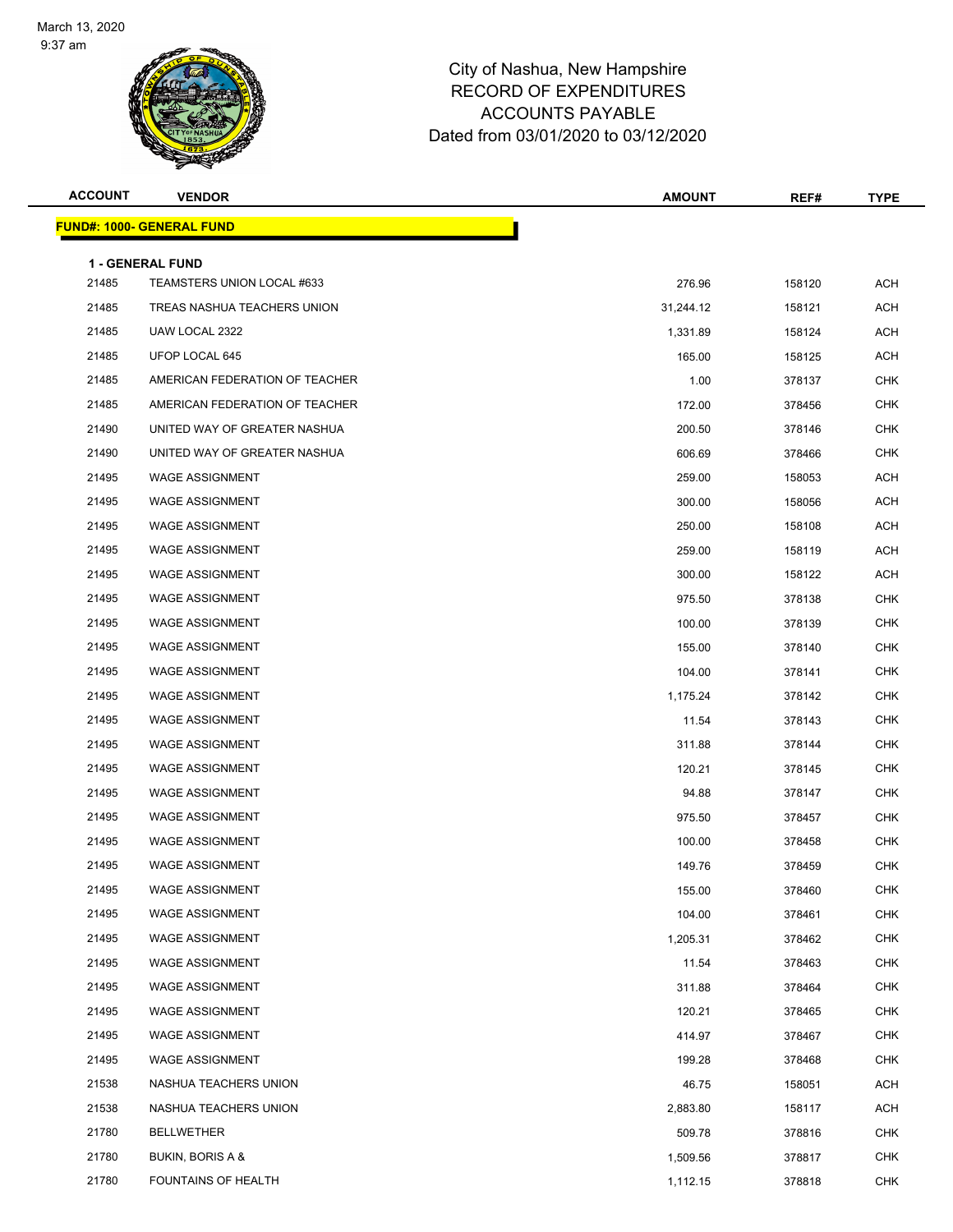City of Nashua, New Hampshire
RECORD OF EXPENDITURES
ACCOUNTS PAYABLE
Dated from 03/01/2020 to 03/12/2020

March 13, 2020
9:37 am

| ACCOUNT | VENDOR | AMOUNT | REF# | TYPE |
|---|---|---|---|---|
| **FUND#: 1000- GENERAL FUND** | | | | |
| **1 - GENERAL FUND** | | | | |
| 21485 | TEAMSTERS UNION LOCAL #633 | 276.96 | 158120 | ACH |
| 21485 | TREAS NASHUA TEACHERS UNION | 31,244.12 | 158121 | ACH |
| 21485 | UAW LOCAL 2322 | 1,331.89 | 158124 | ACH |
| 21485 | UFOP LOCAL 645 | 165.00 | 158125 | ACH |
| 21485 | AMERICAN FEDERATION OF TEACHER | 1.00 | 378137 | CHK |
| 21485 | AMERICAN FEDERATION OF TEACHER | 172.00 | 378456 | CHK |
| 21490 | UNITED WAY OF GREATER NASHUA | 200.50 | 378146 | CHK |
| 21490 | UNITED WAY OF GREATER NASHUA | 606.69 | 378466 | CHK |
| 21495 | WAGE ASSIGNMENT | 259.00 | 158053 | ACH |
| 21495 | WAGE ASSIGNMENT | 300.00 | 158056 | ACH |
| 21495 | WAGE ASSIGNMENT | 250.00 | 158108 | ACH |
| 21495 | WAGE ASSIGNMENT | 259.00 | 158119 | ACH |
| 21495 | WAGE ASSIGNMENT | 300.00 | 158122 | ACH |
| 21495 | WAGE ASSIGNMENT | 975.50 | 378138 | CHK |
| 21495 | WAGE ASSIGNMENT | 100.00 | 378139 | CHK |
| 21495 | WAGE ASSIGNMENT | 155.00 | 378140 | CHK |
| 21495 | WAGE ASSIGNMENT | 104.00 | 378141 | CHK |
| 21495 | WAGE ASSIGNMENT | 1,175.24 | 378142 | CHK |
| 21495 | WAGE ASSIGNMENT | 11.54 | 378143 | CHK |
| 21495 | WAGE ASSIGNMENT | 311.88 | 378144 | CHK |
| 21495 | WAGE ASSIGNMENT | 120.21 | 378145 | CHK |
| 21495 | WAGE ASSIGNMENT | 94.88 | 378147 | CHK |
| 21495 | WAGE ASSIGNMENT | 975.50 | 378457 | CHK |
| 21495 | WAGE ASSIGNMENT | 100.00 | 378458 | CHK |
| 21495 | WAGE ASSIGNMENT | 149.76 | 378459 | CHK |
| 21495 | WAGE ASSIGNMENT | 155.00 | 378460 | CHK |
| 21495 | WAGE ASSIGNMENT | 104.00 | 378461 | CHK |
| 21495 | WAGE ASSIGNMENT | 1,205.31 | 378462 | CHK |
| 21495 | WAGE ASSIGNMENT | 11.54 | 378463 | CHK |
| 21495 | WAGE ASSIGNMENT | 311.88 | 378464 | CHK |
| 21495 | WAGE ASSIGNMENT | 120.21 | 378465 | CHK |
| 21495 | WAGE ASSIGNMENT | 414.97 | 378467 | CHK |
| 21495 | WAGE ASSIGNMENT | 199.28 | 378468 | CHK |
| 21538 | NASHUA TEACHERS UNION | 46.75 | 158051 | ACH |
| 21538 | NASHUA TEACHERS UNION | 2,883.80 | 158117 | ACH |
| 21780 | BELLWETHER | 509.78 | 378816 | CHK |
| 21780 | BUKIN, BORIS A & | 1,509.56 | 378817 | CHK |
| 21780 | FOUNTAINS OF HEALTH | 1,112.15 | 378818 | CHK |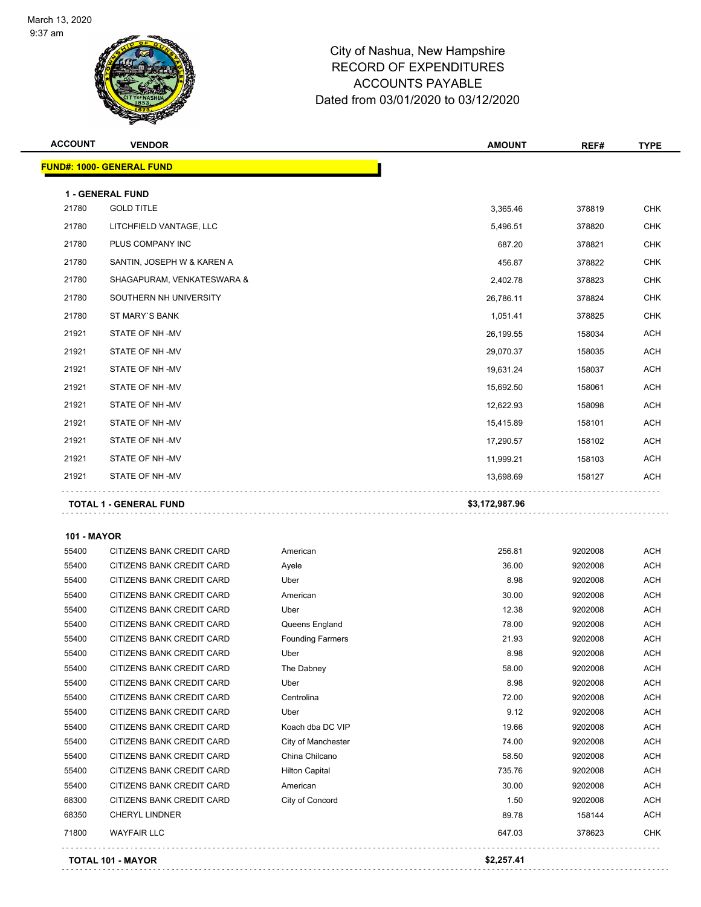City of Nashua, New Hampshire
RECORD OF EXPENDITURES
ACCOUNTS PAYABLE
Dated from 03/01/2020 to 03/12/2020

| ACCOUNT | VENDOR | | AMOUNT | REF# | TYPE |
|---|---|---|---|---|---|
| **FUND#: 1000- GENERAL FUND** | | | | | |
| **1 - GENERAL FUND** | | | | | |
| 21780 | GOLD TITLE | | 3,365.46 | 378819 | CHK |
| 21780 | LITCHFIELD VANTAGE, LLC | | 5,496.51 | 378820 | CHK |
| 21780 | PLUS COMPANY INC | | 687.20 | 378821 | CHK |
| 21780 | SANTIN, JOSEPH W & KAREN A | | 456.87 | 378822 | CHK |
| 21780 | SHAGAPURAM, VENKATESWARA & | | 2,402.78 | 378823 | CHK |
| 21780 | SOUTHERN NH UNIVERSITY | | 26,786.11 | 378824 | CHK |
| 21780 | ST MARY`S BANK | | 1,051.41 | 378825 | CHK |
| 21921 | STATE OF NH -MV | | 26,199.55 | 158034 | ACH |
| 21921 | STATE OF NH -MV | | 29,070.37 | 158035 | ACH |
| 21921 | STATE OF NH -MV | | 19,631.24 | 158037 | ACH |
| 21921 | STATE OF NH -MV | | 15,692.50 | 158061 | ACH |
| 21921 | STATE OF NH -MV | | 12,622.93 | 158098 | ACH |
| 21921 | STATE OF NH -MV | | 15,415.89 | 158101 | ACH |
| 21921 | STATE OF NH -MV | | 17,290.57 | 158102 | ACH |
| 21921 | STATE OF NH -MV | | 11,999.21 | 158103 | ACH |
| 21921 | STATE OF NH -MV | | 13,698.69 | 158127 | ACH |
| **TOTAL 1 - GENERAL FUND** | | | **$3,172,987.96** | | |
| **101 - MAYOR** | | | | | |
| 55400 | CITIZENS BANK CREDIT CARD | American | 256.81 | 9202008 | ACH |
| 55400 | CITIZENS BANK CREDIT CARD | Ayele | 36.00 | 9202008 | ACH |
| 55400 | CITIZENS BANK CREDIT CARD | Uber | 8.98 | 9202008 | ACH |
| 55400 | CITIZENS BANK CREDIT CARD | American | 30.00 | 9202008 | ACH |
| 55400 | CITIZENS BANK CREDIT CARD | Uber | 12.38 | 9202008 | ACH |
| 55400 | CITIZENS BANK CREDIT CARD | Queens England | 78.00 | 9202008 | ACH |
| 55400 | CITIZENS BANK CREDIT CARD | Founding Farmers | 21.93 | 9202008 | ACH |
| 55400 | CITIZENS BANK CREDIT CARD | Uber | 8.98 | 9202008 | ACH |
| 55400 | CITIZENS BANK CREDIT CARD | The Dabney | 58.00 | 9202008 | ACH |
| 55400 | CITIZENS BANK CREDIT CARD | Uber | 8.98 | 9202008 | ACH |
| 55400 | CITIZENS BANK CREDIT CARD | Centrolina | 72.00 | 9202008 | ACH |
| 55400 | CITIZENS BANK CREDIT CARD | Uber | 9.12 | 9202008 | ACH |
| 55400 | CITIZENS BANK CREDIT CARD | Koach dba DC VIP | 19.66 | 9202008 | ACH |
| 55400 | CITIZENS BANK CREDIT CARD | City of Manchester | 74.00 | 9202008 | ACH |
| 55400 | CITIZENS BANK CREDIT CARD | China Chilcano | 58.50 | 9202008 | ACH |
| 55400 | CITIZENS BANK CREDIT CARD | Hilton Capital | 735.76 | 9202008 | ACH |
| 55400 | CITIZENS BANK CREDIT CARD | American | 30.00 | 9202008 | ACH |
| 68300 | CITIZENS BANK CREDIT CARD | City of Concord | 1.50 | 9202008 | ACH |
| 68350 | CHERYL LINDNER | | 89.78 | 158144 | ACH |
| 71800 | WAYFAIR LLC | | 647.03 | 378623 | CHK |
| **TOTAL 101 - MAYOR** | | | **$2,257.41** | | |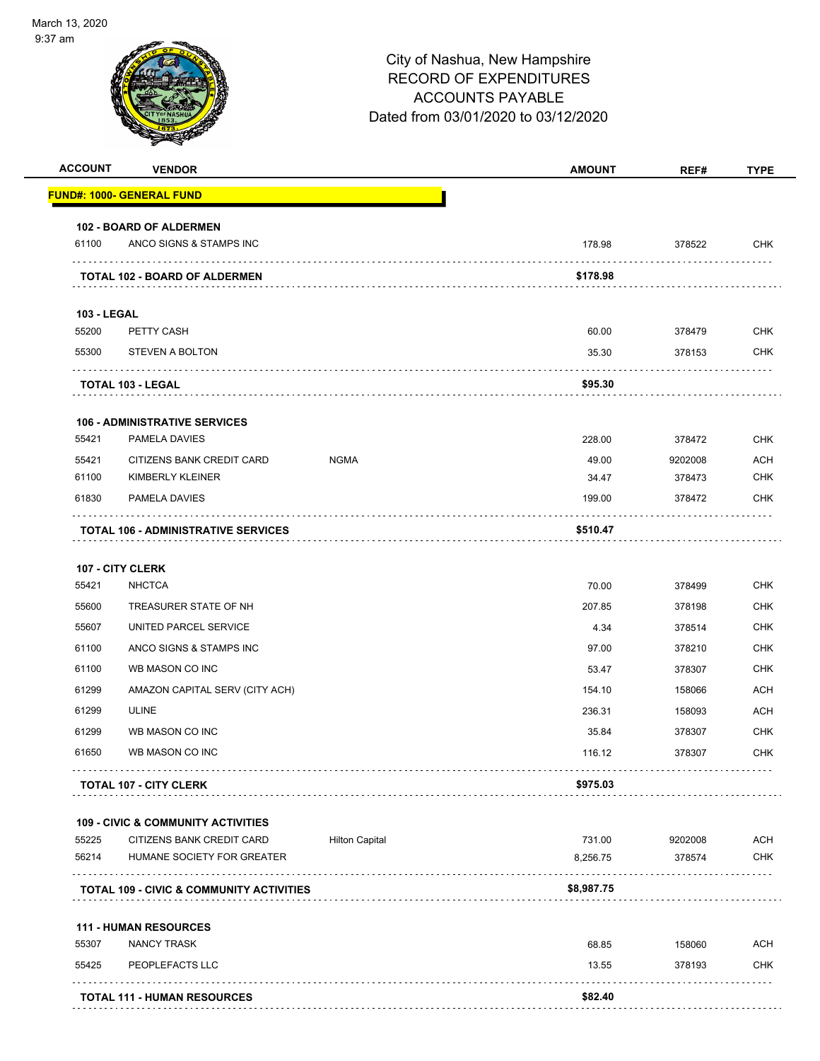March 13, 2020
9:37 am

# City of Nashua, New Hampshire
## RECORD OF EXPENDITURES
## ACCOUNTS PAYABLE
## Dated from 03/01/2020 to 03/12/2020

| ACCOUNT | VENDOR | | AMOUNT | REF# | TYPE |
|---|---|---|---|---|---|
| **FUND#: 1000- GENERAL FUND** | | | | | |
| **102 - BOARD OF ALDERMEN** | | | | | |
| 61100 | ANCO SIGNS & STAMPS INC | | 178.98 | 378522 | CHK |
| **TOTAL 102 - BOARD OF ALDERMEN** | | | **$178.98** | | |
| **103 - LEGAL** | | | | | |
| 55200 | PETTY CASH | | 60.00 | 378479 | CHK |
| 55300 | STEVEN A BOLTON | | 35.30 | 378153 | CHK |
| **TOTAL 103 - LEGAL** | | | **$95.30** | | |
| **106 - ADMINISTRATIVE SERVICES** | | | | | |
| 55421 | PAMELA DAVIES | | 228.00 | 378472 | CHK |
| 55421 | CITIZENS BANK CREDIT CARD | NGMA | 49.00 | 9202008 | ACH |
| 61100 | KIMBERLY KLEINER | | 34.47 | 378473 | CHK |
| 61830 | PAMELA DAVIES | | 199.00 | 378472 | CHK |
| **TOTAL 106 - ADMINISTRATIVE SERVICES** | | | **$510.47** | | |
| **107 - CITY CLERK** | | | | | |
| 55421 | NHCTCA | | 70.00 | 378499 | CHK |
| 55600 | TREASURER STATE OF NH | | 207.85 | 378198 | CHK |
| 55607 | UNITED PARCEL SERVICE | | 4.34 | 378514 | CHK |
| 61100 | ANCO SIGNS & STAMPS INC | | 97.00 | 378210 | CHK |
| 61100 | WB MASON CO INC | | 53.47 | 378307 | CHK |
| 61299 | AMAZON CAPITAL SERV (CITY ACH) | | 154.10 | 158066 | ACH |
| 61299 | ULINE | | 236.31 | 158093 | ACH |
| 61299 | WB MASON CO INC | | 35.84 | 378307 | CHK |
| 61650 | WB MASON CO INC | | 116.12 | 378307 | CHK |
| **TOTAL 107 - CITY CLERK** | | | **$975.03** | | |
| **109 - CIVIC & COMMUNITY ACTIVITIES** | | | | | |
| 55225 | CITIZENS BANK CREDIT CARD | Hilton Capital | 731.00 | 9202008 | ACH |
| 56214 | HUMANE SOCIETY FOR GREATER | | 8,256.75 | 378574 | CHK |
| **TOTAL 109 - CIVIC & COMMUNITY ACTIVITIES** | | | **$8,987.75** | | |
| **111 - HUMAN RESOURCES** | | | | | |
| 55307 | NANCY TRASK | | 68.85 | 158060 | ACH |
| 55425 | PEOPLEFACTS LLC | | 13.55 | 378193 | CHK |
| **TOTAL 111 - HUMAN RESOURCES** | | | **$82.40** | | |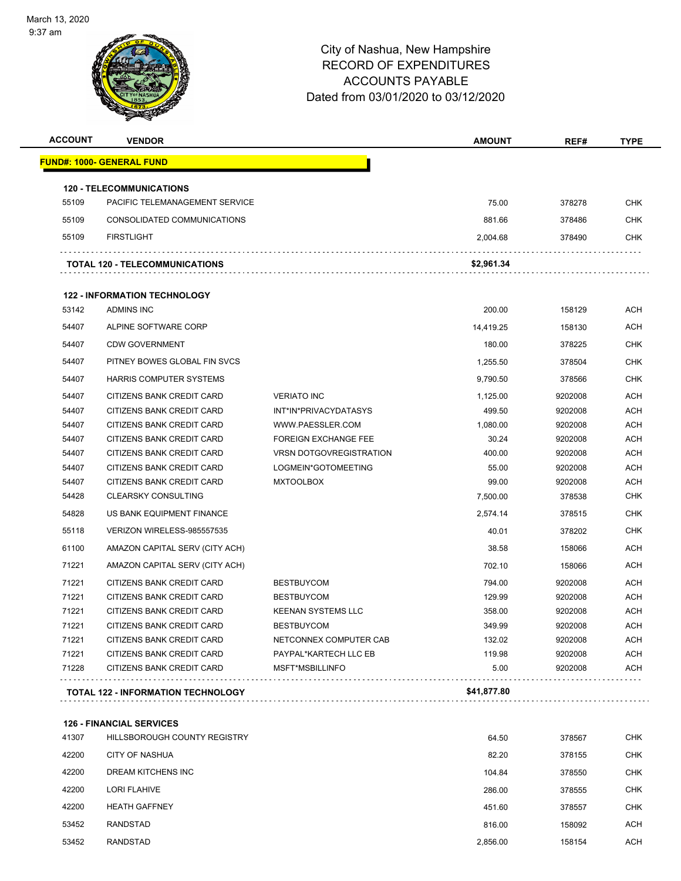March 13, 2020
9:37 am

# City of Nashua, New Hampshire
# RECORD OF EXPENDITURES
# ACCOUNTS PAYABLE
# Dated from 03/01/2020 to 03/12/2020

| ACCOUNT | VENDOR | | AMOUNT | REF# | TYPE |
|---|---|---|---|---|---|
| **FUND#: 1000- GENERAL FUND** | | | | | |
| **120 - TELECOMMUNICATIONS** | | | | | |
| 55109 | PACIFIC TELEMANAGEMENT SERVICE | | 75.00 | 378278 | CHK |
| 55109 | CONSOLIDATED COMMUNICATIONS | | 881.66 | 378486 | CHK |
| 55109 | FIRSTLIGHT | | 2,004.68 | 378490 | CHK |
| | **TOTAL 120 - TELECOMMUNICATIONS** | | **$2,961.34** | | |
| **122 - INFORMATION TECHNOLOGY** | | | | | |
| 53142 | ADMINS INC | | 200.00 | 158129 | ACH |
| 54407 | ALPINE SOFTWARE CORP | | 14,419.25 | 158130 | ACH |
| 54407 | CDW GOVERNMENT | | 180.00 | 378225 | CHK |
| 54407 | PITNEY BOWES GLOBAL FIN SVCS | | 1,255.50 | 378504 | CHK |
| 54407 | HARRIS COMPUTER SYSTEMS | | 9,790.50 | 378566 | CHK |
| 54407 | CITIZENS BANK CREDIT CARD | VERIATO INC | 1,125.00 | 9202008 | ACH |
| 54407 | CITIZENS BANK CREDIT CARD | INT*IN*PRIVACYDATASYS | 499.50 | 9202008 | ACH |
| 54407 | CITIZENS BANK CREDIT CARD | WWW.PAESSLER.COM | 1,080.00 | 9202008 | ACH |
| 54407 | CITIZENS BANK CREDIT CARD | FOREIGN EXCHANGE FEE | 30.24 | 9202008 | ACH |
| 54407 | CITIZENS BANK CREDIT CARD | VRSN DOTGOVREGISTRATION | 400.00 | 9202008 | ACH |
| 54407 | CITIZENS BANK CREDIT CARD | LOGMEIN*GOTOMEETING | 55.00 | 9202008 | ACH |
| 54407 | CITIZENS BANK CREDIT CARD | MXTOOLBOX | 99.00 | 9202008 | ACH |
| 54428 | CLEARSKY CONSULTING | | 7,500.00 | 378538 | CHK |
| 54828 | US BANK EQUIPMENT FINANCE | | 2,574.14 | 378515 | CHK |
| 55118 | VERIZON WIRELESS-985557535 | | 40.01 | 378202 | CHK |
| 61100 | AMAZON CAPITAL SERV (CITY ACH) | | 38.58 | 158066 | ACH |
| 71221 | AMAZON CAPITAL SERV (CITY ACH) | | 702.10 | 158066 | ACH |
| 71221 | CITIZENS BANK CREDIT CARD | BESTBUYCOM | 794.00 | 9202008 | ACH |
| 71221 | CITIZENS BANK CREDIT CARD | BESTBUYCOM | 129.99 | 9202008 | ACH |
| 71221 | CITIZENS BANK CREDIT CARD | KEENAN SYSTEMS LLC | 358.00 | 9202008 | ACH |
| 71221 | CITIZENS BANK CREDIT CARD | BESTBUYCOM | 349.99 | 9202008 | ACH |
| 71221 | CITIZENS BANK CREDIT CARD | NETCONNEX COMPUTER CAB | 132.02 | 9202008 | ACH |
| 71221 | CITIZENS BANK CREDIT CARD | PAYPAL*KARTECH LLC EB | 119.98 | 9202008 | ACH |
| 71228 | CITIZENS BANK CREDIT CARD | MSFT*MSBILLINFO | 5.00 | 9202008 | ACH |
| | **TOTAL 122 - INFORMATION TECHNOLOGY** | | **$41,877.80** | | |
| **126 - FINANCIAL SERVICES** | | | | | |
| 41307 | HILLSBOROUGH COUNTY REGISTRY | | 64.50 | 378567 | CHK |
| 42200 | CITY OF NASHUA | | 82.20 | 378155 | CHK |
| 42200 | DREAM KITCHENS INC | | 104.84 | 378550 | CHK |
| 42200 | LORI FLAHIVE | | 286.00 | 378555 | CHK |
| 42200 | HEATH GAFFNEY | | 451.60 | 378557 | CHK |
| 53452 | RANDSTAD | | 816.00 | 158092 | ACH |
| 53452 | RANDSTAD | | 2,856.00 | 158154 | ACH |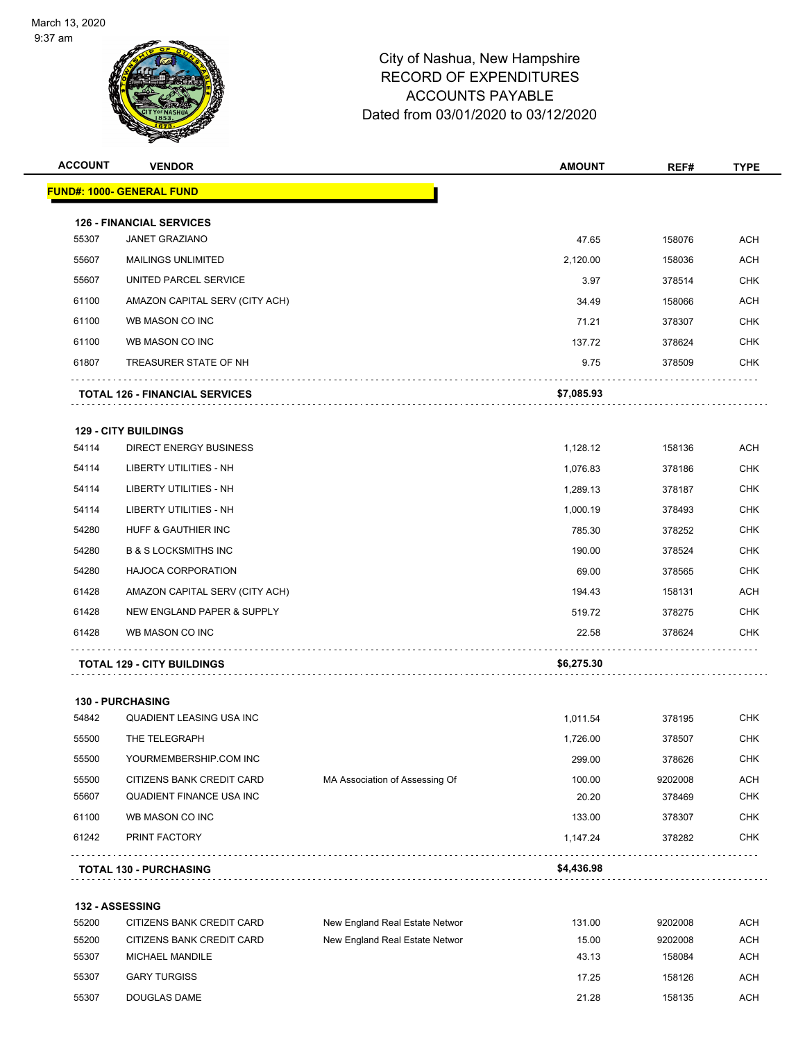March 13, 2020
9:37 am

# City of Nashua, New Hampshire
## RECORD OF EXPENDITURES
## ACCOUNTS PAYABLE
## Dated from 03/01/2020 to 03/12/2020

| ACCOUNT | VENDOR | | AMOUNT | REF# | TYPE |
|---|---|---|---|---|---|
| **FUND#: 1000- GENERAL FUND** | | | | | |
| **126 - FINANCIAL SERVICES** | | | | | |
| 55307 | JANET GRAZIANO | | 47.65 | 158076 | ACH |
| 55607 | MAILINGS UNLIMITED | | 2,120.00 | 158036 | ACH |
| 55607 | UNITED PARCEL SERVICE | | 3.97 | 378514 | CHK |
| 61100 | AMAZON CAPITAL SERV (CITY ACH) | | 34.49 | 158066 | ACH |
| 61100 | WB MASON CO INC | | 71.21 | 378307 | CHK |
| 61100 | WB MASON CO INC | | 137.72 | 378624 | CHK |
| 61807 | TREASURER STATE OF NH | | 9.75 | 378509 | CHK |
| **TOTAL 126 - FINANCIAL SERVICES** | | | **$7,085.93** | | |
| **129 - CITY BUILDINGS** | | | | | |
| 54114 | DIRECT ENERGY BUSINESS | | 1,128.12 | 158136 | ACH |
| 54114 | LIBERTY UTILITIES - NH | | 1,076.83 | 378186 | CHK |
| 54114 | LIBERTY UTILITIES - NH | | 1,289.13 | 378187 | CHK |
| 54114 | LIBERTY UTILITIES - NH | | 1,000.19 | 378493 | CHK |
| 54280 | HUFF & GAUTHIER INC | | 785.30 | 378252 | CHK |
| 54280 | B & S LOCKSMITHS INC | | 190.00 | 378524 | CHK |
| 54280 | HAJOCA CORPORATION | | 69.00 | 378565 | CHK |
| 61428 | AMAZON CAPITAL SERV (CITY ACH) | | 194.43 | 158131 | ACH |
| 61428 | NEW ENGLAND PAPER & SUPPLY | | 519.72 | 378275 | CHK |
| 61428 | WB MASON CO INC | | 22.58 | 378624 | CHK |
| **TOTAL 129 - CITY BUILDINGS** | | | **$6,275.30** | | |
| **130 - PURCHASING** | | | | | |
| 54842 | QUADIENT LEASING USA INC | | 1,011.54 | 378195 | CHK |
| 55500 | THE TELEGRAPH | | 1,726.00 | 378507 | CHK |
| 55500 | YOURMEMBERSHIP.COM INC | | 299.00 | 378626 | CHK |
| 55500 | CITIZENS BANK CREDIT CARD | MA Association of Assessing Of | 100.00 | 9202008 | ACH |
| 55607 | QUADIENT FINANCE USA INC | | 20.20 | 378469 | CHK |
| 61100 | WB MASON CO INC | | 133.00 | 378307 | CHK |
| 61242 | PRINT FACTORY | | 1,147.24 | 378282 | CHK |
| **TOTAL 130 - PURCHASING** | | | **$4,436.98** | | |
| **132 - ASSESSING** | | | | | |
| 55200 | CITIZENS BANK CREDIT CARD | New England Real Estate Networ | 131.00 | 9202008 | ACH |
| 55200 | CITIZENS BANK CREDIT CARD | New England Real Estate Networ | 15.00 | 9202008 | ACH |
| 55307 | MICHAEL MANDILE | | 43.13 | 158084 | ACH |
| 55307 | GARY TURGISS | | 17.25 | 158126 | ACH |
| 55307 | DOUGLAS DAME | | 21.28 | 158135 | ACH |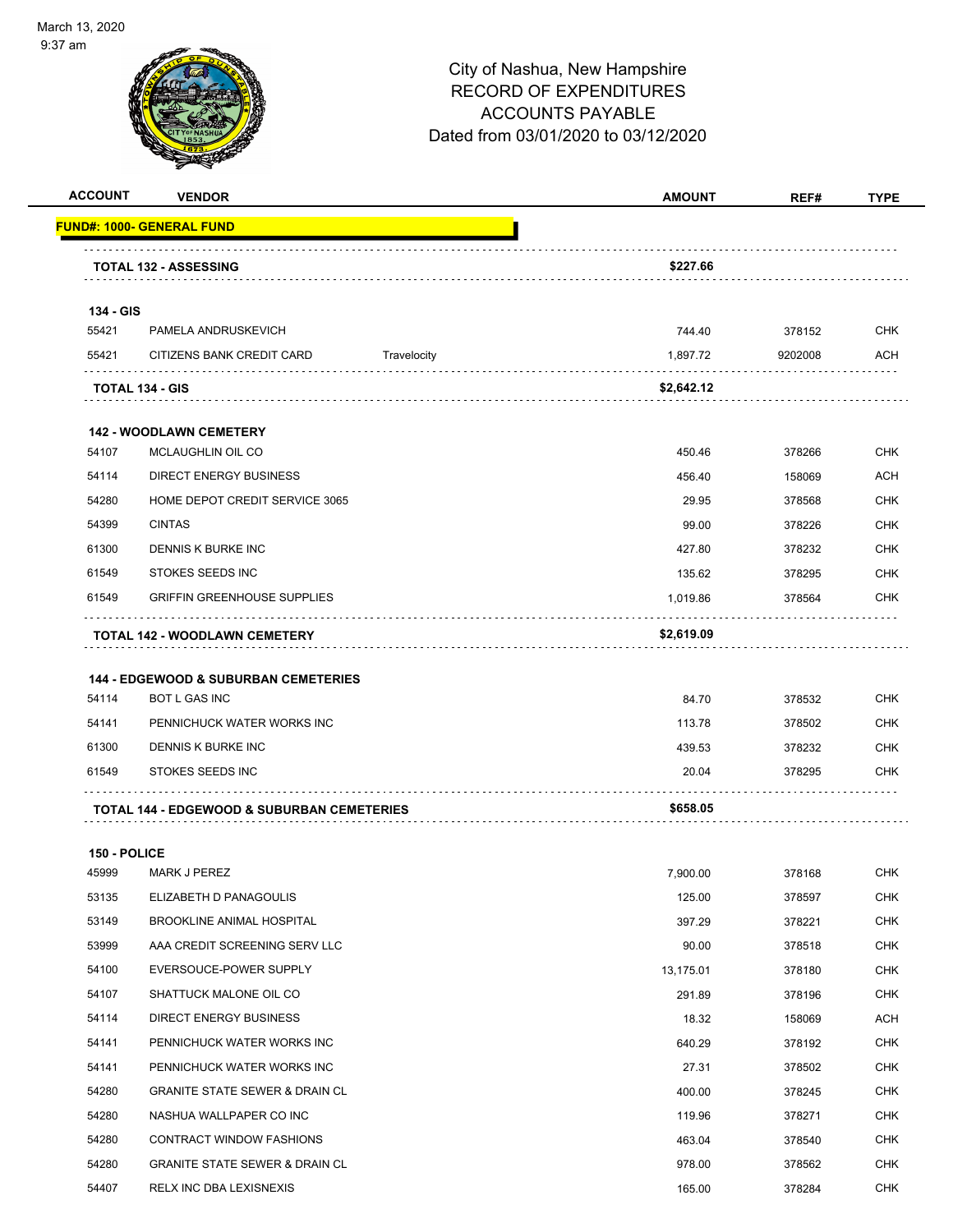March 13, 2020
9:37 am

# City of Nashua, New Hampshire
## RECORD OF EXPENDITURES
## ACCOUNTS PAYABLE
Dated from 03/01/2020 to 03/12/2020

| ACCOUNT | VENDOR | | AMOUNT | REF# | TYPE |
|---|---|---|---|---|---|
| **FUND#: 1000- GENERAL FUND** | | | | | |
| | **TOTAL 132 - ASSESSING** | | **$227.66** | | |
| **134 - GIS** | | | | | |
| 55421 | PAMELA ANDRUSKEVICH | | 744.40 | 378152 | CHK |
| 55421 | CITIZENS BANK CREDIT CARD | Travelocity | 1,897.72 | 9202008 | ACH |
| | **TOTAL 134 - GIS** | | **$2,642.12** | | |
| | **142 - WOODLAWN CEMETERY** | | | | |
| 54107 | MCLAUGHLIN OIL CO | | 450.46 | 378266 | CHK |
| 54114 | DIRECT ENERGY BUSINESS | | 456.40 | 158069 | ACH |
| 54280 | HOME DEPOT CREDIT SERVICE 3065 | | 29.95 | 378568 | CHK |
| 54399 | CINTAS | | 99.00 | 378226 | CHK |
| 61300 | DENNIS K BURKE INC | | 427.80 | 378232 | CHK |
| 61549 | STOKES SEEDS INC | | 135.62 | 378295 | CHK |
| 61549 | GRIFFIN GREENHOUSE SUPPLIES | | 1,019.86 | 378564 | CHK |
| | **TOTAL 142 - WOODLAWN CEMETERY** | | **$2,619.09** | | |
| | **144 - EDGEWOOD & SUBURBAN CEMETERIES** | | | | |
| 54114 | BOT L GAS INC | | 84.70 | 378532 | CHK |
| 54141 | PENNICHUCK WATER WORKS INC | | 113.78 | 378502 | CHK |
| 61300 | DENNIS K BURKE INC | | 439.53 | 378232 | CHK |
| 61549 | STOKES SEEDS INC | | 20.04 | 378295 | CHK |
| | **TOTAL 144 - EDGEWOOD & SUBURBAN CEMETERIES** | | **$658.05** | | |
| **150 - POLICE** | | | | | |
| 45999 | MARK J PEREZ | | 7,900.00 | 378168 | CHK |
| 53135 | ELIZABETH D PANAGOULIS | | 125.00 | 378597 | CHK |
| 53149 | BROOKLINE ANIMAL HOSPITAL | | 397.29 | 378221 | CHK |
| 53999 | AAA CREDIT SCREENING SERV LLC | | 90.00 | 378518 | CHK |
| 54100 | EVERSOUCE-POWER SUPPLY | | 13,175.01 | 378180 | CHK |
| 54107 | SHATTUCK MALONE OIL CO | | 291.89 | 378196 | CHK |
| 54114 | DIRECT ENERGY BUSINESS | | 18.32 | 158069 | ACH |
| 54141 | PENNICHUCK WATER WORKS INC | | 640.29 | 378192 | CHK |
| 54141 | PENNICHUCK WATER WORKS INC | | 27.31 | 378502 | CHK |
| 54280 | GRANITE STATE SEWER & DRAIN CL | | 400.00 | 378245 | CHK |
| 54280 | NASHUA WALLPAPER CO INC | | 119.96 | 378271 | CHK |
| 54280 | CONTRACT WINDOW FASHIONS | | 463.04 | 378540 | CHK |
| 54280 | GRANITE STATE SEWER & DRAIN CL | | 978.00 | 378562 | CHK |
| 54407 | RELX INC DBA LEXISNEXIS | | 165.00 | 378284 | CHK |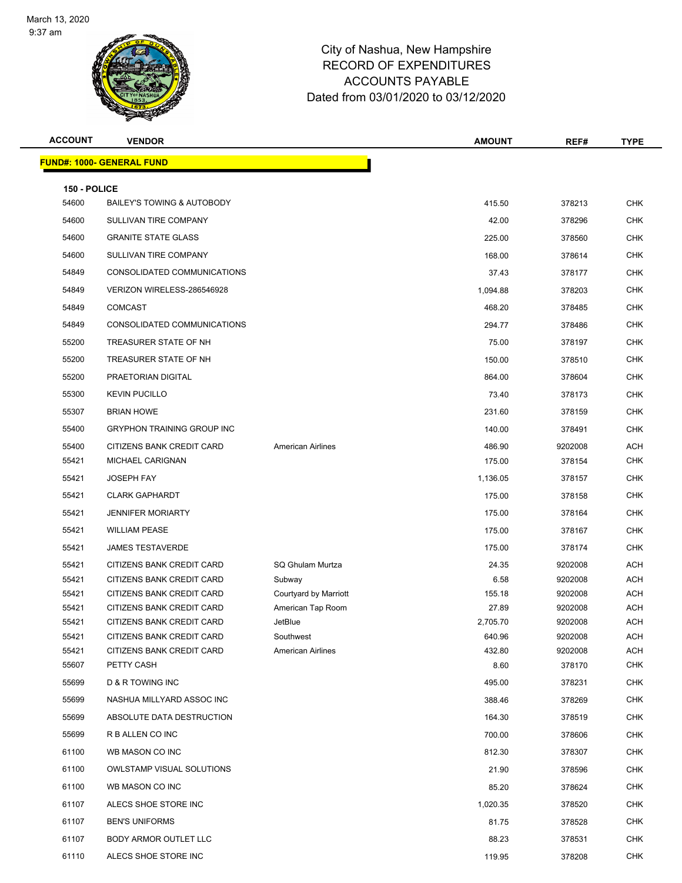March 13, 2020
9:37 am

# City of Nashua, New Hampshire
## RECORD OF EXPENDITURES
## ACCOUNTS PAYABLE
## Dated from 03/01/2020 to 03/12/2020

**FUND#: 1000- GENERAL FUND**

**150 - POLICE**

| ACCOUNT | VENDOR | | AMOUNT | REF# | TYPE |
|---|---|---|---|---|---|
| 54600 | BAILEY'S TOWING & AUTOBODY | | 415.50 | 378213 | CHK |
| 54600 | SULLIVAN TIRE COMPANY | | 42.00 | 378296 | CHK |
| 54600 | GRANITE STATE GLASS | | 225.00 | 378560 | CHK |
| 54600 | SULLIVAN TIRE COMPANY | | 168.00 | 378614 | CHK |
| 54849 | CONSOLIDATED COMMUNICATIONS | | 37.43 | 378177 | CHK |
| 54849 | VERIZON WIRELESS-286546928 | | 1,094.88 | 378203 | CHK |
| 54849 | COMCAST | | 468.20 | 378485 | CHK |
| 54849 | CONSOLIDATED COMMUNICATIONS | | 294.77 | 378486 | CHK |
| 55200 | TREASURER STATE OF NH | | 75.00 | 378197 | CHK |
| 55200 | TREASURER STATE OF NH | | 150.00 | 378510 | CHK |
| 55200 | PRAETORIAN DIGITAL | | 864.00 | 378604 | CHK |
| 55300 | KEVIN PUCILLO | | 73.40 | 378173 | CHK |
| 55307 | BRIAN HOWE | | 231.60 | 378159 | CHK |
| 55400 | GRYPHON TRAINING GROUP INC | | 140.00 | 378491 | CHK |
| 55400 | CITIZENS BANK CREDIT CARD | American Airlines | 486.90 | 9202008 | ACH |
| 55421 | MICHAEL CARIGNAN | | 175.00 | 378154 | CHK |
| 55421 | JOSEPH FAY | | 1,136.05 | 378157 | CHK |
| 55421 | CLARK GAPHARDT | | 175.00 | 378158 | CHK |
| 55421 | JENNIFER MORIARTY | | 175.00 | 378164 | CHK |
| 55421 | WILLIAM PEASE | | 175.00 | 378167 | CHK |
| 55421 | JAMES TESTAVERDE | | 175.00 | 378174 | CHK |
| 55421 | CITIZENS BANK CREDIT CARD | SQ Ghulam Murtza | 24.35 | 9202008 | ACH |
| 55421 | CITIZENS BANK CREDIT CARD | Subway | 6.58 | 9202008 | ACH |
| 55421 | CITIZENS BANK CREDIT CARD | Courtyard by Marriott | 155.18 | 9202008 | ACH |
| 55421 | CITIZENS BANK CREDIT CARD | American Tap Room | 27.89 | 9202008 | ACH |
| 55421 | CITIZENS BANK CREDIT CARD | JetBlue | 2,705.70 | 9202008 | ACH |
| 55421 | CITIZENS BANK CREDIT CARD | Southwest | 640.96 | 9202008 | ACH |
| 55421 | CITIZENS BANK CREDIT CARD | American Airlines | 432.80 | 9202008 | ACH |
| 55607 | PETTY CASH | | 8.60 | 378170 | CHK |
| 55699 | D & R TOWING INC | | 495.00 | 378231 | CHK |
| 55699 | NASHUA MILLYARD ASSOC INC | | 388.46 | 378269 | CHK |
| 55699 | ABSOLUTE DATA DESTRUCTION | | 164.30 | 378519 | CHK |
| 55699 | R B ALLEN CO INC | | 700.00 | 378606 | CHK |
| 61100 | WB MASON CO INC | | 812.30 | 378307 | CHK |
| 61100 | OWLSTAMP VISUAL SOLUTIONS | | 21.90 | 378596 | CHK |
| 61100 | WB MASON CO INC | | 85.20 | 378624 | CHK |
| 61107 | ALECS SHOE STORE INC | | 1,020.35 | 378520 | CHK |
| 61107 | BEN'S UNIFORMS | | 81.75 | 378528 | CHK |
| 61107 | BODY ARMOR OUTLET LLC | | 88.23 | 378531 | CHK |
| 61110 | ALECS SHOE STORE INC | | 119.95 | 378208 | CHK |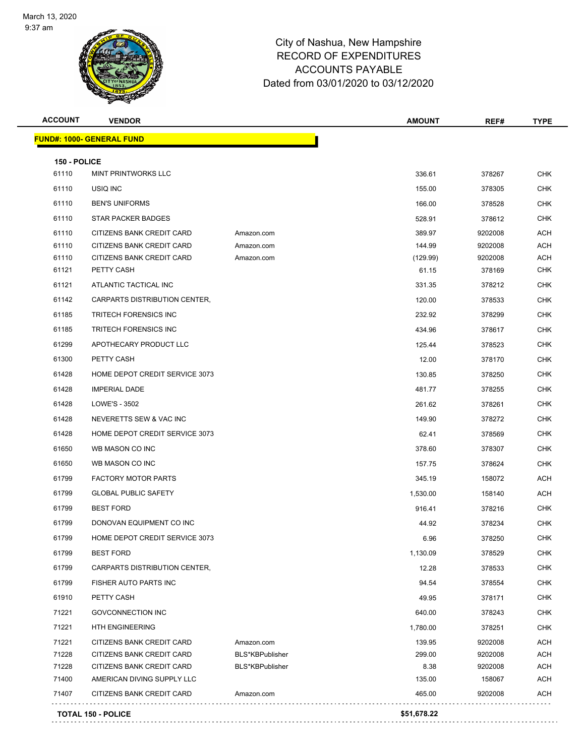City of Nashua, New Hampshire
RECORD OF EXPENDITURES
ACCOUNTS PAYABLE
Dated from 03/01/2020 to 03/12/2020

| ACCOUNT | VENDOR | | AMOUNT | REF# | TYPE |
|---|---|---|---|---|---|
| **FUND#: 1000- GENERAL FUND** | | | | | |
| **150 - POLICE** | | | | | |
| 61110 | MINT PRINTWORKS LLC | | 336.61 | 378267 | CHK |
| 61110 | USIQ INC | | 155.00 | 378305 | CHK |
| 61110 | BEN'S UNIFORMS | | 166.00 | 378528 | CHK |
| 61110 | STAR PACKER BADGES | | 528.91 | 378612 | CHK |
| 61110 | CITIZENS BANK CREDIT CARD | Amazon.com | 389.97 | 9202008 | ACH |
| 61110 | CITIZENS BANK CREDIT CARD | Amazon.com | 144.99 | 9202008 | ACH |
| 61110 | CITIZENS BANK CREDIT CARD | Amazon.com | (129.99) | 9202008 | ACH |
| 61121 | PETTY CASH | | 61.15 | 378169 | CHK |
| 61121 | ATLANTIC TACTICAL INC | | 331.35 | 378212 | CHK |
| 61142 | CARPARTS DISTRIBUTION CENTER, | | 120.00 | 378533 | CHK |
| 61185 | TRITECH FORENSICS INC | | 232.92 | 378299 | CHK |
| 61185 | TRITECH FORENSICS INC | | 434.96 | 378617 | CHK |
| 61299 | APOTHECARY PRODUCT LLC | | 125.44 | 378523 | CHK |
| 61300 | PETTY CASH | | 12.00 | 378170 | CHK |
| 61428 | HOME DEPOT CREDIT SERVICE 3073 | | 130.85 | 378250 | CHK |
| 61428 | IMPERIAL DADE | | 481.77 | 378255 | CHK |
| 61428 | LOWE'S - 3502 | | 261.62 | 378261 | CHK |
| 61428 | NEVERETTS SEW & VAC INC | | 149.90 | 378272 | CHK |
| 61428 | HOME DEPOT CREDIT SERVICE 3073 | | 62.41 | 378569 | CHK |
| 61650 | WB MASON CO INC | | 378.60 | 378307 | CHK |
| 61650 | WB MASON CO INC | | 157.75 | 378624 | CHK |
| 61799 | FACTORY MOTOR PARTS | | 345.19 | 158072 | ACH |
| 61799 | GLOBAL PUBLIC SAFETY | | 1,530.00 | 158140 | ACH |
| 61799 | BEST FORD | | 916.41 | 378216 | CHK |
| 61799 | DONOVAN EQUIPMENT CO INC | | 44.92 | 378234 | CHK |
| 61799 | HOME DEPOT CREDIT SERVICE 3073 | | 6.96 | 378250 | CHK |
| 61799 | BEST FORD | | 1,130.09 | 378529 | CHK |
| 61799 | CARPARTS DISTRIBUTION CENTER, | | 12.28 | 378533 | CHK |
| 61799 | FISHER AUTO PARTS INC | | 94.54 | 378554 | CHK |
| 61910 | PETTY CASH | | 49.95 | 378171 | CHK |
| 71221 | GOVCONNECTION INC | | 640.00 | 378243 | CHK |
| 71221 | HTH ENGINEERING | | 1,780.00 | 378251 | CHK |
| 71221 | CITIZENS BANK CREDIT CARD | Amazon.com | 139.95 | 9202008 | ACH |
| 71228 | CITIZENS BANK CREDIT CARD | BLS*KBPublisher | 299.00 | 9202008 | ACH |
| 71228 | CITIZENS BANK CREDIT CARD | BLS*KBPublisher | 8.38 | 9202008 | ACH |
| 71400 | AMERICAN DIVING SUPPLY LLC | | 135.00 | 158067 | ACH |
| 71407 | CITIZENS BANK CREDIT CARD | Amazon.com | 465.00 | 9202008 | ACH |
| **TOTAL 150 - POLICE** | | | **$51,678.22** | | |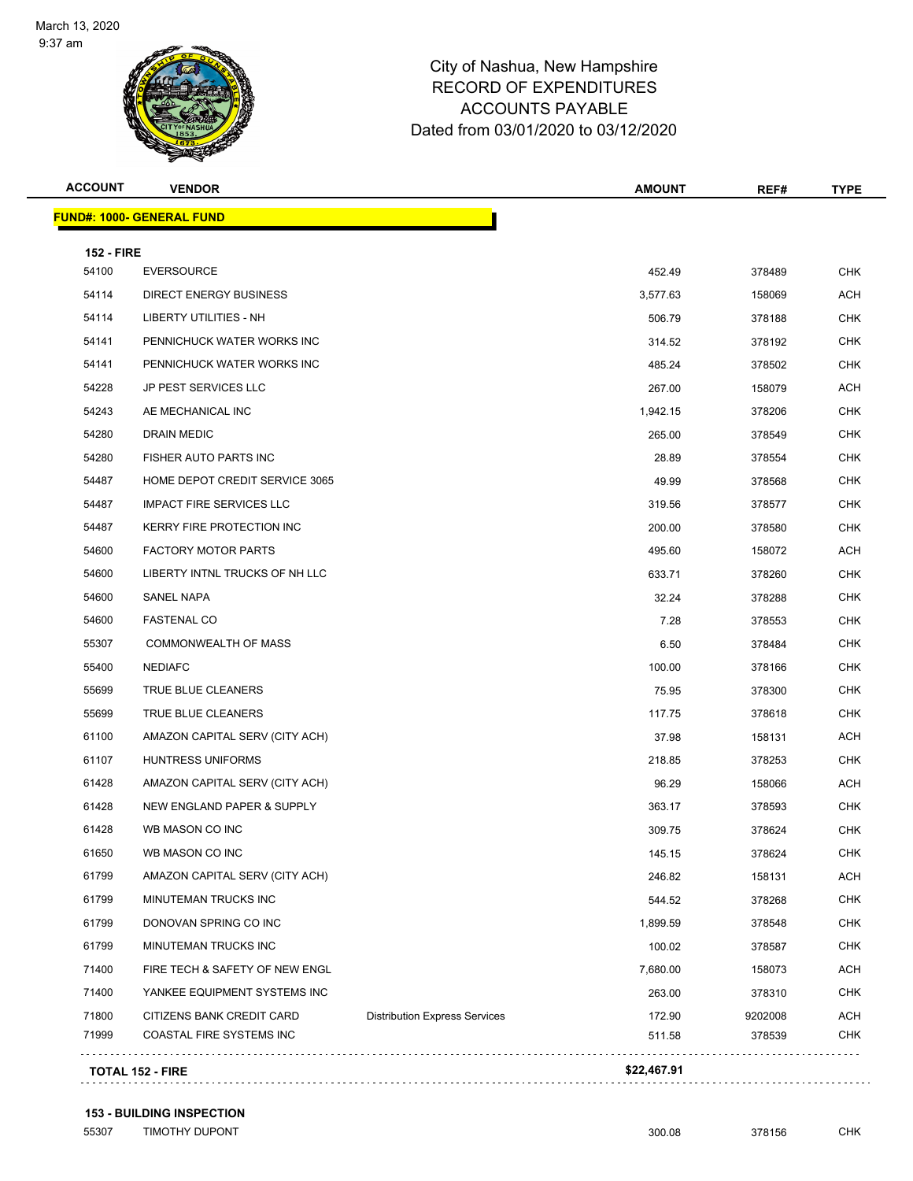City of Nashua, New Hampshire
RECORD OF EXPENDITURES
ACCOUNTS PAYABLE
Dated from 03/01/2020 to 03/12/2020

March 13, 2020
9:37 am

| ACCOUNT | VENDOR | | AMOUNT | REF# | TYPE |
|---|---|---|---|---|---|
| **FUND#: 1000- GENERAL FUND** | | | | | |
| **152 - FIRE** | | | | | |
| 54100 | EVERSOURCE | | 452.49 | 378489 | CHK |
| 54114 | DIRECT ENERGY BUSINESS | | 3,577.63 | 158069 | ACH |
| 54114 | LIBERTY UTILITIES - NH | | 506.79 | 378188 | CHK |
| 54141 | PENNICHUCK WATER WORKS INC | | 314.52 | 378192 | CHK |
| 54141 | PENNICHUCK WATER WORKS INC | | 485.24 | 378502 | CHK |
| 54228 | JP PEST SERVICES LLC | | 267.00 | 158079 | ACH |
| 54243 | AE MECHANICAL INC | | 1,942.15 | 378206 | CHK |
| 54280 | DRAIN MEDIC | | 265.00 | 378549 | CHK |
| 54280 | FISHER AUTO PARTS INC | | 28.89 | 378554 | CHK |
| 54487 | HOME DEPOT CREDIT SERVICE 3065 | | 49.99 | 378568 | CHK |
| 54487 | IMPACT FIRE SERVICES LLC | | 319.56 | 378577 | CHK |
| 54487 | KERRY FIRE PROTECTION INC | | 200.00 | 378580 | CHK |
| 54600 | FACTORY MOTOR PARTS | | 495.60 | 158072 | ACH |
| 54600 | LIBERTY INTNL TRUCKS OF NH LLC | | 633.71 | 378260 | CHK |
| 54600 | SANEL NAPA | | 32.24 | 378288 | CHK |
| 54600 | FASTENAL CO | | 7.28 | 378553 | CHK |
| 55307 | COMMONWEALTH OF MASS | | 6.50 | 378484 | CHK |
| 55400 | NEDIAFC | | 100.00 | 378166 | CHK |
| 55699 | TRUE BLUE CLEANERS | | 75.95 | 378300 | CHK |
| 55699 | TRUE BLUE CLEANERS | | 117.75 | 378618 | CHK |
| 61100 | AMAZON CAPITAL SERV (CITY ACH) | | 37.98 | 158131 | ACH |
| 61107 | HUNTRESS UNIFORMS | | 218.85 | 378253 | CHK |
| 61428 | AMAZON CAPITAL SERV (CITY ACH) | | 96.29 | 158066 | ACH |
| 61428 | NEW ENGLAND PAPER & SUPPLY | | 363.17 | 378593 | CHK |
| 61428 | WB MASON CO INC | | 309.75 | 378624 | CHK |
| 61650 | WB MASON CO INC | | 145.15 | 378624 | CHK |
| 61799 | AMAZON CAPITAL SERV (CITY ACH) | | 246.82 | 158131 | ACH |
| 61799 | MINUTEMAN TRUCKS INC | | 544.52 | 378268 | CHK |
| 61799 | DONOVAN SPRING CO INC | | 1,899.59 | 378548 | CHK |
| 61799 | MINUTEMAN TRUCKS INC | | 100.02 | 378587 | CHK |
| 71400 | FIRE TECH & SAFETY OF NEW ENGL | | 7,680.00 | 158073 | ACH |
| 71400 | YANKEE EQUIPMENT SYSTEMS INC | | 263.00 | 378310 | CHK |
| 71800 | CITIZENS BANK CREDIT CARD | Distribution Express Services | 172.90 | 9202008 | ACH |
| 71999 | COASTAL FIRE SYSTEMS INC | | 511.58 | 378539 | CHK |
| **TOTAL 152 - FIRE** | | | **$22,467.91** | | |
| **153 - BUILDING INSPECTION** | | | | | |
| 55307 | TIMOTHY DUPONT | | 300.08 | 378156 | CHK |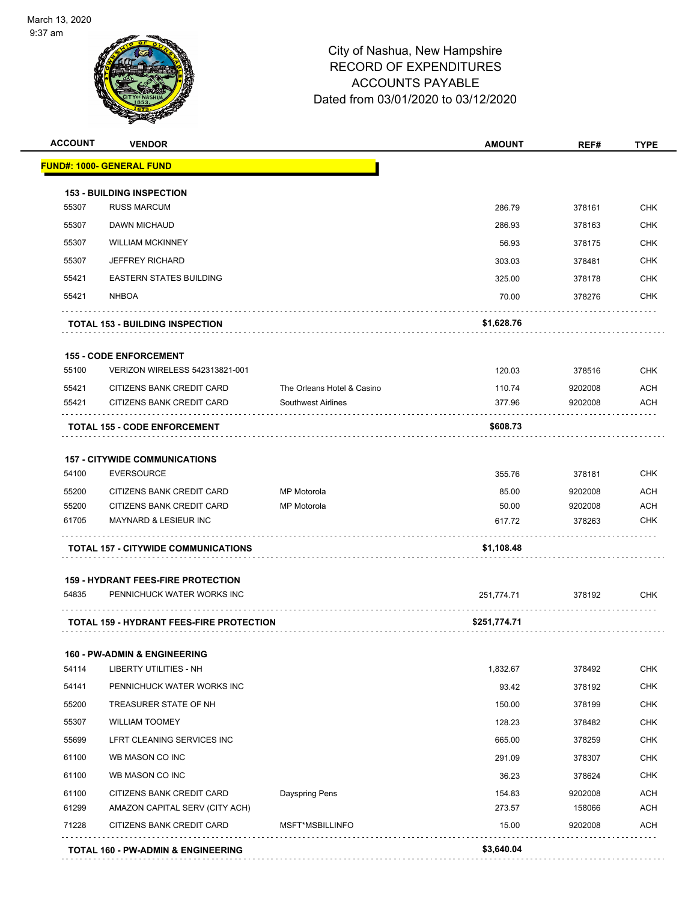March 13, 2020
9:37 am

# City of Nashua, New Hampshire
## RECORD OF EXPENDITURES
## ACCOUNTS PAYABLE
## Dated from 03/01/2020 to 03/12/2020

| ACCOUNT | VENDOR | | AMOUNT | REF# | TYPE |
|---|---|---|---|---|---|
| **FUND#: 1000- GENERAL FUND** | | | | | |
| **153 - BUILDING INSPECTION** | | | | | |
| 55307 | RUSS MARCUM | | 286.79 | 378161 | CHK |
| 55307 | DAWN MICHAUD | | 286.93 | 378163 | CHK |
| 55307 | WILLIAM MCKINNEY | | 56.93 | 378175 | CHK |
| 55307 | JEFFREY RICHARD | | 303.03 | 378481 | CHK |
| 55421 | EASTERN STATES BUILDING | | 325.00 | 378178 | CHK |
| 55421 | NHBOA | | 70.00 | 378276 | CHK |
| **TOTAL 153 - BUILDING INSPECTION** | | | **$1,628.76** | | |
| **155 - CODE ENFORCEMENT** | | | | | |
| 55100 | VERIZON WIRELESS 542313821-001 | | 120.03 | 378516 | CHK |
| 55421 | CITIZENS BANK CREDIT CARD | The Orleans Hotel & Casino | 110.74 | 9202008 | ACH |
| 55421 | CITIZENS BANK CREDIT CARD | Southwest Airlines | 377.96 | 9202008 | ACH |
| **TOTAL 155 - CODE ENFORCEMENT** | | | **$608.73** | | |
| **157 - CITYWIDE COMMUNICATIONS** | | | | | |
| 54100 | EVERSOURCE | | 355.76 | 378181 | CHK |
| 55200 | CITIZENS BANK CREDIT CARD | MP Motorola | 85.00 | 9202008 | ACH |
| 55200 | CITIZENS BANK CREDIT CARD | MP Motorola | 50.00 | 9202008 | ACH |
| 61705 | MAYNARD & LESIEUR INC | | 617.72 | 378263 | CHK |
| **TOTAL 157 - CITYWIDE COMMUNICATIONS** | | | **$1,108.48** | | |
| **159 - HYDRANT FEES-FIRE PROTECTION** | | | | | |
| 54835 | PENNICHUCK WATER WORKS INC | | 251,774.71 | 378192 | CHK |
| **TOTAL 159 - HYDRANT FEES-FIRE PROTECTION** | | | **$251,774.71** | | |
| **160 - PW-ADMIN & ENGINEERING** | | | | | |
| 54114 | LIBERTY UTILITIES - NH | | 1,832.67 | 378492 | CHK |
| 54141 | PENNICHUCK WATER WORKS INC | | 93.42 | 378192 | CHK |
| 55200 | TREASURER STATE OF NH | | 150.00 | 378199 | CHK |
| 55307 | WILLIAM TOOMEY | | 128.23 | 378482 | CHK |
| 55699 | LFRT CLEANING SERVICES INC | | 665.00 | 378259 | CHK |
| 61100 | WB MASON CO INC | | 291.09 | 378307 | CHK |
| 61100 | WB MASON CO INC | | 36.23 | 378624 | CHK |
| 61100 | CITIZENS BANK CREDIT CARD | Dayspring Pens | 154.83 | 9202008 | ACH |
| 61299 | AMAZON CAPITAL SERV (CITY ACH) | | 273.57 | 158066 | ACH |
| 71228 | CITIZENS BANK CREDIT CARD | MSFT*MSBILLINFO | 15.00 | 9202008 | ACH |
| **TOTAL 160 - PW-ADMIN & ENGINEERING** | | | **$3,640.04** | | |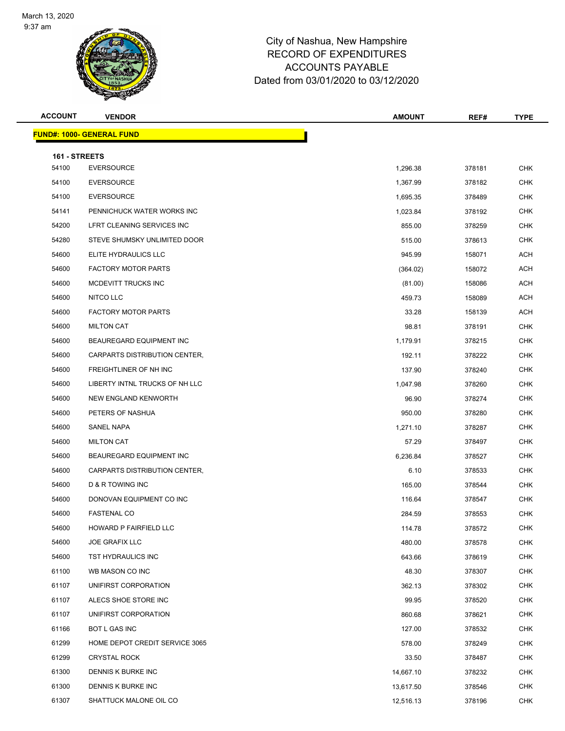March 13, 2020
9:37 am

# City of Nashua, New Hampshire
## RECORD OF EXPENDITURES
## ACCOUNTS PAYABLE
### Dated from 03/01/2020 to 03/12/2020

| ACCOUNT | VENDOR | AMOUNT | REF# | TYPE |
|---|---|---|---|---|
| **FUND#: 1000- GENERAL FUND** | | | | |
| **161 - STREETS** | | | | |
| 54100 | EVERSOURCE | 1,296.38 | 378181 | CHK |
| 54100 | EVERSOURCE | 1,367.99 | 378182 | CHK |
| 54100 | EVERSOURCE | 1,695.35 | 378489 | CHK |
| 54141 | PENNICHUCK WATER WORKS INC | 1,023.84 | 378192 | CHK |
| 54200 | LFRT CLEANING SERVICES INC | 855.00 | 378259 | CHK |
| 54280 | STEVE SHUMSKY UNLIMITED DOOR | 515.00 | 378613 | CHK |
| 54600 | ELITE HYDRAULICS LLC | 945.99 | 158071 | ACH |
| 54600 | FACTORY MOTOR PARTS | (364.02) | 158072 | ACH |
| 54600 | MCDEVITT TRUCKS INC | (81.00) | 158086 | ACH |
| 54600 | NITCO LLC | 459.73 | 158089 | ACH |
| 54600 | FACTORY MOTOR PARTS | 33.28 | 158139 | ACH |
| 54600 | MILTON CAT | 98.81 | 378191 | CHK |
| 54600 | BEAUREGARD EQUIPMENT INC | 1,179.91 | 378215 | CHK |
| 54600 | CARPARTS DISTRIBUTION CENTER, | 192.11 | 378222 | CHK |
| 54600 | FREIGHTLINER OF NH INC | 137.90 | 378240 | CHK |
| 54600 | LIBERTY INTNL TRUCKS OF NH LLC | 1,047.98 | 378260 | CHK |
| 54600 | NEW ENGLAND KENWORTH | 96.90 | 378274 | CHK |
| 54600 | PETERS OF NASHUA | 950.00 | 378280 | CHK |
| 54600 | SANEL NAPA | 1,271.10 | 378287 | CHK |
| 54600 | MILTON CAT | 57.29 | 378497 | CHK |
| 54600 | BEAUREGARD EQUIPMENT INC | 6,236.84 | 378527 | CHK |
| 54600 | CARPARTS DISTRIBUTION CENTER, | 6.10 | 378533 | CHK |
| 54600 | D & R TOWING INC | 165.00 | 378544 | CHK |
| 54600 | DONOVAN EQUIPMENT CO INC | 116.64 | 378547 | CHK |
| 54600 | FASTENAL CO | 284.59 | 378553 | CHK |
| 54600 | HOWARD P FAIRFIELD LLC | 114.78 | 378572 | CHK |
| 54600 | JOE GRAFIX LLC | 480.00 | 378578 | CHK |
| 54600 | TST HYDRAULICS INC | 643.66 | 378619 | CHK |
| 61100 | WB MASON CO INC | 48.30 | 378307 | CHK |
| 61107 | UNIFIRST CORPORATION | 362.13 | 378302 | CHK |
| 61107 | ALECS SHOE STORE INC | 99.95 | 378520 | CHK |
| 61107 | UNIFIRST CORPORATION | 860.68 | 378621 | CHK |
| 61166 | BOT L GAS INC | 127.00 | 378532 | CHK |
| 61299 | HOME DEPOT CREDIT SERVICE 3065 | 578.00 | 378249 | CHK |
| 61299 | CRYSTAL ROCK | 33.50 | 378487 | CHK |
| 61300 | DENNIS K BURKE INC | 14,667.10 | 378232 | CHK |
| 61300 | DENNIS K BURKE INC | 13,617.50 | 378546 | CHK |
| 61307 | SHATTUCK MALONE OIL CO | 12,516.13 | 378196 | CHK |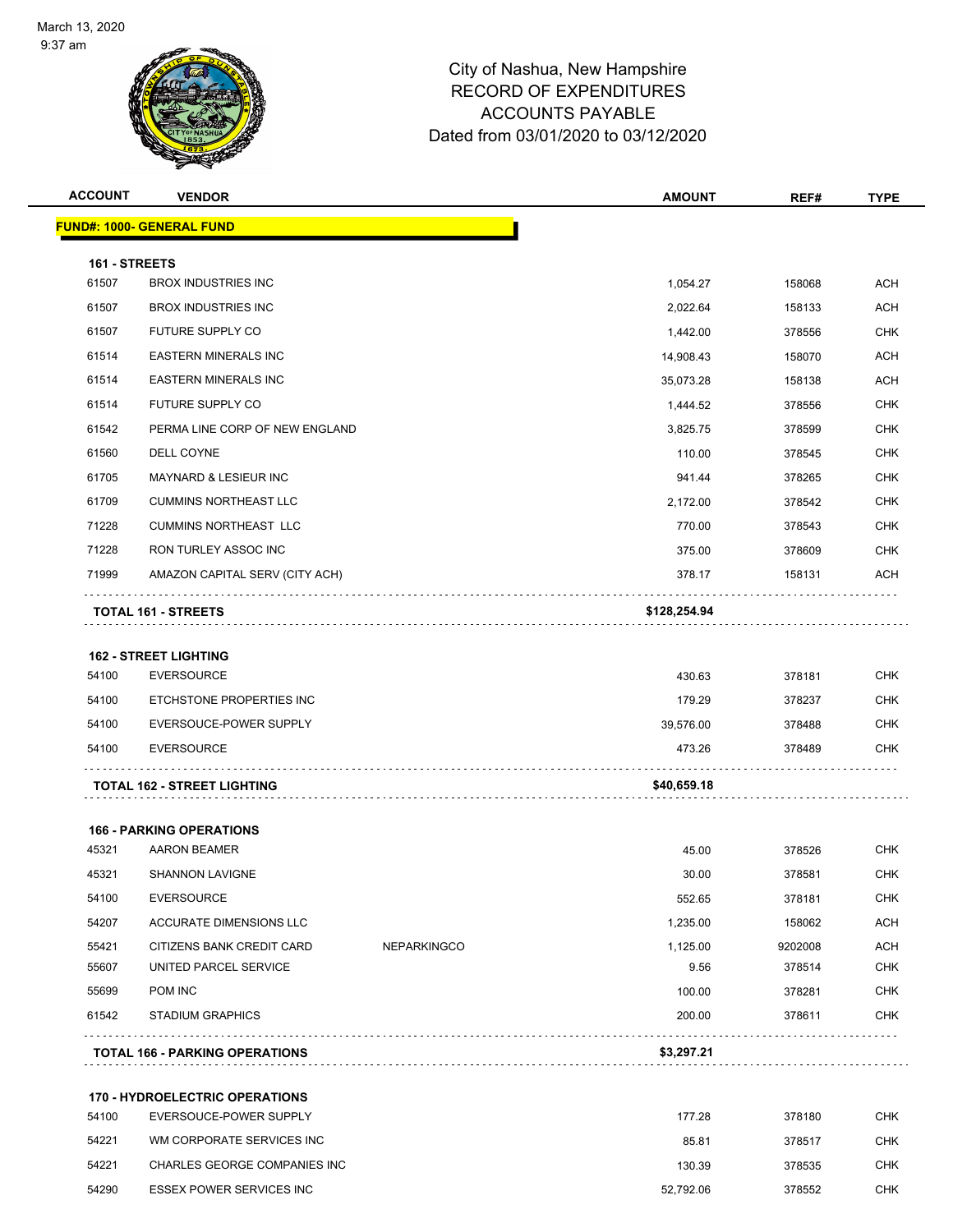City of Nashua, New Hampshire
RECORD OF EXPENDITURES
ACCOUNTS PAYABLE
Dated from 03/01/2020 to 03/12/2020

March 13, 2020
9:37 am

| ACCOUNT | VENDOR | | AMOUNT | REF# | TYPE |
|---|---|---|---|---|---|
| **FUND#: 1000- GENERAL FUND** | | | | | |
| **161 - STREETS** | | | | | |
| 61507 | BROX INDUSTRIES INC | | 1,054.27 | 158068 | ACH |
| 61507 | BROX INDUSTRIES INC | | 2,022.64 | 158133 | ACH |
| 61507 | FUTURE SUPPLY CO | | 1,442.00 | 378556 | CHK |
| 61514 | EASTERN MINERALS INC | | 14,908.43 | 158070 | ACH |
| 61514 | EASTERN MINERALS INC | | 35,073.28 | 158138 | ACH |
| 61514 | FUTURE SUPPLY CO | | 1,444.52 | 378556 | CHK |
| 61542 | PERMA LINE CORP OF NEW ENGLAND | | 3,825.75 | 378599 | CHK |
| 61560 | DELL COYNE | | 110.00 | 378545 | CHK |
| 61705 | MAYNARD & LESIEUR INC | | 941.44 | 378265 | CHK |
| 61709 | CUMMINS NORTHEAST LLC | | 2,172.00 | 378542 | CHK |
| 71228 | CUMMINS NORTHEAST LLC | | 770.00 | 378543 | CHK |
| 71228 | RON TURLEY ASSOC INC | | 375.00 | 378609 | CHK |
| 71999 | AMAZON CAPITAL SERV (CITY ACH) | | 378.17 | 158131 | ACH |
| **TOTAL 161 - STREETS** | | | **$128,254.94** | | |
| **162 - STREET LIGHTING** | | | | | |
| 54100 | EVERSOURCE | | 430.63 | 378181 | CHK |
| 54100 | ETCHSTONE PROPERTIES INC | | 179.29 | 378237 | CHK |
| 54100 | EVERSOUCE-POWER SUPPLY | | 39,576.00 | 378488 | CHK |
| 54100 | EVERSOURCE | | 473.26 | 378489 | CHK |
| **TOTAL 162 - STREET LIGHTING** | | | **$40,659.18** | | |
| **166 - PARKING OPERATIONS** | | | | | |
| 45321 | AARON BEAMER | | 45.00 | 378526 | CHK |
| 45321 | SHANNON LAVIGNE | | 30.00 | 378581 | CHK |
| 54100 | EVERSOURCE | | 552.65 | 378181 | CHK |
| 54207 | ACCURATE DIMENSIONS LLC | | 1,235.00 | 158062 | ACH |
| 55421 | CITIZENS BANK CREDIT CARD | NEPARKINGCO | 1,125.00 | 9202008 | ACH |
| 55607 | UNITED PARCEL SERVICE | | 9.56 | 378514 | CHK |
| 55699 | POM INC | | 100.00 | 378281 | CHK |
| 61542 | STADIUM GRAPHICS | | 200.00 | 378611 | CHK |
| **TOTAL 166 - PARKING OPERATIONS** | | | **$3,297.21** | | |
| **170 - HYDROELECTRIC OPERATIONS** | | | | | |
| 54100 | EVERSOUCE-POWER SUPPLY | | 177.28 | 378180 | CHK |
| 54221 | WM CORPORATE SERVICES INC | | 85.81 | 378517 | CHK |
| 54221 | CHARLES GEORGE COMPANIES INC | | 130.39 | 378535 | CHK |
| 54290 | ESSEX POWER SERVICES INC | | 52,792.06 | 378552 | CHK |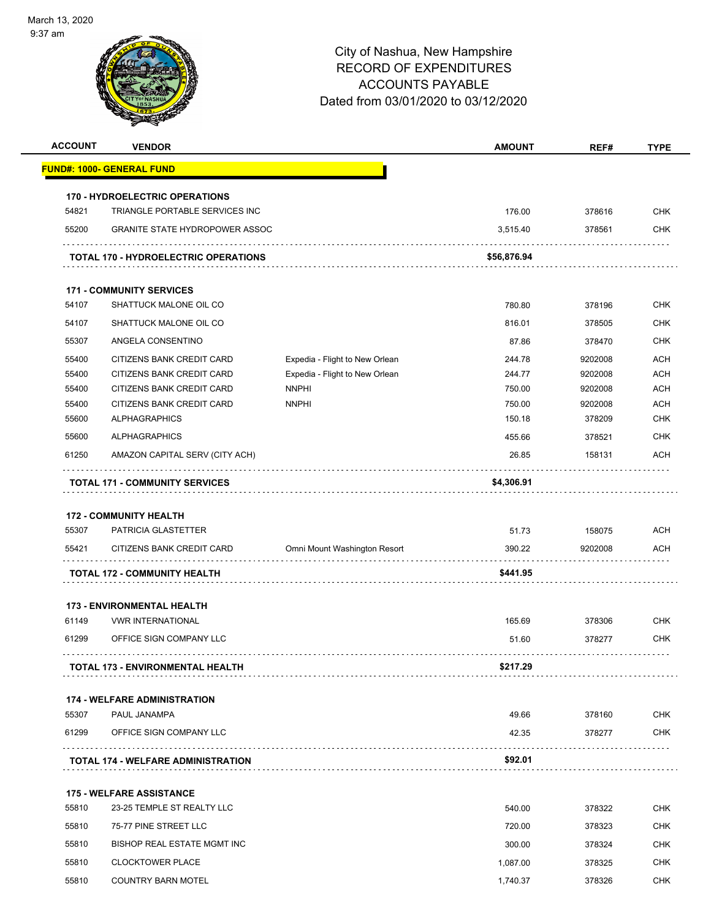March 13, 2020
9:37 am

# City of Nashua, New Hampshire
## RECORD OF EXPENDITURES
## ACCOUNTS PAYABLE
## Dated from 03/01/2020 to 03/12/2020

| ACCOUNT | VENDOR | | AMOUNT | REF# | TYPE |
|---|---|---|---|---|---|
| **FUND#: 1000- GENERAL FUND** | | | | | |
| **170 - HYDROELECTRIC OPERATIONS** | | | | | |
| 54821 | TRIANGLE PORTABLE SERVICES INC | | 176.00 | 378616 | CHK |
| 55200 | GRANITE STATE HYDROPOWER ASSOC | | 3,515.40 | 378561 | CHK |
| **TOTAL 170 - HYDROELECTRIC OPERATIONS** | | | **$56,876.94** | | |
| **171 - COMMUNITY SERVICES** | | | | | |
| 54107 | SHATTUCK MALONE OIL CO | | 780.80 | 378196 | CHK |
| 54107 | SHATTUCK MALONE OIL CO | | 816.01 | 378505 | CHK |
| 55307 | ANGELA CONSENTINO | | 87.86 | 378470 | CHK |
| 55400 | CITIZENS BANK CREDIT CARD | Expedia - Flight to New Orlean | 244.78 | 9202008 | ACH |
| 55400 | CITIZENS BANK CREDIT CARD | Expedia - Flight to New Orlean | 244.77 | 9202008 | ACH |
| 55400 | CITIZENS BANK CREDIT CARD | NNPHI | 750.00 | 9202008 | ACH |
| 55400 | CITIZENS BANK CREDIT CARD | NNPHI | 750.00 | 9202008 | ACH |
| 55600 | ALPHAGRAPHICS | | 150.18 | 378209 | CHK |
| 55600 | ALPHAGRAPHICS | | 455.66 | 378521 | CHK |
| 61250 | AMAZON CAPITAL SERV (CITY ACH) | | 26.85 | 158131 | ACH |
| **TOTAL 171 - COMMUNITY SERVICES** | | | **$4,306.91** | | |
| **172 - COMMUNITY HEALTH** | | | | | |
| 55307 | PATRICIA GLASTETTER | | 51.73 | 158075 | ACH |
| 55421 | CITIZENS BANK CREDIT CARD | Omni Mount Washington Resort | 390.22 | 9202008 | ACH |
| **TOTAL 172 - COMMUNITY HEALTH** | | | **$441.95** | | |
| **173 - ENVIRONMENTAL HEALTH** | | | | | |
| 61149 | VWR INTERNATIONAL | | 165.69 | 378306 | CHK |
| 61299 | OFFICE SIGN COMPANY LLC | | 51.60 | 378277 | CHK |
| **TOTAL 173 - ENVIRONMENTAL HEALTH** | | | **$217.29** | | |
| **174 - WELFARE ADMINISTRATION** | | | | | |
| 55307 | PAUL JANAMPA | | 49.66 | 378160 | CHK |
| 61299 | OFFICE SIGN COMPANY LLC | | 42.35 | 378277 | CHK |
| **TOTAL 174 - WELFARE ADMINISTRATION** | | | **$92.01** | | |
| **175 - WELFARE ASSISTANCE** | | | | | |
| 55810 | 23-25 TEMPLE ST REALTY LLC | | 540.00 | 378322 | CHK |
| 55810 | 75-77 PINE STREET LLC | | 720.00 | 378323 | CHK |
| 55810 | BISHOP REAL ESTATE MGMT INC | | 300.00 | 378324 | CHK |
| 55810 | CLOCKTOWER PLACE | | 1,087.00 | 378325 | CHK |
| 55810 | COUNTRY BARN MOTEL | | 1,740.37 | 378326 | CHK |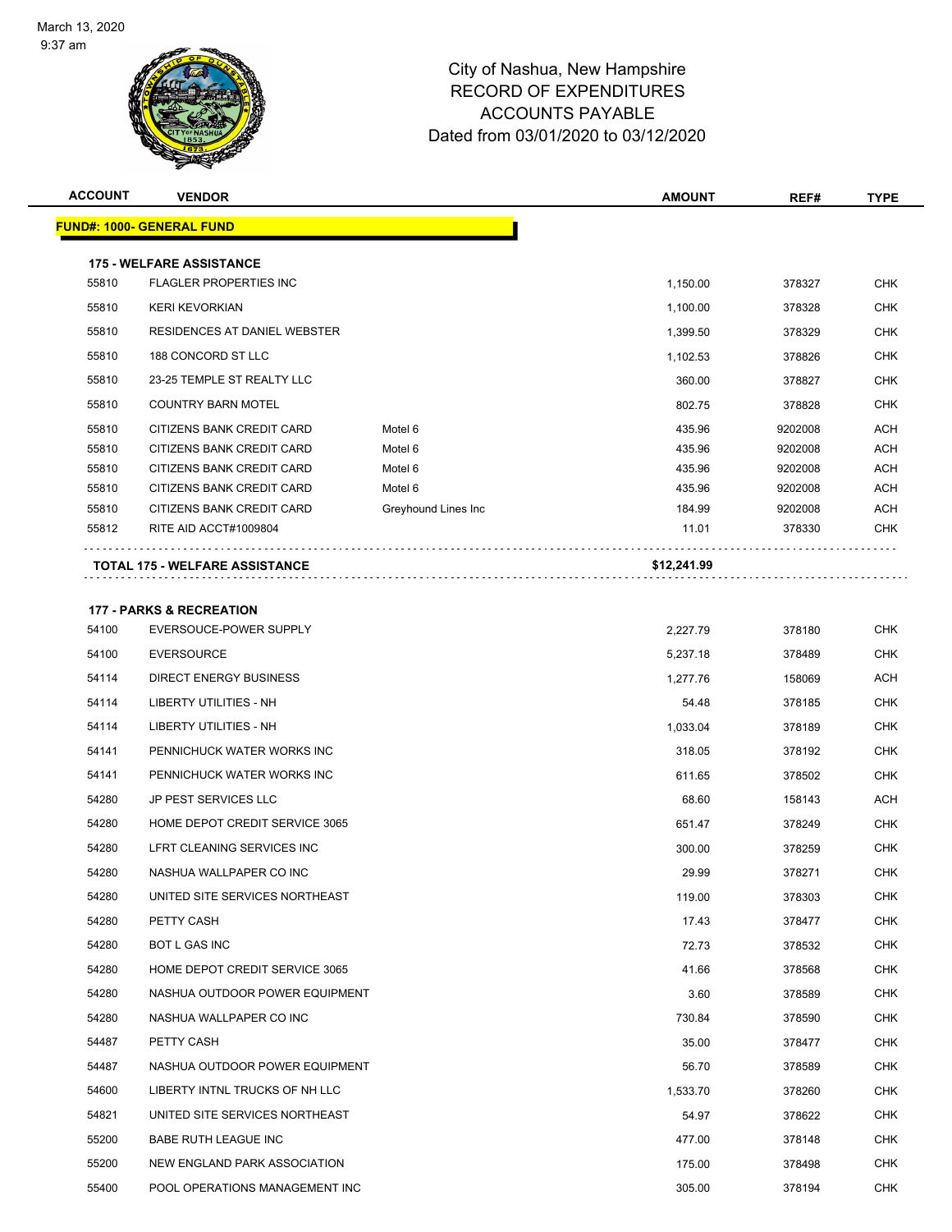# City of Nashua, New Hampshire
## RECORD OF EXPENDITURES
## ACCOUNTS PAYABLE
## Dated from 03/01/2020 to 03/12/2020

March 13, 2020
9:37 am

**FUND#: 1000- GENERAL FUND**

**175 - WELFARE ASSISTANCE**

| ACCOUNT | VENDOR | | AMOUNT | REF# | TYPE |
|---|---|---|---|---|---|
| 55810 | FLAGLER PROPERTIES INC | | 1,150.00 | 378327 | CHK |
| 55810 | KERI KEVORKIAN | | 1,100.00 | 378328 | CHK |
| 55810 | RESIDENCES AT DANIEL WEBSTER | | 1,399.50 | 378329 | CHK |
| 55810 | 188 CONCORD ST LLC | | 1,102.53 | 378826 | CHK |
| 55810 | 23-25 TEMPLE ST REALTY LLC | | 360.00 | 378827 | CHK |
| 55810 | COUNTRY BARN MOTEL | | 802.75 | 378828 | CHK |
| 55810 | CITIZENS BANK CREDIT CARD | Motel 6 | 435.96 | 9202008 | ACH |
| 55810 | CITIZENS BANK CREDIT CARD | Motel 6 | 435.96 | 9202008 | ACH |
| 55810 | CITIZENS BANK CREDIT CARD | Motel 6 | 435.96 | 9202008 | ACH |
| 55810 | CITIZENS BANK CREDIT CARD | Motel 6 | 435.96 | 9202008 | ACH |
| 55810 | CITIZENS BANK CREDIT CARD | Greyhound Lines Inc | 184.99 | 9202008 | ACH |
| 55812 | RITE AID ACCT#1009804 | | 11.01 | 378330 | CHK |
| | **TOTAL 175 - WELFARE ASSISTANCE** | | **$12,241.99** | | |

**177 - PARKS & RECREATION**

| ACCOUNT | VENDOR | AMOUNT | REF# | TYPE |
|---|---|---|---|---|
| 54100 | EVERSOUCE-POWER SUPPLY | 2,227.79 | 378180 | CHK |
| 54100 | EVERSOURCE | 5,237.18 | 378489 | CHK |
| 54114 | DIRECT ENERGY BUSINESS | 1,277.76 | 158069 | ACH |
| 54114 | LIBERTY UTILITIES - NH | 54.48 | 378185 | CHK |
| 54114 | LIBERTY UTILITIES - NH | 1,033.04 | 378189 | CHK |
| 54141 | PENNICHUCK WATER WORKS INC | 318.05 | 378192 | CHK |
| 54141 | PENNICHUCK WATER WORKS INC | 611.65 | 378502 | CHK |
| 54280 | JP PEST SERVICES LLC | 68.60 | 158143 | ACH |
| 54280 | HOME DEPOT CREDIT SERVICE 3065 | 651.47 | 378249 | CHK |
| 54280 | LFRT CLEANING SERVICES INC | 300.00 | 378259 | CHK |
| 54280 | NASHUA WALLPAPER CO INC | 29.99 | 378271 | CHK |
| 54280 | UNITED SITE SERVICES NORTHEAST | 119.00 | 378303 | CHK |
| 54280 | PETTY CASH | 17.43 | 378477 | CHK |
| 54280 | BOT L GAS INC | 72.73 | 378532 | CHK |
| 54280 | HOME DEPOT CREDIT SERVICE 3065 | 41.66 | 378568 | CHK |
| 54280 | NASHUA OUTDOOR POWER EQUIPMENT | 3.60 | 378589 | CHK |
| 54280 | NASHUA WALLPAPER CO INC | 730.84 | 378590 | CHK |
| 54487 | PETTY CASH | 35.00 | 378477 | CHK |
| 54487 | NASHUA OUTDOOR POWER EQUIPMENT | 56.70 | 378589 | CHK |
| 54600 | LIBERTY INTNL TRUCKS OF NH LLC | 1,533.70 | 378260 | CHK |
| 54821 | UNITED SITE SERVICES NORTHEAST | 54.97 | 378622 | CHK |
| 55200 | BABE RUTH LEAGUE INC | 477.00 | 378148 | CHK |
| 55200 | NEW ENGLAND PARK ASSOCIATION | 175.00 | 378498 | CHK |
| 55400 | POOL OPERATIONS MANAGEMENT INC | 305.00 | 378194 | CHK |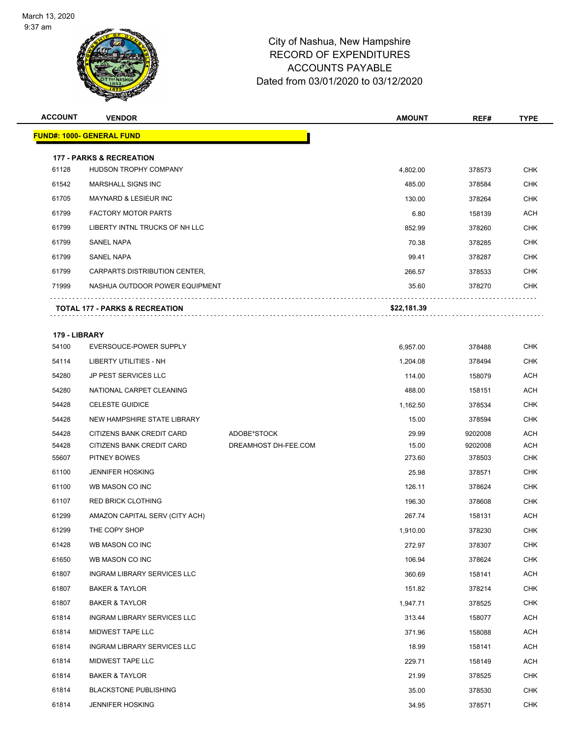March 13, 2020
9:37 am

City of Nashua, New Hampshire
RECORD OF EXPENDITURES
ACCOUNTS PAYABLE
Dated from 03/01/2020 to 03/12/2020

| ACCOUNT | VENDOR | | AMOUNT | REF# | TYPE |
|---|---|---|---|---|---|
| **FUND#: 1000- GENERAL FUND** | | | | | |
| **177 - PARKS & RECREATION** | | | | | |
| 61128 | HUDSON TROPHY COMPANY | | 4,802.00 | 378573 | CHK |
| 61542 | MARSHALL SIGNS INC | | 485.00 | 378584 | CHK |
| 61705 | MAYNARD & LESIEUR INC | | 130.00 | 378264 | CHK |
| 61799 | FACTORY MOTOR PARTS | | 6.80 | 158139 | ACH |
| 61799 | LIBERTY INTNL TRUCKS OF NH LLC | | 852.99 | 378260 | CHK |
| 61799 | SANEL NAPA | | 70.38 | 378285 | CHK |
| 61799 | SANEL NAPA | | 99.41 | 378287 | CHK |
| 61799 | CARPARTS DISTRIBUTION CENTER, | | 266.57 | 378533 | CHK |
| 71999 | NASHUA OUTDOOR POWER EQUIPMENT | | 35.60 | 378270 | CHK |
| **TOTAL 177 - PARKS & RECREATION** | | | **$22,181.39** | | |
| **179 - LIBRARY** | | | | | |
| 54100 | EVERSOUCE-POWER SUPPLY | | 6,957.00 | 378488 | CHK |
| 54114 | LIBERTY UTILITIES - NH | | 1,204.08 | 378494 | CHK |
| 54280 | JP PEST SERVICES LLC | | 114.00 | 158079 | ACH |
| 54280 | NATIONAL CARPET CLEANING | | 488.00 | 158151 | ACH |
| 54428 | CELESTE GUIDICE | | 1,162.50 | 378534 | CHK |
| 54428 | NEW HAMPSHIRE STATE LIBRARY | | 15.00 | 378594 | CHK |
| 54428 | CITIZENS BANK CREDIT CARD | ADOBE*STOCK | 29.99 | 9202008 | ACH |
| 54428 | CITIZENS BANK CREDIT CARD | DREAMHOST DH-FEE.COM | 15.00 | 9202008 | ACH |
| 55607 | PITNEY BOWES | | 273.60 | 378503 | CHK |
| 61100 | JENNIFER HOSKING | | 25.98 | 378571 | CHK |
| 61100 | WB MASON CO INC | | 126.11 | 378624 | CHK |
| 61107 | RED BRICK CLOTHING | | 196.30 | 378608 | CHK |
| 61299 | AMAZON CAPITAL SERV (CITY ACH) | | 267.74 | 158131 | ACH |
| 61299 | THE COPY SHOP | | 1,910.00 | 378230 | CHK |
| 61428 | WB MASON CO INC | | 272.97 | 378307 | CHK |
| 61650 | WB MASON CO INC | | 106.94 | 378624 | CHK |
| 61807 | INGRAM LIBRARY SERVICES LLC | | 360.69 | 158141 | ACH |
| 61807 | BAKER & TAYLOR | | 151.82 | 378214 | CHK |
| 61807 | BAKER & TAYLOR | | 1,947.71 | 378525 | CHK |
| 61814 | INGRAM LIBRARY SERVICES LLC | | 313.44 | 158077 | ACH |
| 61814 | MIDWEST TAPE LLC | | 371.96 | 158088 | ACH |
| 61814 | INGRAM LIBRARY SERVICES LLC | | 18.99 | 158141 | ACH |
| 61814 | MIDWEST TAPE LLC | | 229.71 | 158149 | ACH |
| 61814 | BAKER & TAYLOR | | 21.99 | 378525 | CHK |
| 61814 | BLACKSTONE PUBLISHING | | 35.00 | 378530 | CHK |
| 61814 | JENNIFER HOSKING | | 34.95 | 378571 | CHK |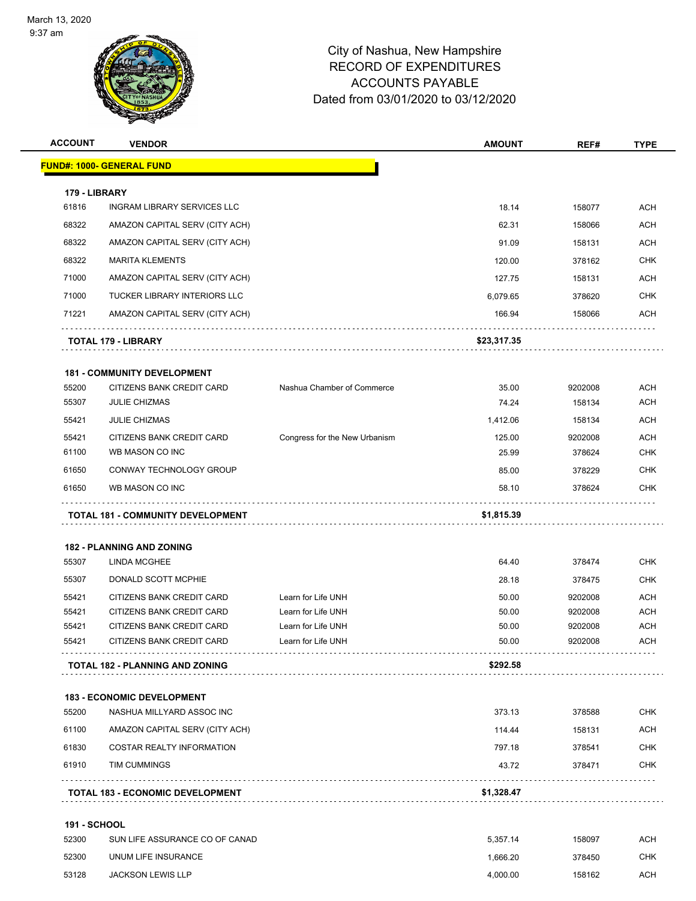March 13, 2020
9:37 am

City of Nashua, New Hampshire
RECORD OF EXPENDITURES
ACCOUNTS PAYABLE
Dated from 03/01/2020 to 03/12/2020

| ACCOUNT | VENDOR | | AMOUNT | REF# | TYPE |
|---|---|---|---|---|---|
| **FUND#: 1000- GENERAL FUND** | | | | | |
| **179 - LIBRARY** | | | | | |
| 61816 | INGRAM LIBRARY SERVICES LLC | | 18.14 | 158077 | ACH |
| 68322 | AMAZON CAPITAL SERV (CITY ACH) | | 62.31 | 158066 | ACH |
| 68322 | AMAZON CAPITAL SERV (CITY ACH) | | 91.09 | 158131 | ACH |
| 68322 | MARITA KLEMENTS | | 120.00 | 378162 | CHK |
| 71000 | AMAZON CAPITAL SERV (CITY ACH) | | 127.75 | 158131 | ACH |
| 71000 | TUCKER LIBRARY INTERIORS LLC | | 6,079.65 | 378620 | CHK |
| 71221 | AMAZON CAPITAL SERV (CITY ACH) | | 166.94 | 158066 | ACH |
| | **TOTAL 179 - LIBRARY** | | **$23,317.35** | | |
| **181 - COMMUNITY DEVELOPMENT** | | | | | |
| 55200 | CITIZENS BANK CREDIT CARD | Nashua Chamber of Commerce | 35.00 | 9202008 | ACH |
| 55307 | JULIE CHIZMAS | | 74.24 | 158134 | ACH |
| 55421 | JULIE CHIZMAS | | 1,412.06 | 158134 | ACH |
| 55421 | CITIZENS BANK CREDIT CARD | Congress for the New Urbanism | 125.00 | 9202008 | ACH |
| 61100 | WB MASON CO INC | | 25.99 | 378624 | CHK |
| 61650 | CONWAY TECHNOLOGY GROUP | | 85.00 | 378229 | CHK |
| 61650 | WB MASON CO INC | | 58.10 | 378624 | CHK |
| | **TOTAL 181 - COMMUNITY DEVELOPMENT** | | **$1,815.39** | | |
| **182 - PLANNING AND ZONING** | | | | | |
| 55307 | LINDA MCGHEE | | 64.40 | 378474 | CHK |
| 55307 | DONALD SCOTT MCPHIE | | 28.18 | 378475 | CHK |
| 55421 | CITIZENS BANK CREDIT CARD | Learn for Life UNH | 50.00 | 9202008 | ACH |
| 55421 | CITIZENS BANK CREDIT CARD | Learn for Life UNH | 50.00 | 9202008 | ACH |
| 55421 | CITIZENS BANK CREDIT CARD | Learn for Life UNH | 50.00 | 9202008 | ACH |
| 55421 | CITIZENS BANK CREDIT CARD | Learn for Life UNH | 50.00 | 9202008 | ACH |
| | **TOTAL 182 - PLANNING AND ZONING** | | **$292.58** | | |
| **183 - ECONOMIC DEVELOPMENT** | | | | | |
| 55200 | NASHUA MILLYARD ASSOC INC | | 373.13 | 378588 | CHK |
| 61100 | AMAZON CAPITAL SERV (CITY ACH) | | 114.44 | 158131 | ACH |
| 61830 | COSTAR REALTY INFORMATION | | 797.18 | 378541 | CHK |
| 61910 | TIM CUMMINGS | | 43.72 | 378471 | CHK |
| | **TOTAL 183 - ECONOMIC DEVELOPMENT** | | **$1,328.47** | | |
| **191 - SCHOOL** | | | | | |
| 52300 | SUN LIFE ASSURANCE CO OF CANAD | | 5,357.14 | 158097 | ACH |
| 52300 | UNUM LIFE INSURANCE | | 1,666.20 | 378450 | CHK |
| 53128 | JACKSON LEWIS LLP | | 4,000.00 | 158162 | ACH |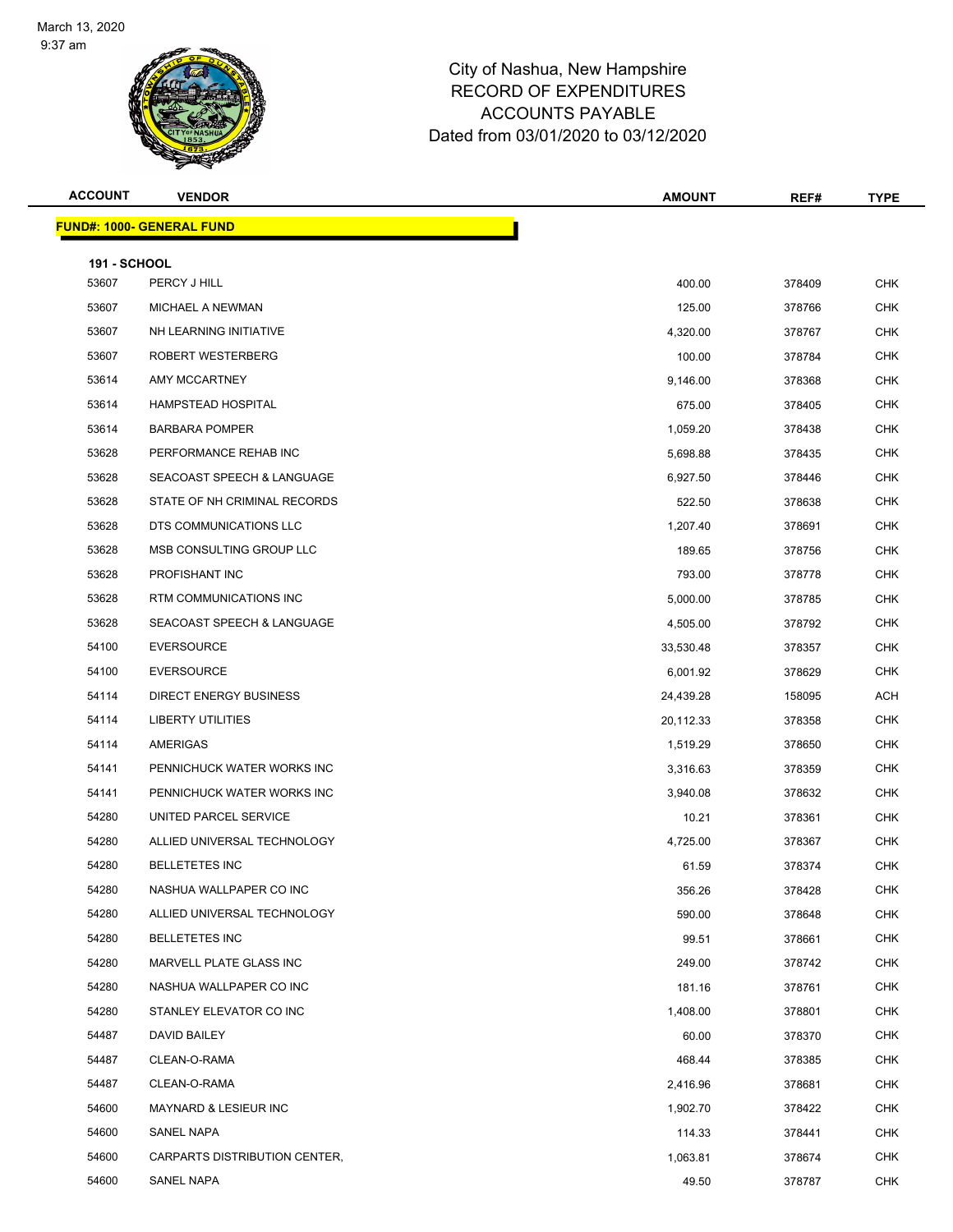City of Nashua, New Hampshire
RECORD OF EXPENDITURES
ACCOUNTS PAYABLE
Dated from 03/01/2020 to 03/12/2020

| ACCOUNT | VENDOR | AMOUNT | REF# | TYPE |
|---|---|---|---|---|

**FUND#: 1000- GENERAL FUND**

**191 - SCHOOL**

| ACCOUNT | VENDOR | AMOUNT | REF# | TYPE |
|---|---|---|---|---|
| 53607 | PERCY J HILL | 400.00 | 378409 | CHK |
| 53607 | MICHAEL A NEWMAN | 125.00 | 378766 | CHK |
| 53607 | NH LEARNING INITIATIVE | 4,320.00 | 378767 | CHK |
| 53607 | ROBERT WESTERBERG | 100.00 | 378784 | CHK |
| 53614 | AMY MCCARTNEY | 9,146.00 | 378368 | CHK |
| 53614 | HAMPSTEAD HOSPITAL | 675.00 | 378405 | CHK |
| 53614 | BARBARA POMPER | 1,059.20 | 378438 | CHK |
| 53628 | PERFORMANCE REHAB INC | 5,698.88 | 378435 | CHK |
| 53628 | SEACOAST SPEECH & LANGUAGE | 6,927.50 | 378446 | CHK |
| 53628 | STATE OF NH CRIMINAL RECORDS | 522.50 | 378638 | CHK |
| 53628 | DTS COMMUNICATIONS LLC | 1,207.40 | 378691 | CHK |
| 53628 | MSB CONSULTING GROUP LLC | 189.65 | 378756 | CHK |
| 53628 | PROFISHANT INC | 793.00 | 378778 | CHK |
| 53628 | RTM COMMUNICATIONS INC | 5,000.00 | 378785 | CHK |
| 53628 | SEACOAST SPEECH & LANGUAGE | 4,505.00 | 378792 | CHK |
| 54100 | EVERSOURCE | 33,530.48 | 378357 | CHK |
| 54100 | EVERSOURCE | 6,001.92 | 378629 | CHK |
| 54114 | DIRECT ENERGY BUSINESS | 24,439.28 | 158095 | ACH |
| 54114 | LIBERTY UTILITIES | 20,112.33 | 378358 | CHK |
| 54114 | AMERIGAS | 1,519.29 | 378650 | CHK |
| 54141 | PENNICHUCK WATER WORKS INC | 3,316.63 | 378359 | CHK |
| 54141 | PENNICHUCK WATER WORKS INC | 3,940.08 | 378632 | CHK |
| 54280 | UNITED PARCEL SERVICE | 10.21 | 378361 | CHK |
| 54280 | ALLIED UNIVERSAL TECHNOLOGY | 4,725.00 | 378367 | CHK |
| 54280 | BELLETETES INC | 61.59 | 378374 | CHK |
| 54280 | NASHUA WALLPAPER CO INC | 356.26 | 378428 | CHK |
| 54280 | ALLIED UNIVERSAL TECHNOLOGY | 590.00 | 378648 | CHK |
| 54280 | BELLETETES INC | 99.51 | 378661 | CHK |
| 54280 | MARVELL PLATE GLASS INC | 249.00 | 378742 | CHK |
| 54280 | NASHUA WALLPAPER CO INC | 181.16 | 378761 | CHK |
| 54280 | STANLEY ELEVATOR CO INC | 1,408.00 | 378801 | CHK |
| 54487 | DAVID BAILEY | 60.00 | 378370 | CHK |
| 54487 | CLEAN-O-RAMA | 468.44 | 378385 | CHK |
| 54487 | CLEAN-O-RAMA | 2,416.96 | 378681 | CHK |
| 54600 | MAYNARD & LESIEUR INC | 1,902.70 | 378422 | CHK |
| 54600 | SANEL NAPA | 114.33 | 378441 | CHK |
| 54600 | CARPARTS DISTRIBUTION CENTER, | 1,063.81 | 378674 | CHK |
| 54600 | SANEL NAPA | 49.50 | 378787 | CHK |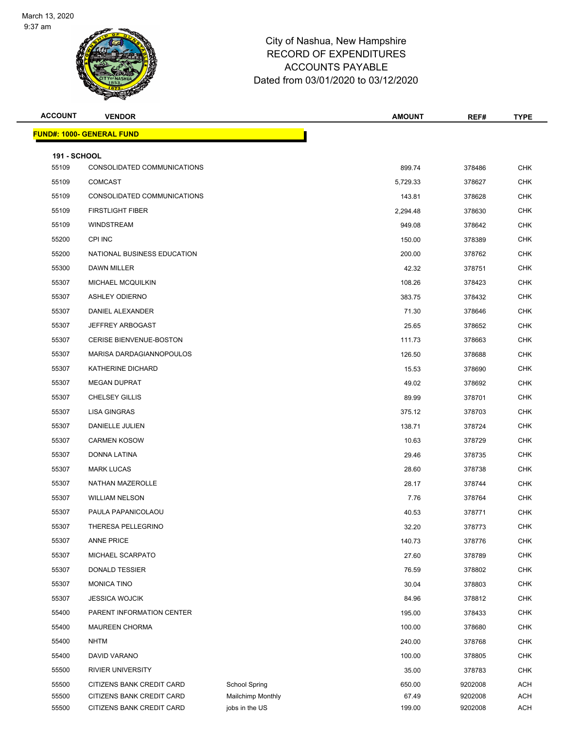March 13, 2020
9:37 am

# City of Nashua, New Hampshire
# RECORD OF EXPENDITURES
# ACCOUNTS PAYABLE
# Dated from 03/01/2020 to 03/12/2020

| ACCOUNT | VENDOR | | AMOUNT | REF# | TYPE |
|---|---|---|---|---|---|
| **FUND#: 1000- GENERAL FUND** | | | | | |
| **191 - SCHOOL** | | | | | |
| 55109 | CONSOLIDATED COMMUNICATIONS | | 899.74 | 378486 | CHK |
| 55109 | COMCAST | | 5,729.33 | 378627 | CHK |
| 55109 | CONSOLIDATED COMMUNICATIONS | | 143.81 | 378628 | CHK |
| 55109 | FIRSTLIGHT FIBER | | 2,294.48 | 378630 | CHK |
| 55109 | WINDSTREAM | | 949.08 | 378642 | CHK |
| 55200 | CPI INC | | 150.00 | 378389 | CHK |
| 55200 | NATIONAL BUSINESS EDUCATION | | 200.00 | 378762 | CHK |
| 55300 | DAWN MILLER | | 42.32 | 378751 | CHK |
| 55307 | MICHAEL MCQUILKIN | | 108.26 | 378423 | CHK |
| 55307 | ASHLEY ODIERNO | | 383.75 | 378432 | CHK |
| 55307 | DANIEL ALEXANDER | | 71.30 | 378646 | CHK |
| 55307 | JEFFREY ARBOGAST | | 25.65 | 378652 | CHK |
| 55307 | CERISE BIENVENUE-BOSTON | | 111.73 | 378663 | CHK |
| 55307 | MARISA DARDAGIANNOPOULOS | | 126.50 | 378688 | CHK |
| 55307 | KATHERINE DICHARD | | 15.53 | 378690 | CHK |
| 55307 | MEGAN DUPRAT | | 49.02 | 378692 | CHK |
| 55307 | CHELSEY GILLIS | | 89.99 | 378701 | CHK |
| 55307 | LISA GINGRAS | | 375.12 | 378703 | CHK |
| 55307 | DANIELLE JULIEN | | 138.71 | 378724 | CHK |
| 55307 | CARMEN KOSOW | | 10.63 | 378729 | CHK |
| 55307 | DONNA LATINA | | 29.46 | 378735 | CHK |
| 55307 | MARK LUCAS | | 28.60 | 378738 | CHK |
| 55307 | NATHAN MAZEROLLE | | 28.17 | 378744 | CHK |
| 55307 | WILLIAM NELSON | | 7.76 | 378764 | CHK |
| 55307 | PAULA PAPANICOLAOU | | 40.53 | 378771 | CHK |
| 55307 | THERESA PELLEGRINO | | 32.20 | 378773 | CHK |
| 55307 | ANNE PRICE | | 140.73 | 378776 | CHK |
| 55307 | MICHAEL SCARPATO | | 27.60 | 378789 | CHK |
| 55307 | DONALD TESSIER | | 76.59 | 378802 | CHK |
| 55307 | MONICA TINO | | 30.04 | 378803 | CHK |
| 55307 | JESSICA WOJCIK | | 84.96 | 378812 | CHK |
| 55400 | PARENT INFORMATION CENTER | | 195.00 | 378433 | CHK |
| 55400 | MAUREEN CHORMA | | 100.00 | 378680 | CHK |
| 55400 | NHTM | | 240.00 | 378768 | CHK |
| 55400 | DAVID VARANO | | 100.00 | 378805 | CHK |
| 55500 | RIVIER UNIVERSITY | | 35.00 | 378783 | CHK |
| 55500 | CITIZENS BANK CREDIT CARD | School Spring | 650.00 | 9202008 | ACH |
| 55500 | CITIZENS BANK CREDIT CARD | Mailchimp Monthly | 67.49 | 9202008 | ACH |
| 55500 | CITIZENS BANK CREDIT CARD | jobs in the US | 199.00 | 9202008 | ACH |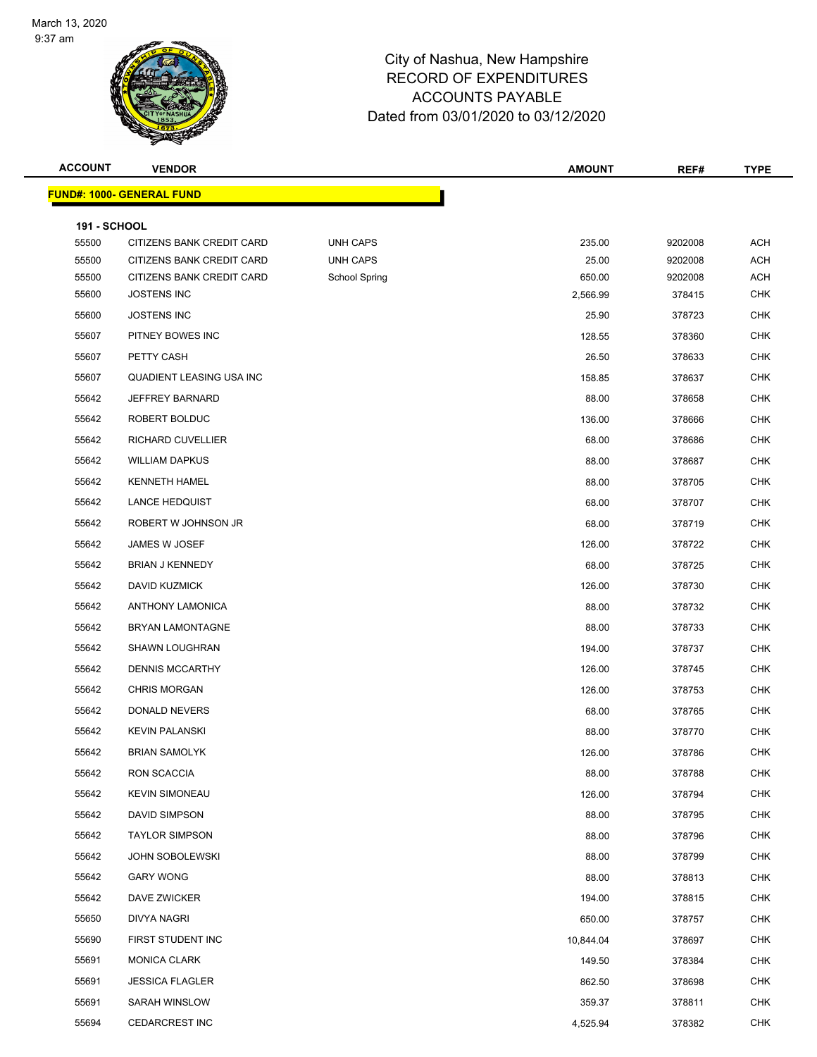City of Nashua, New Hampshire
RECORD OF EXPENDITURES
ACCOUNTS PAYABLE
Dated from 03/01/2020 to 03/12/2020

March 13, 2020
9:37 am

**FUND#: 1000- GENERAL FUND**

**191 - SCHOOL**

| ACCOUNT | VENDOR | | AMOUNT | REF# | TYPE |
|---|---|---|---|---|---|
| 55500 | CITIZENS BANK CREDIT CARD | UNH CAPS | 235.00 | 9202008 | ACH |
| 55500 | CITIZENS BANK CREDIT CARD | UNH CAPS | 25.00 | 9202008 | ACH |
| 55500 | CITIZENS BANK CREDIT CARD | School Spring | 650.00 | 9202008 | ACH |
| 55600 | JOSTENS INC | | 2,566.99 | 378415 | CHK |
| 55600 | JOSTENS INC | | 25.90 | 378723 | CHK |
| 55607 | PITNEY BOWES INC | | 128.55 | 378360 | CHK |
| 55607 | PETTY CASH | | 26.50 | 378633 | CHK |
| 55607 | QUADIENT LEASING USA INC | | 158.85 | 378637 | CHK |
| 55642 | JEFFREY BARNARD | | 88.00 | 378658 | CHK |
| 55642 | ROBERT BOLDUC | | 136.00 | 378666 | CHK |
| 55642 | RICHARD CUVELLIER | | 68.00 | 378686 | CHK |
| 55642 | WILLIAM DAPKUS | | 88.00 | 378687 | CHK |
| 55642 | KENNETH HAMEL | | 88.00 | 378705 | CHK |
| 55642 | LANCE HEDQUIST | | 68.00 | 378707 | CHK |
| 55642 | ROBERT W JOHNSON JR | | 68.00 | 378719 | CHK |
| 55642 | JAMES W JOSEF | | 126.00 | 378722 | CHK |
| 55642 | BRIAN J KENNEDY | | 68.00 | 378725 | CHK |
| 55642 | DAVID KUZMICK | | 126.00 | 378730 | CHK |
| 55642 | ANTHONY LAMONICA | | 88.00 | 378732 | CHK |
| 55642 | BRYAN LAMONTAGNE | | 88.00 | 378733 | CHK |
| 55642 | SHAWN LOUGHRAN | | 194.00 | 378737 | CHK |
| 55642 | DENNIS MCCARTHY | | 126.00 | 378745 | CHK |
| 55642 | CHRIS MORGAN | | 126.00 | 378753 | CHK |
| 55642 | DONALD NEVERS | | 68.00 | 378765 | CHK |
| 55642 | KEVIN PALANSKI | | 88.00 | 378770 | CHK |
| 55642 | BRIAN SAMOLYK | | 126.00 | 378786 | CHK |
| 55642 | RON SCACCIA | | 88.00 | 378788 | CHK |
| 55642 | KEVIN SIMONEAU | | 126.00 | 378794 | CHK |
| 55642 | DAVID SIMPSON | | 88.00 | 378795 | CHK |
| 55642 | TAYLOR SIMPSON | | 88.00 | 378796 | CHK |
| 55642 | JOHN SOBOLEWSKI | | 88.00 | 378799 | CHK |
| 55642 | GARY WONG | | 88.00 | 378813 | CHK |
| 55642 | DAVE ZWICKER | | 194.00 | 378815 | CHK |
| 55650 | DIVYA NAGRI | | 650.00 | 378757 | CHK |
| 55690 | FIRST STUDENT INC | | 10,844.04 | 378697 | CHK |
| 55691 | MONICA CLARK | | 149.50 | 378384 | CHK |
| 55691 | JESSICA FLAGLER | | 862.50 | 378698 | CHK |
| 55691 | SARAH WINSLOW | | 359.37 | 378811 | CHK |
| 55694 | CEDARCREST INC | | 4,525.94 | 378382 | CHK |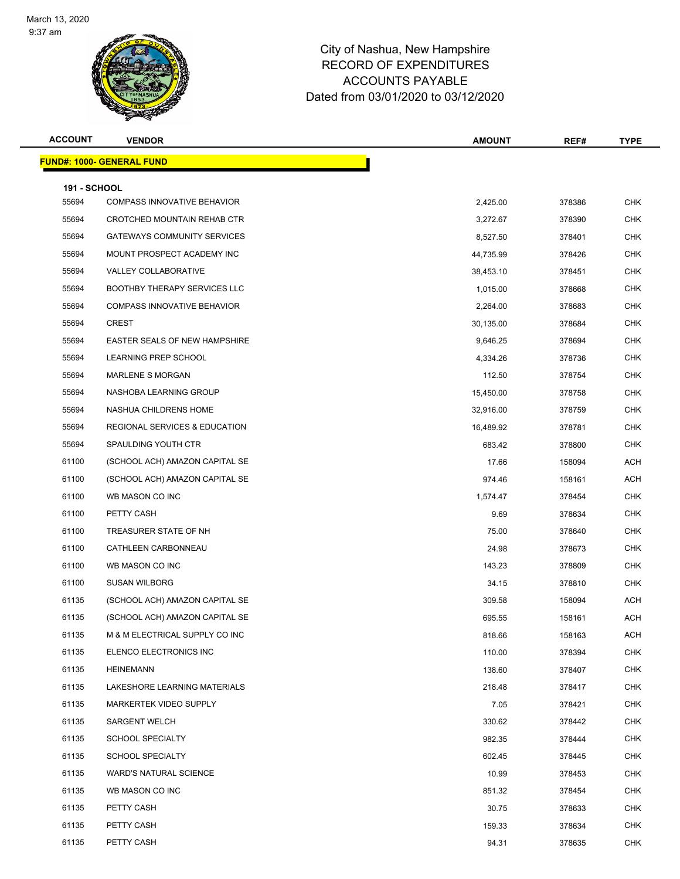March 13, 2020
9:37 am

City of Nashua, New Hampshire
RECORD OF EXPENDITURES
ACCOUNTS PAYABLE
Dated from 03/01/2020 to 03/12/2020

| ACCOUNT | VENDOR | AMOUNT | REF# | TYPE |
|---|---|---|---|---|
| **FUND#: 1000- GENERAL FUND** | | | | |
| **191 - SCHOOL** | | | | |
| 55694 | COMPASS INNOVATIVE BEHAVIOR | 2,425.00 | 378386 | CHK |
| 55694 | CROTCHED MOUNTAIN REHAB CTR | 3,272.67 | 378390 | CHK |
| 55694 | GATEWAYS COMMUNITY SERVICES | 8,527.50 | 378401 | CHK |
| 55694 | MOUNT PROSPECT ACADEMY INC | 44,735.99 | 378426 | CHK |
| 55694 | VALLEY COLLABORATIVE | 38,453.10 | 378451 | CHK |
| 55694 | BOOTHBY THERAPY SERVICES LLC | 1,015.00 | 378668 | CHK |
| 55694 | COMPASS INNOVATIVE BEHAVIOR | 2,264.00 | 378683 | CHK |
| 55694 | CREST | 30,135.00 | 378684 | CHK |
| 55694 | EASTER SEALS OF NEW HAMPSHIRE | 9,646.25 | 378694 | CHK |
| 55694 | LEARNING PREP SCHOOL | 4,334.26 | 378736 | CHK |
| 55694 | MARLENE S MORGAN | 112.50 | 378754 | CHK |
| 55694 | NASHOBA LEARNING GROUP | 15,450.00 | 378758 | CHK |
| 55694 | NASHUA CHILDRENS HOME | 32,916.00 | 378759 | CHK |
| 55694 | REGIONAL SERVICES & EDUCATION | 16,489.92 | 378781 | CHK |
| 55694 | SPAULDING YOUTH CTR | 683.42 | 378800 | CHK |
| 61100 | (SCHOOL ACH) AMAZON CAPITAL SE | 17.66 | 158094 | ACH |
| 61100 | (SCHOOL ACH) AMAZON CAPITAL SE | 974.46 | 158161 | ACH |
| 61100 | WB MASON CO INC | 1,574.47 | 378454 | CHK |
| 61100 | PETTY CASH | 9.69 | 378634 | CHK |
| 61100 | TREASURER STATE OF NH | 75.00 | 378640 | CHK |
| 61100 | CATHLEEN CARBONNEAU | 24.98 | 378673 | CHK |
| 61100 | WB MASON CO INC | 143.23 | 378809 | CHK |
| 61100 | SUSAN WILBORG | 34.15 | 378810 | CHK |
| 61135 | (SCHOOL ACH) AMAZON CAPITAL SE | 309.58 | 158094 | ACH |
| 61135 | (SCHOOL ACH) AMAZON CAPITAL SE | 695.55 | 158161 | ACH |
| 61135 | M & M ELECTRICAL SUPPLY CO INC | 818.66 | 158163 | ACH |
| 61135 | ELENCO ELECTRONICS INC | 110.00 | 378394 | CHK |
| 61135 | HEINEMANN | 138.60 | 378407 | CHK |
| 61135 | LAKESHORE LEARNING MATERIALS | 218.48 | 378417 | CHK |
| 61135 | MARKERTEK VIDEO SUPPLY | 7.05 | 378421 | CHK |
| 61135 | SARGENT WELCH | 330.62 | 378442 | CHK |
| 61135 | SCHOOL SPECIALTY | 982.35 | 378444 | CHK |
| 61135 | SCHOOL SPECIALTY | 602.45 | 378445 | CHK |
| 61135 | WARD'S NATURAL SCIENCE | 10.99 | 378453 | CHK |
| 61135 | WB MASON CO INC | 851.32 | 378454 | CHK |
| 61135 | PETTY CASH | 30.75 | 378633 | CHK |
| 61135 | PETTY CASH | 159.33 | 378634 | CHK |
| 61135 | PETTY CASH | 94.31 | 378635 | CHK |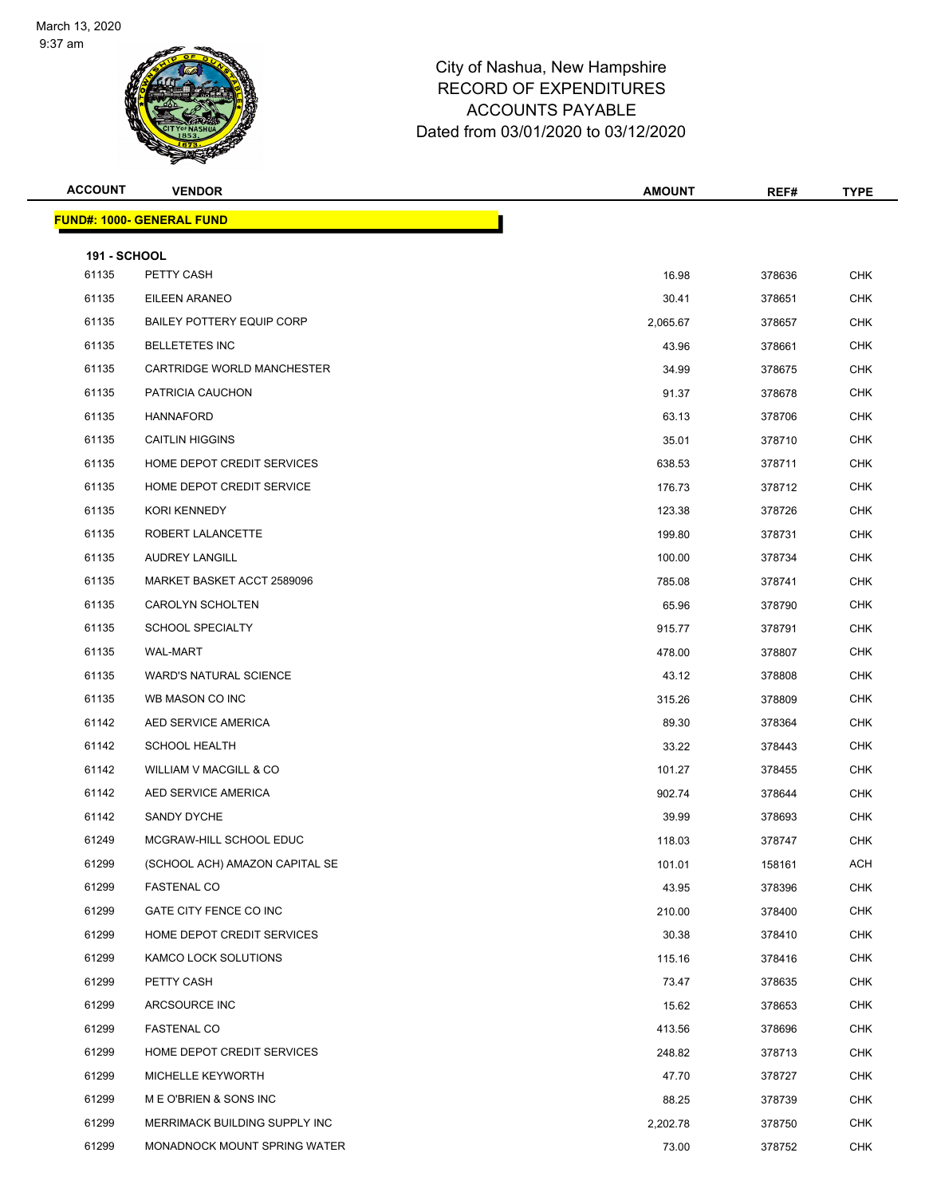# City of Nashua, New Hampshire
## RECORD OF EXPENDITURES
## ACCOUNTS PAYABLE
## Dated from 03/01/2020 to 03/12/2020

March 13, 2020
9:37 am

| ACCOUNT | VENDOR | AMOUNT | REF# | TYPE |
|---|---|---|---|---|
| **FUND#: 1000- GENERAL FUND** | | | | |
| **191 - SCHOOL** | | | | |
| 61135 | PETTY CASH | 16.98 | 378636 | CHK |
| 61135 | EILEEN ARANEO | 30.41 | 378651 | CHK |
| 61135 | BAILEY POTTERY EQUIP CORP | 2,065.67 | 378657 | CHK |
| 61135 | BELLETETES INC | 43.96 | 378661 | CHK |
| 61135 | CARTRIDGE WORLD MANCHESTER | 34.99 | 378675 | CHK |
| 61135 | PATRICIA CAUCHON | 91.37 | 378678 | CHK |
| 61135 | HANNAFORD | 63.13 | 378706 | CHK |
| 61135 | CAITLIN HIGGINS | 35.01 | 378710 | CHK |
| 61135 | HOME DEPOT CREDIT SERVICES | 638.53 | 378711 | CHK |
| 61135 | HOME DEPOT CREDIT SERVICE | 176.73 | 378712 | CHK |
| 61135 | KORI KENNEDY | 123.38 | 378726 | CHK |
| 61135 | ROBERT LALANCETTE | 199.80 | 378731 | CHK |
| 61135 | AUDREY LANGILL | 100.00 | 378734 | CHK |
| 61135 | MARKET BASKET ACCT 2589096 | 785.08 | 378741 | CHK |
| 61135 | CAROLYN SCHOLTEN | 65.96 | 378790 | CHK |
| 61135 | SCHOOL SPECIALTY | 915.77 | 378791 | CHK |
| 61135 | WAL-MART | 478.00 | 378807 | CHK |
| 61135 | WARD'S NATURAL SCIENCE | 43.12 | 378808 | CHK |
| 61135 | WB MASON CO INC | 315.26 | 378809 | CHK |
| 61142 | AED SERVICE AMERICA | 89.30 | 378364 | CHK |
| 61142 | SCHOOL HEALTH | 33.22 | 378443 | CHK |
| 61142 | WILLIAM V MACGILL & CO | 101.27 | 378455 | CHK |
| 61142 | AED SERVICE AMERICA | 902.74 | 378644 | CHK |
| 61142 | SANDY DYCHE | 39.99 | 378693 | CHK |
| 61249 | MCGRAW-HILL SCHOOL EDUC | 118.03 | 378747 | CHK |
| 61299 | (SCHOOL ACH) AMAZON CAPITAL SE | 101.01 | 158161 | ACH |
| 61299 | FASTENAL CO | 43.95 | 378396 | CHK |
| 61299 | GATE CITY FENCE CO INC | 210.00 | 378400 | CHK |
| 61299 | HOME DEPOT CREDIT SERVICES | 30.38 | 378410 | CHK |
| 61299 | KAMCO LOCK SOLUTIONS | 115.16 | 378416 | CHK |
| 61299 | PETTY CASH | 73.47 | 378635 | CHK |
| 61299 | ARCSOURCE INC | 15.62 | 378653 | CHK |
| 61299 | FASTENAL CO | 413.56 | 378696 | CHK |
| 61299 | HOME DEPOT CREDIT SERVICES | 248.82 | 378713 | CHK |
| 61299 | MICHELLE KEYWORTH | 47.70 | 378727 | CHK |
| 61299 | M E O'BRIEN & SONS INC | 88.25 | 378739 | CHK |
| 61299 | MERRIMACK BUILDING SUPPLY INC | 2,202.78 | 378750 | CHK |
| 61299 | MONADNOCK MOUNT SPRING WATER | 73.00 | 378752 | CHK |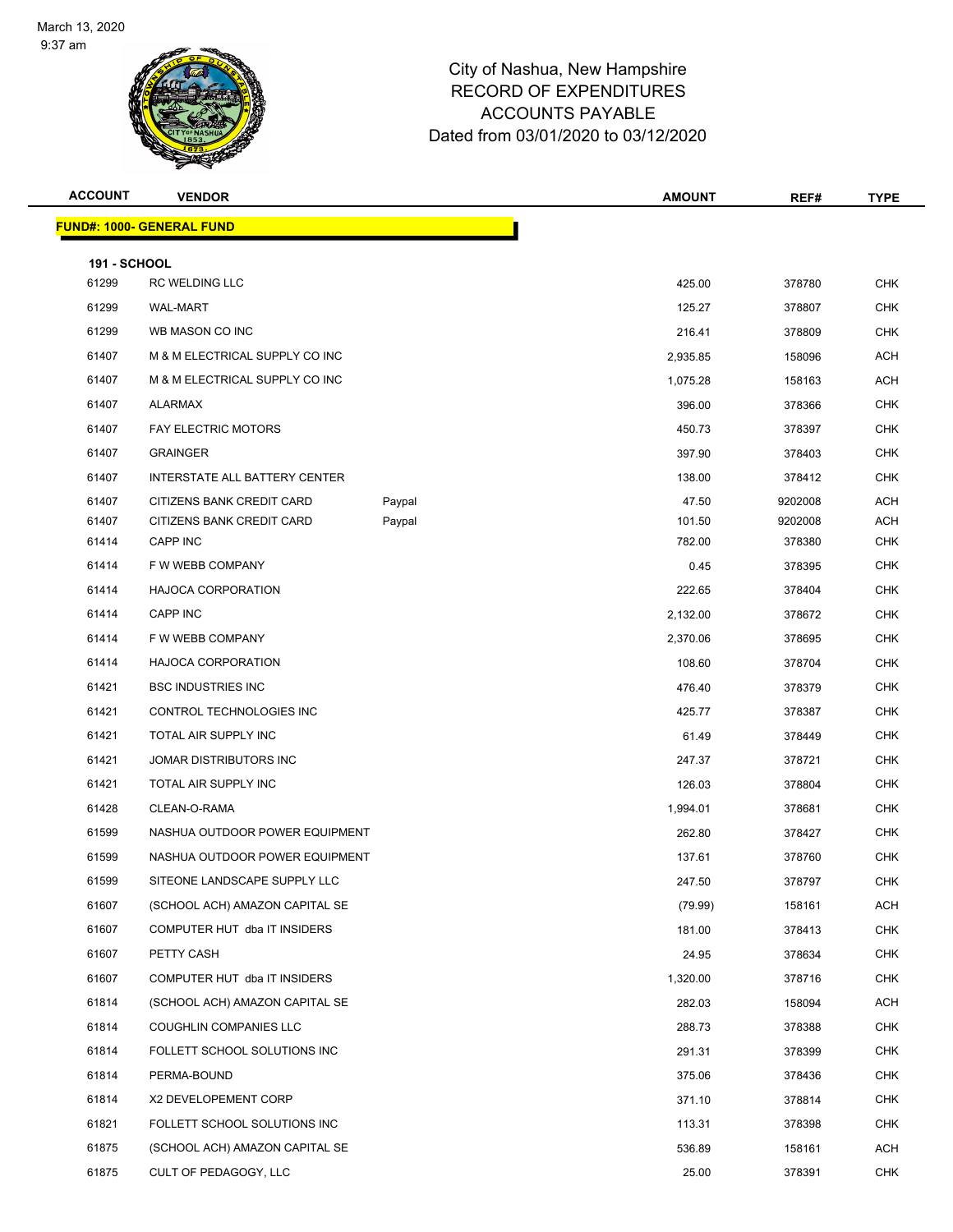City of Nashua, New Hampshire
RECORD OF EXPENDITURES
ACCOUNTS PAYABLE
Dated from 03/01/2020 to 03/12/2020

| ACCOUNT | VENDOR | | AMOUNT | REF# | TYPE |
|---|---|---|---|---|---|
| **FUND#: 1000- GENERAL FUND** | | | | | |
| **191 - SCHOOL** | | | | | |
| 61299 | RC WELDING LLC | | 425.00 | 378780 | CHK |
| 61299 | WAL-MART | | 125.27 | 378807 | CHK |
| 61299 | WB MASON CO INC | | 216.41 | 378809 | CHK |
| 61407 | M & M ELECTRICAL SUPPLY CO INC | | 2,935.85 | 158096 | ACH |
| 61407 | M & M ELECTRICAL SUPPLY CO INC | | 1,075.28 | 158163 | ACH |
| 61407 | ALARMAX | | 396.00 | 378366 | CHK |
| 61407 | FAY ELECTRIC MOTORS | | 450.73 | 378397 | CHK |
| 61407 | GRAINGER | | 397.90 | 378403 | CHK |
| 61407 | INTERSTATE ALL BATTERY CENTER | | 138.00 | 378412 | CHK |
| 61407 | CITIZENS BANK CREDIT CARD | Paypal | 47.50 | 9202008 | ACH |
| 61407 | CITIZENS BANK CREDIT CARD | Paypal | 101.50 | 9202008 | ACH |
| 61414 | CAPP INC | | 782.00 | 378380 | CHK |
| 61414 | F W WEBB COMPANY | | 0.45 | 378395 | CHK |
| 61414 | HAJOCA CORPORATION | | 222.65 | 378404 | CHK |
| 61414 | CAPP INC | | 2,132.00 | 378672 | CHK |
| 61414 | F W WEBB COMPANY | | 2,370.06 | 378695 | CHK |
| 61414 | HAJOCA CORPORATION | | 108.60 | 378704 | CHK |
| 61421 | BSC INDUSTRIES INC | | 476.40 | 378379 | CHK |
| 61421 | CONTROL TECHNOLOGIES INC | | 425.77 | 378387 | CHK |
| 61421 | TOTAL AIR SUPPLY INC | | 61.49 | 378449 | CHK |
| 61421 | JOMAR DISTRIBUTORS INC | | 247.37 | 378721 | CHK |
| 61421 | TOTAL AIR SUPPLY INC | | 126.03 | 378804 | CHK |
| 61428 | CLEAN-O-RAMA | | 1,994.01 | 378681 | CHK |
| 61599 | NASHUA OUTDOOR POWER EQUIPMENT | | 262.80 | 378427 | CHK |
| 61599 | NASHUA OUTDOOR POWER EQUIPMENT | | 137.61 | 378760 | CHK |
| 61599 | SITEONE LANDSCAPE SUPPLY LLC | | 247.50 | 378797 | CHK |
| 61607 | (SCHOOL ACH) AMAZON CAPITAL SE | | (79.99) | 158161 | ACH |
| 61607 | COMPUTER HUT dba IT INSIDERS | | 181.00 | 378413 | CHK |
| 61607 | PETTY CASH | | 24.95 | 378634 | CHK |
| 61607 | COMPUTER HUT dba IT INSIDERS | | 1,320.00 | 378716 | CHK |
| 61814 | (SCHOOL ACH) AMAZON CAPITAL SE | | 282.03 | 158094 | ACH |
| 61814 | COUGHLIN COMPANIES LLC | | 288.73 | 378388 | CHK |
| 61814 | FOLLETT SCHOOL SOLUTIONS INC | | 291.31 | 378399 | CHK |
| 61814 | PERMA-BOUND | | 375.06 | 378436 | CHK |
| 61814 | X2 DEVELOPEMENT CORP | | 371.10 | 378814 | CHK |
| 61821 | FOLLETT SCHOOL SOLUTIONS INC | | 113.31 | 378398 | CHK |
| 61875 | (SCHOOL ACH) AMAZON CAPITAL SE | | 536.89 | 158161 | ACH |
| 61875 | CULT OF PEDAGOGY, LLC | | 25.00 | 378391 | CHK |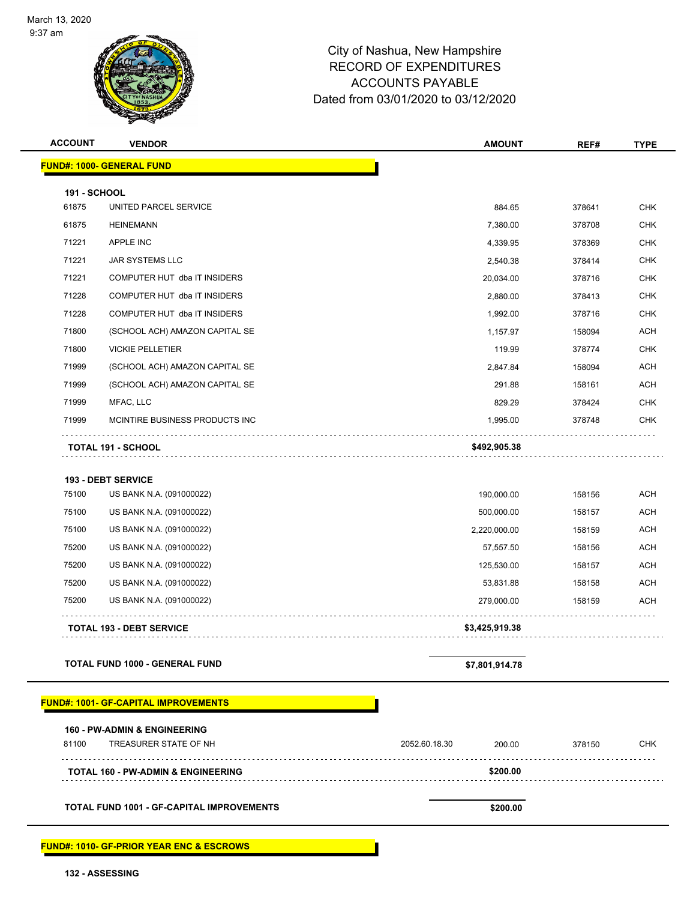March 13, 2020
9:37 am

# City of Nashua, New Hampshire
# RECORD OF EXPENDITURES
# ACCOUNTS PAYABLE
# Dated from 03/01/2020 to 03/12/2020

| ACCOUNT | VENDOR | | AMOUNT | REF# | TYPE |
|---|---|---|---|---|---|
| **FUND#: 1000- GENERAL FUND** | | | | | |
| **191 - SCHOOL** | | | | | |
| 61875 | UNITED PARCEL SERVICE | | 884.65 | 378641 | CHK |
| 61875 | HEINEMANN | | 7,380.00 | 378708 | CHK |
| 71221 | APPLE INC | | 4,339.95 | 378369 | CHK |
| 71221 | JAR SYSTEMS LLC | | 2,540.38 | 378414 | CHK |
| 71221 | COMPUTER HUT dba IT INSIDERS | | 20,034.00 | 378716 | CHK |
| 71228 | COMPUTER HUT dba IT INSIDERS | | 2,880.00 | 378413 | CHK |
| 71228 | COMPUTER HUT dba IT INSIDERS | | 1,992.00 | 378716 | CHK |
| 71800 | (SCHOOL ACH) AMAZON CAPITAL SE | | 1,157.97 | 158094 | ACH |
| 71800 | VICKIE PELLETIER | | 119.99 | 378774 | CHK |
| 71999 | (SCHOOL ACH) AMAZON CAPITAL SE | | 2,847.84 | 158094 | ACH |
| 71999 | (SCHOOL ACH) AMAZON CAPITAL SE | | 291.88 | 158161 | ACH |
| 71999 | MFAC, LLC | | 829.29 | 378424 | CHK |
| 71999 | MCINTIRE BUSINESS PRODUCTS INC | | 1,995.00 | 378748 | CHK |
| **TOTAL 191 - SCHOOL** | | | **$492,905.38** | | |
| **193 - DEBT SERVICE** | | | | | |
| 75100 | US BANK N.A. (091000022) | | 190,000.00 | 158156 | ACH |
| 75100 | US BANK N.A. (091000022) | | 500,000.00 | 158157 | ACH |
| 75100 | US BANK N.A. (091000022) | | 2,220,000.00 | 158159 | ACH |
| 75200 | US BANK N.A. (091000022) | | 57,557.50 | 158156 | ACH |
| 75200 | US BANK N.A. (091000022) | | 125,530.00 | 158157 | ACH |
| 75200 | US BANK N.A. (091000022) | | 53,831.88 | 158158 | ACH |
| 75200 | US BANK N.A. (091000022) | | 279,000.00 | 158159 | ACH |
| **TOTAL 193 - DEBT SERVICE** | | | **$3,425,919.38** | | |
| **TOTAL FUND 1000 - GENERAL FUND** | | | **$7,801,914.78** | | |
| **FUND#: 1001- GF-CAPITAL IMPROVEMENTS** | | | | | |
| **160 - PW-ADMIN & ENGINEERING** | | | | | |
| 81100 | TREASURER STATE OF NH | 2052.60.18.30 | 200.00 | 378150 | CHK |
| **TOTAL 160 - PW-ADMIN & ENGINEERING** | | | **$200.00** | | |
| **TOTAL FUND 1001 - GF-CAPITAL IMPROVEMENTS** | | | **$200.00** | | |
| **FUND#: 1010- GF-PRIOR YEAR ENC & ESCROWS** | | | | | |
| **132 - ASSESSING** | | | | | |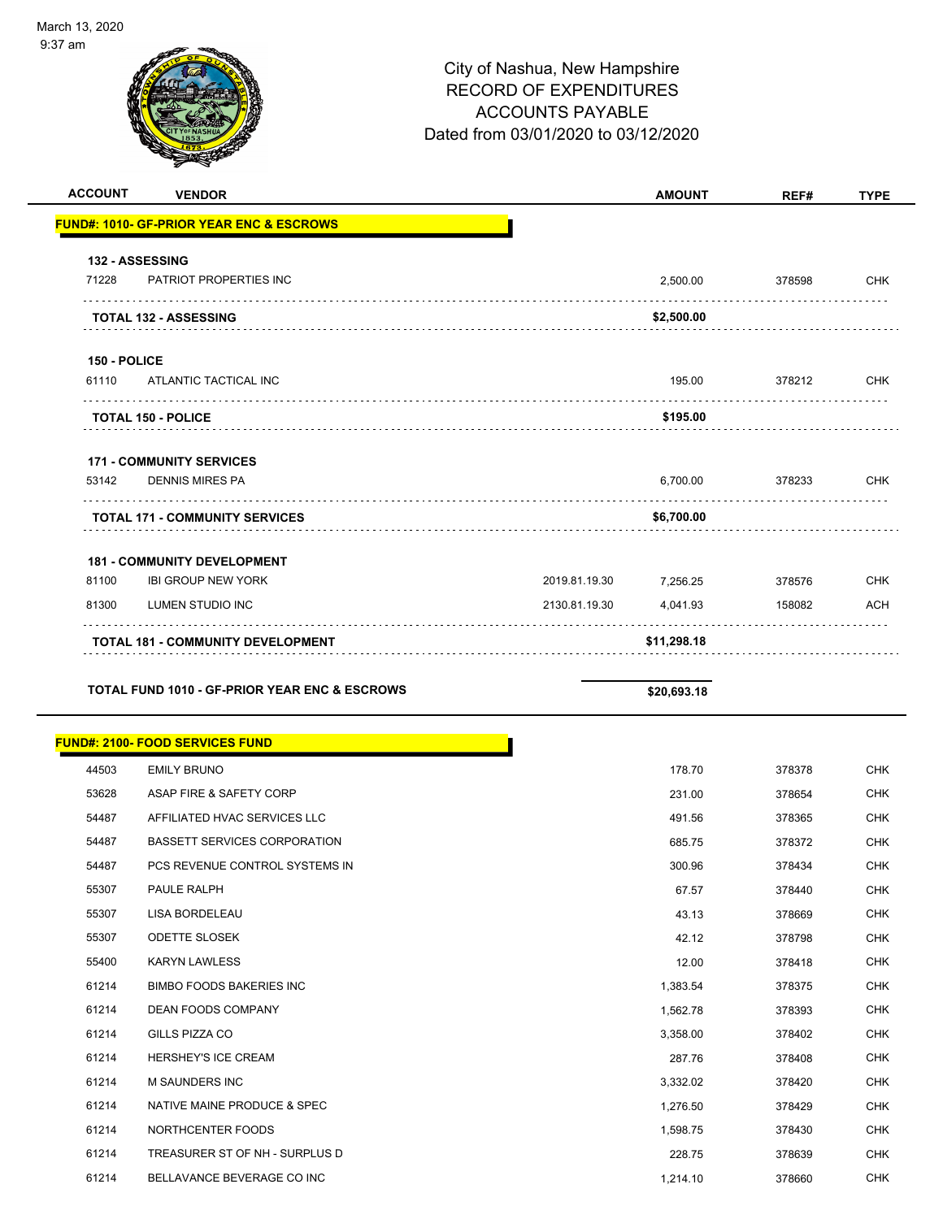March 13, 2020
9:37 am

# City of Nashua, New Hampshire
## RECORD OF EXPENDITURES
## ACCOUNTS PAYABLE
## Dated from 03/01/2020 to 03/12/2020

| ACCOUNT | VENDOR | | AMOUNT | REF# | TYPE |
|---|---|---|---|---|---|
| **FUND#: 1010- GF-PRIOR YEAR ENC & ESCROWS** | | | | | |
| **132 - ASSESSING** | | | | | |
| 71228 | PATRIOT PROPERTIES INC | | 2,500.00 | 378598 | CHK |
| | **TOTAL 132 - ASSESSING** | | **$2,500.00** | | |
| **150 - POLICE** | | | | | |
| 61110 | ATLANTIC TACTICAL INC | | 195.00 | 378212 | CHK |
| | **TOTAL 150 - POLICE** | | **$195.00** | | |
| **171 - COMMUNITY SERVICES** | | | | | |
| 53142 | DENNIS MIRES PA | | 6,700.00 | 378233 | CHK |
| | **TOTAL 171 - COMMUNITY SERVICES** | | **$6,700.00** | | |
| **181 - COMMUNITY DEVELOPMENT** | | | | | |
| 81100 | IBI GROUP NEW YORK | 2019.81.19.30 | 7,256.25 | 378576 | CHK |
| 81300 | LUMEN STUDIO INC | 2130.81.19.30 | 4,041.93 | 158082 | ACH |
| | **TOTAL 181 - COMMUNITY DEVELOPMENT** | | **$11,298.18** | | |
| **TOTAL FUND 1010 - GF-PRIOR YEAR ENC & ESCROWS** | | | **$20,693.18** | | |
| **FUND#: 2100- FOOD SERVICES FUND** | | | | | |
| 44503 | EMILY BRUNO | | 178.70 | 378378 | CHK |
| 53628 | ASAP FIRE & SAFETY CORP | | 231.00 | 378654 | CHK |
| 54487 | AFFILIATED HVAC SERVICES LLC | | 491.56 | 378365 | CHK |
| 54487 | BASSETT SERVICES CORPORATION | | 685.75 | 378372 | CHK |
| 54487 | PCS REVENUE CONTROL SYSTEMS IN | | 300.96 | 378434 | CHK |
| 55307 | PAULE RALPH | | 67.57 | 378440 | CHK |
| 55307 | LISA BORDELEAU | | 43.13 | 378669 | CHK |
| 55307 | ODETTE SLOSEK | | 42.12 | 378798 | CHK |
| 55400 | KARYN LAWLESS | | 12.00 | 378418 | CHK |
| 61214 | BIMBO FOODS BAKERIES INC | | 1,383.54 | 378375 | CHK |
| 61214 | DEAN FOODS COMPANY | | 1,562.78 | 378393 | CHK |
| 61214 | GILLS PIZZA CO | | 3,358.00 | 378402 | CHK |
| 61214 | HERSHEY'S ICE CREAM | | 287.76 | 378408 | CHK |
| 61214 | M SAUNDERS INC | | 3,332.02 | 378420 | CHK |
| 61214 | NATIVE MAINE PRODUCE & SPEC | | 1,276.50 | 378429 | CHK |
| 61214 | NORTHCENTER FOODS | | 1,598.75 | 378430 | CHK |
| 61214 | TREASURER ST OF NH - SURPLUS D | | 228.75 | 378639 | CHK |
| 61214 | BELLAVANCE BEVERAGE CO INC | | 1,214.10 | 378660 | CHK |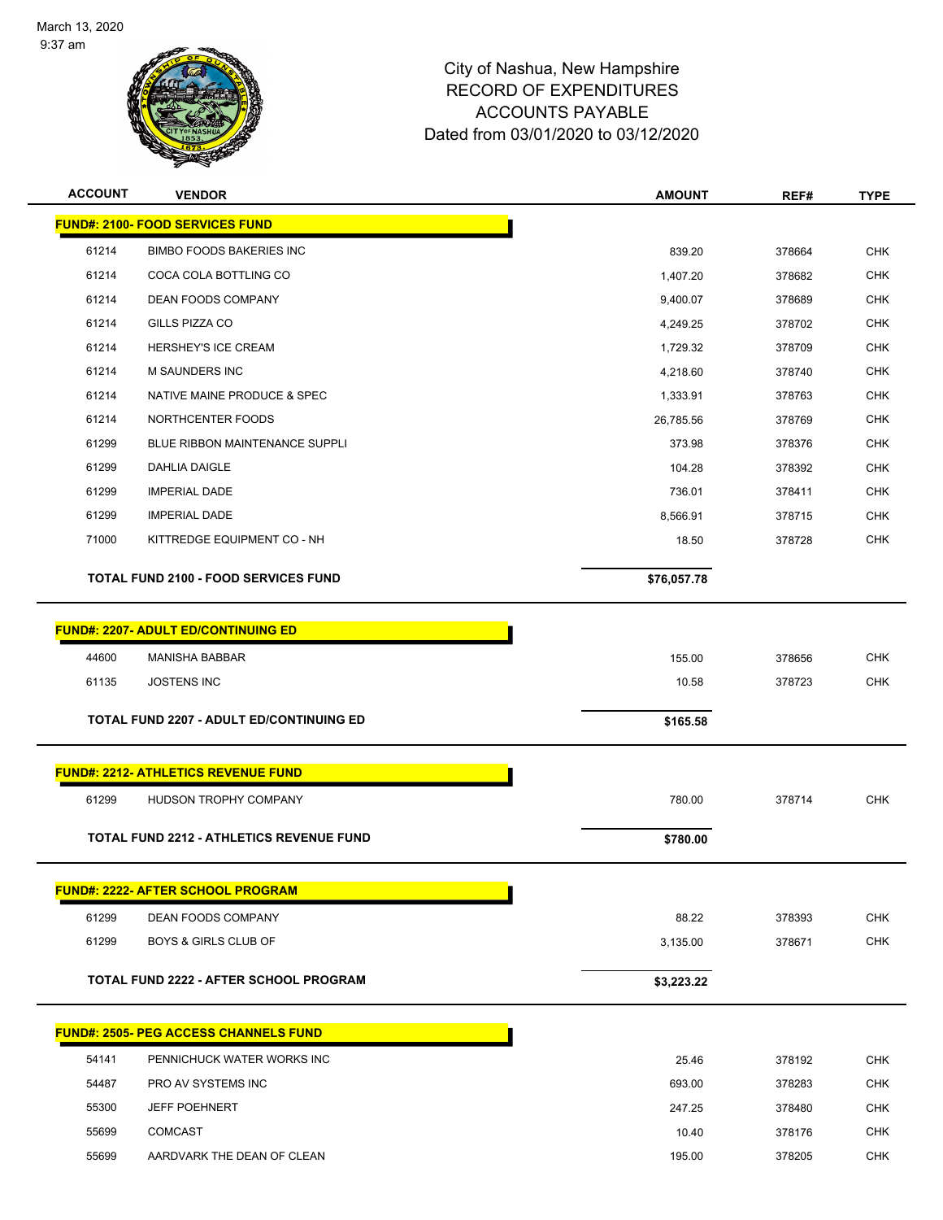March 13, 2020
9:37 am

# City of Nashua, New Hampshire
## RECORD OF EXPENDITURES
## ACCOUNTS PAYABLE
## Dated from 03/01/2020 to 03/12/2020

| ACCOUNT | VENDOR | AMOUNT | REF# | TYPE |
|---|---|---|---|---|
| **FUND#: 2100- FOOD SERVICES FUND** | | | | |
| 61214 | BIMBO FOODS BAKERIES INC | 839.20 | 378664 | CHK |
| 61214 | COCA COLA BOTTLING CO | 1,407.20 | 378682 | CHK |
| 61214 | DEAN FOODS COMPANY | 9,400.07 | 378689 | CHK |
| 61214 | GILLS PIZZA CO | 4,249.25 | 378702 | CHK |
| 61214 | HERSHEY'S ICE CREAM | 1,729.32 | 378709 | CHK |
| 61214 | M SAUNDERS INC | 4,218.60 | 378740 | CHK |
| 61214 | NATIVE MAINE PRODUCE & SPEC | 1,333.91 | 378763 | CHK |
| 61214 | NORTHCENTER FOODS | 26,785.56 | 378769 | CHK |
| 61299 | BLUE RIBBON MAINTENANCE SUPPLI | 373.98 | 378376 | CHK |
| 61299 | DAHLIA DAIGLE | 104.28 | 378392 | CHK |
| 61299 | IMPERIAL DADE | 736.01 | 378411 | CHK |
| 61299 | IMPERIAL DADE | 8,566.91 | 378715 | CHK |
| 71000 | KITTREDGE EQUIPMENT CO - NH | 18.50 | 378728 | CHK |
| **TOTAL FUND 2100 - FOOD SERVICES FUND** | | **$76,057.78** | | |
| **FUND#: 2207- ADULT ED/CONTINUING ED** | | | | |
| 44600 | MANISHA BABBAR | 155.00 | 378656 | CHK |
| 61135 | JOSTENS INC | 10.58 | 378723 | CHK |
| **TOTAL FUND 2207 - ADULT ED/CONTINUING ED** | | **$165.58** | | |
| **FUND#: 2212- ATHLETICS REVENUE FUND** | | | | |
| 61299 | HUDSON TROPHY COMPANY | 780.00 | 378714 | CHK |
| **TOTAL FUND 2212 - ATHLETICS REVENUE FUND** | | **$780.00** | | |
| **FUND#: 2222- AFTER SCHOOL PROGRAM** | | | | |
| 61299 | DEAN FOODS COMPANY | 88.22 | 378393 | CHK |
| 61299 | BOYS & GIRLS CLUB OF | 3,135.00 | 378671 | CHK |
| **TOTAL FUND 2222 - AFTER SCHOOL PROGRAM** | | **$3,223.22** | | |
| **FUND#: 2505- PEG ACCESS CHANNELS FUND** | | | | |
| 54141 | PENNICHUCK WATER WORKS INC | 25.46 | 378192 | CHK |
| 54487 | PRO AV SYSTEMS INC | 693.00 | 378283 | CHK |
| 55300 | JEFF POEHNERT | 247.25 | 378480 | CHK |
| 55699 | COMCAST | 10.40 | 378176 | CHK |
| 55699 | AARDVARK THE DEAN OF CLEAN | 195.00 | 378205 | CHK |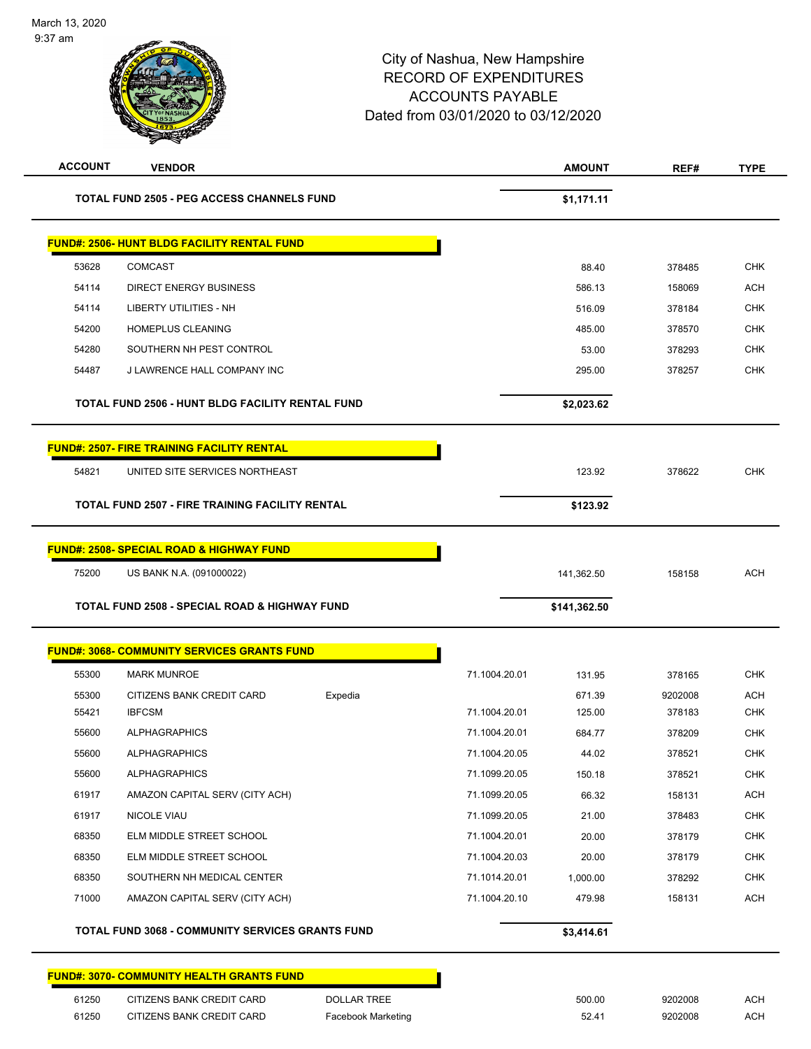City of Nashua, New Hampshire
RECORD OF EXPENDITURES
ACCOUNTS PAYABLE
Dated from 03/01/2020 to 03/12/2020

| ACCOUNT | VENDOR | | | AMOUNT | REF# | TYPE |
|---|---|---|---|---|---|---|
| | **TOTAL FUND 2505 - PEG ACCESS CHANNELS FUND** | | | **$1,171.11** | | |
| | **FUND#: 2506- HUNT BLDG FACILITY RENTAL FUND** | | | | | |
| 53628 | COMCAST | | | 88.40 | 378485 | CHK |
| 54114 | DIRECT ENERGY BUSINESS | | | 586.13 | 158069 | ACH |
| 54114 | LIBERTY UTILITIES - NH | | | 516.09 | 378184 | CHK |
| 54200 | HOMEPLUS CLEANING | | | 485.00 | 378570 | CHK |
| 54280 | SOUTHERN NH PEST CONTROL | | | 53.00 | 378293 | CHK |
| 54487 | J LAWRENCE HALL COMPANY INC | | | 295.00 | 378257 | CHK |
| | **TOTAL FUND 2506 - HUNT BLDG FACILITY RENTAL FUND** | | | **$2,023.62** | | |
| | **FUND#: 2507- FIRE TRAINING FACILITY RENTAL** | | | | | |
| 54821 | UNITED SITE SERVICES NORTHEAST | | | 123.92 | 378622 | CHK |
| | **TOTAL FUND 2507 - FIRE TRAINING FACILITY RENTAL** | | | **$123.92** | | |
| | **FUND#: 2508- SPECIAL ROAD & HIGHWAY FUND** | | | | | |
| 75200 | US BANK N.A. (091000022) | | | 141,362.50 | 158158 | ACH |
| | **TOTAL FUND 2508 - SPECIAL ROAD & HIGHWAY FUND** | | | **$141,362.50** | | |
| | **FUND#: 3068- COMMUNITY SERVICES GRANTS FUND** | | | | | |
| 55300 | MARK MUNROE | | 71.1004.20.01 | 131.95 | 378165 | CHK |
| 55300 | CITIZENS BANK CREDIT CARD | Expedia | | 671.39 | 9202008 | ACH |
| 55421 | IBFCSM | | 71.1004.20.01 | 125.00 | 378183 | CHK |
| 55600 | ALPHAGRAPHICS | | 71.1004.20.01 | 684.77 | 378209 | CHK |
| 55600 | ALPHAGRAPHICS | | 71.1004.20.05 | 44.02 | 378521 | CHK |
| 55600 | ALPHAGRAPHICS | | 71.1099.20.05 | 150.18 | 378521 | CHK |
| 61917 | AMAZON CAPITAL SERV (CITY ACH) | | 71.1099.20.05 | 66.32 | 158131 | ACH |
| 61917 | NICOLE VIAU | | 71.1099.20.05 | 21.00 | 378483 | CHK |
| 68350 | ELM MIDDLE STREET SCHOOL | | 71.1004.20.01 | 20.00 | 378179 | CHK |
| 68350 | ELM MIDDLE STREET SCHOOL | | 71.1004.20.03 | 20.00 | 378179 | CHK |
| 68350 | SOUTHERN NH MEDICAL CENTER | | 71.1014.20.01 | 1,000.00 | 378292 | CHK |
| 71000 | AMAZON CAPITAL SERV (CITY ACH) | | 71.1004.20.10 | 479.98 | 158131 | ACH |
| | **TOTAL FUND 3068 - COMMUNITY SERVICES GRANTS FUND** | | | **$3,414.61** | | |
| | **FUND#: 3070- COMMUNITY HEALTH GRANTS FUND** | | | | | |
| 61250 | CITIZENS BANK CREDIT CARD | DOLLAR TREE | | 500.00 | 9202008 | ACH |
| 61250 | CITIZENS BANK CREDIT CARD | Facebook Marketing | | 52.41 | 9202008 | ACH |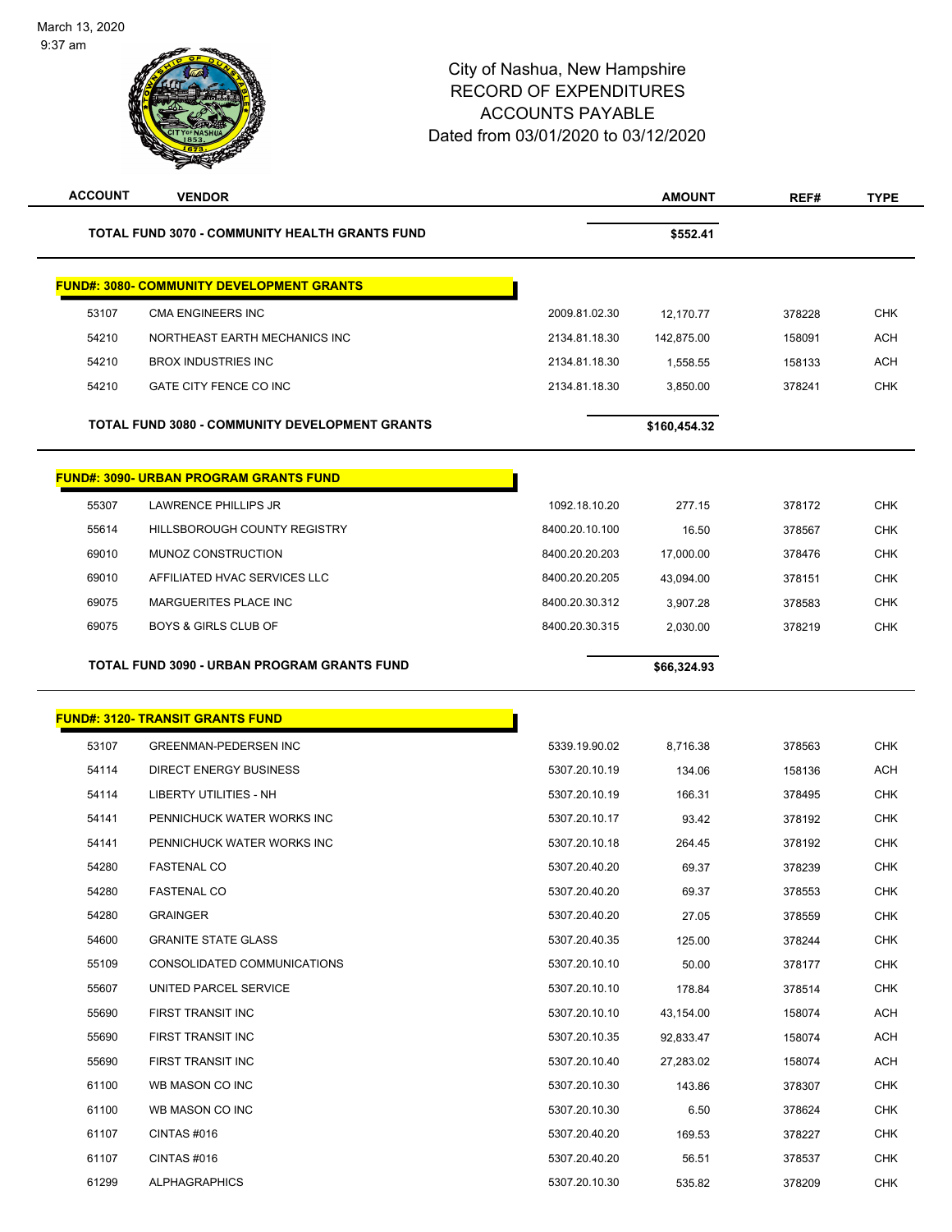City of Nashua, New Hampshire
RECORD OF EXPENDITURES
ACCOUNTS PAYABLE
Dated from 03/01/2020 to 03/12/2020

| ACCOUNT | VENDOR | | AMOUNT | REF# | TYPE |
|---|---|---|---|---|---|
| | **TOTAL FUND 3070 - COMMUNITY HEALTH GRANTS FUND** | | **$552.41** | | |

**FUND#: 3080- COMMUNITY DEVELOPMENT GRANTS**

| ACCOUNT | VENDOR | | AMOUNT | REF# | TYPE |
|---|---|---|---|---|---|
| 53107 | CMA ENGINEERS INC | 2009.81.02.30 | 12,170.77 | 378228 | CHK |
| 54210 | NORTHEAST EARTH MECHANICS INC | 2134.81.18.30 | 142,875.00 | 158091 | ACH |
| 54210 | BROX INDUSTRIES INC | 2134.81.18.30 | 1,558.55 | 158133 | ACH |
| 54210 | GATE CITY FENCE CO INC | 2134.81.18.30 | 3,850.00 | 378241 | CHK |
| | **TOTAL FUND 3080 - COMMUNITY DEVELOPMENT GRANTS** | | **$160,454.32** | | |

**FUND#: 3090- URBAN PROGRAM GRANTS FUND**

| ACCOUNT | VENDOR | | AMOUNT | REF# | TYPE |
|---|---|---|---|---|---|
| 55307 | LAWRENCE PHILLIPS JR | 1092.18.10.20 | 277.15 | 378172 | CHK |
| 55614 | HILLSBOROUGH COUNTY REGISTRY | 8400.20.10.100 | 16.50 | 378567 | CHK |
| 69010 | MUNOZ CONSTRUCTION | 8400.20.20.203 | 17,000.00 | 378476 | CHK |
| 69010 | AFFILIATED HVAC SERVICES LLC | 8400.20.20.205 | 43,094.00 | 378151 | CHK |
| 69075 | MARGUERITES PLACE INC | 8400.20.30.312 | 3,907.28 | 378583 | CHK |
| 69075 | BOYS & GIRLS CLUB OF | 8400.20.30.315 | 2,030.00 | 378219 | CHK |
| | **TOTAL FUND 3090 - URBAN PROGRAM GRANTS FUND** | | **$66,324.93** | | |

**FUND#: 3120- TRANSIT GRANTS FUND**

| ACCOUNT | VENDOR | | AMOUNT | REF# | TYPE |
|---|---|---|---|---|---|
| 53107 | GREENMAN-PEDERSEN INC | 5339.19.90.02 | 8,716.38 | 378563 | CHK |
| 54114 | DIRECT ENERGY BUSINESS | 5307.20.10.19 | 134.06 | 158136 | ACH |
| 54114 | LIBERTY UTILITIES - NH | 5307.20.10.19 | 166.31 | 378495 | CHK |
| 54141 | PENNICHUCK WATER WORKS INC | 5307.20.10.17 | 93.42 | 378192 | CHK |
| 54141 | PENNICHUCK WATER WORKS INC | 5307.20.10.18 | 264.45 | 378192 | CHK |
| 54280 | FASTENAL CO | 5307.20.40.20 | 69.37 | 378239 | CHK |
| 54280 | FASTENAL CO | 5307.20.40.20 | 69.37 | 378553 | CHK |
| 54280 | GRAINGER | 5307.20.40.20 | 27.05 | 378559 | CHK |
| 54600 | GRANITE STATE GLASS | 5307.20.40.35 | 125.00 | 378244 | CHK |
| 55109 | CONSOLIDATED COMMUNICATIONS | 5307.20.10.10 | 50.00 | 378177 | CHK |
| 55607 | UNITED PARCEL SERVICE | 5307.20.10.10 | 178.84 | 378514 | CHK |
| 55690 | FIRST TRANSIT INC | 5307.20.10.10 | 43,154.00 | 158074 | ACH |
| 55690 | FIRST TRANSIT INC | 5307.20.10.35 | 92,833.47 | 158074 | ACH |
| 55690 | FIRST TRANSIT INC | 5307.20.10.40 | 27,283.02 | 158074 | ACH |
| 61100 | WB MASON CO INC | 5307.20.10.30 | 143.86 | 378307 | CHK |
| 61100 | WB MASON CO INC | 5307.20.10.30 | 6.50 | 378624 | CHK |
| 61107 | CINTAS #016 | 5307.20.40.20 | 169.53 | 378227 | CHK |
| 61107 | CINTAS #016 | 5307.20.40.20 | 56.51 | 378537 | CHK |
| 61299 | ALPHAGRAPHICS | 5307.20.10.30 | 535.82 | 378209 | CHK |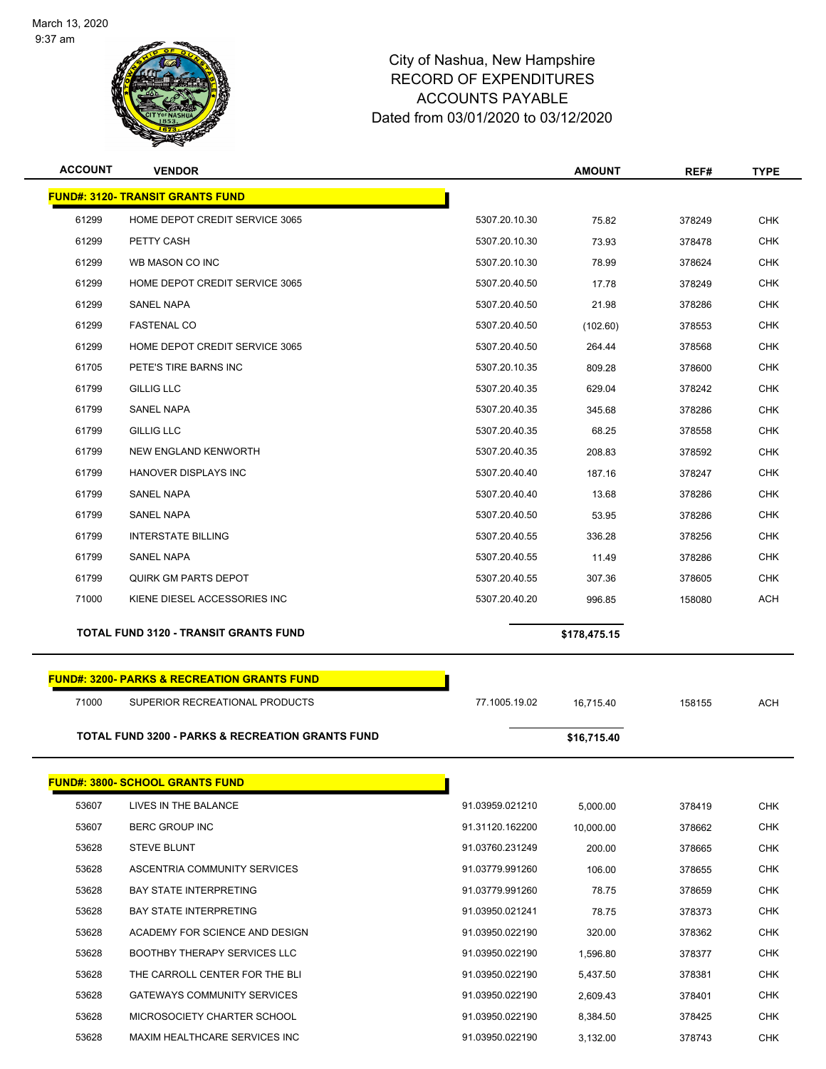City of Nashua, New Hampshire
RECORD OF EXPENDITURES
ACCOUNTS PAYABLE
Dated from 03/01/2020 to 03/12/2020

| ACCOUNT | VENDOR | | AMOUNT | REF# | TYPE |
|---|---|---|---|---|---|
| **FUND#: 3120- TRANSIT GRANTS FUND** | | | | | |
| 61299 | HOME DEPOT CREDIT SERVICE 3065 | 5307.20.10.30 | 75.82 | 378249 | CHK |
| 61299 | PETTY CASH | 5307.20.10.30 | 73.93 | 378478 | CHK |
| 61299 | WB MASON CO INC | 5307.20.10.30 | 78.99 | 378624 | CHK |
| 61299 | HOME DEPOT CREDIT SERVICE 3065 | 5307.20.40.50 | 17.78 | 378249 | CHK |
| 61299 | SANEL NAPA | 5307.20.40.50 | 21.98 | 378286 | CHK |
| 61299 | FASTENAL CO | 5307.20.40.50 | (102.60) | 378553 | CHK |
| 61299 | HOME DEPOT CREDIT SERVICE 3065 | 5307.20.40.50 | 264.44 | 378568 | CHK |
| 61705 | PETE'S TIRE BARNS INC | 5307.20.10.35 | 809.28 | 378600 | CHK |
| 61799 | GILLIG LLC | 5307.20.40.35 | 629.04 | 378242 | CHK |
| 61799 | SANEL NAPA | 5307.20.40.35 | 345.68 | 378286 | CHK |
| 61799 | GILLIG LLC | 5307.20.40.35 | 68.25 | 378558 | CHK |
| 61799 | NEW ENGLAND KENWORTH | 5307.20.40.35 | 208.83 | 378592 | CHK |
| 61799 | HANOVER DISPLAYS INC | 5307.20.40.40 | 187.16 | 378247 | CHK |
| 61799 | SANEL NAPA | 5307.20.40.40 | 13.68 | 378286 | CHK |
| 61799 | SANEL NAPA | 5307.20.40.50 | 53.95 | 378286 | CHK |
| 61799 | INTERSTATE BILLING | 5307.20.40.55 | 336.28 | 378256 | CHK |
| 61799 | SANEL NAPA | 5307.20.40.55 | 11.49 | 378286 | CHK |
| 61799 | QUIRK GM PARTS DEPOT | 5307.20.40.55 | 307.36 | 378605 | CHK |
| 71000 | KIENE DIESEL ACCESSORIES INC | 5307.20.40.20 | 996.85 | 158080 | ACH |
| **TOTAL FUND 3120 - TRANSIT GRANTS FUND** | | | **$178,475.15** | | |
| **FUND#: 3200- PARKS & RECREATION GRANTS FUND** | | | | | |
| 71000 | SUPERIOR RECREATIONAL PRODUCTS | 77.1005.19.02 | 16,715.40 | 158155 | ACH |
| **TOTAL FUND 3200 - PARKS & RECREATION GRANTS FUND** | | | **$16,715.40** | | |
| **FUND#: 3800- SCHOOL GRANTS FUND** | | | | | |
| 53607 | LIVES IN THE BALANCE | 91.03959.021210 | 5,000.00 | 378419 | CHK |
| 53607 | BERC GROUP INC | 91.31120.162200 | 10,000.00 | 378662 | CHK |
| 53628 | STEVE BLUNT | 91.03760.231249 | 200.00 | 378665 | CHK |
| 53628 | ASCENTRIA COMMUNITY SERVICES | 91.03779.991260 | 106.00 | 378655 | CHK |
| 53628 | BAY STATE INTERPRETING | 91.03779.991260 | 78.75 | 378659 | CHK |
| 53628 | BAY STATE INTERPRETING | 91.03950.021241 | 78.75 | 378373 | CHK |
| 53628 | ACADEMY FOR SCIENCE AND DESIGN | 91.03950.022190 | 320.00 | 378362 | CHK |
| 53628 | BOOTHBY THERAPY SERVICES LLC | 91.03950.022190 | 1,596.80 | 378377 | CHK |
| 53628 | THE CARROLL CENTER FOR THE BLI | 91.03950.022190 | 5,437.50 | 378381 | CHK |
| 53628 | GATEWAYS COMMUNITY SERVICES | 91.03950.022190 | 2,609.43 | 378401 | CHK |
| 53628 | MICROSOCIETY CHARTER SCHOOL | 91.03950.022190 | 8,384.50 | 378425 | CHK |
| 53628 | MAXIM HEALTHCARE SERVICES INC | 91.03950.022190 | 3,132.00 | 378743 | CHK |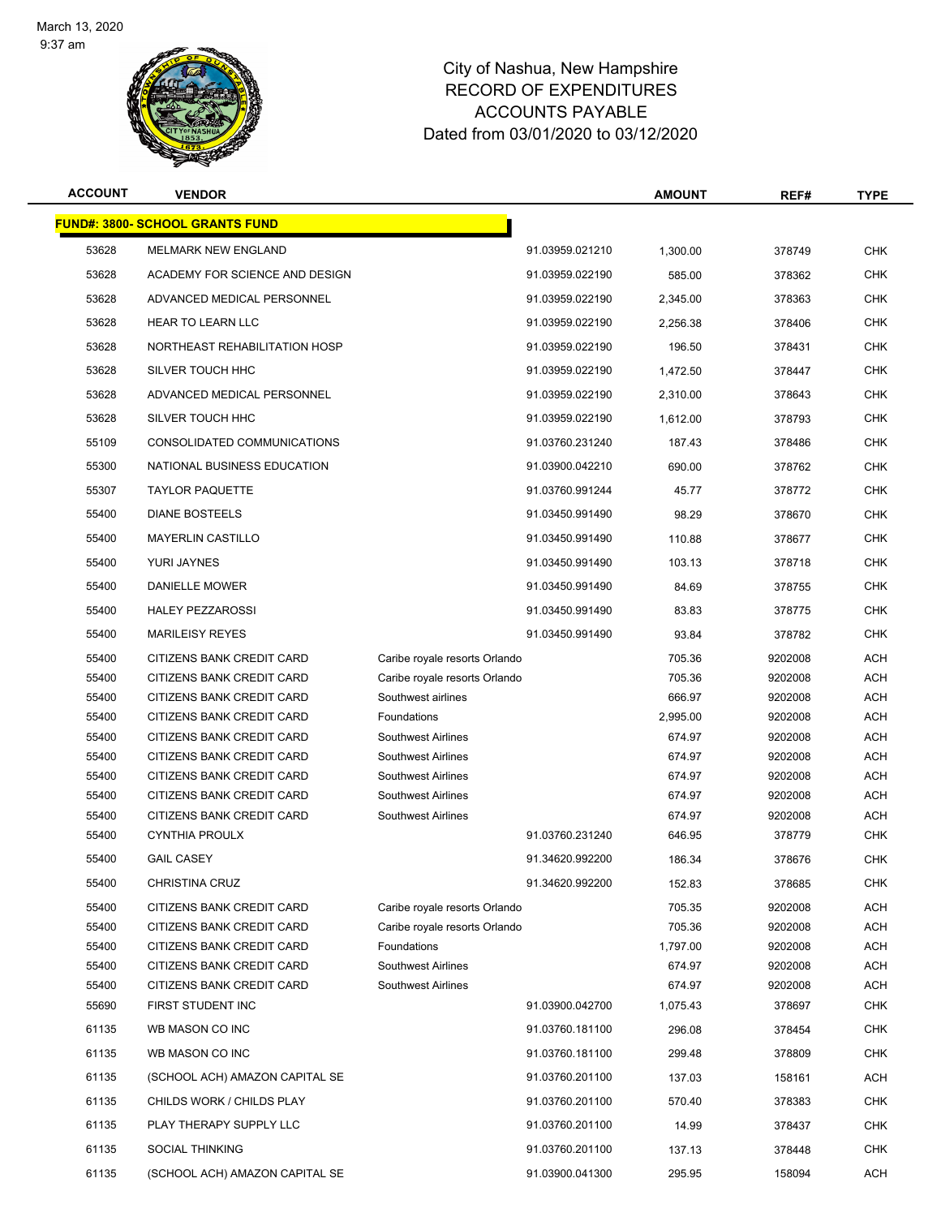March 13, 2020
9:37 am

# City of Nashua, New Hampshire
## RECORD OF EXPENDITURES
## ACCOUNTS PAYABLE
## Dated from 03/01/2020 to 03/12/2020

| ACCOUNT | VENDOR | | | AMOUNT | REF# | TYPE |
|---|---|---|---|---|---|---|
| **FUND#: 3800- SCHOOL GRANTS FUND** | | | | | | |
| 53628 | MELMARK NEW ENGLAND | | 91.03959.021210 | 1,300.00 | 378749 | CHK |
| 53628 | ACADEMY FOR SCIENCE AND DESIGN | | 91.03959.022190 | 585.00 | 378362 | CHK |
| 53628 | ADVANCED MEDICAL PERSONNEL | | 91.03959.022190 | 2,345.00 | 378363 | CHK |
| 53628 | HEAR TO LEARN LLC | | 91.03959.022190 | 2,256.38 | 378406 | CHK |
| 53628 | NORTHEAST REHABILITATION HOSP | | 91.03959.022190 | 196.50 | 378431 | CHK |
| 53628 | SILVER TOUCH HHC | | 91.03959.022190 | 1,472.50 | 378447 | CHK |
| 53628 | ADVANCED MEDICAL PERSONNEL | | 91.03959.022190 | 2,310.00 | 378643 | CHK |
| 53628 | SILVER TOUCH HHC | | 91.03959.022190 | 1,612.00 | 378793 | CHK |
| 55109 | CONSOLIDATED COMMUNICATIONS | | 91.03760.231240 | 187.43 | 378486 | CHK |
| 55300 | NATIONAL BUSINESS EDUCATION | | 91.03900.042210 | 690.00 | 378762 | CHK |
| 55307 | TAYLOR PAQUETTE | | 91.03760.991244 | 45.77 | 378772 | CHK |
| 55400 | DIANE BOSTEELS | | 91.03450.991490 | 98.29 | 378670 | CHK |
| 55400 | MAYERLIN CASTILLO | | 91.03450.991490 | 110.88 | 378677 | CHK |
| 55400 | YURI JAYNES | | 91.03450.991490 | 103.13 | 378718 | CHK |
| 55400 | DANIELLE MOWER | | 91.03450.991490 | 84.69 | 378755 | CHK |
| 55400 | HALEY PEZZAROSSI | | 91.03450.991490 | 83.83 | 378775 | CHK |
| 55400 | MARILEISY REYES | | 91.03450.991490 | 93.84 | 378782 | CHK |
| 55400 | CITIZENS BANK CREDIT CARD | Caribe royale resorts Orlando | | 705.36 | 9202008 | ACH |
| 55400 | CITIZENS BANK CREDIT CARD | Caribe royale resorts Orlando | | 705.36 | 9202008 | ACH |
| 55400 | CITIZENS BANK CREDIT CARD | Southwest airlines | | 666.97 | 9202008 | ACH |
| 55400 | CITIZENS BANK CREDIT CARD | Foundations | | 2,995.00 | 9202008 | ACH |
| 55400 | CITIZENS BANK CREDIT CARD | Southwest Airlines | | 674.97 | 9202008 | ACH |
| 55400 | CITIZENS BANK CREDIT CARD | Southwest Airlines | | 674.97 | 9202008 | ACH |
| 55400 | CITIZENS BANK CREDIT CARD | Southwest Airlines | | 674.97 | 9202008 | ACH |
| 55400 | CITIZENS BANK CREDIT CARD | Southwest Airlines | | 674.97 | 9202008 | ACH |
| 55400 | CITIZENS BANK CREDIT CARD | Southwest Airlines | | 674.97 | 9202008 | ACH |
| 55400 | CYNTHIA PROULX | | 91.03760.231240 | 646.95 | 378779 | CHK |
| 55400 | GAIL CASEY | | 91.34620.992200 | 186.34 | 378676 | CHK |
| 55400 | CHRISTINA CRUZ | | 91.34620.992200 | 152.83 | 378685 | CHK |
| 55400 | CITIZENS BANK CREDIT CARD | Caribe royale resorts Orlando | | 705.35 | 9202008 | ACH |
| 55400 | CITIZENS BANK CREDIT CARD | Caribe royale resorts Orlando | | 705.36 | 9202008 | ACH |
| 55400 | CITIZENS BANK CREDIT CARD | Foundations | | 1,797.00 | 9202008 | ACH |
| 55400 | CITIZENS BANK CREDIT CARD | Southwest Airlines | | 674.97 | 9202008 | ACH |
| 55400 | CITIZENS BANK CREDIT CARD | Southwest Airlines | | 674.97 | 9202008 | ACH |
| 55690 | FIRST STUDENT INC | | 91.03900.042700 | 1,075.43 | 378697 | CHK |
| 61135 | WB MASON CO INC | | 91.03760.181100 | 296.08 | 378454 | CHK |
| 61135 | WB MASON CO INC | | 91.03760.181100 | 299.48 | 378809 | CHK |
| 61135 | (SCHOOL ACH) AMAZON CAPITAL SE | | 91.03760.201100 | 137.03 | 158161 | ACH |
| 61135 | CHILDS WORK / CHILDS PLAY | | 91.03760.201100 | 570.40 | 378383 | CHK |
| 61135 | PLAY THERAPY SUPPLY LLC | | 91.03760.201100 | 14.99 | 378437 | CHK |
| 61135 | SOCIAL THINKING | | 91.03760.201100 | 137.13 | 378448 | CHK |
| 61135 | (SCHOOL ACH) AMAZON CAPITAL SE | | 91.03900.041300 | 295.95 | 158094 | ACH |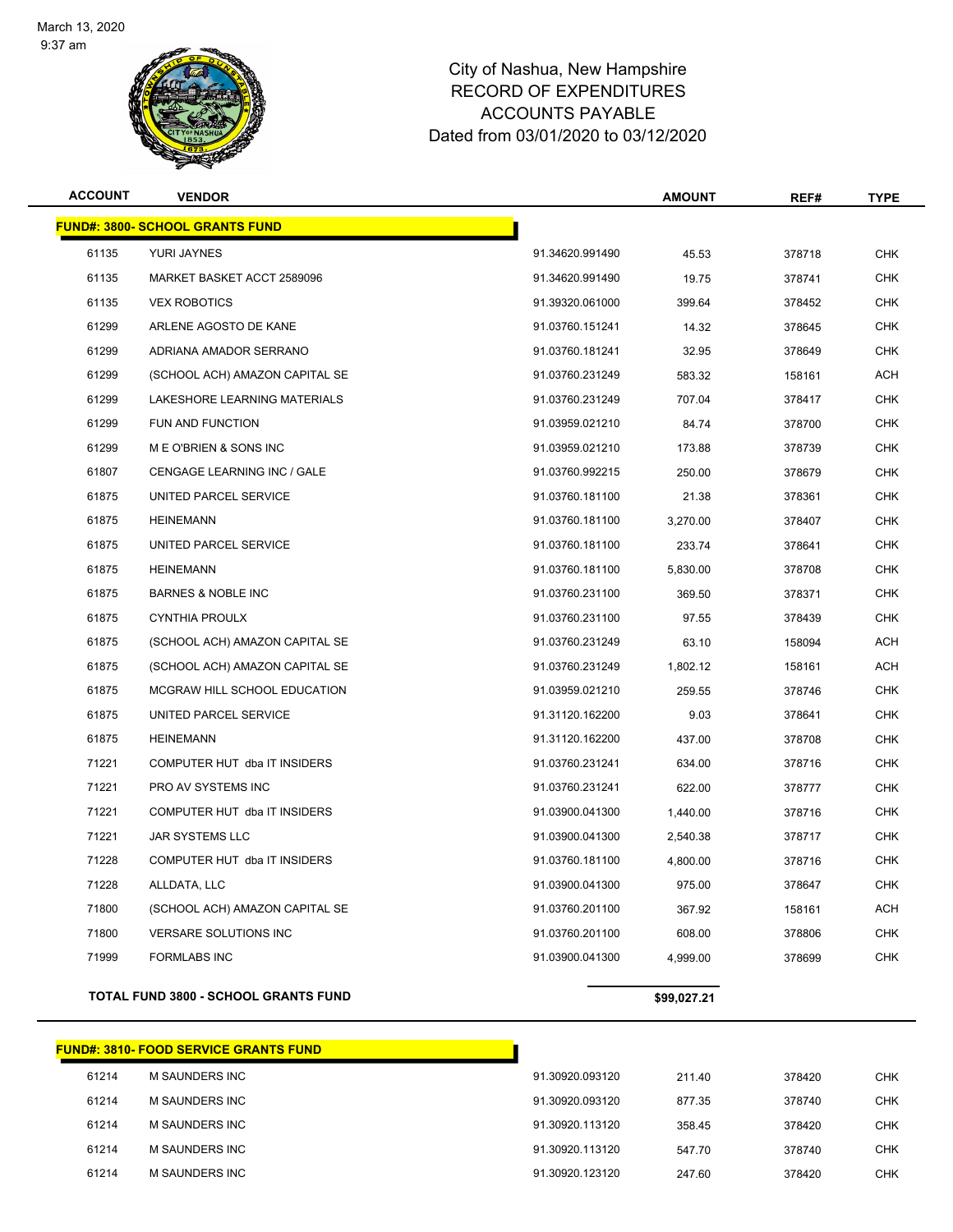# City of Nashua, New Hampshire
## RECORD OF EXPENDITURES
## ACCOUNTS PAYABLE
## Dated from 03/01/2020 to 03/12/2020

March 13, 2020
9:37 am

| ACCOUNT | VENDOR | | AMOUNT | REF# | TYPE |
|---|---|---|---|---|---|
| **FUND#: 3800- SCHOOL GRANTS FUND** | | | | | |
| 61135 | YURI JAYNES | 91.34620.991490 | 45.53 | 378718 | CHK |
| 61135 | MARKET BASKET ACCT 2589096 | 91.34620.991490 | 19.75 | 378741 | CHK |
| 61135 | VEX ROBOTICS | 91.39320.061000 | 399.64 | 378452 | CHK |
| 61299 | ARLENE AGOSTO DE KANE | 91.03760.151241 | 14.32 | 378645 | CHK |
| 61299 | ADRIANA AMADOR SERRANO | 91.03760.181241 | 32.95 | 378649 | CHK |
| 61299 | (SCHOOL ACH) AMAZON CAPITAL SE | 91.03760.231249 | 583.32 | 158161 | ACH |
| 61299 | LAKESHORE LEARNING MATERIALS | 91.03760.231249 | 707.04 | 378417 | CHK |
| 61299 | FUN AND FUNCTION | 91.03959.021210 | 84.74 | 378700 | CHK |
| 61299 | M E O'BRIEN & SONS INC | 91.03959.021210 | 173.88 | 378739 | CHK |
| 61807 | CENGAGE LEARNING INC / GALE | 91.03760.992215 | 250.00 | 378679 | CHK |
| 61875 | UNITED PARCEL SERVICE | 91.03760.181100 | 21.38 | 378361 | CHK |
| 61875 | HEINEMANN | 91.03760.181100 | 3,270.00 | 378407 | CHK |
| 61875 | UNITED PARCEL SERVICE | 91.03760.181100 | 233.74 | 378641 | CHK |
| 61875 | HEINEMANN | 91.03760.181100 | 5,830.00 | 378708 | CHK |
| 61875 | BARNES & NOBLE INC | 91.03760.231100 | 369.50 | 378371 | CHK |
| 61875 | CYNTHIA PROULX | 91.03760.231100 | 97.55 | 378439 | CHK |
| 61875 | (SCHOOL ACH) AMAZON CAPITAL SE | 91.03760.231249 | 63.10 | 158094 | ACH |
| 61875 | (SCHOOL ACH) AMAZON CAPITAL SE | 91.03760.231249 | 1,802.12 | 158161 | ACH |
| 61875 | MCGRAW HILL SCHOOL EDUCATION | 91.03959.021210 | 259.55 | 378746 | CHK |
| 61875 | UNITED PARCEL SERVICE | 91.31120.162200 | 9.03 | 378641 | CHK |
| 61875 | HEINEMANN | 91.31120.162200 | 437.00 | 378708 | CHK |
| 71221 | COMPUTER HUT dba IT INSIDERS | 91.03760.231241 | 634.00 | 378716 | CHK |
| 71221 | PRO AV SYSTEMS INC | 91.03760.231241 | 622.00 | 378777 | CHK |
| 71221 | COMPUTER HUT dba IT INSIDERS | 91.03900.041300 | 1,440.00 | 378716 | CHK |
| 71221 | JAR SYSTEMS LLC | 91.03900.041300 | 2,540.38 | 378717 | CHK |
| 71228 | COMPUTER HUT dba IT INSIDERS | 91.03760.181100 | 4,800.00 | 378716 | CHK |
| 71228 | ALLDATA, LLC | 91.03900.041300 | 975.00 | 378647 | CHK |
| 71800 | (SCHOOL ACH) AMAZON CAPITAL SE | 91.03760.201100 | 367.92 | 158161 | ACH |
| 71800 | VERSARE SOLUTIONS INC | 91.03760.201100 | 608.00 | 378806 | CHK |
| 71999 | FORMLABS INC | 91.03900.041300 | 4,999.00 | 378699 | CHK |
| **TOTAL FUND 3800 - SCHOOL GRANTS FUND** | | | **$99,027.21** | | |

| ACCOUNT | VENDOR | | AMOUNT | REF# | TYPE |
|---|---|---|---|---|---|
| **FUND#: 3810- FOOD SERVICE GRANTS FUND** | | | | | |
| 61214 | M SAUNDERS INC | 91.30920.093120 | 211.40 | 378420 | CHK |
| 61214 | M SAUNDERS INC | 91.30920.093120 | 877.35 | 378740 | CHK |
| 61214 | M SAUNDERS INC | 91.30920.113120 | 358.45 | 378420 | CHK |
| 61214 | M SAUNDERS INC | 91.30920.113120 | 547.70 | 378740 | CHK |
| 61214 | M SAUNDERS INC | 91.30920.123120 | 247.60 | 378420 | CHK |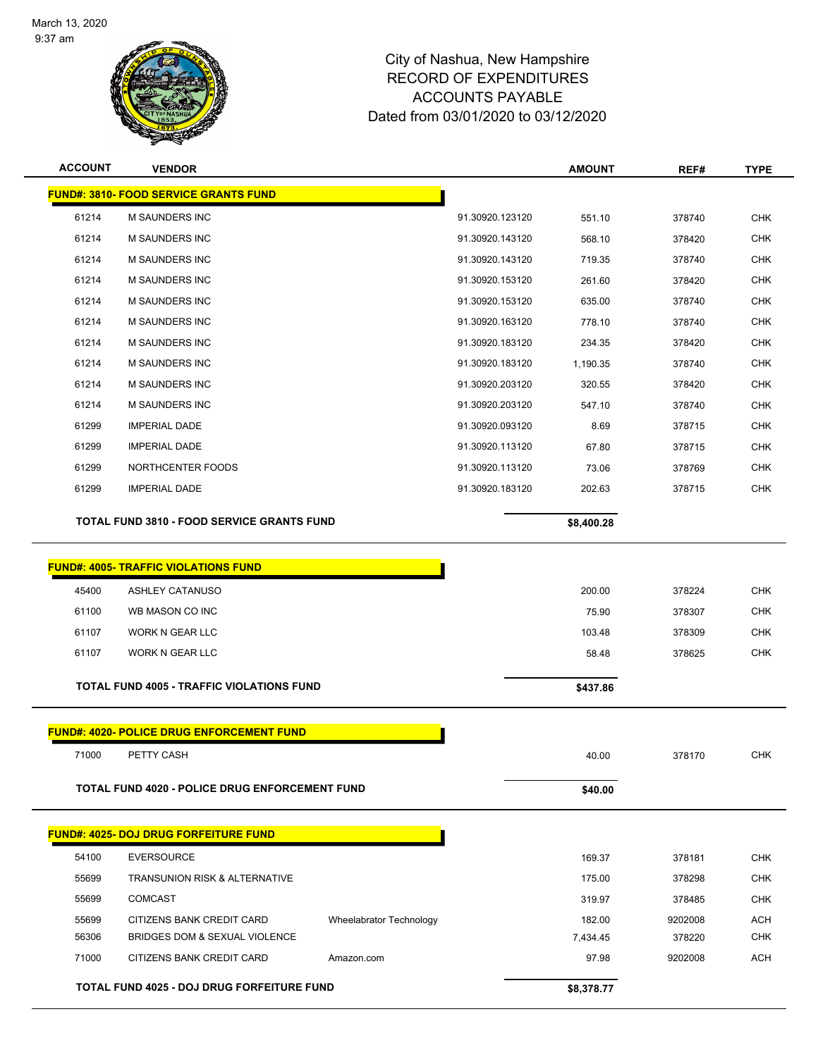City of Nashua, New Hampshire
RECORD OF EXPENDITURES
ACCOUNTS PAYABLE
Dated from 03/01/2020 to 03/12/2020

| ACCOUNT | VENDOR | | | AMOUNT | REF# | TYPE |
|---|---|---|---|---|---|---|
| **FUND#: 3810- FOOD SERVICE GRANTS FUND** | | | | | | |
| 61214 | M SAUNDERS INC | | 91.30920.123120 | 551.10 | 378740 | CHK |
| 61214 | M SAUNDERS INC | | 91.30920.143120 | 568.10 | 378420 | CHK |
| 61214 | M SAUNDERS INC | | 91.30920.143120 | 719.35 | 378740 | CHK |
| 61214 | M SAUNDERS INC | | 91.30920.153120 | 261.60 | 378420 | CHK |
| 61214 | M SAUNDERS INC | | 91.30920.153120 | 635.00 | 378740 | CHK |
| 61214 | M SAUNDERS INC | | 91.30920.163120 | 778.10 | 378740 | CHK |
| 61214 | M SAUNDERS INC | | 91.30920.183120 | 234.35 | 378420 | CHK |
| 61214 | M SAUNDERS INC | | 91.30920.183120 | 1,190.35 | 378740 | CHK |
| 61214 | M SAUNDERS INC | | 91.30920.203120 | 320.55 | 378420 | CHK |
| 61214 | M SAUNDERS INC | | 91.30920.203120 | 547.10 | 378740 | CHK |
| 61299 | IMPERIAL DADE | | 91.30920.093120 | 8.69 | 378715 | CHK |
| 61299 | IMPERIAL DADE | | 91.30920.113120 | 67.80 | 378715 | CHK |
| 61299 | NORTHCENTER FOODS | | 91.30920.113120 | 73.06 | 378769 | CHK |
| 61299 | IMPERIAL DADE | | 91.30920.183120 | 202.63 | 378715 | CHK |
| **TOTAL FUND 3810 - FOOD SERVICE GRANTS FUND** | | | | **$8,400.28** | | |
| **FUND#: 4005- TRAFFIC VIOLATIONS FUND** | | | | | | |
| 45400 | ASHLEY CATANUSO | | | 200.00 | 378224 | CHK |
| 61100 | WB MASON CO INC | | | 75.90 | 378307 | CHK |
| 61107 | WORK N GEAR LLC | | | 103.48 | 378309 | CHK |
| 61107 | WORK N GEAR LLC | | | 58.48 | 378625 | CHK |
| **TOTAL FUND 4005 - TRAFFIC VIOLATIONS FUND** | | | | **$437.86** | | |
| **FUND#: 4020- POLICE DRUG ENFORCEMENT FUND** | | | | | | |
| 71000 | PETTY CASH | | | 40.00 | 378170 | CHK |
| **TOTAL FUND 4020 - POLICE DRUG ENFORCEMENT FUND** | | | | **$40.00** | | |
| **FUND#: 4025- DOJ DRUG FORFEITURE FUND** | | | | | | |
| 54100 | EVERSOURCE | | | 169.37 | 378181 | CHK |
| 55699 | TRANSUNION RISK & ALTERNATIVE | | | 175.00 | 378298 | CHK |
| 55699 | COMCAST | | | 319.97 | 378485 | CHK |
| 55699 | CITIZENS BANK CREDIT CARD | Wheelabrator Technology | | 182.00 | 9202008 | ACH |
| 56306 | BRIDGES DOM & SEXUAL VIOLENCE | | | 7,434.45 | 378220 | CHK |
| 71000 | CITIZENS BANK CREDIT CARD | Amazon.com | | 97.98 | 9202008 | ACH |
| **TOTAL FUND 4025 - DOJ DRUG FORFEITURE FUND** | | | | **$8,378.77** | | |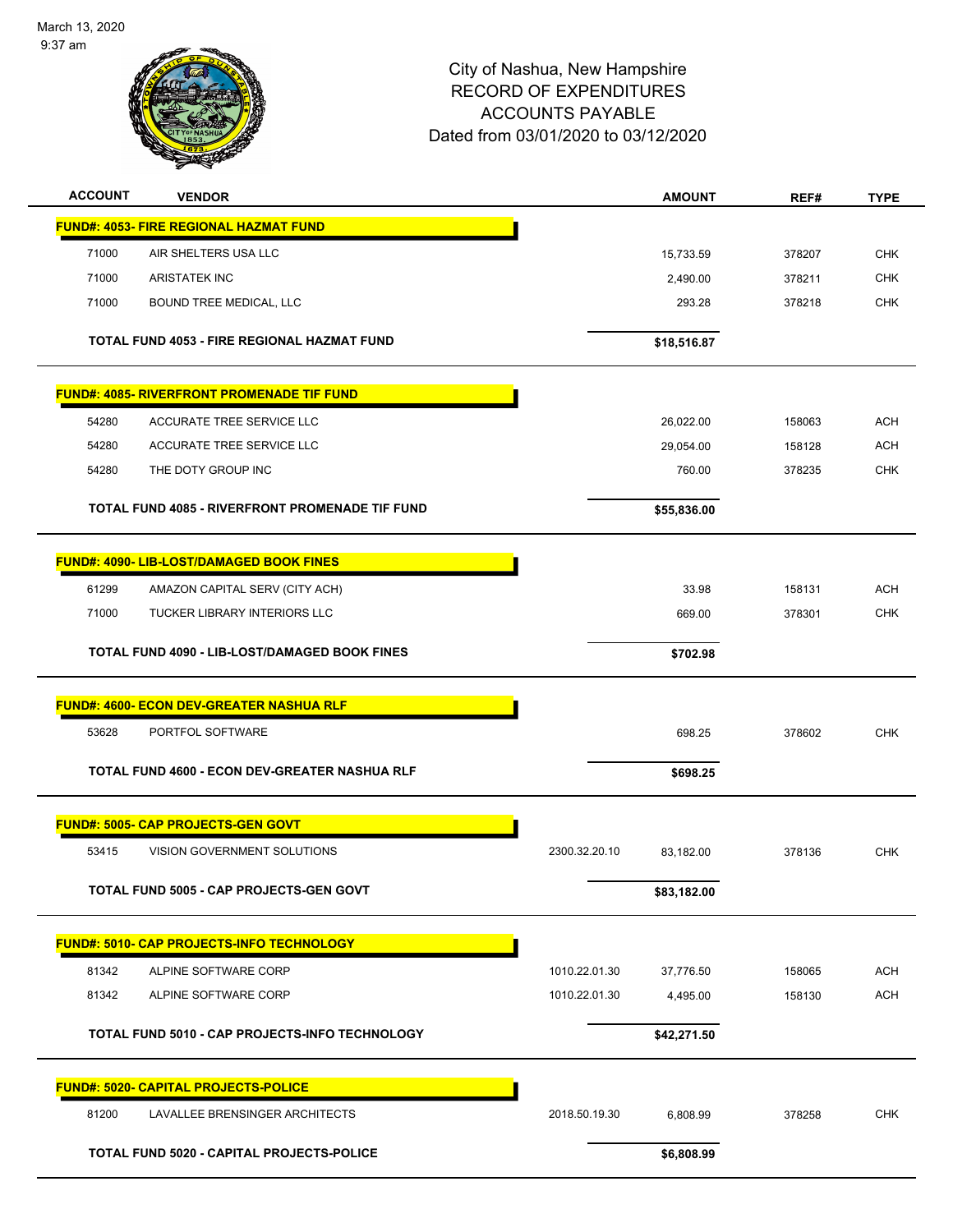March 13, 2020
9:37 am

# City of Nashua, New Hampshire
## RECORD OF EXPENDITURES
## ACCOUNTS PAYABLE
## Dated from 03/01/2020 to 03/12/2020

| ACCOUNT | VENDOR | | AMOUNT | REF# | TYPE |
|---|---|---|---|---|---|
| **FUND#: 4053- FIRE REGIONAL HAZMAT FUND** | | | | | |
| 71000 | AIR SHELTERS USA LLC | | 15,733.59 | 378207 | CHK |
| 71000 | ARISTATEK INC | | 2,490.00 | 378211 | CHK |
| 71000 | BOUND TREE MEDICAL, LLC | | 293.28 | 378218 | CHK |
| | **TOTAL FUND 4053 - FIRE REGIONAL HAZMAT FUND** | | **$18,516.87** | | |
| **FUND#: 4085- RIVERFRONT PROMENADE TIF FUND** | | | | | |
| 54280 | ACCURATE TREE SERVICE LLC | | 26,022.00 | 158063 | ACH |
| 54280 | ACCURATE TREE SERVICE LLC | | 29,054.00 | 158128 | ACH |
| 54280 | THE DOTY GROUP INC | | 760.00 | 378235 | CHK |
| | **TOTAL FUND 4085 - RIVERFRONT PROMENADE TIF FUND** | | **$55,836.00** | | |
| **FUND#: 4090- LIB-LOST/DAMAGED BOOK FINES** | | | | | |
| 61299 | AMAZON CAPITAL SERV (CITY ACH) | | 33.98 | 158131 | ACH |
| 71000 | TUCKER LIBRARY INTERIORS LLC | | 669.00 | 378301 | CHK |
| | **TOTAL FUND 4090 - LIB-LOST/DAMAGED BOOK FINES** | | **$702.98** | | |
| **FUND#: 4600- ECON DEV-GREATER NASHUA RLF** | | | | | |
| 53628 | PORTFOL SOFTWARE | | 698.25 | 378602 | CHK |
| | **TOTAL FUND 4600 - ECON DEV-GREATER NASHUA RLF** | | **$698.25** | | |
| **FUND#: 5005- CAP PROJECTS-GEN GOVT** | | | | | |
| 53415 | VISION GOVERNMENT SOLUTIONS | 2300.32.20.10 | 83,182.00 | 378136 | CHK |
| | **TOTAL FUND 5005 - CAP PROJECTS-GEN GOVT** | | **$83,182.00** | | |
| **FUND#: 5010- CAP PROJECTS-INFO TECHNOLOGY** | | | | | |
| 81342 | ALPINE SOFTWARE CORP | 1010.22.01.30 | 37,776.50 | 158065 | ACH |
| 81342 | ALPINE SOFTWARE CORP | 1010.22.01.30 | 4,495.00 | 158130 | ACH |
| | **TOTAL FUND 5010 - CAP PROJECTS-INFO TECHNOLOGY** | | **$42,271.50** | | |
| **FUND#: 5020- CAPITAL PROJECTS-POLICE** | | | | | |
| 81200 | LAVALLEE BRENSINGER ARCHITECTS | 2018.50.19.30 | 6,808.99 | 378258 | CHK |
| | **TOTAL FUND 5020 - CAPITAL PROJECTS-POLICE** | | **$6,808.99** | | |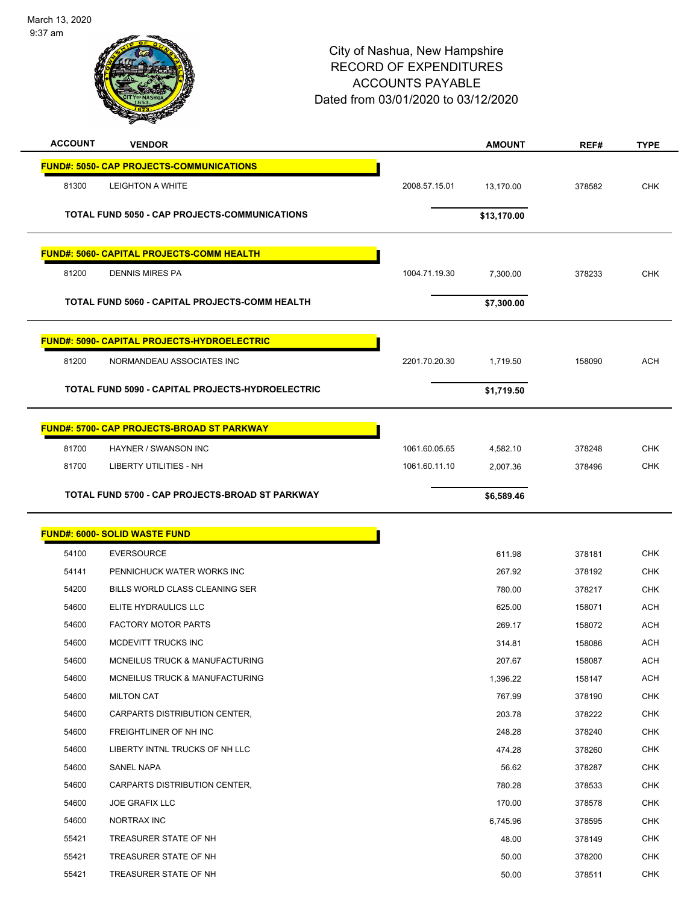March 13, 2020
9:37 am

# City of Nashua, New Hampshire
## RECORD OF EXPENDITURES
## ACCOUNTS PAYABLE
## Dated from 03/01/2020 to 03/12/2020

| ACCOUNT | VENDOR | | AMOUNT | REF# | TYPE |
|---|---|---|---|---|---|
| **FUND#: 5050- CAP PROJECTS-COMMUNICATIONS** | | | | | |
| 81300 | LEIGHTON A WHITE | 2008.57.15.01 | 13,170.00 | 378582 | CHK |
| | **TOTAL FUND 5050 - CAP PROJECTS-COMMUNICATIONS** | | **$13,170.00** | | |
| **FUND#: 5060- CAPITAL PROJECTS-COMM HEALTH** | | | | | |
| 81200 | DENNIS MIRES PA | 1004.71.19.30 | 7,300.00 | 378233 | CHK |
| | **TOTAL FUND 5060 - CAPITAL PROJECTS-COMM HEALTH** | | **$7,300.00** | | |
| **FUND#: 5090- CAPITAL PROJECTS-HYDROELECTRIC** | | | | | |
| 81200 | NORMANDEAU ASSOCIATES INC | 2201.70.20.30 | 1,719.50 | 158090 | ACH |
| | **TOTAL FUND 5090 - CAPITAL PROJECTS-HYDROELECTRIC** | | **$1,719.50** | | |
| **FUND#: 5700- CAP PROJECTS-BROAD ST PARKWAY** | | | | | |
| 81700 | HAYNER / SWANSON INC | 1061.60.05.65 | 4,582.10 | 378248 | CHK |
| 81700 | LIBERTY UTILITIES - NH | 1061.60.11.10 | 2,007.36 | 378496 | CHK |
| | **TOTAL FUND 5700 - CAP PROJECTS-BROAD ST PARKWAY** | | **$6,589.46** | | |
| **FUND#: 6000- SOLID WASTE FUND** | | | | | |
| 54100 | EVERSOURCE | | 611.98 | 378181 | CHK |
| 54141 | PENNICHUCK WATER WORKS INC | | 267.92 | 378192 | CHK |
| 54200 | BILLS WORLD CLASS CLEANING SER | | 780.00 | 378217 | CHK |
| 54600 | ELITE HYDRAULICS LLC | | 625.00 | 158071 | ACH |
| 54600 | FACTORY MOTOR PARTS | | 269.17 | 158072 | ACH |
| 54600 | MCDEVITT TRUCKS INC | | 314.81 | 158086 | ACH |
| 54600 | MCNEILUS TRUCK & MANUFACTURING | | 207.67 | 158087 | ACH |
| 54600 | MCNEILUS TRUCK & MANUFACTURING | | 1,396.22 | 158147 | ACH |
| 54600 | MILTON CAT | | 767.99 | 378190 | CHK |
| 54600 | CARPARTS DISTRIBUTION CENTER, | | 203.78 | 378222 | CHK |
| 54600 | FREIGHTLINER OF NH INC | | 248.28 | 378240 | CHK |
| 54600 | LIBERTY INTNL TRUCKS OF NH LLC | | 474.28 | 378260 | CHK |
| 54600 | SANEL NAPA | | 56.62 | 378287 | CHK |
| 54600 | CARPARTS DISTRIBUTION CENTER, | | 780.28 | 378533 | CHK |
| 54600 | JOE GRAFIX LLC | | 170.00 | 378578 | CHK |
| 54600 | NORTRAX INC | | 6,745.96 | 378595 | CHK |
| 55421 | TREASURER STATE OF NH | | 48.00 | 378149 | CHK |
| 55421 | TREASURER STATE OF NH | | 50.00 | 378200 | CHK |
| 55421 | TREASURER STATE OF NH | | 50.00 | 378511 | CHK |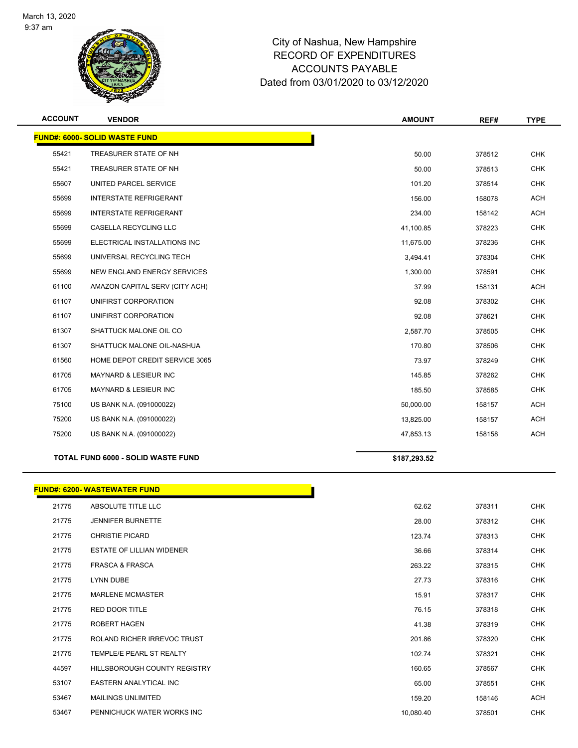City of Nashua, New Hampshire
RECORD OF EXPENDITURES
ACCOUNTS PAYABLE
Dated from 03/01/2020 to 03/12/2020

| ACCOUNT | VENDOR | AMOUNT | REF# | TYPE |
|---|---|---|---|---|
| **FUND#: 6000- SOLID WASTE FUND** | | | | |
| 55421 | TREASURER STATE OF NH | 50.00 | 378512 | CHK |
| 55421 | TREASURER STATE OF NH | 50.00 | 378513 | CHK |
| 55607 | UNITED PARCEL SERVICE | 101.20 | 378514 | CHK |
| 55699 | INTERSTATE REFRIGERANT | 156.00 | 158078 | ACH |
| 55699 | INTERSTATE REFRIGERANT | 234.00 | 158142 | ACH |
| 55699 | CASELLA RECYCLING LLC | 41,100.85 | 378223 | CHK |
| 55699 | ELECTRICAL INSTALLATIONS INC | 11,675.00 | 378236 | CHK |
| 55699 | UNIVERSAL RECYCLING TECH | 3,494.41 | 378304 | CHK |
| 55699 | NEW ENGLAND ENERGY SERVICES | 1,300.00 | 378591 | CHK |
| 61100 | AMAZON CAPITAL SERV (CITY ACH) | 37.99 | 158131 | ACH |
| 61107 | UNIFIRST CORPORATION | 92.08 | 378302 | CHK |
| 61107 | UNIFIRST CORPORATION | 92.08 | 378621 | CHK |
| 61307 | SHATTUCK MALONE OIL CO | 2,587.70 | 378505 | CHK |
| 61307 | SHATTUCK MALONE OIL-NASHUA | 170.80 | 378506 | CHK |
| 61560 | HOME DEPOT CREDIT SERVICE 3065 | 73.97 | 378249 | CHK |
| 61705 | MAYNARD & LESIEUR INC | 145.85 | 378262 | CHK |
| 61705 | MAYNARD & LESIEUR INC | 185.50 | 378585 | CHK |
| 75100 | US BANK N.A. (091000022) | 50,000.00 | 158157 | ACH |
| 75200 | US BANK N.A. (091000022) | 13,825.00 | 158157 | ACH |
| 75200 | US BANK N.A. (091000022) | 47,853.13 | 158158 | ACH |
| **TOTAL FUND 6000 - SOLID WASTE FUND** | | **$187,293.52** | | |

| ACCOUNT | VENDOR | AMOUNT | REF# | TYPE |
|---|---|---|---|---|
| **FUND#: 6200- WASTEWATER FUND** | | | | |
| 21775 | ABSOLUTE TITLE LLC | 62.62 | 378311 | CHK |
| 21775 | JENNIFER BURNETTE | 28.00 | 378312 | CHK |
| 21775 | CHRISTIE PICARD | 123.74 | 378313 | CHK |
| 21775 | ESTATE OF LILLIAN WIDENER | 36.66 | 378314 | CHK |
| 21775 | FRASCA & FRASCA | 263.22 | 378315 | CHK |
| 21775 | LYNN DUBE | 27.73 | 378316 | CHK |
| 21775 | MARLENE MCMASTER | 15.91 | 378317 | CHK |
| 21775 | RED DOOR TITLE | 76.15 | 378318 | CHK |
| 21775 | ROBERT HAGEN | 41.38 | 378319 | CHK |
| 21775 | ROLAND RICHER IRREVOC TRUST | 201.86 | 378320 | CHK |
| 21775 | TEMPLE/E PEARL ST REALTY | 102.74 | 378321 | CHK |
| 44597 | HILLSBOROUGH COUNTY REGISTRY | 160.65 | 378567 | CHK |
| 53107 | EASTERN ANALYTICAL INC | 65.00 | 378551 | CHK |
| 53467 | MAILINGS UNLIMITED | 159.20 | 158146 | ACH |
| 53467 | PENNICHUCK WATER WORKS INC | 10,080.40 | 378501 | CHK |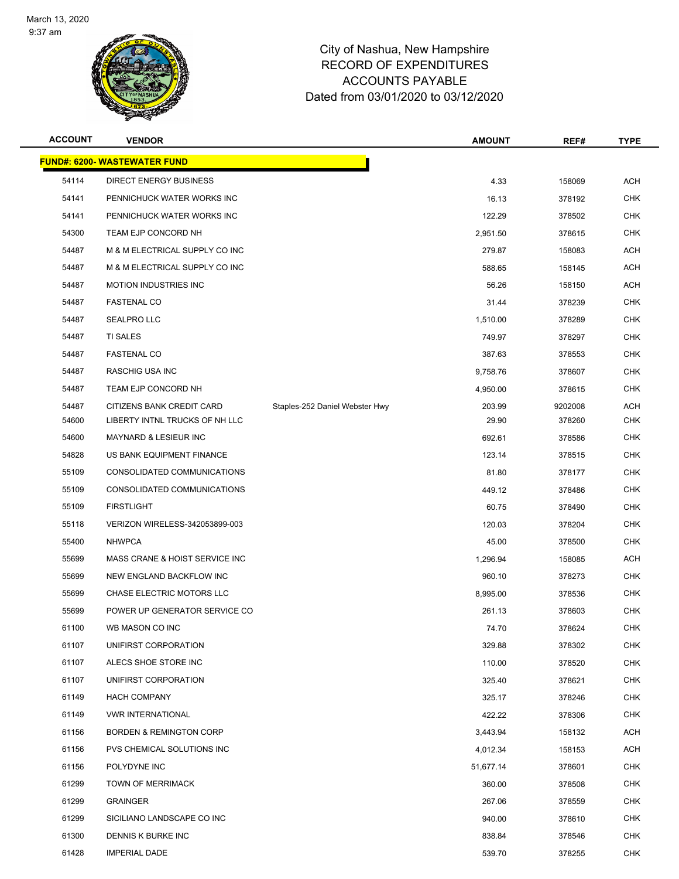March 13, 2020
9:37 am

# City of Nashua, New Hampshire
## RECORD OF EXPENDITURES
## ACCOUNTS PAYABLE
## Dated from 03/01/2020 to 03/12/2020

| ACCOUNT | VENDOR | | AMOUNT | REF# | TYPE |
|---|---|---|---|---|---|
| **FUND#: 6200- WASTEWATER FUND** | | | | | |
| 54114 | DIRECT ENERGY BUSINESS | | 4.33 | 158069 | ACH |
| 54141 | PENNICHUCK WATER WORKS INC | | 16.13 | 378192 | CHK |
| 54141 | PENNICHUCK WATER WORKS INC | | 122.29 | 378502 | CHK |
| 54300 | TEAM EJP CONCORD NH | | 2,951.50 | 378615 | CHK |
| 54487 | M & M ELECTRICAL SUPPLY CO INC | | 279.87 | 158083 | ACH |
| 54487 | M & M ELECTRICAL SUPPLY CO INC | | 588.65 | 158145 | ACH |
| 54487 | MOTION INDUSTRIES INC | | 56.26 | 158150 | ACH |
| 54487 | FASTENAL CO | | 31.44 | 378239 | CHK |
| 54487 | SEALPRO LLC | | 1,510.00 | 378289 | CHK |
| 54487 | TI SALES | | 749.97 | 378297 | CHK |
| 54487 | FASTENAL CO | | 387.63 | 378553 | CHK |
| 54487 | RASCHIG USA INC | | 9,758.76 | 378607 | CHK |
| 54487 | TEAM EJP CONCORD NH | | 4,950.00 | 378615 | CHK |
| 54487 | CITIZENS BANK CREDIT CARD | Staples-252 Daniel Webster Hwy | 203.99 | 9202008 | ACH |
| 54600 | LIBERTY INTNL TRUCKS OF NH LLC | | 29.90 | 378260 | CHK |
| 54600 | MAYNARD & LESIEUR INC | | 692.61 | 378586 | CHK |
| 54828 | US BANK EQUIPMENT FINANCE | | 123.14 | 378515 | CHK |
| 55109 | CONSOLIDATED COMMUNICATIONS | | 81.80 | 378177 | CHK |
| 55109 | CONSOLIDATED COMMUNICATIONS | | 449.12 | 378486 | CHK |
| 55109 | FIRSTLIGHT | | 60.75 | 378490 | CHK |
| 55118 | VERIZON WIRELESS-342053899-003 | | 120.03 | 378204 | CHK |
| 55400 | NHWPCA | | 45.00 | 378500 | CHK |
| 55699 | MASS CRANE & HOIST SERVICE INC | | 1,296.94 | 158085 | ACH |
| 55699 | NEW ENGLAND BACKFLOW INC | | 960.10 | 378273 | CHK |
| 55699 | CHASE ELECTRIC MOTORS LLC | | 8,995.00 | 378536 | CHK |
| 55699 | POWER UP GENERATOR SERVICE CO | | 261.13 | 378603 | CHK |
| 61100 | WB MASON CO INC | | 74.70 | 378624 | CHK |
| 61107 | UNIFIRST CORPORATION | | 329.88 | 378302 | CHK |
| 61107 | ALECS SHOE STORE INC | | 110.00 | 378520 | CHK |
| 61107 | UNIFIRST CORPORATION | | 325.40 | 378621 | CHK |
| 61149 | HACH COMPANY | | 325.17 | 378246 | CHK |
| 61149 | VWR INTERNATIONAL | | 422.22 | 378306 | CHK |
| 61156 | BORDEN & REMINGTON CORP | | 3,443.94 | 158132 | ACH |
| 61156 | PVS CHEMICAL SOLUTIONS INC | | 4,012.34 | 158153 | ACH |
| 61156 | POLYDYNE INC | | 51,677.14 | 378601 | CHK |
| 61299 | TOWN OF MERRIMACK | | 360.00 | 378508 | CHK |
| 61299 | GRAINGER | | 267.06 | 378559 | CHK |
| 61299 | SICILIANO LANDSCAPE CO INC | | 940.00 | 378610 | CHK |
| 61300 | DENNIS K BURKE INC | | 838.84 | 378546 | CHK |
| 61428 | IMPERIAL DADE | | 539.70 | 378255 | CHK |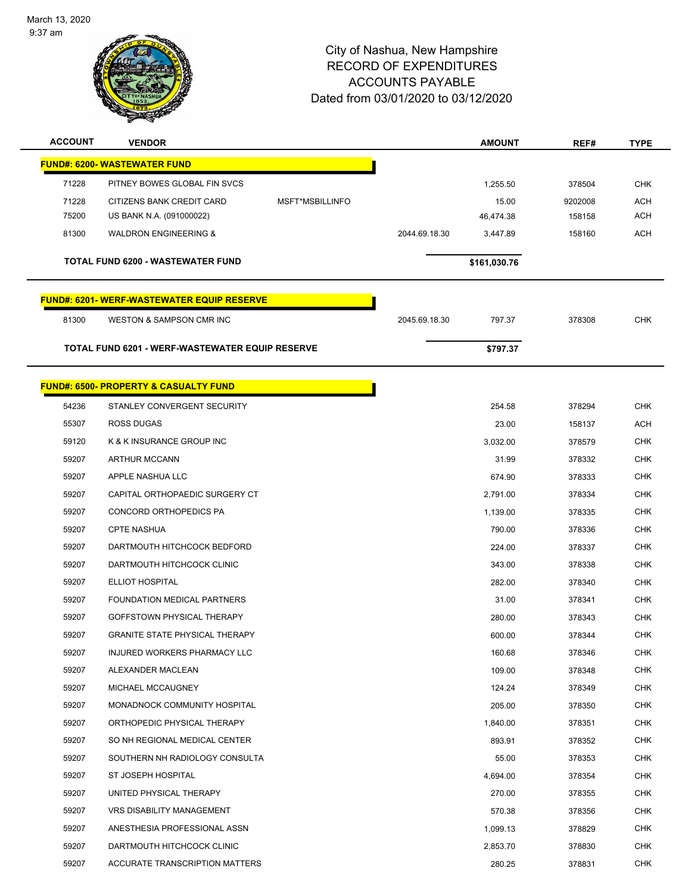March 13, 2020
9:37 am

# City of Nashua, New Hampshire
## RECORD OF EXPENDITURES
## ACCOUNTS PAYABLE
## Dated from 03/01/2020 to 03/12/2020

| ACCOUNT | VENDOR | | | AMOUNT | REF# | TYPE |
|---|---|---|---|---|---|---|
| **FUND#: 6200- WASTEWATER FUND** | | | | | | |
| 71228 | PITNEY BOWES GLOBAL FIN SVCS | | | 1,255.50 | 378504 | CHK |
| 71228 | CITIZENS BANK CREDIT CARD | MSFT*MSBILLINFO | | 15.00 | 9202008 | ACH |
| 75200 | US BANK N.A. (091000022) | | | 46,474.38 | 158158 | ACH |
| 81300 | WALDRON ENGINEERING & | | 2044.69.18.30 | 3,447.89 | 158160 | ACH |
| **TOTAL FUND 6200 - WASTEWATER FUND** | | | | **$161,030.76** | | |
| **FUND#: 6201- WERF-WASTEWATER EQUIP RESERVE** | | | | | | |
| 81300 | WESTON & SAMPSON CMR INC | | 2045.69.18.30 | 797.37 | 378308 | CHK |
| **TOTAL FUND 6201 - WERF-WASTEWATER EQUIP RESERVE** | | | | **$797.37** | | |
| **FUND#: 6500- PROPERTY & CASUALTY FUND** | | | | | | |
| 54236 | STANLEY CONVERGENT SECURITY | | | 254.58 | 378294 | CHK |
| 55307 | ROSS DUGAS | | | 23.00 | 158137 | ACH |
| 59120 | K & K INSURANCE GROUP INC | | | 3,032.00 | 378579 | CHK |
| 59207 | ARTHUR MCCANN | | | 31.99 | 378332 | CHK |
| 59207 | APPLE NASHUA LLC | | | 674.90 | 378333 | CHK |
| 59207 | CAPITAL ORTHOPAEDIC SURGERY CT | | | 2,791.00 | 378334 | CHK |
| 59207 | CONCORD ORTHOPEDICS PA | | | 1,139.00 | 378335 | CHK |
| 59207 | CPTE NASHUA | | | 790.00 | 378336 | CHK |
| 59207 | DARTMOUTH HITCHCOCK BEDFORD | | | 224.00 | 378337 | CHK |
| 59207 | DARTMOUTH HITCHCOCK CLINIC | | | 343.00 | 378338 | CHK |
| 59207 | ELLIOT HOSPITAL | | | 282.00 | 378340 | CHK |
| 59207 | FOUNDATION MEDICAL PARTNERS | | | 31.00 | 378341 | CHK |
| 59207 | GOFFSTOWN PHYSICAL THERAPY | | | 280.00 | 378343 | CHK |
| 59207 | GRANITE STATE PHYSICAL THERAPY | | | 600.00 | 378344 | CHK |
| 59207 | INJURED WORKERS PHARMACY LLC | | | 160.68 | 378346 | CHK |
| 59207 | ALEXANDER MACLEAN | | | 109.00 | 378348 | CHK |
| 59207 | MICHAEL MCCAUGNEY | | | 124.24 | 378349 | CHK |
| 59207 | MONADNOCK COMMUNITY HOSPITAL | | | 205.00 | 378350 | CHK |
| 59207 | ORTHOPEDIC PHYSICAL THERAPY | | | 1,840.00 | 378351 | CHK |
| 59207 | SO NH REGIONAL MEDICAL CENTER | | | 893.91 | 378352 | CHK |
| 59207 | SOUTHERN NH RADIOLOGY CONSULTA | | | 55.00 | 378353 | CHK |
| 59207 | ST JOSEPH HOSPITAL | | | 4,694.00 | 378354 | CHK |
| 59207 | UNITED PHYSICAL THERAPY | | | 270.00 | 378355 | CHK |
| 59207 | VRS DISABILITY MANAGEMENT | | | 570.38 | 378356 | CHK |
| 59207 | ANESTHESIA PROFESSIONAL ASSN | | | 1,099.13 | 378829 | CHK |
| 59207 | DARTMOUTH HITCHCOCK CLINIC | | | 2,853.70 | 378830 | CHK |
| 59207 | ACCURATE TRANSCRIPTION MATTERS | | | 280.25 | 378831 | CHK |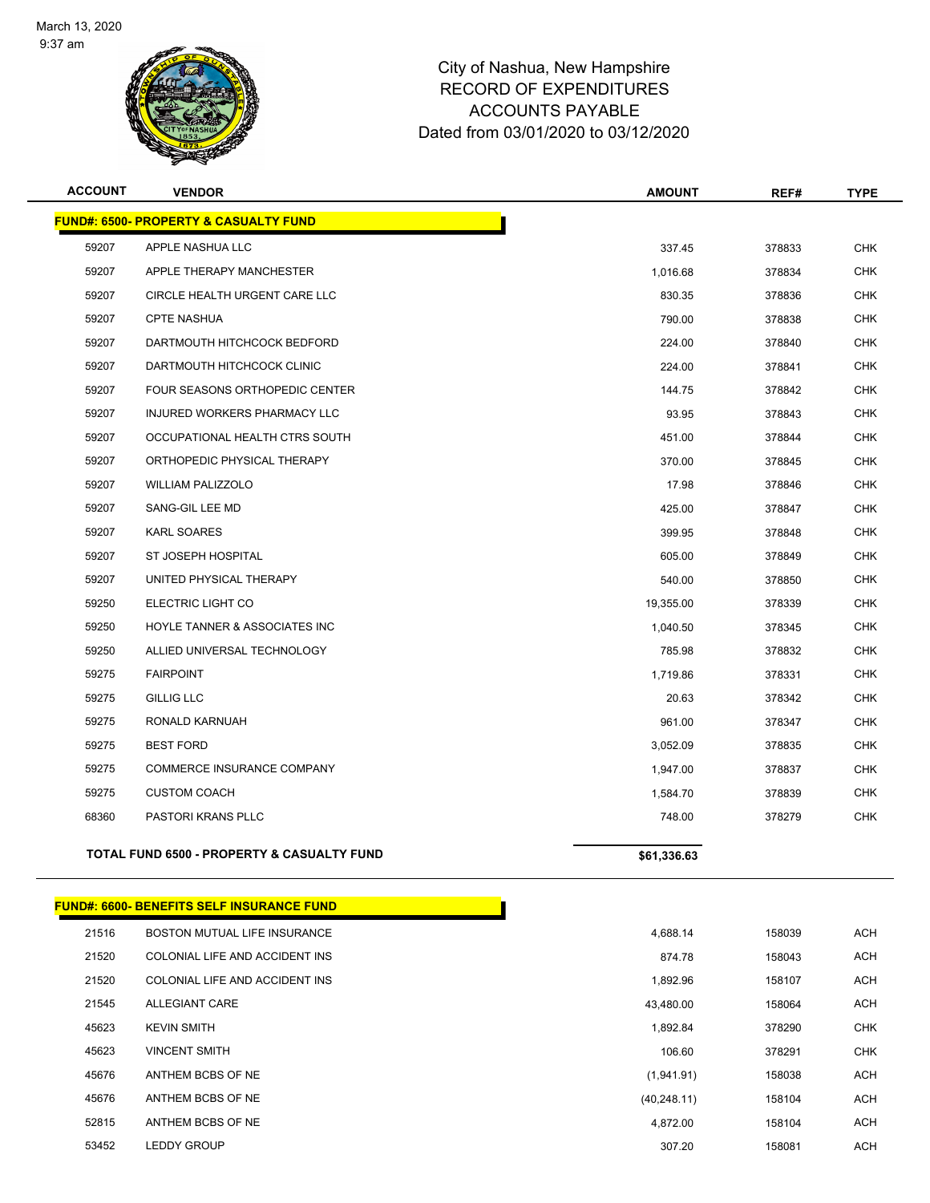City of Nashua, New Hampshire
RECORD OF EXPENDITURES
ACCOUNTS PAYABLE
Dated from 03/01/2020 to 03/12/2020

| ACCOUNT | VENDOR | AMOUNT | REF# | TYPE |
|---|---|---|---|---|
| **FUND#: 6500- PROPERTY & CASUALTY FUND** | | | | |
| 59207 | APPLE NASHUA LLC | 337.45 | 378833 | CHK |
| 59207 | APPLE THERAPY MANCHESTER | 1,016.68 | 378834 | CHK |
| 59207 | CIRCLE HEALTH URGENT CARE LLC | 830.35 | 378836 | CHK |
| 59207 | CPTE NASHUA | 790.00 | 378838 | CHK |
| 59207 | DARTMOUTH HITCHCOCK BEDFORD | 224.00 | 378840 | CHK |
| 59207 | DARTMOUTH HITCHCOCK CLINIC | 224.00 | 378841 | CHK |
| 59207 | FOUR SEASONS ORTHOPEDIC CENTER | 144.75 | 378842 | CHK |
| 59207 | INJURED WORKERS PHARMACY LLC | 93.95 | 378843 | CHK |
| 59207 | OCCUPATIONAL HEALTH CTRS SOUTH | 451.00 | 378844 | CHK |
| 59207 | ORTHOPEDIC PHYSICAL THERAPY | 370.00 | 378845 | CHK |
| 59207 | WILLIAM PALIZZOLO | 17.98 | 378846 | CHK |
| 59207 | SANG-GIL LEE MD | 425.00 | 378847 | CHK |
| 59207 | KARL SOARES | 399.95 | 378848 | CHK |
| 59207 | ST JOSEPH HOSPITAL | 605.00 | 378849 | CHK |
| 59207 | UNITED PHYSICAL THERAPY | 540.00 | 378850 | CHK |
| 59250 | ELECTRIC LIGHT CO | 19,355.00 | 378339 | CHK |
| 59250 | HOYLE TANNER & ASSOCIATES INC | 1,040.50 | 378345 | CHK |
| 59250 | ALLIED UNIVERSAL TECHNOLOGY | 785.98 | 378832 | CHK |
| 59275 | FAIRPOINT | 1,719.86 | 378331 | CHK |
| 59275 | GILLIG LLC | 20.63 | 378342 | CHK |
| 59275 | RONALD KARNUAH | 961.00 | 378347 | CHK |
| 59275 | BEST FORD | 3,052.09 | 378835 | CHK |
| 59275 | COMMERCE INSURANCE COMPANY | 1,947.00 | 378837 | CHK |
| 59275 | CUSTOM COACH | 1,584.70 | 378839 | CHK |
| 68360 | PASTORI KRANS PLLC | 748.00 | 378279 | CHK |
| **TOTAL FUND 6500 - PROPERTY & CASUALTY FUND** | | **$61,336.63** | | |

| ACCOUNT | VENDOR | AMOUNT | REF# | TYPE |
|---|---|---|---|---|
| **FUND#: 6600- BENEFITS SELF INSURANCE FUND** | | | | |
| 21516 | BOSTON MUTUAL LIFE INSURANCE | 4,688.14 | 158039 | ACH |
| 21520 | COLONIAL LIFE AND ACCIDENT INS | 874.78 | 158043 | ACH |
| 21520 | COLONIAL LIFE AND ACCIDENT INS | 1,892.96 | 158107 | ACH |
| 21545 | ALLEGIANT CARE | 43,480.00 | 158064 | ACH |
| 45623 | KEVIN SMITH | 1,892.84 | 378290 | CHK |
| 45623 | VINCENT SMITH | 106.60 | 378291 | CHK |
| 45676 | ANTHEM BCBS OF NE | (1,941.91) | 158038 | ACH |
| 45676 | ANTHEM BCBS OF NE | (40,248.11) | 158104 | ACH |
| 52815 | ANTHEM BCBS OF NE | 4,872.00 | 158104 | ACH |
| 53452 | LEDDY GROUP | 307.20 | 158081 | ACH |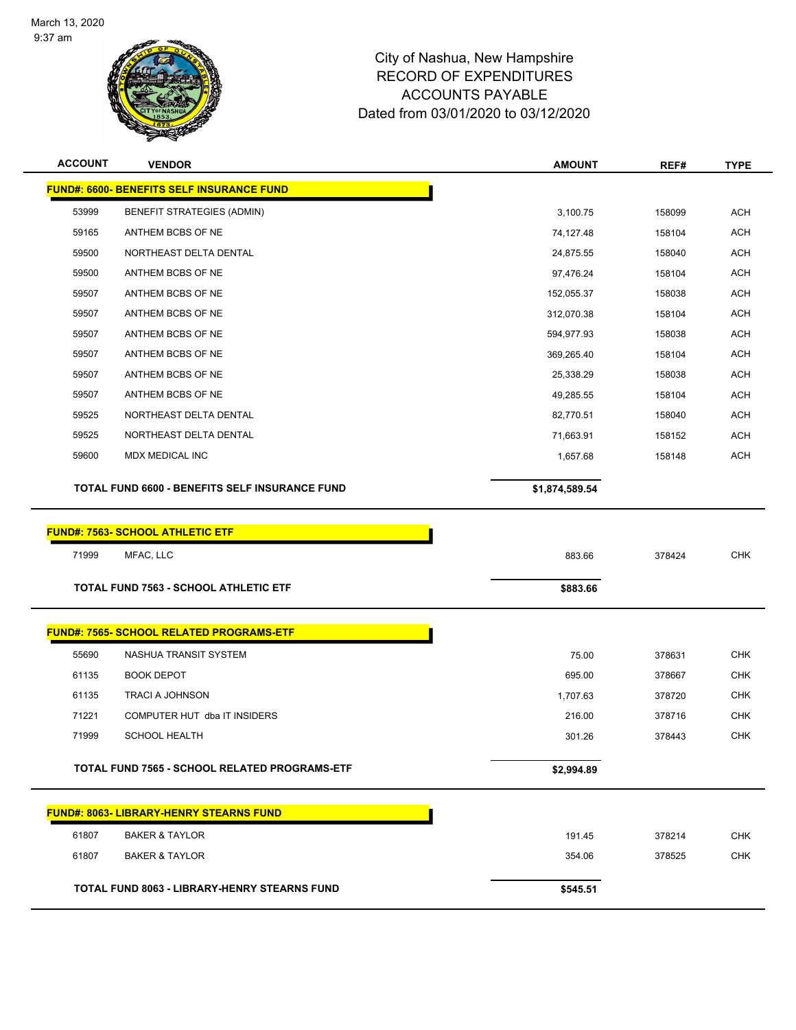City of Nashua, New Hampshire
RECORD OF EXPENDITURES
ACCOUNTS PAYABLE
Dated from 03/01/2020 to 03/12/2020

| ACCOUNT | VENDOR | AMOUNT | REF# | TYPE |
|---|---|---|---|---|
| **FUND#: 6600- BENEFITS SELF INSURANCE FUND** | | | | |
| 53999 | BENEFIT STRATEGIES (ADMIN) | 3,100.75 | 158099 | ACH |
| 59165 | ANTHEM BCBS OF NE | 74,127.48 | 158104 | ACH |
| 59500 | NORTHEAST DELTA DENTAL | 24,875.55 | 158040 | ACH |
| 59500 | ANTHEM BCBS OF NE | 97,476.24 | 158104 | ACH |
| 59507 | ANTHEM BCBS OF NE | 152,055.37 | 158038 | ACH |
| 59507 | ANTHEM BCBS OF NE | 312,070.38 | 158104 | ACH |
| 59507 | ANTHEM BCBS OF NE | 594,977.93 | 158038 | ACH |
| 59507 | ANTHEM BCBS OF NE | 369,265.40 | 158104 | ACH |
| 59507 | ANTHEM BCBS OF NE | 25,338.29 | 158038 | ACH |
| 59507 | ANTHEM BCBS OF NE | 49,285.55 | 158104 | ACH |
| 59525 | NORTHEAST DELTA DENTAL | 82,770.51 | 158040 | ACH |
| 59525 | NORTHEAST DELTA DENTAL | 71,663.91 | 158152 | ACH |
| 59600 | MDX MEDICAL INC | 1,657.68 | 158148 | ACH |
| **TOTAL FUND 6600 - BENEFITS SELF INSURANCE FUND** | | **$1,874,589.54** | | |
| **FUND#: 7563- SCHOOL ATHLETIC ETF** | | | | |
| 71999 | MFAC, LLC | 883.66 | 378424 | CHK |
| **TOTAL FUND 7563 - SCHOOL ATHLETIC ETF** | | **$883.66** | | |
| **FUND#: 7565- SCHOOL RELATED PROGRAMS-ETF** | | | | |
| 55690 | NASHUA TRANSIT SYSTEM | 75.00 | 378631 | CHK |
| 61135 | BOOK DEPOT | 695.00 | 378667 | CHK |
| 61135 | TRACI A JOHNSON | 1,707.63 | 378720 | CHK |
| 71221 | COMPUTER HUT dba IT INSIDERS | 216.00 | 378716 | CHK |
| 71999 | SCHOOL HEALTH | 301.26 | 378443 | CHK |
| **TOTAL FUND 7565 - SCHOOL RELATED PROGRAMS-ETF** | | **$2,994.89** | | |
| **FUND#: 8063- LIBRARY-HENRY STEARNS FUND** | | | | |
| 61807 | BAKER & TAYLOR | 191.45 | 378214 | CHK |
| 61807 | BAKER & TAYLOR | 354.06 | 378525 | CHK |
| **TOTAL FUND 8063 - LIBRARY-HENRY STEARNS FUND** | | **$545.51** | | |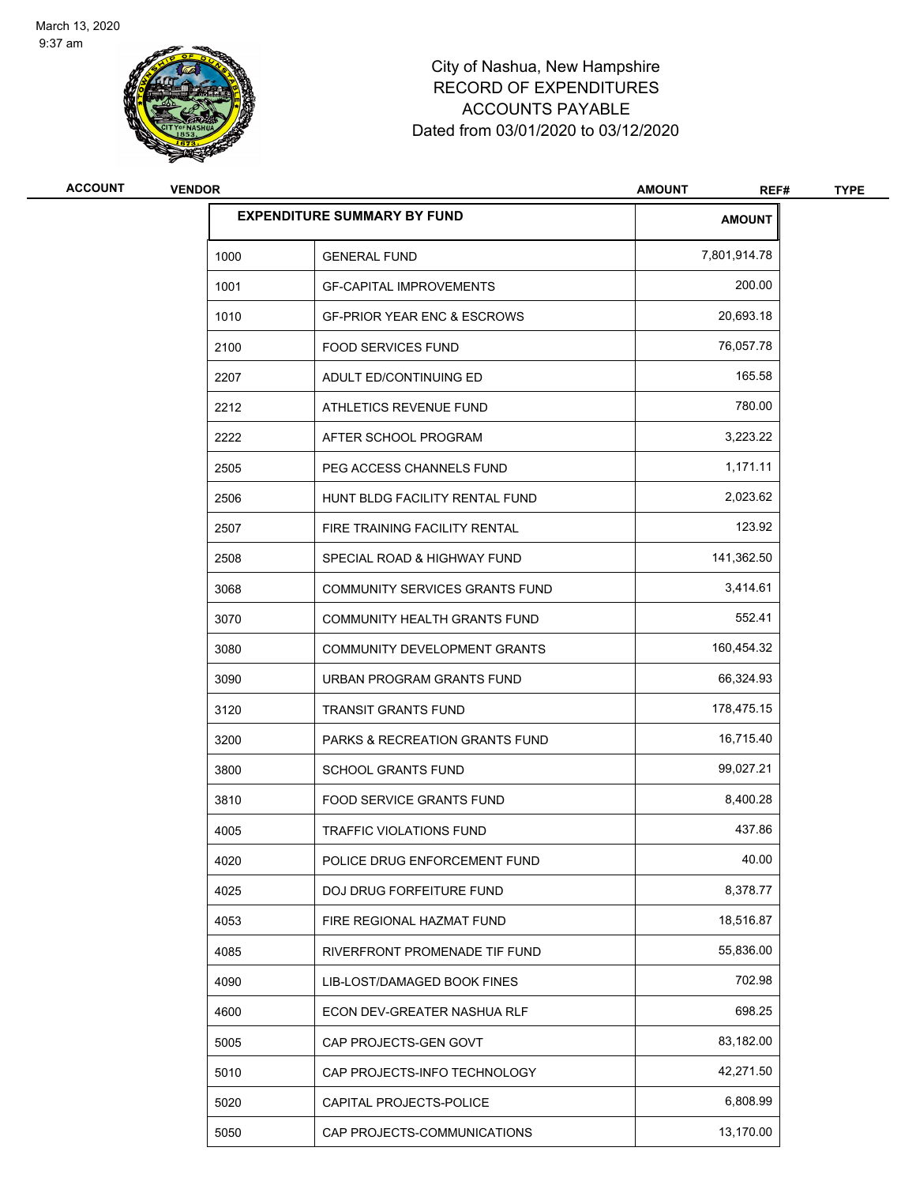March 13, 2020
9:37 am

# City of Nashua, New Hampshire
## RECORD OF EXPENDITURES
## ACCOUNTS PAYABLE
## Dated from 03/01/2020 to 03/12/2020

| ACCOUNT | VENDOR | AMOUNT | REF# | TYPE |
|---|---|---|---|---|

| EXPENDITURE SUMMARY BY FUND | | AMOUNT |
|---|---|---|
| 1000 | GENERAL FUND | 7,801,914.78 |
| 1001 | GF-CAPITAL IMPROVEMENTS | 200.00 |
| 1010 | GF-PRIOR YEAR ENC & ESCROWS | 20,693.18 |
| 2100 | FOOD SERVICES FUND | 76,057.78 |
| 2207 | ADULT ED/CONTINUING ED | 165.58 |
| 2212 | ATHLETICS REVENUE FUND | 780.00 |
| 2222 | AFTER SCHOOL PROGRAM | 3,223.22 |
| 2505 | PEG ACCESS CHANNELS FUND | 1,171.11 |
| 2506 | HUNT BLDG FACILITY RENTAL FUND | 2,023.62 |
| 2507 | FIRE TRAINING FACILITY RENTAL | 123.92 |
| 2508 | SPECIAL ROAD & HIGHWAY FUND | 141,362.50 |
| 3068 | COMMUNITY SERVICES GRANTS FUND | 3,414.61 |
| 3070 | COMMUNITY HEALTH GRANTS FUND | 552.41 |
| 3080 | COMMUNITY DEVELOPMENT GRANTS | 160,454.32 |
| 3090 | URBAN PROGRAM GRANTS FUND | 66,324.93 |
| 3120 | TRANSIT GRANTS FUND | 178,475.15 |
| 3200 | PARKS & RECREATION GRANTS FUND | 16,715.40 |
| 3800 | SCHOOL GRANTS FUND | 99,027.21 |
| 3810 | FOOD SERVICE GRANTS FUND | 8,400.28 |
| 4005 | TRAFFIC VIOLATIONS FUND | 437.86 |
| 4020 | POLICE DRUG ENFORCEMENT FUND | 40.00 |
| 4025 | DOJ DRUG FORFEITURE FUND | 8,378.77 |
| 4053 | FIRE REGIONAL HAZMAT FUND | 18,516.87 |
| 4085 | RIVERFRONT PROMENADE TIF FUND | 55,836.00 |
| 4090 | LIB-LOST/DAMAGED BOOK FINES | 702.98 |
| 4600 | ECON DEV-GREATER NASHUA RLF | 698.25 |
| 5005 | CAP PROJECTS-GEN GOVT | 83,182.00 |
| 5010 | CAP PROJECTS-INFO TECHNOLOGY | 42,271.50 |
| 5020 | CAPITAL PROJECTS-POLICE | 6,808.99 |
| 5050 | CAP PROJECTS-COMMUNICATIONS | 13,170.00 |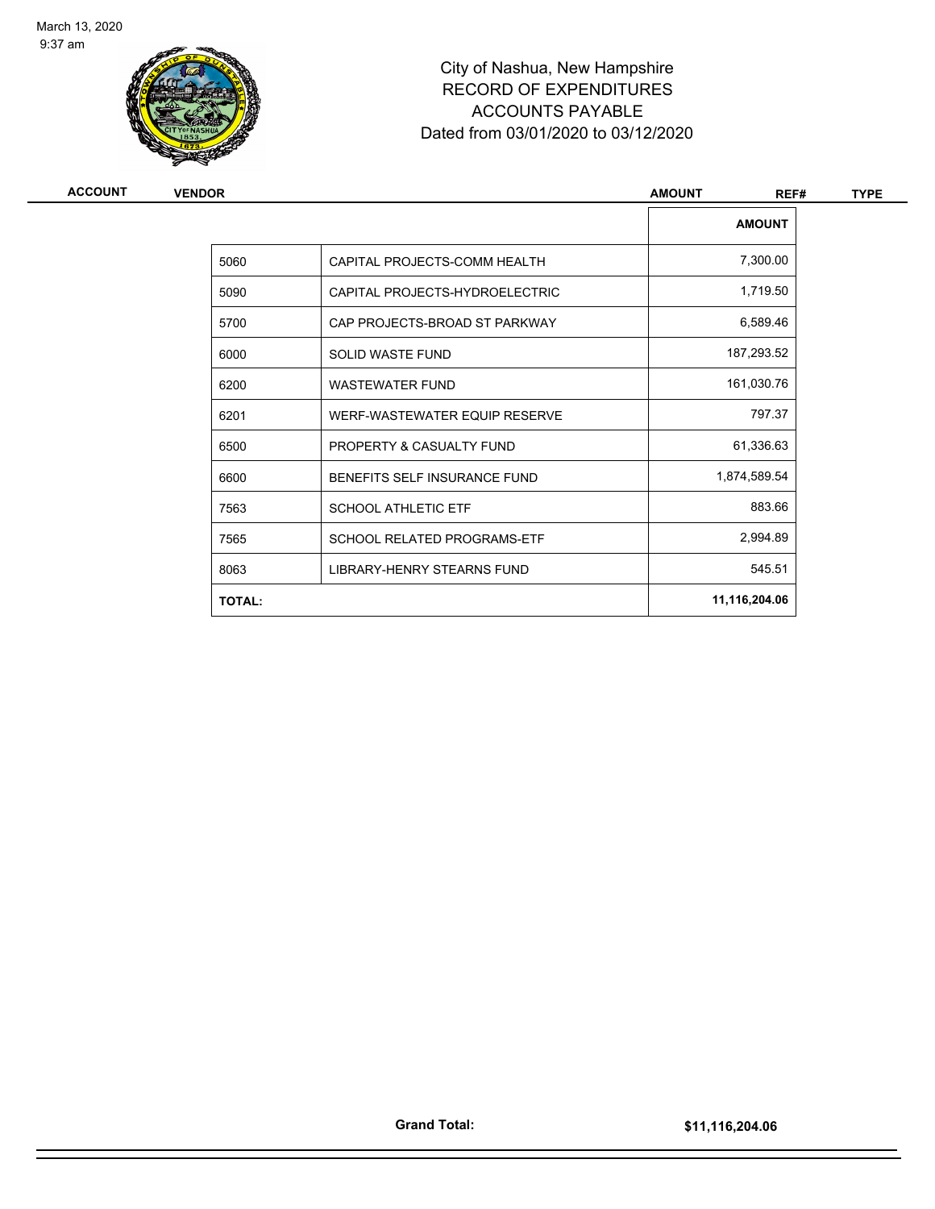March 13, 2020
9:37 am

# City of Nashua, New Hampshire
## RECORD OF EXPENDITURES
## ACCOUNTS PAYABLE
## Dated from 03/01/2020 to 03/12/2020

| ACCOUNT | VENDOR | AMOUNT | REF# | TYPE |
|---|---|---|---|---|

| | | AMOUNT |
|---|---|---|
| 5060 | CAPITAL PROJECTS-COMM HEALTH | 7,300.00 |
| 5090 | CAPITAL PROJECTS-HYDROELECTRIC | 1,719.50 |
| 5700 | CAP PROJECTS-BROAD ST PARKWAY | 6,589.46 |
| 6000 | SOLID WASTE FUND | 187,293.52 |
| 6200 | WASTEWATER FUND | 161,030.76 |
| 6201 | WERF-WASTEWATER EQUIP RESERVE | 797.37 |
| 6500 | PROPERTY & CASUALTY FUND | 61,336.63 |
| 6600 | BENEFITS SELF INSURANCE FUND | 1,874,589.54 |
| 7563 | SCHOOL ATHLETIC ETF | 883.66 |
| 7565 | SCHOOL RELATED PROGRAMS-ETF | 2,994.89 |
| 8063 | LIBRARY-HENRY STEARNS FUND | 545.51 |
| **TOTAL:** | | **11,116,204.06** |

**Grand Total:** **$11,116,204.06**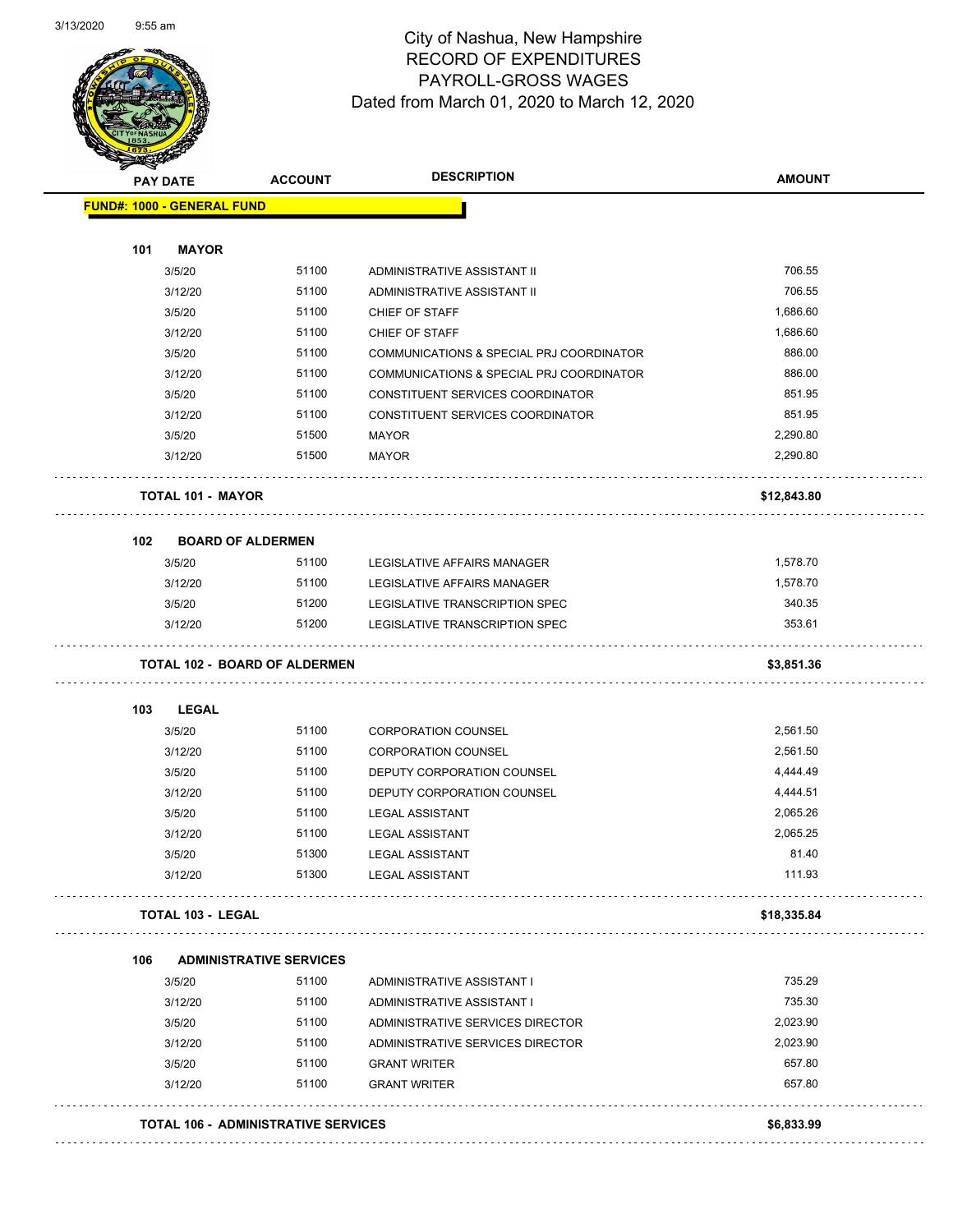# City of Nashua, New Hampshire
## RECORD OF EXPENDITURES
## PAYROLL-GROSS WAGES
### Dated from March 01, 2020 to March 12, 2020

| PAY DATE | ACCOUNT | DESCRIPTION | AMOUNT |
|---|---|---|---|
| **FUND#: 1000 - GENERAL FUND** | | | |
| **101 MAYOR** | | | |
| 3/5/20 | 51100 | ADMINISTRATIVE ASSISTANT II | 706.55 |
| 3/12/20 | 51100 | ADMINISTRATIVE ASSISTANT II | 706.55 |
| 3/5/20 | 51100 | CHIEF OF STAFF | 1,686.60 |
| 3/12/20 | 51100 | CHIEF OF STAFF | 1,686.60 |
| 3/5/20 | 51100 | COMMUNICATIONS & SPECIAL PRJ COORDINATOR | 886.00 |
| 3/12/20 | 51100 | COMMUNICATIONS & SPECIAL PRJ COORDINATOR | 886.00 |
| 3/5/20 | 51100 | CONSTITUENT SERVICES COORDINATOR | 851.95 |
| 3/12/20 | 51100 | CONSTITUENT SERVICES COORDINATOR | 851.95 |
| 3/5/20 | 51500 | MAYOR | 2,290.80 |
| 3/12/20 | 51500 | MAYOR | 2,290.80 |
| **TOTAL 101 - MAYOR** | | | **$12,843.80** |
| **102 BOARD OF ALDERMEN** | | | |
| 3/5/20 | 51100 | LEGISLATIVE AFFAIRS MANAGER | 1,578.70 |
| 3/12/20 | 51100 | LEGISLATIVE AFFAIRS MANAGER | 1,578.70 |
| 3/5/20 | 51200 | LEGISLATIVE TRANSCRIPTION SPEC | 340.35 |
| 3/12/20 | 51200 | LEGISLATIVE TRANSCRIPTION SPEC | 353.61 |
| **TOTAL 102 - BOARD OF ALDERMEN** | | | **$3,851.36** |
| **103 LEGAL** | | | |
| 3/5/20 | 51100 | CORPORATION COUNSEL | 2,561.50 |
| 3/12/20 | 51100 | CORPORATION COUNSEL | 2,561.50 |
| 3/5/20 | 51100 | DEPUTY CORPORATION COUNSEL | 4,444.49 |
| 3/12/20 | 51100 | DEPUTY CORPORATION COUNSEL | 4,444.51 |
| 3/5/20 | 51100 | LEGAL ASSISTANT | 2,065.26 |
| 3/12/20 | 51100 | LEGAL ASSISTANT | 2,065.25 |
| 3/5/20 | 51300 | LEGAL ASSISTANT | 81.40 |
| 3/12/20 | 51300 | LEGAL ASSISTANT | 111.93 |
| **TOTAL 103 - LEGAL** | | | **$18,335.84** |
| **106 ADMINISTRATIVE SERVICES** | | | |
| 3/5/20 | 51100 | ADMINISTRATIVE ASSISTANT I | 735.29 |
| 3/12/20 | 51100 | ADMINISTRATIVE ASSISTANT I | 735.30 |
| 3/5/20 | 51100 | ADMINISTRATIVE SERVICES DIRECTOR | 2,023.90 |
| 3/12/20 | 51100 | ADMINISTRATIVE SERVICES DIRECTOR | 2,023.90 |
| 3/5/20 | 51100 | GRANT WRITER | 657.80 |
| 3/12/20 | 51100 | GRANT WRITER | 657.80 |
| **TOTAL 106 - ADMINISTRATIVE SERVICES** | | | **$6,833.99** |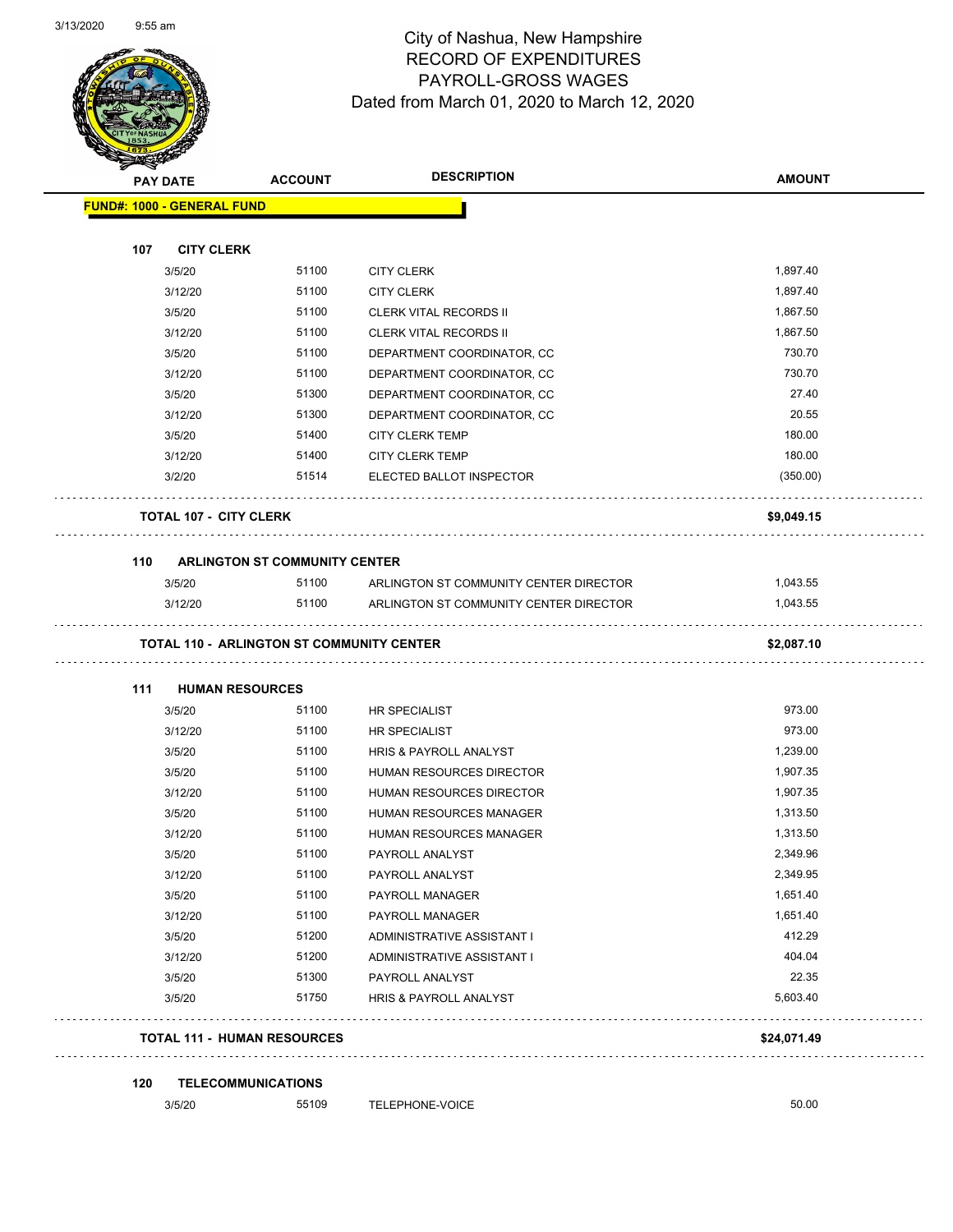# City of Nashua, New Hampshire
## RECORD OF EXPENDITURES
## PAYROLL-GROSS WAGES
### Dated from March 01, 2020 to March 12, 2020

**FUND#: 1000 - GENERAL FUND**

**107 CITY CLERK**

| PAY DATE | ACCOUNT | DESCRIPTION | AMOUNT |
|---|---|---|---|
| 3/5/20 | 51100 | CITY CLERK | 1,897.40 |
| 3/12/20 | 51100 | CITY CLERK | 1,897.40 |
| 3/5/20 | 51100 | CLERK VITAL RECORDS II | 1,867.50 |
| 3/12/20 | 51100 | CLERK VITAL RECORDS II | 1,867.50 |
| 3/5/20 | 51100 | DEPARTMENT COORDINATOR, CC | 730.70 |
| 3/12/20 | 51100 | DEPARTMENT COORDINATOR, CC | 730.70 |
| 3/5/20 | 51300 | DEPARTMENT COORDINATOR, CC | 27.40 |
| 3/12/20 | 51300 | DEPARTMENT COORDINATOR, CC | 20.55 |
| 3/5/20 | 51400 | CITY CLERK TEMP | 180.00 |
| 3/12/20 | 51400 | CITY CLERK TEMP | 180.00 |
| 3/2/20 | 51514 | ELECTED BALLOT INSPECTOR | (350.00) |
| **TOTAL 107 - CITY CLERK** | | | **$9,049.15** |

**110 ARLINGTON ST COMMUNITY CENTER**

| PAY DATE | ACCOUNT | DESCRIPTION | AMOUNT |
|---|---|---|---|
| 3/5/20 | 51100 | ARLINGTON ST COMMUNITY CENTER DIRECTOR | 1,043.55 |
| 3/12/20 | 51100 | ARLINGTON ST COMMUNITY CENTER DIRECTOR | 1,043.55 |
| **TOTAL 110 - ARLINGTON ST COMMUNITY CENTER** | | | **$2,087.10** |

**111 HUMAN RESOURCES**

| PAY DATE | ACCOUNT | DESCRIPTION | AMOUNT |
|---|---|---|---|
| 3/5/20 | 51100 | HR SPECIALIST | 973.00 |
| 3/12/20 | 51100 | HR SPECIALIST | 973.00 |
| 3/5/20 | 51100 | HRIS & PAYROLL ANALYST | 1,239.00 |
| 3/5/20 | 51100 | HUMAN RESOURCES DIRECTOR | 1,907.35 |
| 3/12/20 | 51100 | HUMAN RESOURCES DIRECTOR | 1,907.35 |
| 3/5/20 | 51100 | HUMAN RESOURCES MANAGER | 1,313.50 |
| 3/12/20 | 51100 | HUMAN RESOURCES MANAGER | 1,313.50 |
| 3/5/20 | 51100 | PAYROLL ANALYST | 2,349.96 |
| 3/12/20 | 51100 | PAYROLL ANALYST | 2,349.95 |
| 3/5/20 | 51100 | PAYROLL MANAGER | 1,651.40 |
| 3/12/20 | 51100 | PAYROLL MANAGER | 1,651.40 |
| 3/5/20 | 51200 | ADMINISTRATIVE ASSISTANT I | 412.29 |
| 3/12/20 | 51200 | ADMINISTRATIVE ASSISTANT I | 404.04 |
| 3/5/20 | 51300 | PAYROLL ANALYST | 22.35 |
| 3/5/20 | 51750 | HRIS & PAYROLL ANALYST | 5,603.40 |
| **TOTAL 111 - HUMAN RESOURCES** | | | **$24,071.49** |

**120 TELECOMMUNICATIONS**

| PAY DATE | ACCOUNT | DESCRIPTION | AMOUNT |
|---|---|---|---|
| 3/5/20 | 55109 | TELEPHONE-VOICE | 50.00 |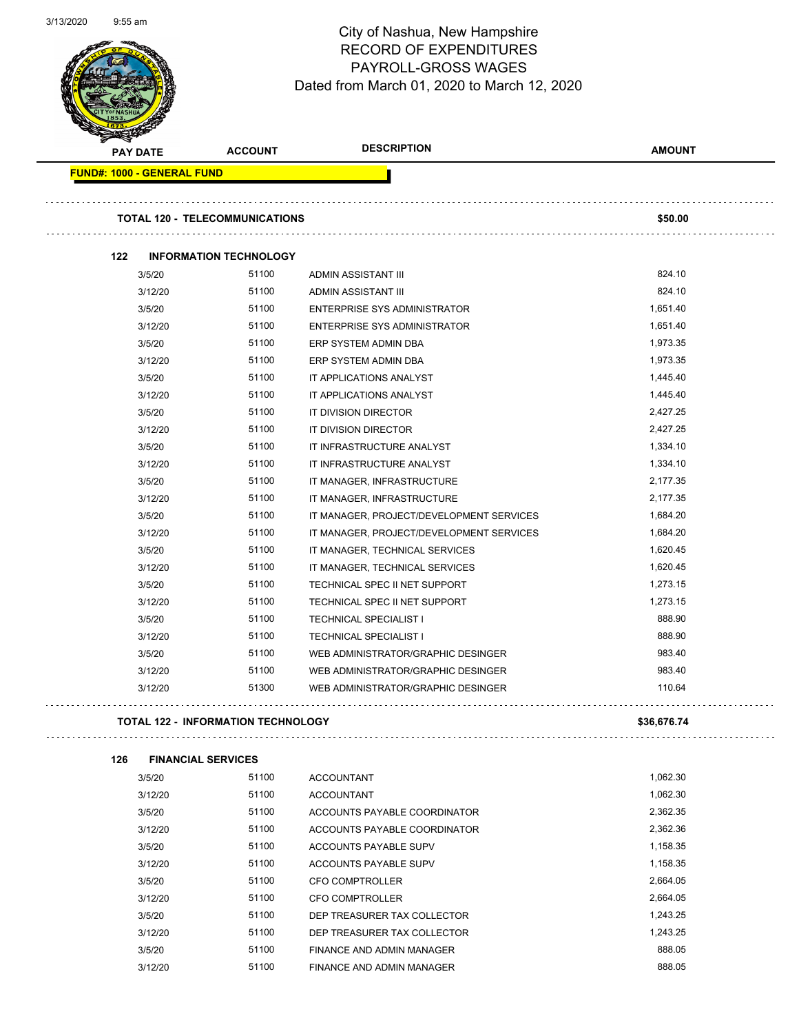# City of Nashua, New Hampshire
## RECORD OF EXPENDITURES
## PAYROLL-GROSS WAGES
### Dated from March 01, 2020 to March 12, 2020

| PAY DATE | ACCOUNT | DESCRIPTION | AMOUNT |
|---|---|---|---|
| **FUND#: 1000 - GENERAL FUND** | | | |
| **TOTAL 120 - TELECOMMUNICATIONS** | | | **$50.00** |
| **122 INFORMATION TECHNOLOGY** | | | |
| 3/5/20 | 51100 | ADMIN ASSISTANT III | 824.10 |
| 3/12/20 | 51100 | ADMIN ASSISTANT III | 824.10 |
| 3/5/20 | 51100 | ENTERPRISE SYS ADMINISTRATOR | 1,651.40 |
| 3/12/20 | 51100 | ENTERPRISE SYS ADMINISTRATOR | 1,651.40 |
| 3/5/20 | 51100 | ERP SYSTEM ADMIN DBA | 1,973.35 |
| 3/12/20 | 51100 | ERP SYSTEM ADMIN DBA | 1,973.35 |
| 3/5/20 | 51100 | IT APPLICATIONS ANALYST | 1,445.40 |
| 3/12/20 | 51100 | IT APPLICATIONS ANALYST | 1,445.40 |
| 3/5/20 | 51100 | IT DIVISION DIRECTOR | 2,427.25 |
| 3/12/20 | 51100 | IT DIVISION DIRECTOR | 2,427.25 |
| 3/5/20 | 51100 | IT INFRASTRUCTURE ANALYST | 1,334.10 |
| 3/12/20 | 51100 | IT INFRASTRUCTURE ANALYST | 1,334.10 |
| 3/5/20 | 51100 | IT MANAGER, INFRASTRUCTURE | 2,177.35 |
| 3/12/20 | 51100 | IT MANAGER, INFRASTRUCTURE | 2,177.35 |
| 3/5/20 | 51100 | IT MANAGER, PROJECT/DEVELOPMENT SERVICES | 1,684.20 |
| 3/12/20 | 51100 | IT MANAGER, PROJECT/DEVELOPMENT SERVICES | 1,684.20 |
| 3/5/20 | 51100 | IT MANAGER, TECHNICAL SERVICES | 1,620.45 |
| 3/12/20 | 51100 | IT MANAGER, TECHNICAL SERVICES | 1,620.45 |
| 3/5/20 | 51100 | TECHNICAL SPEC II NET SUPPORT | 1,273.15 |
| 3/12/20 | 51100 | TECHNICAL SPEC II NET SUPPORT | 1,273.15 |
| 3/5/20 | 51100 | TECHNICAL SPECIALIST I | 888.90 |
| 3/12/20 | 51100 | TECHNICAL SPECIALIST I | 888.90 |
| 3/5/20 | 51100 | WEB ADMINISTRATOR/GRAPHIC DESINGER | 983.40 |
| 3/12/20 | 51100 | WEB ADMINISTRATOR/GRAPHIC DESINGER | 983.40 |
| 3/12/20 | 51300 | WEB ADMINISTRATOR/GRAPHIC DESINGER | 110.64 |
| **TOTAL 122 - INFORMATION TECHNOLOGY** | | | **$36,676.74** |
| **126 FINANCIAL SERVICES** | | | |
| 3/5/20 | 51100 | ACCOUNTANT | 1,062.30 |
| 3/12/20 | 51100 | ACCOUNTANT | 1,062.30 |
| 3/5/20 | 51100 | ACCOUNTS PAYABLE COORDINATOR | 2,362.35 |
| 3/12/20 | 51100 | ACCOUNTS PAYABLE COORDINATOR | 2,362.36 |
| 3/5/20 | 51100 | ACCOUNTS PAYABLE SUPV | 1,158.35 |
| 3/12/20 | 51100 | ACCOUNTS PAYABLE SUPV | 1,158.35 |
| 3/5/20 | 51100 | CFO COMPTROLLER | 2,664.05 |
| 3/12/20 | 51100 | CFO COMPTROLLER | 2,664.05 |
| 3/5/20 | 51100 | DEP TREASURER TAX COLLECTOR | 1,243.25 |
| 3/12/20 | 51100 | DEP TREASURER TAX COLLECTOR | 1,243.25 |
| 3/5/20 | 51100 | FINANCE AND ADMIN MANAGER | 888.05 |
| 3/12/20 | 51100 | FINANCE AND ADMIN MANAGER | 888.05 |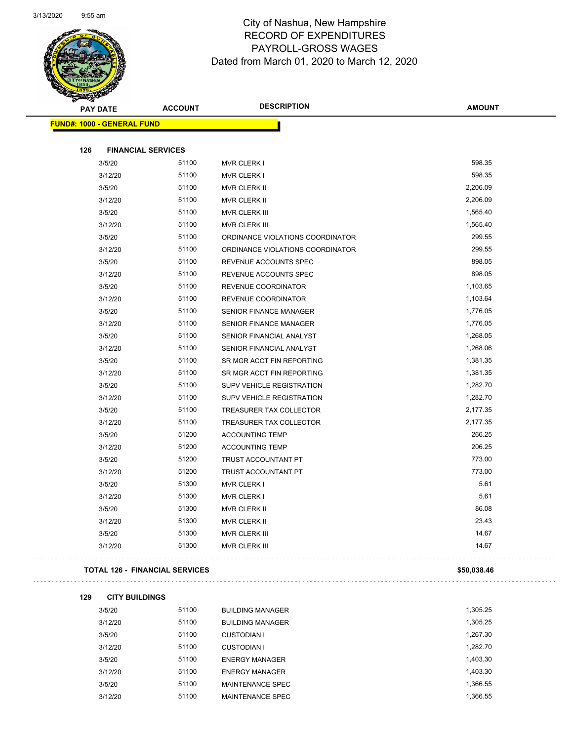City of Nashua, New Hampshire
RECORD OF EXPENDITURES
PAYROLL-GROSS WAGES
Dated from March 01, 2020 to March 12, 2020

| PAY DATE | ACCOUNT | DESCRIPTION | AMOUNT |
|---|---|---|---|
| **FUND#: 1000 - GENERAL FUND** | | | |
| **126 FINANCIAL SERVICES** | | | |
| 3/5/20 | 51100 | MVR CLERK I | 598.35 |
| 3/12/20 | 51100 | MVR CLERK I | 598.35 |
| 3/5/20 | 51100 | MVR CLERK II | 2,206.09 |
| 3/12/20 | 51100 | MVR CLERK II | 2,206.09 |
| 3/5/20 | 51100 | MVR CLERK III | 1,565.40 |
| 3/12/20 | 51100 | MVR CLERK III | 1,565.40 |
| 3/5/20 | 51100 | ORDINANCE VIOLATIONS COORDINATOR | 299.55 |
| 3/12/20 | 51100 | ORDINANCE VIOLATIONS COORDINATOR | 299.55 |
| 3/5/20 | 51100 | REVENUE ACCOUNTS SPEC | 898.05 |
| 3/12/20 | 51100 | REVENUE ACCOUNTS SPEC | 898.05 |
| 3/5/20 | 51100 | REVENUE COORDINATOR | 1,103.65 |
| 3/12/20 | 51100 | REVENUE COORDINATOR | 1,103.64 |
| 3/5/20 | 51100 | SENIOR FINANCE MANAGER | 1,776.05 |
| 3/12/20 | 51100 | SENIOR FINANCE MANAGER | 1,776.05 |
| 3/5/20 | 51100 | SENIOR FINANCIAL ANALYST | 1,268.05 |
| 3/12/20 | 51100 | SENIOR FINANCIAL ANALYST | 1,268.06 |
| 3/5/20 | 51100 | SR MGR ACCT FIN REPORTING | 1,381.35 |
| 3/12/20 | 51100 | SR MGR ACCT FIN REPORTING | 1,381.35 |
| 3/5/20 | 51100 | SUPV VEHICLE REGISTRATION | 1,282.70 |
| 3/12/20 | 51100 | SUPV VEHICLE REGISTRATION | 1,282.70 |
| 3/5/20 | 51100 | TREASURER TAX COLLECTOR | 2,177.35 |
| 3/12/20 | 51100 | TREASURER TAX COLLECTOR | 2,177.35 |
| 3/5/20 | 51200 | ACCOUNTING TEMP | 266.25 |
| 3/12/20 | 51200 | ACCOUNTING TEMP | 206.25 |
| 3/5/20 | 51200 | TRUST ACCOUNTANT PT | 773.00 |
| 3/12/20 | 51200 | TRUST ACCOUNTANT PT | 773.00 |
| 3/5/20 | 51300 | MVR CLERK I | 5.61 |
| 3/12/20 | 51300 | MVR CLERK I | 5.61 |
| 3/5/20 | 51300 | MVR CLERK II | 86.08 |
| 3/12/20 | 51300 | MVR CLERK II | 23.43 |
| 3/5/20 | 51300 | MVR CLERK III | 14.67 |
| 3/12/20 | 51300 | MVR CLERK III | 14.67 |
| **TOTAL 126 - FINANCIAL SERVICES** | | | **$50,038.46** |
| **129 CITY BUILDINGS** | | | |
| 3/5/20 | 51100 | BUILDING MANAGER | 1,305.25 |
| 3/12/20 | 51100 | BUILDING MANAGER | 1,305.25 |
| 3/5/20 | 51100 | CUSTODIAN I | 1,267.30 |
| 3/12/20 | 51100 | CUSTODIAN I | 1,282.70 |
| 3/5/20 | 51100 | ENERGY MANAGER | 1,403.30 |
| 3/12/20 | 51100 | ENERGY MANAGER | 1,403.30 |
| 3/5/20 | 51100 | MAINTENANCE SPEC | 1,366.55 |
| 3/12/20 | 51100 | MAINTENANCE SPEC | 1,366.55 |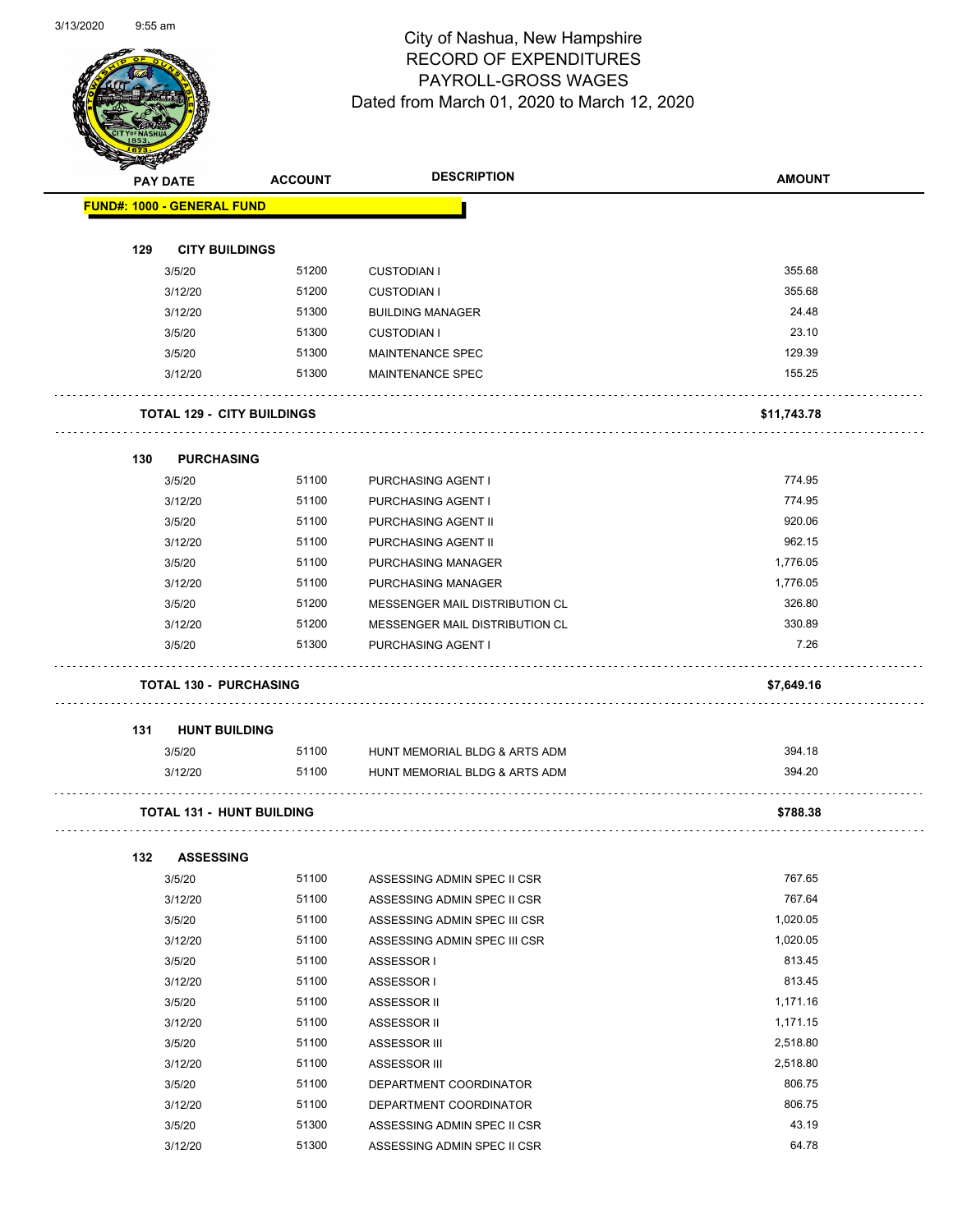# City of Nashua, New Hampshire
## RECORD OF EXPENDITURES
## PAYROLL-GROSS WAGES
## Dated from March 01, 2020 to March 12, 2020

| PAY DATE | ACCOUNT | DESCRIPTION | AMOUNT |
|---|---|---|---|
| **FUND#: 1000 - GENERAL FUND** | | | |
| **129 CITY BUILDINGS** | | | |
| 3/5/20 | 51200 | CUSTODIAN I | 355.68 |
| 3/12/20 | 51200 | CUSTODIAN I | 355.68 |
| 3/12/20 | 51300 | BUILDING MANAGER | 24.48 |
| 3/5/20 | 51300 | CUSTODIAN I | 23.10 |
| 3/5/20 | 51300 | MAINTENANCE SPEC | 129.39 |
| 3/12/20 | 51300 | MAINTENANCE SPEC | 155.25 |
| **TOTAL 129 - CITY BUILDINGS** | | | **$11,743.78** |
| **130 PURCHASING** | | | |
| 3/5/20 | 51100 | PURCHASING AGENT I | 774.95 |
| 3/12/20 | 51100 | PURCHASING AGENT I | 774.95 |
| 3/5/20 | 51100 | PURCHASING AGENT II | 920.06 |
| 3/12/20 | 51100 | PURCHASING AGENT II | 962.15 |
| 3/5/20 | 51100 | PURCHASING MANAGER | 1,776.05 |
| 3/12/20 | 51100 | PURCHASING MANAGER | 1,776.05 |
| 3/5/20 | 51200 | MESSENGER MAIL DISTRIBUTION CL | 326.80 |
| 3/12/20 | 51200 | MESSENGER MAIL DISTRIBUTION CL | 330.89 |
| 3/5/20 | 51300 | PURCHASING AGENT I | 7.26 |
| **TOTAL 130 - PURCHASING** | | | **$7,649.16** |
| **131 HUNT BUILDING** | | | |
| 3/5/20 | 51100 | HUNT MEMORIAL BLDG & ARTS ADM | 394.18 |
| 3/12/20 | 51100 | HUNT MEMORIAL BLDG & ARTS ADM | 394.20 |
| **TOTAL 131 - HUNT BUILDING** | | | **$788.38** |
| **132 ASSESSING** | | | |
| 3/5/20 | 51100 | ASSESSING ADMIN SPEC II CSR | 767.65 |
| 3/12/20 | 51100 | ASSESSING ADMIN SPEC II CSR | 767.64 |
| 3/5/20 | 51100 | ASSESSING ADMIN SPEC III CSR | 1,020.05 |
| 3/12/20 | 51100 | ASSESSING ADMIN SPEC III CSR | 1,020.05 |
| 3/5/20 | 51100 | ASSESSOR I | 813.45 |
| 3/12/20 | 51100 | ASSESSOR I | 813.45 |
| 3/5/20 | 51100 | ASSESSOR II | 1,171.16 |
| 3/12/20 | 51100 | ASSESSOR II | 1,171.15 |
| 3/5/20 | 51100 | ASSESSOR III | 2,518.80 |
| 3/12/20 | 51100 | ASSESSOR III | 2,518.80 |
| 3/5/20 | 51100 | DEPARTMENT COORDINATOR | 806.75 |
| 3/12/20 | 51100 | DEPARTMENT COORDINATOR | 806.75 |
| 3/5/20 | 51300 | ASSESSING ADMIN SPEC II CSR | 43.19 |
| 3/12/20 | 51300 | ASSESSING ADMIN SPEC II CSR | 64.78 |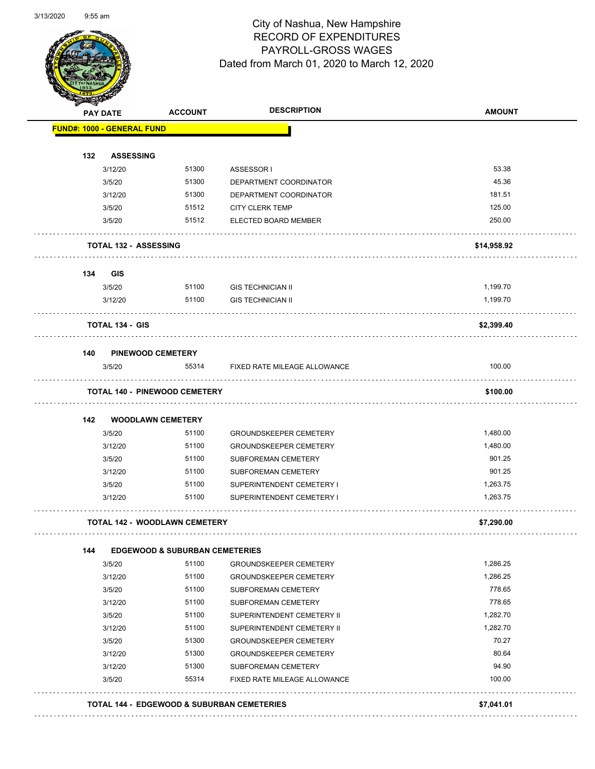# City of Nashua, New Hampshire
## RECORD OF EXPENDITURES
## PAYROLL-GROSS WAGES
### Dated from March 01, 2020 to March 12, 2020

| PAY DATE | ACCOUNT | DESCRIPTION | AMOUNT |
|---|---|---|---|
| **FUND#: 1000 - GENERAL FUND** | | | |
| **132 ASSESSING** | | | |
| 3/12/20 | 51300 | ASSESSOR I | 53.38 |
| 3/5/20 | 51300 | DEPARTMENT COORDINATOR | 45.36 |
| 3/12/20 | 51300 | DEPARTMENT COORDINATOR | 181.51 |
| 3/5/20 | 51512 | CITY CLERK TEMP | 125.00 |
| 3/5/20 | 51512 | ELECTED BOARD MEMBER | 250.00 |
| **TOTAL 132 - ASSESSING** | | | **$14,958.92** |
| **134 GIS** | | | |
| 3/5/20 | 51100 | GIS TECHNICIAN II | 1,199.70 |
| 3/12/20 | 51100 | GIS TECHNICIAN II | 1,199.70 |
| **TOTAL 134 - GIS** | | | **$2,399.40** |
| **140 PINEWOOD CEMETERY** | | | |
| 3/5/20 | 55314 | FIXED RATE MILEAGE ALLOWANCE | 100.00 |
| **TOTAL 140 - PINEWOOD CEMETERY** | | | **$100.00** |
| **142 WOODLAWN CEMETERY** | | | |
| 3/5/20 | 51100 | GROUNDSKEEPER CEMETERY | 1,480.00 |
| 3/12/20 | 51100 | GROUNDSKEEPER CEMETERY | 1,480.00 |
| 3/5/20 | 51100 | SUBFOREMAN CEMETERY | 901.25 |
| 3/12/20 | 51100 | SUBFOREMAN CEMETERY | 901.25 |
| 3/5/20 | 51100 | SUPERINTENDENT CEMETERY I | 1,263.75 |
| 3/12/20 | 51100 | SUPERINTENDENT CEMETERY I | 1,263.75 |
| **TOTAL 142 - WOODLAWN CEMETERY** | | | **$7,290.00** |
| **144 EDGEWOOD & SUBURBAN CEMETERIES** | | | |
| 3/5/20 | 51100 | GROUNDSKEEPER CEMETERY | 1,286.25 |
| 3/12/20 | 51100 | GROUNDSKEEPER CEMETERY | 1,286.25 |
| 3/5/20 | 51100 | SUBFOREMAN CEMETERY | 778.65 |
| 3/12/20 | 51100 | SUBFOREMAN CEMETERY | 778.65 |
| 3/5/20 | 51100 | SUPERINTENDENT CEMETERY II | 1,282.70 |
| 3/12/20 | 51100 | SUPERINTENDENT CEMETERY II | 1,282.70 |
| 3/5/20 | 51300 | GROUNDSKEEPER CEMETERY | 70.27 |
| 3/12/20 | 51300 | GROUNDSKEEPER CEMETERY | 80.64 |
| 3/12/20 | 51300 | SUBFOREMAN CEMETERY | 94.90 |
| 3/5/20 | 55314 | FIXED RATE MILEAGE ALLOWANCE | 100.00 |
| **TOTAL 144 - EDGEWOOD & SUBURBAN CEMETERIES** | | | **$7,041.01** |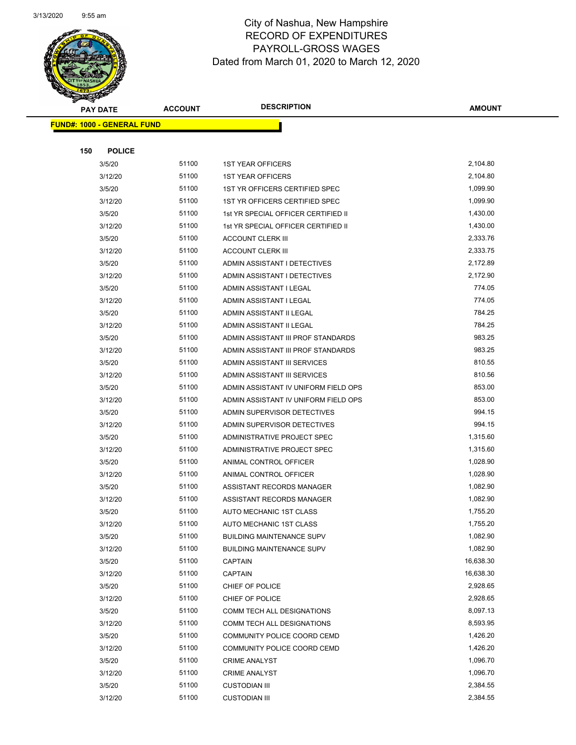# City of Nashua, New Hampshire
## RECORD OF EXPENDITURES
## PAYROLL-GROSS WAGES
## Dated from March 01, 2020 to March 12, 2020

| PAY DATE | ACCOUNT | DESCRIPTION | AMOUNT |
|---|---|---|---|

**FUND#: 1000 - GENERAL FUND**

**150 POLICE**

| PAY DATE | ACCOUNT | DESCRIPTION | AMOUNT |
|---|---|---|---|
| 3/5/20 | 51100 | 1ST YEAR OFFICERS | 2,104.80 |
| 3/12/20 | 51100 | 1ST YEAR OFFICERS | 2,104.80 |
| 3/5/20 | 51100 | 1ST YR OFFICERS CERTIFIED SPEC | 1,099.90 |
| 3/12/20 | 51100 | 1ST YR OFFICERS CERTIFIED SPEC | 1,099.90 |
| 3/5/20 | 51100 | 1st YR SPECIAL OFFICER CERTIFIED II | 1,430.00 |
| 3/12/20 | 51100 | 1st YR SPECIAL OFFICER CERTIFIED II | 1,430.00 |
| 3/5/20 | 51100 | ACCOUNT CLERK III | 2,333.76 |
| 3/12/20 | 51100 | ACCOUNT CLERK III | 2,333.75 |
| 3/5/20 | 51100 | ADMIN ASSISTANT I DETECTIVES | 2,172.89 |
| 3/12/20 | 51100 | ADMIN ASSISTANT I DETECTIVES | 2,172.90 |
| 3/5/20 | 51100 | ADMIN ASSISTANT I LEGAL | 774.05 |
| 3/12/20 | 51100 | ADMIN ASSISTANT I LEGAL | 774.05 |
| 3/5/20 | 51100 | ADMIN ASSISTANT II LEGAL | 784.25 |
| 3/12/20 | 51100 | ADMIN ASSISTANT II LEGAL | 784.25 |
| 3/5/20 | 51100 | ADMIN ASSISTANT III PROF STANDARDS | 983.25 |
| 3/12/20 | 51100 | ADMIN ASSISTANT III PROF STANDARDS | 983.25 |
| 3/5/20 | 51100 | ADMIN ASSISTANT III SERVICES | 810.55 |
| 3/12/20 | 51100 | ADMIN ASSISTANT III SERVICES | 810.56 |
| 3/5/20 | 51100 | ADMIN ASSISTANT IV UNIFORM FIELD OPS | 853.00 |
| 3/12/20 | 51100 | ADMIN ASSISTANT IV UNIFORM FIELD OPS | 853.00 |
| 3/5/20 | 51100 | ADMIN SUPERVISOR DETECTIVES | 994.15 |
| 3/12/20 | 51100 | ADMIN SUPERVISOR DETECTIVES | 994.15 |
| 3/5/20 | 51100 | ADMINISTRATIVE PROJECT SPEC | 1,315.60 |
| 3/12/20 | 51100 | ADMINISTRATIVE PROJECT SPEC | 1,315.60 |
| 3/5/20 | 51100 | ANIMAL CONTROL OFFICER | 1,028.90 |
| 3/12/20 | 51100 | ANIMAL CONTROL OFFICER | 1,028.90 |
| 3/5/20 | 51100 | ASSISTANT RECORDS MANAGER | 1,082.90 |
| 3/12/20 | 51100 | ASSISTANT RECORDS MANAGER | 1,082.90 |
| 3/5/20 | 51100 | AUTO MECHANIC 1ST CLASS | 1,755.20 |
| 3/12/20 | 51100 | AUTO MECHANIC 1ST CLASS | 1,755.20 |
| 3/5/20 | 51100 | BUILDING MAINTENANCE SUPV | 1,082.90 |
| 3/12/20 | 51100 | BUILDING MAINTENANCE SUPV | 1,082.90 |
| 3/5/20 | 51100 | CAPTAIN | 16,638.30 |
| 3/12/20 | 51100 | CAPTAIN | 16,638.30 |
| 3/5/20 | 51100 | CHIEF OF POLICE | 2,928.65 |
| 3/12/20 | 51100 | CHIEF OF POLICE | 2,928.65 |
| 3/5/20 | 51100 | COMM TECH ALL DESIGNATIONS | 8,097.13 |
| 3/12/20 | 51100 | COMM TECH ALL DESIGNATIONS | 8,593.95 |
| 3/5/20 | 51100 | COMMUNITY POLICE COORD CEMD | 1,426.20 |
| 3/12/20 | 51100 | COMMUNITY POLICE COORD CEMD | 1,426.20 |
| 3/5/20 | 51100 | CRIME ANALYST | 1,096.70 |
| 3/12/20 | 51100 | CRIME ANALYST | 1,096.70 |
| 3/5/20 | 51100 | CUSTODIAN III | 2,384.55 |
| 3/12/20 | 51100 | CUSTODIAN III | 2,384.55 |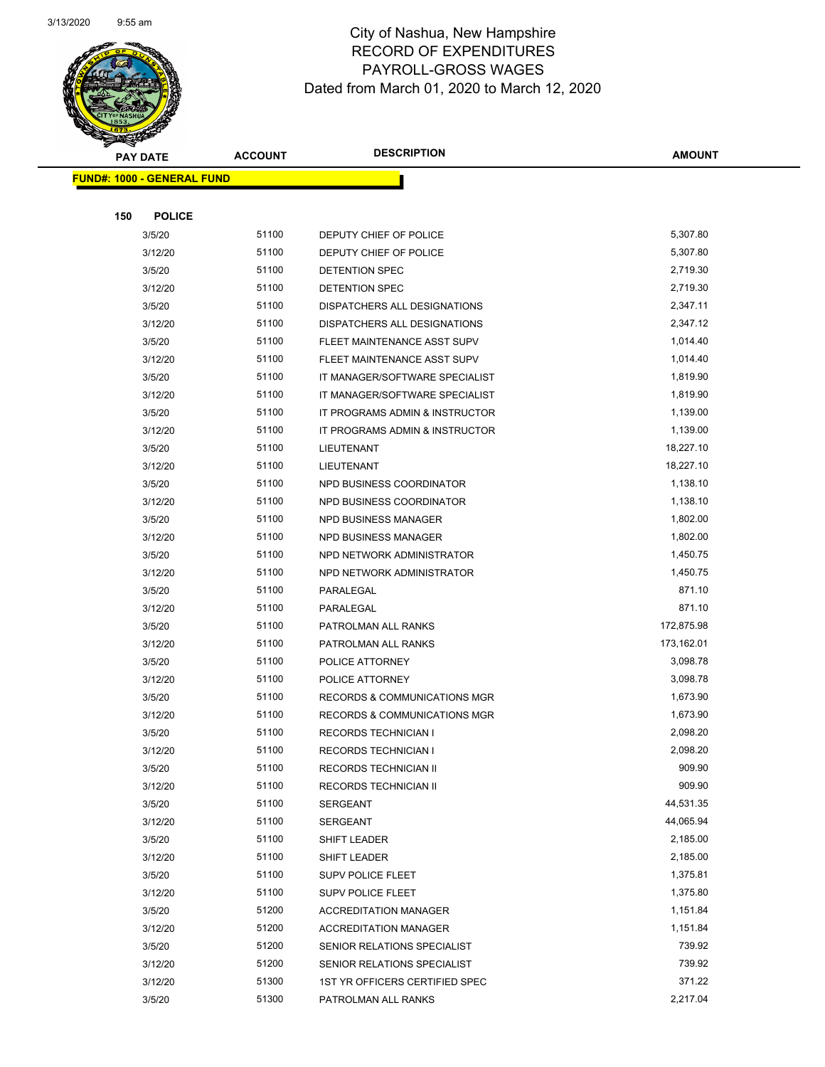# City of Nashua, New Hampshire
## RECORD OF EXPENDITURES
## PAYROLL-GROSS WAGES
### Dated from March 01, 2020 to March 12, 2020

| PAY DATE | ACCOUNT | DESCRIPTION | AMOUNT |
|---|---|---|---|
| **FUND#: 1000 - GENERAL FUND** | | | |
| **150 POLICE** | | | |
| 3/5/20 | 51100 | DEPUTY CHIEF OF POLICE | 5,307.80 |
| 3/12/20 | 51100 | DEPUTY CHIEF OF POLICE | 5,307.80 |
| 3/5/20 | 51100 | DETENTION SPEC | 2,719.30 |
| 3/12/20 | 51100 | DETENTION SPEC | 2,719.30 |
| 3/5/20 | 51100 | DISPATCHERS ALL DESIGNATIONS | 2,347.11 |
| 3/12/20 | 51100 | DISPATCHERS ALL DESIGNATIONS | 2,347.12 |
| 3/5/20 | 51100 | FLEET MAINTENANCE ASST SUPV | 1,014.40 |
| 3/12/20 | 51100 | FLEET MAINTENANCE ASST SUPV | 1,014.40 |
| 3/5/20 | 51100 | IT MANAGER/SOFTWARE SPECIALIST | 1,819.90 |
| 3/12/20 | 51100 | IT MANAGER/SOFTWARE SPECIALIST | 1,819.90 |
| 3/5/20 | 51100 | IT PROGRAMS ADMIN & INSTRUCTOR | 1,139.00 |
| 3/12/20 | 51100 | IT PROGRAMS ADMIN & INSTRUCTOR | 1,139.00 |
| 3/5/20 | 51100 | LIEUTENANT | 18,227.10 |
| 3/12/20 | 51100 | LIEUTENANT | 18,227.10 |
| 3/5/20 | 51100 | NPD BUSINESS COORDINATOR | 1,138.10 |
| 3/12/20 | 51100 | NPD BUSINESS COORDINATOR | 1,138.10 |
| 3/5/20 | 51100 | NPD BUSINESS MANAGER | 1,802.00 |
| 3/12/20 | 51100 | NPD BUSINESS MANAGER | 1,802.00 |
| 3/5/20 | 51100 | NPD NETWORK ADMINISTRATOR | 1,450.75 |
| 3/12/20 | 51100 | NPD NETWORK ADMINISTRATOR | 1,450.75 |
| 3/5/20 | 51100 | PARALEGAL | 871.10 |
| 3/12/20 | 51100 | PARALEGAL | 871.10 |
| 3/5/20 | 51100 | PATROLMAN ALL RANKS | 172,875.98 |
| 3/12/20 | 51100 | PATROLMAN ALL RANKS | 173,162.01 |
| 3/5/20 | 51100 | POLICE ATTORNEY | 3,098.78 |
| 3/12/20 | 51100 | POLICE ATTORNEY | 3,098.78 |
| 3/5/20 | 51100 | RECORDS & COMMUNICATIONS MGR | 1,673.90 |
| 3/12/20 | 51100 | RECORDS & COMMUNICATIONS MGR | 1,673.90 |
| 3/5/20 | 51100 | RECORDS TECHNICIAN I | 2,098.20 |
| 3/12/20 | 51100 | RECORDS TECHNICIAN I | 2,098.20 |
| 3/5/20 | 51100 | RECORDS TECHNICIAN II | 909.90 |
| 3/12/20 | 51100 | RECORDS TECHNICIAN II | 909.90 |
| 3/5/20 | 51100 | SERGEANT | 44,531.35 |
| 3/12/20 | 51100 | SERGEANT | 44,065.94 |
| 3/5/20 | 51100 | SHIFT LEADER | 2,185.00 |
| 3/12/20 | 51100 | SHIFT LEADER | 2,185.00 |
| 3/5/20 | 51100 | SUPV POLICE FLEET | 1,375.81 |
| 3/12/20 | 51100 | SUPV POLICE FLEET | 1,375.80 |
| 3/5/20 | 51200 | ACCREDITATION MANAGER | 1,151.84 |
| 3/12/20 | 51200 | ACCREDITATION MANAGER | 1,151.84 |
| 3/5/20 | 51200 | SENIOR RELATIONS SPECIALIST | 739.92 |
| 3/12/20 | 51200 | SENIOR RELATIONS SPECIALIST | 739.92 |
| 3/12/20 | 51300 | 1ST YR OFFICERS CERTIFIED SPEC | 371.22 |
| 3/5/20 | 51300 | PATROLMAN ALL RANKS | 2,217.04 |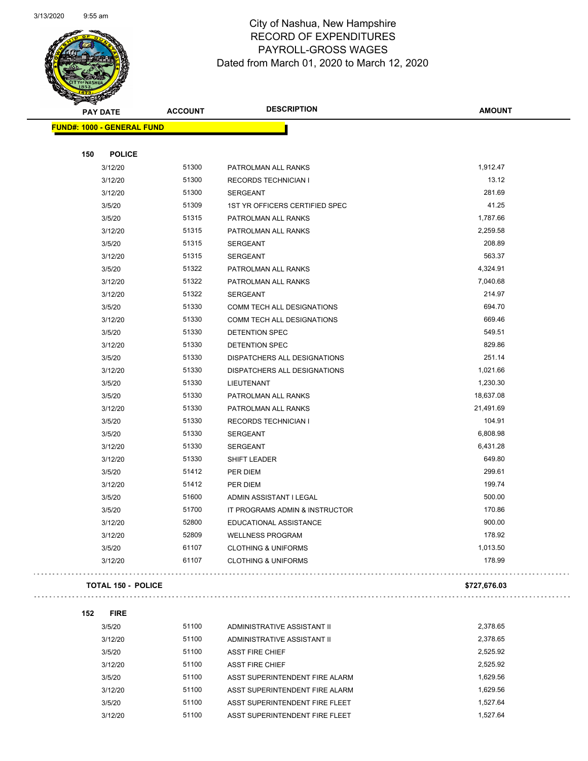# City of Nashua, New Hampshire
## RECORD OF EXPENDITURES
## PAYROLL-GROSS WAGES
## Dated from March 01, 2020 to March 12, 2020

| PAY DATE | ACCOUNT | DESCRIPTION | AMOUNT |
|---|---|---|---|
| **FUND#: 1000 - GENERAL FUND** | | | |
| **150 POLICE** | | | |
| 3/12/20 | 51300 | PATROLMAN ALL RANKS | 1,912.47 |
| 3/12/20 | 51300 | RECORDS TECHNICIAN I | 13.12 |
| 3/12/20 | 51300 | SERGEANT | 281.69 |
| 3/5/20 | 51309 | 1ST YR OFFICERS CERTIFIED SPEC | 41.25 |
| 3/5/20 | 51315 | PATROLMAN ALL RANKS | 1,787.66 |
| 3/12/20 | 51315 | PATROLMAN ALL RANKS | 2,259.58 |
| 3/5/20 | 51315 | SERGEANT | 208.89 |
| 3/12/20 | 51315 | SERGEANT | 563.37 |
| 3/5/20 | 51322 | PATROLMAN ALL RANKS | 4,324.91 |
| 3/12/20 | 51322 | PATROLMAN ALL RANKS | 7,040.68 |
| 3/12/20 | 51322 | SERGEANT | 214.97 |
| 3/5/20 | 51330 | COMM TECH ALL DESIGNATIONS | 694.70 |
| 3/12/20 | 51330 | COMM TECH ALL DESIGNATIONS | 669.46 |
| 3/5/20 | 51330 | DETENTION SPEC | 549.51 |
| 3/12/20 | 51330 | DETENTION SPEC | 829.86 |
| 3/5/20 | 51330 | DISPATCHERS ALL DESIGNATIONS | 251.14 |
| 3/12/20 | 51330 | DISPATCHERS ALL DESIGNATIONS | 1,021.66 |
| 3/5/20 | 51330 | LIEUTENANT | 1,230.30 |
| 3/5/20 | 51330 | PATROLMAN ALL RANKS | 18,637.08 |
| 3/12/20 | 51330 | PATROLMAN ALL RANKS | 21,491.69 |
| 3/5/20 | 51330 | RECORDS TECHNICIAN I | 104.91 |
| 3/5/20 | 51330 | SERGEANT | 6,808.98 |
| 3/12/20 | 51330 | SERGEANT | 6,431.28 |
| 3/12/20 | 51330 | SHIFT LEADER | 649.80 |
| 3/5/20 | 51412 | PER DIEM | 299.61 |
| 3/12/20 | 51412 | PER DIEM | 199.74 |
| 3/5/20 | 51600 | ADMIN ASSISTANT I LEGAL | 500.00 |
| 3/5/20 | 51700 | IT PROGRAMS ADMIN & INSTRUCTOR | 170.86 |
| 3/12/20 | 52800 | EDUCATIONAL ASSISTANCE | 900.00 |
| 3/12/20 | 52809 | WELLNESS PROGRAM | 178.92 |
| 3/5/20 | 61107 | CLOTHING & UNIFORMS | 1,013.50 |
| 3/12/20 | 61107 | CLOTHING & UNIFORMS | 178.99 |
| **TOTAL 150 - POLICE** | | | **$727,676.03** |
| **152 FIRE** | | | |
| 3/5/20 | 51100 | ADMINISTRATIVE ASSISTANT II | 2,378.65 |
| 3/12/20 | 51100 | ADMINISTRATIVE ASSISTANT II | 2,378.65 |
| 3/5/20 | 51100 | ASST FIRE CHIEF | 2,525.92 |
| 3/12/20 | 51100 | ASST FIRE CHIEF | 2,525.92 |
| 3/5/20 | 51100 | ASST SUPERINTENDENT FIRE ALARM | 1,629.56 |
| 3/12/20 | 51100 | ASST SUPERINTENDENT FIRE ALARM | 1,629.56 |
| 3/5/20 | 51100 | ASST SUPERINTENDENT FIRE FLEET | 1,527.64 |
| 3/12/20 | 51100 | ASST SUPERINTENDENT FIRE FLEET | 1,527.64 |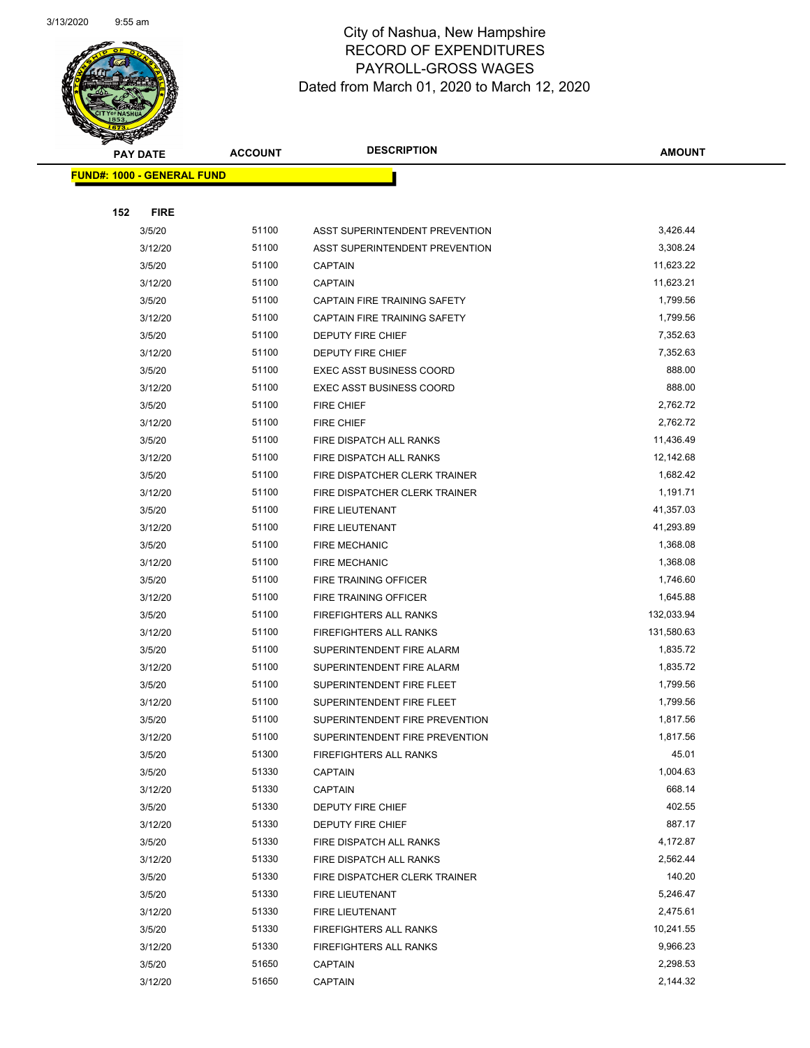# City of Nashua, New Hampshire
## RECORD OF EXPENDITURES
## PAYROLL-GROSS WAGES
## Dated from March 01, 2020 to March 12, 2020

| PAY DATE | ACCOUNT | DESCRIPTION | AMOUNT |
|---|---|---|---|
| **FUND#: 1000 - GENERAL FUND** | | | |
| **152 FIRE** | | | |
| 3/5/20 | 51100 | ASST SUPERINTENDENT PREVENTION | 3,426.44 |
| 3/12/20 | 51100 | ASST SUPERINTENDENT PREVENTION | 3,308.24 |
| 3/5/20 | 51100 | CAPTAIN | 11,623.22 |
| 3/12/20 | 51100 | CAPTAIN | 11,623.21 |
| 3/5/20 | 51100 | CAPTAIN FIRE TRAINING SAFETY | 1,799.56 |
| 3/12/20 | 51100 | CAPTAIN FIRE TRAINING SAFETY | 1,799.56 |
| 3/5/20 | 51100 | DEPUTY FIRE CHIEF | 7,352.63 |
| 3/12/20 | 51100 | DEPUTY FIRE CHIEF | 7,352.63 |
| 3/5/20 | 51100 | EXEC ASST BUSINESS COORD | 888.00 |
| 3/12/20 | 51100 | EXEC ASST BUSINESS COORD | 888.00 |
| 3/5/20 | 51100 | FIRE CHIEF | 2,762.72 |
| 3/12/20 | 51100 | FIRE CHIEF | 2,762.72 |
| 3/5/20 | 51100 | FIRE DISPATCH ALL RANKS | 11,436.49 |
| 3/12/20 | 51100 | FIRE DISPATCH ALL RANKS | 12,142.68 |
| 3/5/20 | 51100 | FIRE DISPATCHER CLERK TRAINER | 1,682.42 |
| 3/12/20 | 51100 | FIRE DISPATCHER CLERK TRAINER | 1,191.71 |
| 3/5/20 | 51100 | FIRE LIEUTENANT | 41,357.03 |
| 3/12/20 | 51100 | FIRE LIEUTENANT | 41,293.89 |
| 3/5/20 | 51100 | FIRE MECHANIC | 1,368.08 |
| 3/12/20 | 51100 | FIRE MECHANIC | 1,368.08 |
| 3/5/20 | 51100 | FIRE TRAINING OFFICER | 1,746.60 |
| 3/12/20 | 51100 | FIRE TRAINING OFFICER | 1,645.88 |
| 3/5/20 | 51100 | FIREFIGHTERS ALL RANKS | 132,033.94 |
| 3/12/20 | 51100 | FIREFIGHTERS ALL RANKS | 131,580.63 |
| 3/5/20 | 51100 | SUPERINTENDENT FIRE ALARM | 1,835.72 |
| 3/12/20 | 51100 | SUPERINTENDENT FIRE ALARM | 1,835.72 |
| 3/5/20 | 51100 | SUPERINTENDENT FIRE FLEET | 1,799.56 |
| 3/12/20 | 51100 | SUPERINTENDENT FIRE FLEET | 1,799.56 |
| 3/5/20 | 51100 | SUPERINTENDENT FIRE PREVENTION | 1,817.56 |
| 3/12/20 | 51100 | SUPERINTENDENT FIRE PREVENTION | 1,817.56 |
| 3/5/20 | 51300 | FIREFIGHTERS ALL RANKS | 45.01 |
| 3/5/20 | 51330 | CAPTAIN | 1,004.63 |
| 3/12/20 | 51330 | CAPTAIN | 668.14 |
| 3/5/20 | 51330 | DEPUTY FIRE CHIEF | 402.55 |
| 3/12/20 | 51330 | DEPUTY FIRE CHIEF | 887.17 |
| 3/5/20 | 51330 | FIRE DISPATCH ALL RANKS | 4,172.87 |
| 3/12/20 | 51330 | FIRE DISPATCH ALL RANKS | 2,562.44 |
| 3/5/20 | 51330 | FIRE DISPATCHER CLERK TRAINER | 140.20 |
| 3/5/20 | 51330 | FIRE LIEUTENANT | 5,246.47 |
| 3/12/20 | 51330 | FIRE LIEUTENANT | 2,475.61 |
| 3/5/20 | 51330 | FIREFIGHTERS ALL RANKS | 10,241.55 |
| 3/12/20 | 51330 | FIREFIGHTERS ALL RANKS | 9,966.23 |
| 3/5/20 | 51650 | CAPTAIN | 2,298.53 |
| 3/12/20 | 51650 | CAPTAIN | 2,144.32 |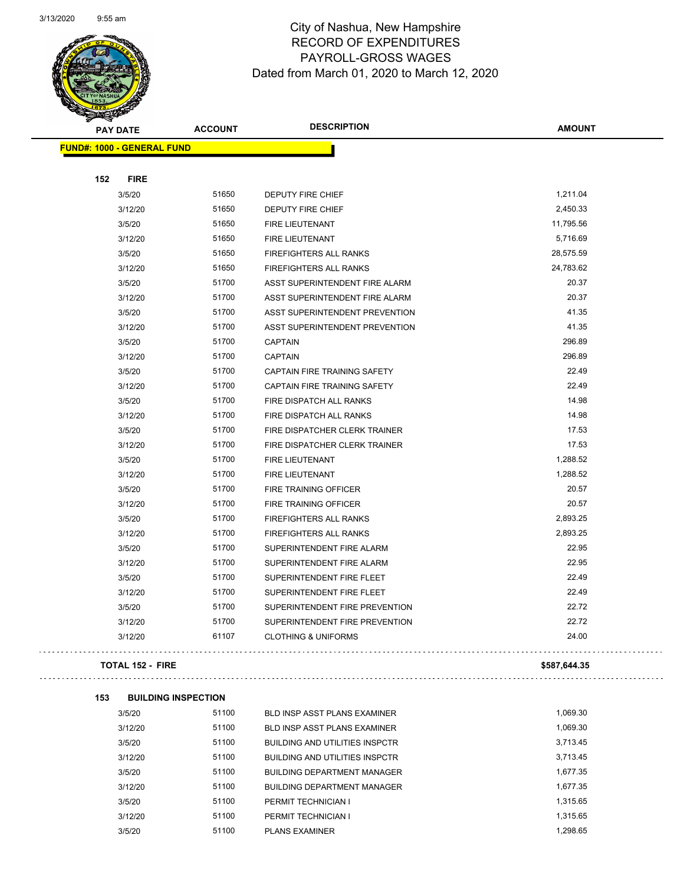# City of Nashua, New Hampshire
## RECORD OF EXPENDITURES
## PAYROLL-GROSS WAGES
### Dated from March 01, 2020 to March 12, 2020

| PAY DATE | ACCOUNT | DESCRIPTION | AMOUNT |
|---|---|---|---|
| **FUND#: 1000 - GENERAL FUND** | | | |
| **152 FIRE** | | | |
| 3/5/20 | 51650 | DEPUTY FIRE CHIEF | 1,211.04 |
| 3/12/20 | 51650 | DEPUTY FIRE CHIEF | 2,450.33 |
| 3/5/20 | 51650 | FIRE LIEUTENANT | 11,795.56 |
| 3/12/20 | 51650 | FIRE LIEUTENANT | 5,716.69 |
| 3/5/20 | 51650 | FIREFIGHTERS ALL RANKS | 28,575.59 |
| 3/12/20 | 51650 | FIREFIGHTERS ALL RANKS | 24,783.62 |
| 3/5/20 | 51700 | ASST SUPERINTENDENT FIRE ALARM | 20.37 |
| 3/12/20 | 51700 | ASST SUPERINTENDENT FIRE ALARM | 20.37 |
| 3/5/20 | 51700 | ASST SUPERINTENDENT PREVENTION | 41.35 |
| 3/12/20 | 51700 | ASST SUPERINTENDENT PREVENTION | 41.35 |
| 3/5/20 | 51700 | CAPTAIN | 296.89 |
| 3/12/20 | 51700 | CAPTAIN | 296.89 |
| 3/5/20 | 51700 | CAPTAIN FIRE TRAINING SAFETY | 22.49 |
| 3/12/20 | 51700 | CAPTAIN FIRE TRAINING SAFETY | 22.49 |
| 3/5/20 | 51700 | FIRE DISPATCH ALL RANKS | 14.98 |
| 3/12/20 | 51700 | FIRE DISPATCH ALL RANKS | 14.98 |
| 3/5/20 | 51700 | FIRE DISPATCHER CLERK TRAINER | 17.53 |
| 3/12/20 | 51700 | FIRE DISPATCHER CLERK TRAINER | 17.53 |
| 3/5/20 | 51700 | FIRE LIEUTENANT | 1,288.52 |
| 3/12/20 | 51700 | FIRE LIEUTENANT | 1,288.52 |
| 3/5/20 | 51700 | FIRE TRAINING OFFICER | 20.57 |
| 3/12/20 | 51700 | FIRE TRAINING OFFICER | 20.57 |
| 3/5/20 | 51700 | FIREFIGHTERS ALL RANKS | 2,893.25 |
| 3/12/20 | 51700 | FIREFIGHTERS ALL RANKS | 2,893.25 |
| 3/5/20 | 51700 | SUPERINTENDENT FIRE ALARM | 22.95 |
| 3/12/20 | 51700 | SUPERINTENDENT FIRE ALARM | 22.95 |
| 3/5/20 | 51700 | SUPERINTENDENT FIRE FLEET | 22.49 |
| 3/12/20 | 51700 | SUPERINTENDENT FIRE FLEET | 22.49 |
| 3/5/20 | 51700 | SUPERINTENDENT FIRE PREVENTION | 22.72 |
| 3/12/20 | 51700 | SUPERINTENDENT FIRE PREVENTION | 22.72 |
| 3/12/20 | 61107 | CLOTHING & UNIFORMS | 24.00 |
| **TOTAL 152 - FIRE** | | | **$587,644.35** |
| **153 BUILDING INSPECTION** | | | |
| 3/5/20 | 51100 | BLD INSP ASST PLANS EXAMINER | 1,069.30 |
| 3/12/20 | 51100 | BLD INSP ASST PLANS EXAMINER | 1,069.30 |
| 3/5/20 | 51100 | BUILDING AND UTILITIES INSPCTR | 3,713.45 |
| 3/12/20 | 51100 | BUILDING AND UTILITIES INSPCTR | 3,713.45 |
| 3/5/20 | 51100 | BUILDING DEPARTMENT MANAGER | 1,677.35 |
| 3/12/20 | 51100 | BUILDING DEPARTMENT MANAGER | 1,677.35 |
| 3/5/20 | 51100 | PERMIT TECHNICIAN I | 1,315.65 |
| 3/12/20 | 51100 | PERMIT TECHNICIAN I | 1,315.65 |
| 3/5/20 | 51100 | PLANS EXAMINER | 1,298.65 |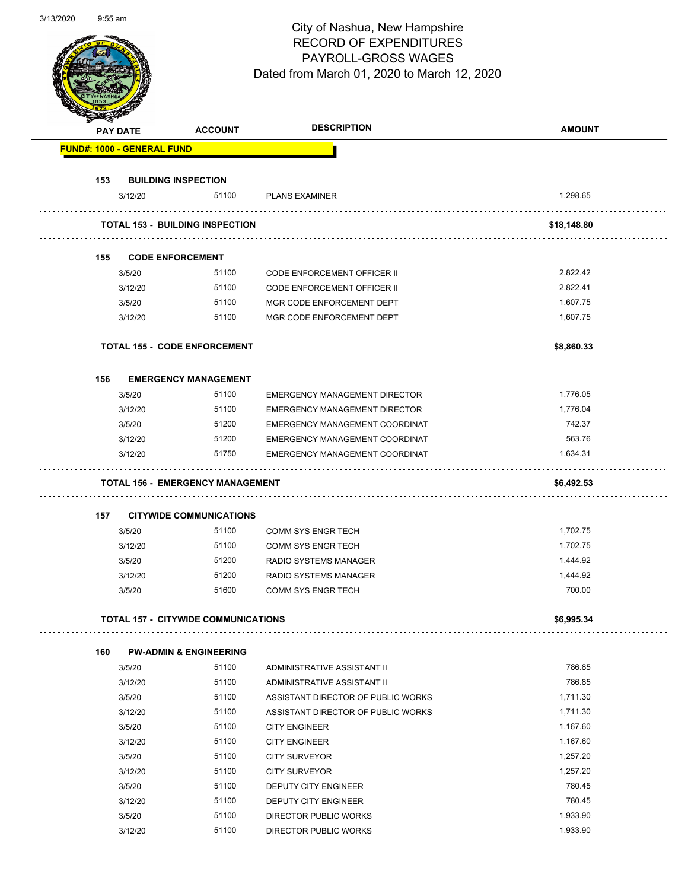# City of Nashua, New Hampshire
## RECORD OF EXPENDITURES
## PAYROLL-GROSS WAGES
### Dated from March 01, 2020 to March 12, 2020

| PAY DATE | ACCOUNT | DESCRIPTION | AMOUNT |
|---|---|---|---|
| **FUND#: 1000 - GENERAL FUND** | | | |
| **153 BUILDING INSPECTION** | | | |
| 3/12/20 | 51100 | PLANS EXAMINER | 1,298.65 |
| **TOTAL 153 - BUILDING INSPECTION** | | | **$18,148.80** |
| **155 CODE ENFORCEMENT** | | | |
| 3/5/20 | 51100 | CODE ENFORCEMENT OFFICER II | 2,822.42 |
| 3/12/20 | 51100 | CODE ENFORCEMENT OFFICER II | 2,822.41 |
| 3/5/20 | 51100 | MGR CODE ENFORCEMENT DEPT | 1,607.75 |
| 3/12/20 | 51100 | MGR CODE ENFORCEMENT DEPT | 1,607.75 |
| **TOTAL 155 - CODE ENFORCEMENT** | | | **$8,860.33** |
| **156 EMERGENCY MANAGEMENT** | | | |
| 3/5/20 | 51100 | EMERGENCY MANAGEMENT DIRECTOR | 1,776.05 |
| 3/12/20 | 51100 | EMERGENCY MANAGEMENT DIRECTOR | 1,776.04 |
| 3/5/20 | 51200 | EMERGENCY MANAGEMENT COORDINAT | 742.37 |
| 3/12/20 | 51200 | EMERGENCY MANAGEMENT COORDINAT | 563.76 |
| 3/12/20 | 51750 | EMERGENCY MANAGEMENT COORDINAT | 1,634.31 |
| **TOTAL 156 - EMERGENCY MANAGEMENT** | | | **$6,492.53** |
| **157 CITYWIDE COMMUNICATIONS** | | | |
| 3/5/20 | 51100 | COMM SYS ENGR TECH | 1,702.75 |
| 3/12/20 | 51100 | COMM SYS ENGR TECH | 1,702.75 |
| 3/5/20 | 51200 | RADIO SYSTEMS MANAGER | 1,444.92 |
| 3/12/20 | 51200 | RADIO SYSTEMS MANAGER | 1,444.92 |
| 3/5/20 | 51600 | COMM SYS ENGR TECH | 700.00 |
| **TOTAL 157 - CITYWIDE COMMUNICATIONS** | | | **$6,995.34** |
| **160 PW-ADMIN & ENGINEERING** | | | |
| 3/5/20 | 51100 | ADMINISTRATIVE ASSISTANT II | 786.85 |
| 3/12/20 | 51100 | ADMINISTRATIVE ASSISTANT II | 786.85 |
| 3/5/20 | 51100 | ASSISTANT DIRECTOR OF PUBLIC WORKS | 1,711.30 |
| 3/12/20 | 51100 | ASSISTANT DIRECTOR OF PUBLIC WORKS | 1,711.30 |
| 3/5/20 | 51100 | CITY ENGINEER | 1,167.60 |
| 3/12/20 | 51100 | CITY ENGINEER | 1,167.60 |
| 3/5/20 | 51100 | CITY SURVEYOR | 1,257.20 |
| 3/12/20 | 51100 | CITY SURVEYOR | 1,257.20 |
| 3/5/20 | 51100 | DEPUTY CITY ENGINEER | 780.45 |
| 3/12/20 | 51100 | DEPUTY CITY ENGINEER | 780.45 |
| 3/5/20 | 51100 | DIRECTOR PUBLIC WORKS | 1,933.90 |
| 3/12/20 | 51100 | DIRECTOR PUBLIC WORKS | 1,933.90 |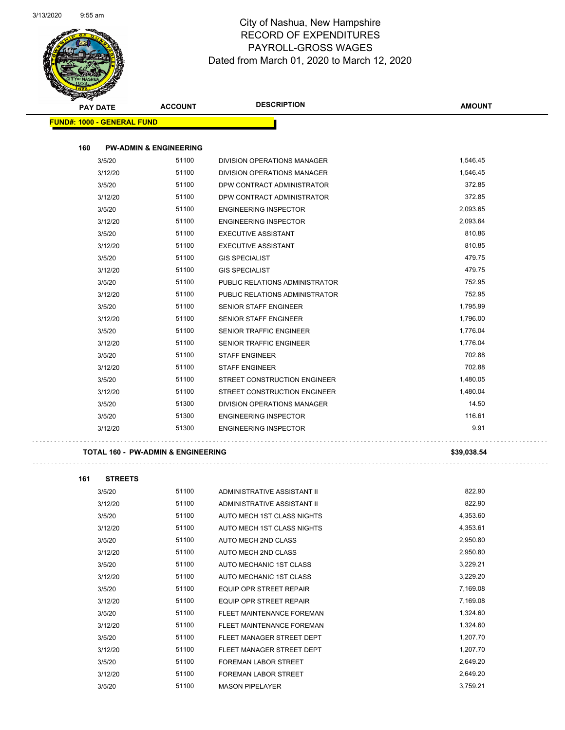# City of Nashua, New Hampshire
## RECORD OF EXPENDITURES
## PAYROLL-GROSS WAGES
### Dated from March 01, 2020 to March 12, 2020

| PAY DATE | ACCOUNT | DESCRIPTION | AMOUNT |
|---|---|---|---|
| **FUND#: 1000 - GENERAL FUND** | | | |
| **160 PW-ADMIN & ENGINEERING** | | | |
| 3/5/20 | 51100 | DIVISION OPERATIONS MANAGER | 1,546.45 |
| 3/12/20 | 51100 | DIVISION OPERATIONS MANAGER | 1,546.45 |
| 3/5/20 | 51100 | DPW CONTRACT ADMINISTRATOR | 372.85 |
| 3/12/20 | 51100 | DPW CONTRACT ADMINISTRATOR | 372.85 |
| 3/5/20 | 51100 | ENGINEERING INSPECTOR | 2,093.65 |
| 3/12/20 | 51100 | ENGINEERING INSPECTOR | 2,093.64 |
| 3/5/20 | 51100 | EXECUTIVE ASSISTANT | 810.86 |
| 3/12/20 | 51100 | EXECUTIVE ASSISTANT | 810.85 |
| 3/5/20 | 51100 | GIS SPECIALIST | 479.75 |
| 3/12/20 | 51100 | GIS SPECIALIST | 479.75 |
| 3/5/20 | 51100 | PUBLIC RELATIONS ADMINISTRATOR | 752.95 |
| 3/12/20 | 51100 | PUBLIC RELATIONS ADMINISTRATOR | 752.95 |
| 3/5/20 | 51100 | SENIOR STAFF ENGINEER | 1,795.99 |
| 3/12/20 | 51100 | SENIOR STAFF ENGINEER | 1,796.00 |
| 3/5/20 | 51100 | SENIOR TRAFFIC ENGINEER | 1,776.04 |
| 3/12/20 | 51100 | SENIOR TRAFFIC ENGINEER | 1,776.04 |
| 3/5/20 | 51100 | STAFF ENGINEER | 702.88 |
| 3/12/20 | 51100 | STAFF ENGINEER | 702.88 |
| 3/5/20 | 51100 | STREET CONSTRUCTION ENGINEER | 1,480.05 |
| 3/12/20 | 51100 | STREET CONSTRUCTION ENGINEER | 1,480.04 |
| 3/5/20 | 51300 | DIVISION OPERATIONS MANAGER | 14.50 |
| 3/5/20 | 51300 | ENGINEERING INSPECTOR | 116.61 |
| 3/12/20 | 51300 | ENGINEERING INSPECTOR | 9.91 |
| **TOTAL 160 - PW-ADMIN & ENGINEERING** | | | **$39,038.54** |
| **161 STREETS** | | | |
| 3/5/20 | 51100 | ADMINISTRATIVE ASSISTANT II | 822.90 |
| 3/12/20 | 51100 | ADMINISTRATIVE ASSISTANT II | 822.90 |
| 3/5/20 | 51100 | AUTO MECH 1ST CLASS NIGHTS | 4,353.60 |
| 3/12/20 | 51100 | AUTO MECH 1ST CLASS NIGHTS | 4,353.61 |
| 3/5/20 | 51100 | AUTO MECH 2ND CLASS | 2,950.80 |
| 3/12/20 | 51100 | AUTO MECH 2ND CLASS | 2,950.80 |
| 3/5/20 | 51100 | AUTO MECHANIC 1ST CLASS | 3,229.21 |
| 3/12/20 | 51100 | AUTO MECHANIC 1ST CLASS | 3,229.20 |
| 3/5/20 | 51100 | EQUIP OPR STREET REPAIR | 7,169.08 |
| 3/12/20 | 51100 | EQUIP OPR STREET REPAIR | 7,169.08 |
| 3/5/20 | 51100 | FLEET MAINTENANCE FOREMAN | 1,324.60 |
| 3/12/20 | 51100 | FLEET MAINTENANCE FOREMAN | 1,324.60 |
| 3/5/20 | 51100 | FLEET MANAGER STREET DEPT | 1,207.70 |
| 3/12/20 | 51100 | FLEET MANAGER STREET DEPT | 1,207.70 |
| 3/5/20 | 51100 | FOREMAN LABOR STREET | 2,649.20 |
| 3/12/20 | 51100 | FOREMAN LABOR STREET | 2,649.20 |
| 3/5/20 | 51100 | MASON PIPELAYER | 3,759.21 |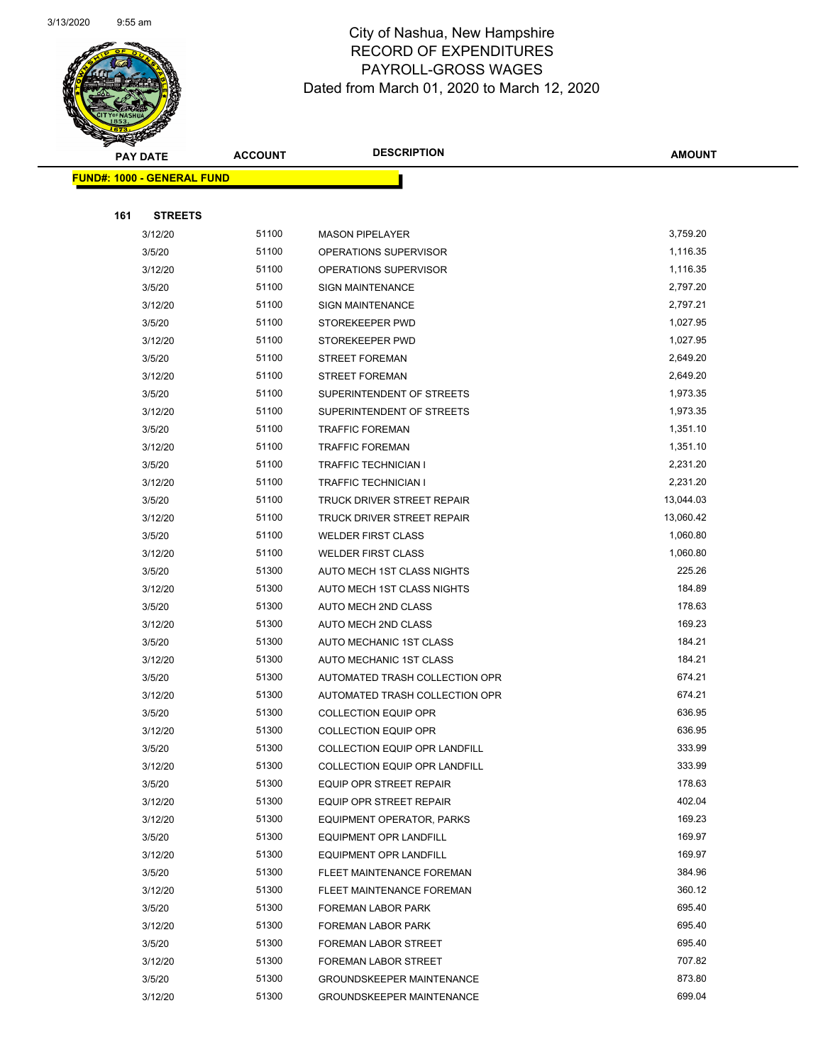City of Nashua, New Hampshire
RECORD OF EXPENDITURES
PAYROLL-GROSS WAGES
Dated from March 01, 2020 to March 12, 2020

| PAY DATE | ACCOUNT | DESCRIPTION | AMOUNT |
|---|---|---|---|

**FUND#: 1000 - GENERAL FUND**

**161 STREETS**

| PAY DATE | ACCOUNT | DESCRIPTION | AMOUNT |
|---|---|---|---|
| 3/12/20 | 51100 | MASON PIPELAYER | 3,759.20 |
| 3/5/20 | 51100 | OPERATIONS SUPERVISOR | 1,116.35 |
| 3/12/20 | 51100 | OPERATIONS SUPERVISOR | 1,116.35 |
| 3/5/20 | 51100 | SIGN MAINTENANCE | 2,797.20 |
| 3/12/20 | 51100 | SIGN MAINTENANCE | 2,797.21 |
| 3/5/20 | 51100 | STOREKEEPER PWD | 1,027.95 |
| 3/12/20 | 51100 | STOREKEEPER PWD | 1,027.95 |
| 3/5/20 | 51100 | STREET FOREMAN | 2,649.20 |
| 3/12/20 | 51100 | STREET FOREMAN | 2,649.20 |
| 3/5/20 | 51100 | SUPERINTENDENT OF STREETS | 1,973.35 |
| 3/12/20 | 51100 | SUPERINTENDENT OF STREETS | 1,973.35 |
| 3/5/20 | 51100 | TRAFFIC FOREMAN | 1,351.10 |
| 3/12/20 | 51100 | TRAFFIC FOREMAN | 1,351.10 |
| 3/5/20 | 51100 | TRAFFIC TECHNICIAN I | 2,231.20 |
| 3/12/20 | 51100 | TRAFFIC TECHNICIAN I | 2,231.20 |
| 3/5/20 | 51100 | TRUCK DRIVER STREET REPAIR | 13,044.03 |
| 3/12/20 | 51100 | TRUCK DRIVER STREET REPAIR | 13,060.42 |
| 3/5/20 | 51100 | WELDER FIRST CLASS | 1,060.80 |
| 3/12/20 | 51100 | WELDER FIRST CLASS | 1,060.80 |
| 3/5/20 | 51300 | AUTO MECH 1ST CLASS NIGHTS | 225.26 |
| 3/12/20 | 51300 | AUTO MECH 1ST CLASS NIGHTS | 184.89 |
| 3/5/20 | 51300 | AUTO MECH 2ND CLASS | 178.63 |
| 3/12/20 | 51300 | AUTO MECH 2ND CLASS | 169.23 |
| 3/5/20 | 51300 | AUTO MECHANIC 1ST CLASS | 184.21 |
| 3/12/20 | 51300 | AUTO MECHANIC 1ST CLASS | 184.21 |
| 3/5/20 | 51300 | AUTOMATED TRASH COLLECTION OPR | 674.21 |
| 3/12/20 | 51300 | AUTOMATED TRASH COLLECTION OPR | 674.21 |
| 3/5/20 | 51300 | COLLECTION EQUIP OPR | 636.95 |
| 3/12/20 | 51300 | COLLECTION EQUIP OPR | 636.95 |
| 3/5/20 | 51300 | COLLECTION EQUIP OPR LANDFILL | 333.99 |
| 3/12/20 | 51300 | COLLECTION EQUIP OPR LANDFILL | 333.99 |
| 3/5/20 | 51300 | EQUIP OPR STREET REPAIR | 178.63 |
| 3/12/20 | 51300 | EQUIP OPR STREET REPAIR | 402.04 |
| 3/12/20 | 51300 | EQUIPMENT OPERATOR, PARKS | 169.23 |
| 3/5/20 | 51300 | EQUIPMENT OPR LANDFILL | 169.97 |
| 3/12/20 | 51300 | EQUIPMENT OPR LANDFILL | 169.97 |
| 3/5/20 | 51300 | FLEET MAINTENANCE FOREMAN | 384.96 |
| 3/12/20 | 51300 | FLEET MAINTENANCE FOREMAN | 360.12 |
| 3/5/20 | 51300 | FOREMAN LABOR PARK | 695.40 |
| 3/12/20 | 51300 | FOREMAN LABOR PARK | 695.40 |
| 3/5/20 | 51300 | FOREMAN LABOR STREET | 695.40 |
| 3/12/20 | 51300 | FOREMAN LABOR STREET | 707.82 |
| 3/5/20 | 51300 | GROUNDSKEEPER MAINTENANCE | 873.80 |
| 3/12/20 | 51300 | GROUNDSKEEPER MAINTENANCE | 699.04 |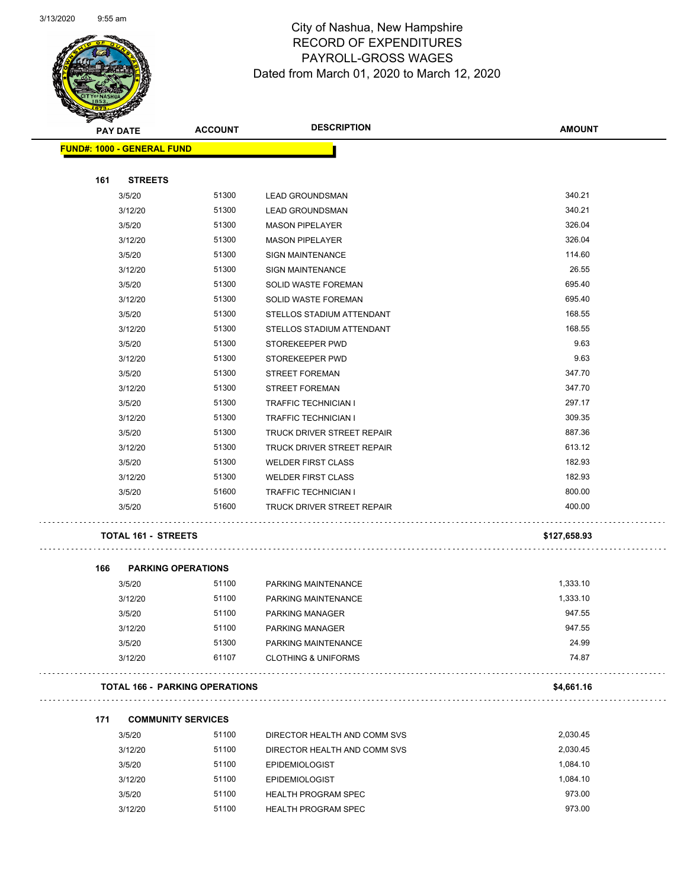# City of Nashua, New Hampshire
## RECORD OF EXPENDITURES
## PAYROLL-GROSS WAGES
### Dated from March 01, 2020 to March 12, 2020

**FUND#: 1000 - GENERAL FUND**

| PAY DATE | ACCOUNT | DESCRIPTION | AMOUNT |
|---|---|---|---|
| **161 STREETS** | | | |
| 3/5/20 | 51300 | LEAD GROUNDSMAN | 340.21 |
| 3/12/20 | 51300 | LEAD GROUNDSMAN | 340.21 |
| 3/5/20 | 51300 | MASON PIPELAYER | 326.04 |
| 3/12/20 | 51300 | MASON PIPELAYER | 326.04 |
| 3/5/20 | 51300 | SIGN MAINTENANCE | 114.60 |
| 3/12/20 | 51300 | SIGN MAINTENANCE | 26.55 |
| 3/5/20 | 51300 | SOLID WASTE FOREMAN | 695.40 |
| 3/12/20 | 51300 | SOLID WASTE FOREMAN | 695.40 |
| 3/5/20 | 51300 | STELLOS STADIUM ATTENDANT | 168.55 |
| 3/12/20 | 51300 | STELLOS STADIUM ATTENDANT | 168.55 |
| 3/5/20 | 51300 | STOREKEEPER PWD | 9.63 |
| 3/12/20 | 51300 | STOREKEEPER PWD | 9.63 |
| 3/5/20 | 51300 | STREET FOREMAN | 347.70 |
| 3/12/20 | 51300 | STREET FOREMAN | 347.70 |
| 3/5/20 | 51300 | TRAFFIC TECHNICIAN I | 297.17 |
| 3/12/20 | 51300 | TRAFFIC TECHNICIAN I | 309.35 |
| 3/5/20 | 51300 | TRUCK DRIVER STREET REPAIR | 887.36 |
| 3/12/20 | 51300 | TRUCK DRIVER STREET REPAIR | 613.12 |
| 3/5/20 | 51300 | WELDER FIRST CLASS | 182.93 |
| 3/12/20 | 51300 | WELDER FIRST CLASS | 182.93 |
| 3/5/20 | 51600 | TRAFFIC TECHNICIAN I | 800.00 |
| 3/5/20 | 51600 | TRUCK DRIVER STREET REPAIR | 400.00 |
| **TOTAL 161 - STREETS** | | | **$127,658.93** |
| **166 PARKING OPERATIONS** | | | |
| 3/5/20 | 51100 | PARKING MAINTENANCE | 1,333.10 |
| 3/12/20 | 51100 | PARKING MAINTENANCE | 1,333.10 |
| 3/5/20 | 51100 | PARKING MANAGER | 947.55 |
| 3/12/20 | 51100 | PARKING MANAGER | 947.55 |
| 3/5/20 | 51300 | PARKING MAINTENANCE | 24.99 |
| 3/12/20 | 61107 | CLOTHING & UNIFORMS | 74.87 |
| **TOTAL 166 - PARKING OPERATIONS** | | | **$4,661.16** |
| **171 COMMUNITY SERVICES** | | | |
| 3/5/20 | 51100 | DIRECTOR HEALTH AND COMM SVS | 2,030.45 |
| 3/12/20 | 51100 | DIRECTOR HEALTH AND COMM SVS | 2,030.45 |
| 3/5/20 | 51100 | EPIDEMIOLOGIST | 1,084.10 |
| 3/12/20 | 51100 | EPIDEMIOLOGIST | 1,084.10 |
| 3/5/20 | 51100 | HEALTH PROGRAM SPEC | 973.00 |
| 3/12/20 | 51100 | HEALTH PROGRAM SPEC | 973.00 |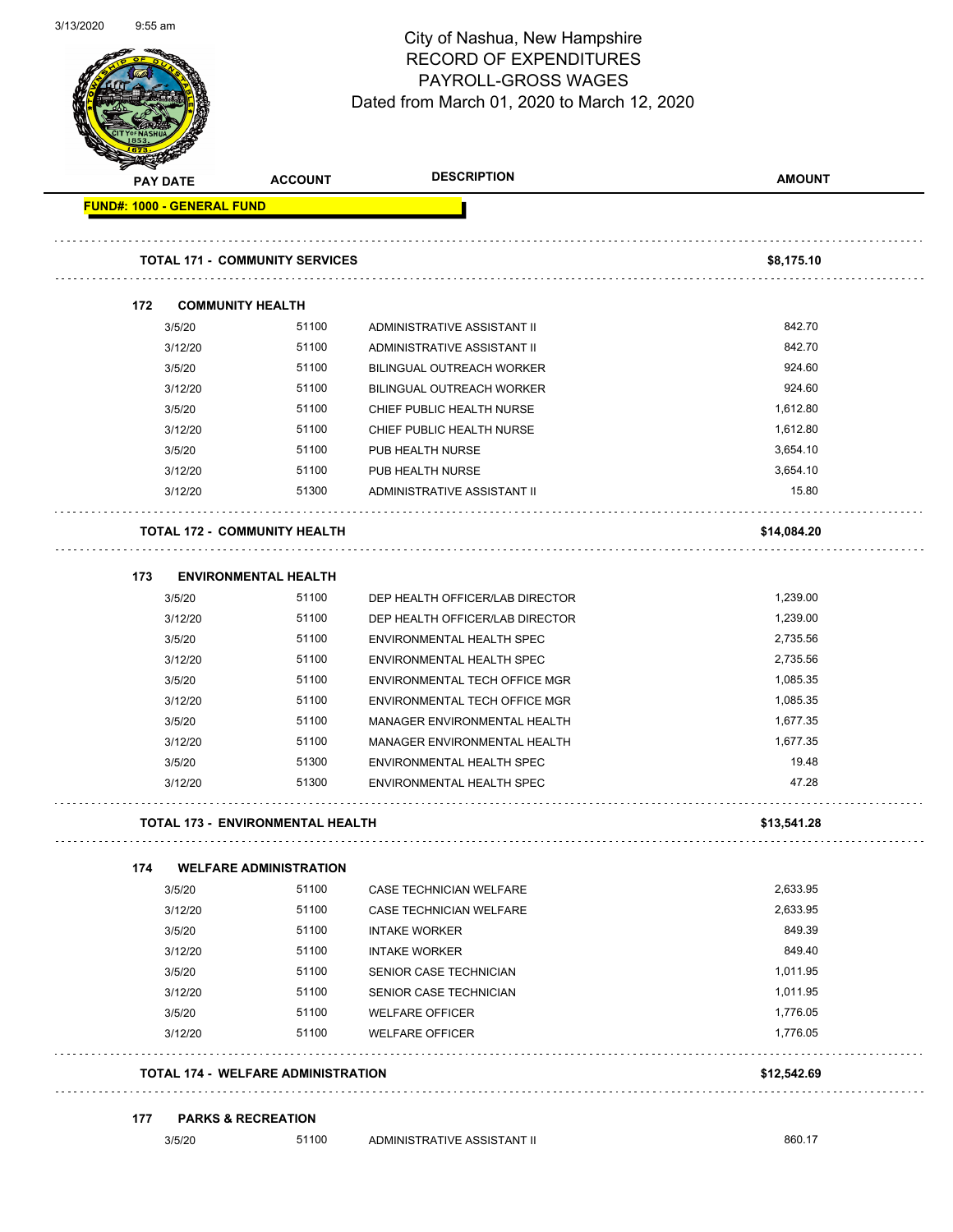# City of Nashua, New Hampshire
## RECORD OF EXPENDITURES
## PAYROLL-GROSS WAGES
### Dated from March 01, 2020 to March 12, 2020

| PAY DATE | ACCOUNT | DESCRIPTION | AMOUNT |
|---|---|---|---|
| **FUND#: 1000 - GENERAL FUND** | | | |
| **TOTAL 171 - COMMUNITY SERVICES** | | | **$8,175.10** |
| **172 COMMUNITY HEALTH** | | | |
| 3/5/20 | 51100 | ADMINISTRATIVE ASSISTANT II | 842.70 |
| 3/12/20 | 51100 | ADMINISTRATIVE ASSISTANT II | 842.70 |
| 3/5/20 | 51100 | BILINGUAL OUTREACH WORKER | 924.60 |
| 3/12/20 | 51100 | BILINGUAL OUTREACH WORKER | 924.60 |
| 3/5/20 | 51100 | CHIEF PUBLIC HEALTH NURSE | 1,612.80 |
| 3/12/20 | 51100 | CHIEF PUBLIC HEALTH NURSE | 1,612.80 |
| 3/5/20 | 51100 | PUB HEALTH NURSE | 3,654.10 |
| 3/12/20 | 51100 | PUB HEALTH NURSE | 3,654.10 |
| 3/12/20 | 51300 | ADMINISTRATIVE ASSISTANT II | 15.80 |
| **TOTAL 172 - COMMUNITY HEALTH** | | | **$14,084.20** |
| **173 ENVIRONMENTAL HEALTH** | | | |
| 3/5/20 | 51100 | DEP HEALTH OFFICER/LAB DIRECTOR | 1,239.00 |
| 3/12/20 | 51100 | DEP HEALTH OFFICER/LAB DIRECTOR | 1,239.00 |
| 3/5/20 | 51100 | ENVIRONMENTAL HEALTH SPEC | 2,735.56 |
| 3/12/20 | 51100 | ENVIRONMENTAL HEALTH SPEC | 2,735.56 |
| 3/5/20 | 51100 | ENVIRONMENTAL TECH OFFICE MGR | 1,085.35 |
| 3/12/20 | 51100 | ENVIRONMENTAL TECH OFFICE MGR | 1,085.35 |
| 3/5/20 | 51100 | MANAGER ENVIRONMENTAL HEALTH | 1,677.35 |
| 3/12/20 | 51100 | MANAGER ENVIRONMENTAL HEALTH | 1,677.35 |
| 3/5/20 | 51300 | ENVIRONMENTAL HEALTH SPEC | 19.48 |
| 3/12/20 | 51300 | ENVIRONMENTAL HEALTH SPEC | 47.28 |
| **TOTAL 173 - ENVIRONMENTAL HEALTH** | | | **$13,541.28** |
| **174 WELFARE ADMINISTRATION** | | | |
| 3/5/20 | 51100 | CASE TECHNICIAN WELFARE | 2,633.95 |
| 3/12/20 | 51100 | CASE TECHNICIAN WELFARE | 2,633.95 |
| 3/5/20 | 51100 | INTAKE WORKER | 849.39 |
| 3/12/20 | 51100 | INTAKE WORKER | 849.40 |
| 3/5/20 | 51100 | SENIOR CASE TECHNICIAN | 1,011.95 |
| 3/12/20 | 51100 | SENIOR CASE TECHNICIAN | 1,011.95 |
| 3/5/20 | 51100 | WELFARE OFFICER | 1,776.05 |
| 3/12/20 | 51100 | WELFARE OFFICER | 1,776.05 |
| **TOTAL 174 - WELFARE ADMINISTRATION** | | | **$12,542.69** |
| **177 PARKS & RECREATION** | | | |
| 3/5/20 | 51100 | ADMINISTRATIVE ASSISTANT II | 860.17 |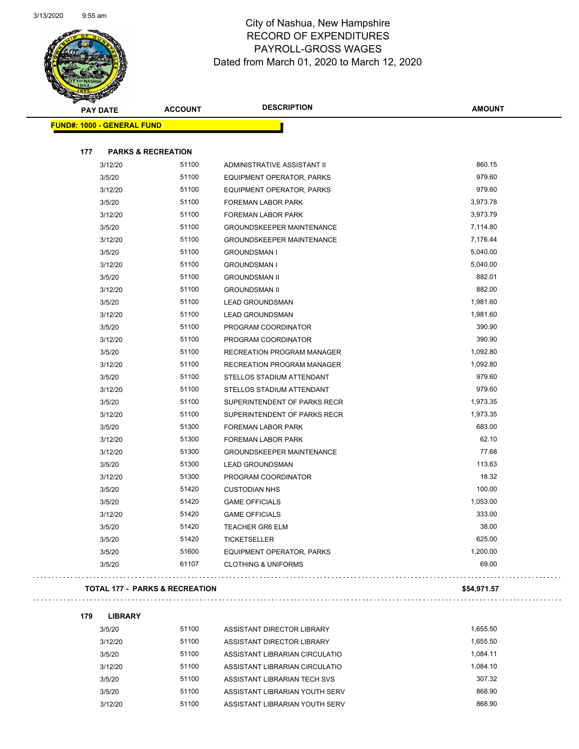# City of Nashua, New Hampshire
## RECORD OF EXPENDITURES
## PAYROLL-GROSS WAGES
## Dated from March 01, 2020 to March 12, 2020

3/13/2020 9:55 am

**FUND#: 1000 - GENERAL FUND**

### 177 PARKS & RECREATION

| PAY DATE | ACCOUNT | DESCRIPTION | AMOUNT |
|---|---|---|---|
| 3/12/20 | 51100 | ADMINISTRATIVE ASSISTANT II | 860.15 |
| 3/5/20 | 51100 | EQUIPMENT OPERATOR, PARKS | 979.60 |
| 3/12/20 | 51100 | EQUIPMENT OPERATOR, PARKS | 979.60 |
| 3/5/20 | 51100 | FOREMAN LABOR PARK | 3,973.78 |
| 3/12/20 | 51100 | FOREMAN LABOR PARK | 3,973.79 |
| 3/5/20 | 51100 | GROUNDSKEEPER MAINTENANCE | 7,114.80 |
| 3/12/20 | 51100 | GROUNDSKEEPER MAINTENANCE | 7,176.44 |
| 3/5/20 | 51100 | GROUNDSMAN I | 5,040.00 |
| 3/12/20 | 51100 | GROUNDSMAN I | 5,040.00 |
| 3/5/20 | 51100 | GROUNDSMAN II | 882.01 |
| 3/12/20 | 51100 | GROUNDSMAN II | 882.00 |
| 3/5/20 | 51100 | LEAD GROUNDSMAN | 1,981.60 |
| 3/12/20 | 51100 | LEAD GROUNDSMAN | 1,981.60 |
| 3/5/20 | 51100 | PROGRAM COORDINATOR | 390.90 |
| 3/12/20 | 51100 | PROGRAM COORDINATOR | 390.90 |
| 3/5/20 | 51100 | RECREATION PROGRAM MANAGER | 1,092.80 |
| 3/12/20 | 51100 | RECREATION PROGRAM MANAGER | 1,092.80 |
| 3/5/20 | 51100 | STELLOS STADIUM ATTENDANT | 979.60 |
| 3/12/20 | 51100 | STELLOS STADIUM ATTENDANT | 979.60 |
| 3/5/20 | 51100 | SUPERINTENDENT OF PARKS RECR | 1,973.35 |
| 3/12/20 | 51100 | SUPERINTENDENT OF PARKS RECR | 1,973.35 |
| 3/5/20 | 51300 | FOREMAN LABOR PARK | 683.00 |
| 3/12/20 | 51300 | FOREMAN LABOR PARK | 62.10 |
| 3/12/20 | 51300 | GROUNDSKEEPER MAINTENANCE | 77.68 |
| 3/5/20 | 51300 | LEAD GROUNDSMAN | 113.63 |
| 3/12/20 | 51300 | PROGRAM COORDINATOR | 18.32 |
| 3/5/20 | 51420 | CUSTODIAN NHS | 100.00 |
| 3/5/20 | 51420 | GAME OFFICIALS | 1,053.00 |
| 3/12/20 | 51420 | GAME OFFICIALS | 333.00 |
| 3/5/20 | 51420 | TEACHER GR6 ELM | 38.00 |
| 3/5/20 | 51420 | TICKETSELLER | 625.00 |
| 3/5/20 | 51600 | EQUIPMENT OPERATOR, PARKS | 1,200.00 |
| 3/5/20 | 61107 | CLOTHING & UNIFORMS | 69.00 |

**TOTAL 177 - PARKS & RECREATION** **$54,971.57**

### 179 LIBRARY

| PAY DATE | ACCOUNT | DESCRIPTION | AMOUNT |
|---|---|---|---|
| 3/5/20 | 51100 | ASSISTANT DIRECTOR LIBRARY | 1,655.50 |
| 3/12/20 | 51100 | ASSISTANT DIRECTOR LIBRARY | 1,655.50 |
| 3/5/20 | 51100 | ASSISTANT LIBRARIAN CIRCULATIO | 1,084.11 |
| 3/12/20 | 51100 | ASSISTANT LIBRARIAN CIRCULATIO | 1,084.10 |
| 3/5/20 | 51100 | ASSISTANT LIBRARIAN TECH SVS | 307.32 |
| 3/5/20 | 51100 | ASSISTANT LIBRARIAN YOUTH SERV | 868.90 |
| 3/12/20 | 51100 | ASSISTANT LIBRARIAN YOUTH SERV | 868.90 |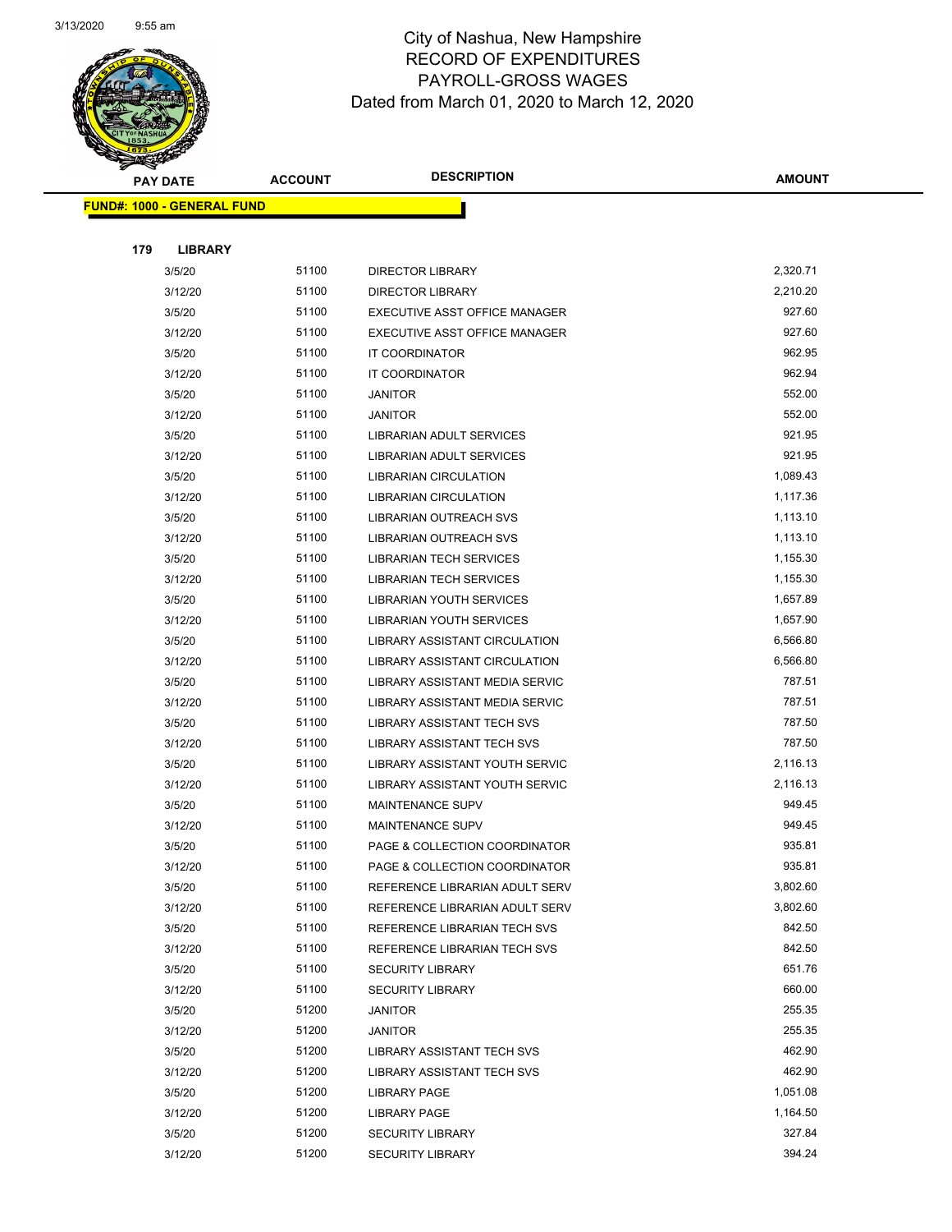# City of Nashua, New Hampshire
# RECORD OF EXPENDITURES
# PAYROLL-GROSS WAGES
# Dated from March 01, 2020 to March 12, 2020

| PAY DATE | ACCOUNT | DESCRIPTION | AMOUNT |
|---|---|---|---|
| **FUND#: 1000 - GENERAL FUND** | | | |
| **179 LIBRARY** | | | |
| 3/5/20 | 51100 | DIRECTOR LIBRARY | 2,320.71 |
| 3/12/20 | 51100 | DIRECTOR LIBRARY | 2,210.20 |
| 3/5/20 | 51100 | EXECUTIVE ASST OFFICE MANAGER | 927.60 |
| 3/12/20 | 51100 | EXECUTIVE ASST OFFICE MANAGER | 927.60 |
| 3/5/20 | 51100 | IT COORDINATOR | 962.95 |
| 3/12/20 | 51100 | IT COORDINATOR | 962.94 |
| 3/5/20 | 51100 | JANITOR | 552.00 |
| 3/12/20 | 51100 | JANITOR | 552.00 |
| 3/5/20 | 51100 | LIBRARIAN ADULT SERVICES | 921.95 |
| 3/12/20 | 51100 | LIBRARIAN ADULT SERVICES | 921.95 |
| 3/5/20 | 51100 | LIBRARIAN CIRCULATION | 1,089.43 |
| 3/12/20 | 51100 | LIBRARIAN CIRCULATION | 1,117.36 |
| 3/5/20 | 51100 | LIBRARIAN OUTREACH SVS | 1,113.10 |
| 3/12/20 | 51100 | LIBRARIAN OUTREACH SVS | 1,113.10 |
| 3/5/20 | 51100 | LIBRARIAN TECH SERVICES | 1,155.30 |
| 3/12/20 | 51100 | LIBRARIAN TECH SERVICES | 1,155.30 |
| 3/5/20 | 51100 | LIBRARIAN YOUTH SERVICES | 1,657.89 |
| 3/12/20 | 51100 | LIBRARIAN YOUTH SERVICES | 1,657.90 |
| 3/5/20 | 51100 | LIBRARY ASSISTANT CIRCULATION | 6,566.80 |
| 3/12/20 | 51100 | LIBRARY ASSISTANT CIRCULATION | 6,566.80 |
| 3/5/20 | 51100 | LIBRARY ASSISTANT MEDIA SERVIC | 787.51 |
| 3/12/20 | 51100 | LIBRARY ASSISTANT MEDIA SERVIC | 787.51 |
| 3/5/20 | 51100 | LIBRARY ASSISTANT TECH SVS | 787.50 |
| 3/12/20 | 51100 | LIBRARY ASSISTANT TECH SVS | 787.50 |
| 3/5/20 | 51100 | LIBRARY ASSISTANT YOUTH SERVIC | 2,116.13 |
| 3/12/20 | 51100 | LIBRARY ASSISTANT YOUTH SERVIC | 2,116.13 |
| 3/5/20 | 51100 | MAINTENANCE SUPV | 949.45 |
| 3/12/20 | 51100 | MAINTENANCE SUPV | 949.45 |
| 3/5/20 | 51100 | PAGE & COLLECTION COORDINATOR | 935.81 |
| 3/12/20 | 51100 | PAGE & COLLECTION COORDINATOR | 935.81 |
| 3/5/20 | 51100 | REFERENCE LIBRARIAN ADULT SERV | 3,802.60 |
| 3/12/20 | 51100 | REFERENCE LIBRARIAN ADULT SERV | 3,802.60 |
| 3/5/20 | 51100 | REFERENCE LIBRARIAN TECH SVS | 842.50 |
| 3/12/20 | 51100 | REFERENCE LIBRARIAN TECH SVS | 842.50 |
| 3/5/20 | 51100 | SECURITY LIBRARY | 651.76 |
| 3/12/20 | 51100 | SECURITY LIBRARY | 660.00 |
| 3/5/20 | 51200 | JANITOR | 255.35 |
| 3/12/20 | 51200 | JANITOR | 255.35 |
| 3/5/20 | 51200 | LIBRARY ASSISTANT TECH SVS | 462.90 |
| 3/12/20 | 51200 | LIBRARY ASSISTANT TECH SVS | 462.90 |
| 3/5/20 | 51200 | LIBRARY PAGE | 1,051.08 |
| 3/12/20 | 51200 | LIBRARY PAGE | 1,164.50 |
| 3/5/20 | 51200 | SECURITY LIBRARY | 327.84 |
| 3/12/20 | 51200 | SECURITY LIBRARY | 394.24 |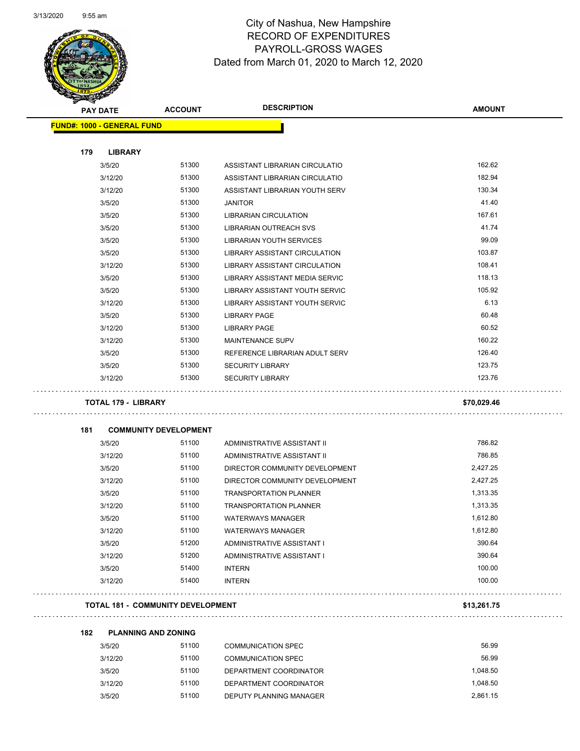# City of Nashua, New Hampshire
## RECORD OF EXPENDITURES
## PAYROLL-GROSS WAGES
## Dated from March 01, 2020 to March 12, 2020

| PAY DATE | ACCOUNT | DESCRIPTION | AMOUNT |
|---|---|---|---|
| **FUND#: 1000 - GENERAL FUND** | | | |
| **179 LIBRARY** | | | |
| 3/5/20 | 51300 | ASSISTANT LIBRARIAN CIRCULATIO | 162.62 |
| 3/12/20 | 51300 | ASSISTANT LIBRARIAN CIRCULATIO | 182.94 |
| 3/12/20 | 51300 | ASSISTANT LIBRARIAN YOUTH SERV | 130.34 |
| 3/5/20 | 51300 | JANITOR | 41.40 |
| 3/5/20 | 51300 | LIBRARIAN CIRCULATION | 167.61 |
| 3/5/20 | 51300 | LIBRARIAN OUTREACH SVS | 41.74 |
| 3/5/20 | 51300 | LIBRARIAN YOUTH SERVICES | 99.09 |
| 3/5/20 | 51300 | LIBRARY ASSISTANT CIRCULATION | 103.87 |
| 3/12/20 | 51300 | LIBRARY ASSISTANT CIRCULATION | 108.41 |
| 3/5/20 | 51300 | LIBRARY ASSISTANT MEDIA SERVIC | 118.13 |
| 3/5/20 | 51300 | LIBRARY ASSISTANT YOUTH SERVIC | 105.92 |
| 3/12/20 | 51300 | LIBRARY ASSISTANT YOUTH SERVIC | 6.13 |
| 3/5/20 | 51300 | LIBRARY PAGE | 60.48 |
| 3/12/20 | 51300 | LIBRARY PAGE | 60.52 |
| 3/12/20 | 51300 | MAINTENANCE SUPV | 160.22 |
| 3/5/20 | 51300 | REFERENCE LIBRARIAN ADULT SERV | 126.40 |
| 3/5/20 | 51300 | SECURITY LIBRARY | 123.75 |
| 3/12/20 | 51300 | SECURITY LIBRARY | 123.76 |
| **TOTAL 179 - LIBRARY** | | | **$70,029.46** |
| **181 COMMUNITY DEVELOPMENT** | | | |
| 3/5/20 | 51100 | ADMINISTRATIVE ASSISTANT II | 786.82 |
| 3/12/20 | 51100 | ADMINISTRATIVE ASSISTANT II | 786.85 |
| 3/5/20 | 51100 | DIRECTOR COMMUNITY DEVELOPMENT | 2,427.25 |
| 3/12/20 | 51100 | DIRECTOR COMMUNITY DEVELOPMENT | 2,427.25 |
| 3/5/20 | 51100 | TRANSPORTATION PLANNER | 1,313.35 |
| 3/12/20 | 51100 | TRANSPORTATION PLANNER | 1,313.35 |
| 3/5/20 | 51100 | WATERWAYS MANAGER | 1,612.80 |
| 3/12/20 | 51100 | WATERWAYS MANAGER | 1,612.80 |
| 3/5/20 | 51200 | ADMINISTRATIVE ASSISTANT I | 390.64 |
| 3/12/20 | 51200 | ADMINISTRATIVE ASSISTANT I | 390.64 |
| 3/5/20 | 51400 | INTERN | 100.00 |
| 3/12/20 | 51400 | INTERN | 100.00 |
| **TOTAL 181 - COMMUNITY DEVELOPMENT** | | | **$13,261.75** |
| **182 PLANNING AND ZONING** | | | |
| 3/5/20 | 51100 | COMMUNICATION SPEC | 56.99 |
| 3/12/20 | 51100 | COMMUNICATION SPEC | 56.99 |
| 3/5/20 | 51100 | DEPARTMENT COORDINATOR | 1,048.50 |
| 3/12/20 | 51100 | DEPARTMENT COORDINATOR | 1,048.50 |
| 3/5/20 | 51100 | DEPUTY PLANNING MANAGER | 2,861.15 |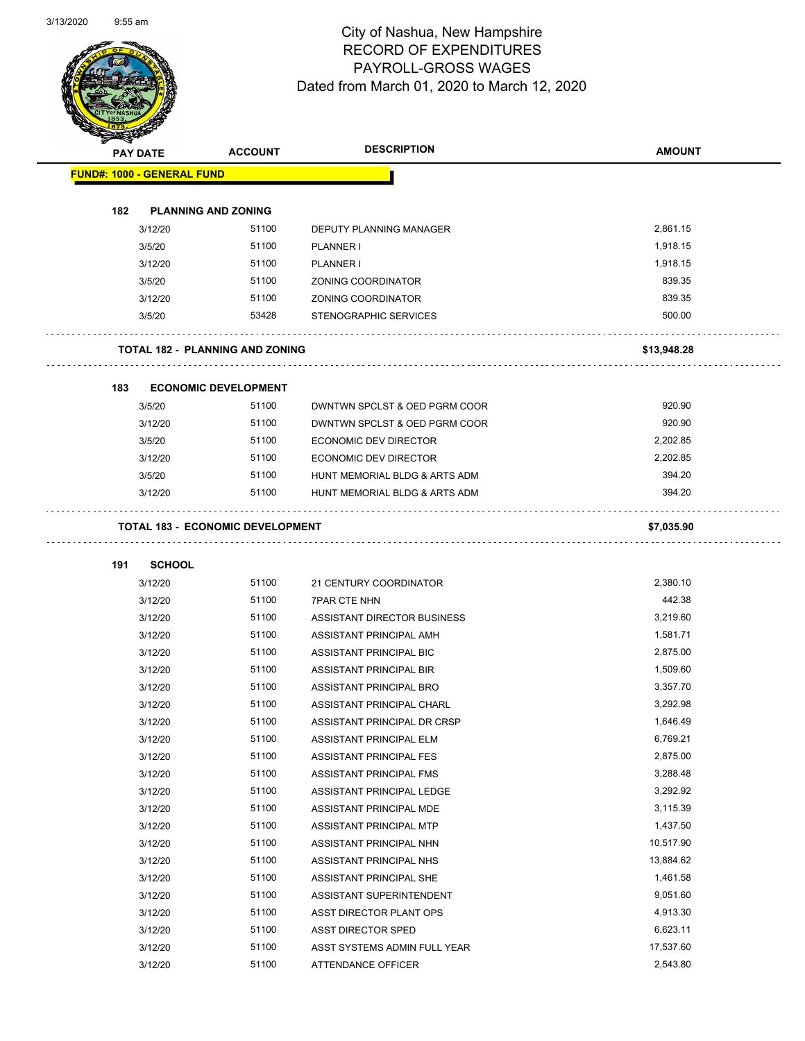City of Nashua, New Hampshire
RECORD OF EXPENDITURES
PAYROLL-GROSS WAGES
Dated from March 01, 2020 to March 12, 2020

| PAY DATE | ACCOUNT | DESCRIPTION | AMOUNT |
|---|---|---|---|
| **FUND#: 1000 - GENERAL FUND** | | | |
| **182 PLANNING AND ZONING** | | | |
| 3/12/20 | 51100 | DEPUTY PLANNING MANAGER | 2,861.15 |
| 3/5/20 | 51100 | PLANNER I | 1,918.15 |
| 3/12/20 | 51100 | PLANNER I | 1,918.15 |
| 3/5/20 | 51100 | ZONING COORDINATOR | 839.35 |
| 3/12/20 | 51100 | ZONING COORDINATOR | 839.35 |
| 3/5/20 | 53428 | STENOGRAPHIC SERVICES | 500.00 |
| **TOTAL 182 - PLANNING AND ZONING** | | | **$13,948.28** |
| **183 ECONOMIC DEVELOPMENT** | | | |
| 3/5/20 | 51100 | DWNTWN SPCLST & OED PGRM COOR | 920.90 |
| 3/12/20 | 51100 | DWNTWN SPCLST & OED PGRM COOR | 920.90 |
| 3/5/20 | 51100 | ECONOMIC DEV DIRECTOR | 2,202.85 |
| 3/12/20 | 51100 | ECONOMIC DEV DIRECTOR | 2,202.85 |
| 3/5/20 | 51100 | HUNT MEMORIAL BLDG & ARTS ADM | 394.20 |
| 3/12/20 | 51100 | HUNT MEMORIAL BLDG & ARTS ADM | 394.20 |
| **TOTAL 183 - ECONOMIC DEVELOPMENT** | | | **$7,035.90** |
| **191 SCHOOL** | | | |
| 3/12/20 | 51100 | 21 CENTURY COORDINATOR | 2,380.10 |
| 3/12/20 | 51100 | 7PAR CTE NHN | 442.38 |
| 3/12/20 | 51100 | ASSISTANT DIRECTOR BUSINESS | 3,219.60 |
| 3/12/20 | 51100 | ASSISTANT PRINCIPAL AMH | 1,581.71 |
| 3/12/20 | 51100 | ASSISTANT PRINCIPAL BIC | 2,875.00 |
| 3/12/20 | 51100 | ASSISTANT PRINCIPAL BIR | 1,509.60 |
| 3/12/20 | 51100 | ASSISTANT PRINCIPAL BRO | 3,357.70 |
| 3/12/20 | 51100 | ASSISTANT PRINCIPAL CHARL | 3,292.98 |
| 3/12/20 | 51100 | ASSISTANT PRINCIPAL DR CRSP | 1,646.49 |
| 3/12/20 | 51100 | ASSISTANT PRINCIPAL ELM | 6,769.21 |
| 3/12/20 | 51100 | ASSISTANT PRINCIPAL FES | 2,875.00 |
| 3/12/20 | 51100 | ASSISTANT PRINCIPAL FMS | 3,288.48 |
| 3/12/20 | 51100 | ASSISTANT PRINCIPAL LEDGE | 3,292.92 |
| 3/12/20 | 51100 | ASSISTANT PRINCIPAL MDE | 3,115.39 |
| 3/12/20 | 51100 | ASSISTANT PRINCIPAL MTP | 1,437.50 |
| 3/12/20 | 51100 | ASSISTANT PRINCIPAL NHN | 10,517.90 |
| 3/12/20 | 51100 | ASSISTANT PRINCIPAL NHS | 13,884.62 |
| 3/12/20 | 51100 | ASSISTANT PRINCIPAL SHE | 1,461.58 |
| 3/12/20 | 51100 | ASSISTANT SUPERINTENDENT | 9,051.60 |
| 3/12/20 | 51100 | ASST DIRECTOR PLANT OPS | 4,913.30 |
| 3/12/20 | 51100 | ASST DIRECTOR SPED | 6,623.11 |
| 3/12/20 | 51100 | ASST SYSTEMS ADMIN FULL YEAR | 17,537.60 |
| 3/12/20 | 51100 | ATTENDANCE OFFICER | 2,543.80 |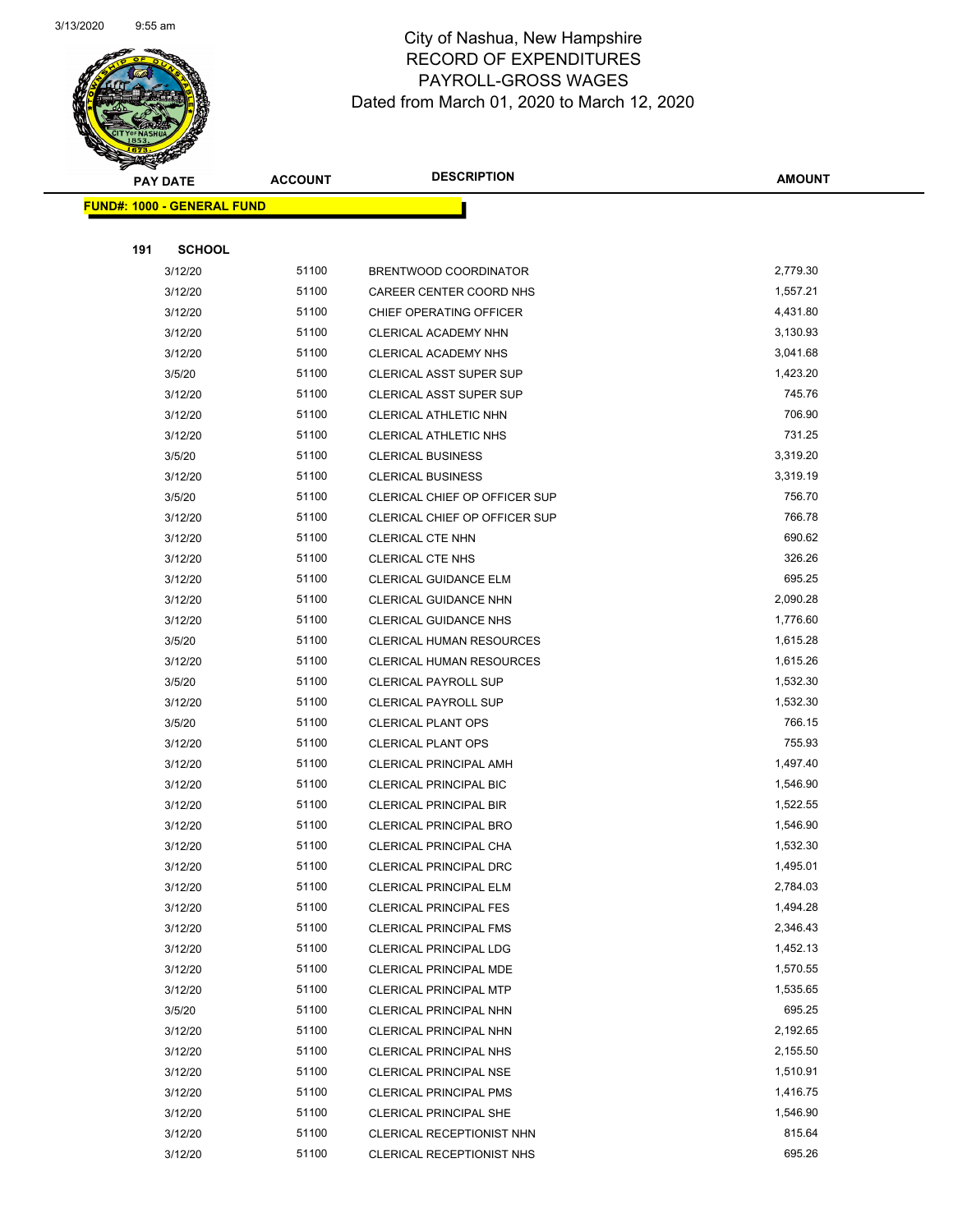# City of Nashua, New Hampshire
## RECORD OF EXPENDITURES
## PAYROLL-GROSS WAGES
### Dated from March 01, 2020 to March 12, 2020

| PAY DATE | ACCOUNT | DESCRIPTION | AMOUNT |
|---|---|---|---|
| **FUND#: 1000 - GENERAL FUND** | | | |
| **191 SCHOOL** | | | |
| 3/12/20 | 51100 | BRENTWOOD COORDINATOR | 2,779.30 |
| 3/12/20 | 51100 | CAREER CENTER COORD NHS | 1,557.21 |
| 3/12/20 | 51100 | CHIEF OPERATING OFFICER | 4,431.80 |
| 3/12/20 | 51100 | CLERICAL ACADEMY NHN | 3,130.93 |
| 3/12/20 | 51100 | CLERICAL ACADEMY NHS | 3,041.68 |
| 3/5/20 | 51100 | CLERICAL ASST SUPER SUP | 1,423.20 |
| 3/12/20 | 51100 | CLERICAL ASST SUPER SUP | 745.76 |
| 3/12/20 | 51100 | CLERICAL ATHLETIC NHN | 706.90 |
| 3/12/20 | 51100 | CLERICAL ATHLETIC NHS | 731.25 |
| 3/5/20 | 51100 | CLERICAL BUSINESS | 3,319.20 |
| 3/12/20 | 51100 | CLERICAL BUSINESS | 3,319.19 |
| 3/5/20 | 51100 | CLERICAL CHIEF OP OFFICER SUP | 756.70 |
| 3/12/20 | 51100 | CLERICAL CHIEF OP OFFICER SUP | 766.78 |
| 3/12/20 | 51100 | CLERICAL CTE NHN | 690.62 |
| 3/12/20 | 51100 | CLERICAL CTE NHS | 326.26 |
| 3/12/20 | 51100 | CLERICAL GUIDANCE ELM | 695.25 |
| 3/12/20 | 51100 | CLERICAL GUIDANCE NHN | 2,090.28 |
| 3/12/20 | 51100 | CLERICAL GUIDANCE NHS | 1,776.60 |
| 3/5/20 | 51100 | CLERICAL HUMAN RESOURCES | 1,615.28 |
| 3/12/20 | 51100 | CLERICAL HUMAN RESOURCES | 1,615.26 |
| 3/5/20 | 51100 | CLERICAL PAYROLL SUP | 1,532.30 |
| 3/12/20 | 51100 | CLERICAL PAYROLL SUP | 1,532.30 |
| 3/5/20 | 51100 | CLERICAL PLANT OPS | 766.15 |
| 3/12/20 | 51100 | CLERICAL PLANT OPS | 755.93 |
| 3/12/20 | 51100 | CLERICAL PRINCIPAL AMH | 1,497.40 |
| 3/12/20 | 51100 | CLERICAL PRINCIPAL BIC | 1,546.90 |
| 3/12/20 | 51100 | CLERICAL PRINCIPAL BIR | 1,522.55 |
| 3/12/20 | 51100 | CLERICAL PRINCIPAL BRO | 1,546.90 |
| 3/12/20 | 51100 | CLERICAL PRINCIPAL CHA | 1,532.30 |
| 3/12/20 | 51100 | CLERICAL PRINCIPAL DRC | 1,495.01 |
| 3/12/20 | 51100 | CLERICAL PRINCIPAL ELM | 2,784.03 |
| 3/12/20 | 51100 | CLERICAL PRINCIPAL FES | 1,494.28 |
| 3/12/20 | 51100 | CLERICAL PRINCIPAL FMS | 2,346.43 |
| 3/12/20 | 51100 | CLERICAL PRINCIPAL LDG | 1,452.13 |
| 3/12/20 | 51100 | CLERICAL PRINCIPAL MDE | 1,570.55 |
| 3/12/20 | 51100 | CLERICAL PRINCIPAL MTP | 1,535.65 |
| 3/5/20 | 51100 | CLERICAL PRINCIPAL NHN | 695.25 |
| 3/12/20 | 51100 | CLERICAL PRINCIPAL NHN | 2,192.65 |
| 3/12/20 | 51100 | CLERICAL PRINCIPAL NHS | 2,155.50 |
| 3/12/20 | 51100 | CLERICAL PRINCIPAL NSE | 1,510.91 |
| 3/12/20 | 51100 | CLERICAL PRINCIPAL PMS | 1,416.75 |
| 3/12/20 | 51100 | CLERICAL PRINCIPAL SHE | 1,546.90 |
| 3/12/20 | 51100 | CLERICAL RECEPTIONIST NHN | 815.64 |
| 3/12/20 | 51100 | CLERICAL RECEPTIONIST NHS | 695.26 |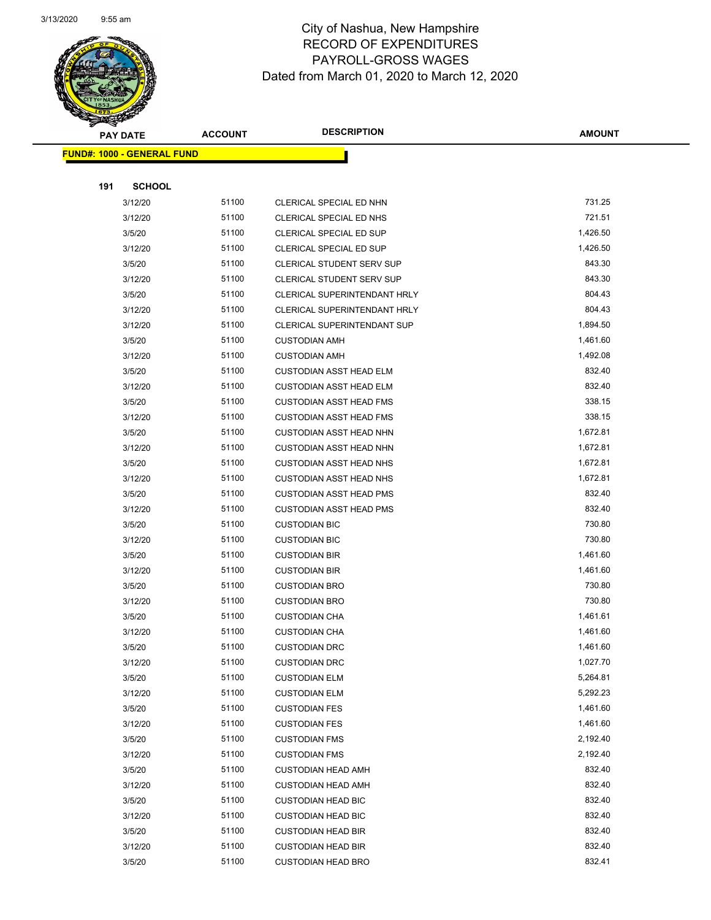# City of Nashua, New Hampshire
## RECORD OF EXPENDITURES
## PAYROLL-GROSS WAGES
### Dated from March 01, 2020 to March 12, 2020

| PAY DATE | ACCOUNT | DESCRIPTION | AMOUNT |
|---|---|---|---|
| **FUND#: 1000 - GENERAL FUND** | | | |
| **191 SCHOOL** | | | |
| 3/12/20 | 51100 | CLERICAL SPECIAL ED NHN | 731.25 |
| 3/12/20 | 51100 | CLERICAL SPECIAL ED NHS | 721.51 |
| 3/5/20 | 51100 | CLERICAL SPECIAL ED SUP | 1,426.50 |
| 3/12/20 | 51100 | CLERICAL SPECIAL ED SUP | 1,426.50 |
| 3/5/20 | 51100 | CLERICAL STUDENT SERV SUP | 843.30 |
| 3/12/20 | 51100 | CLERICAL STUDENT SERV SUP | 843.30 |
| 3/5/20 | 51100 | CLERICAL SUPERINTENDANT HRLY | 804.43 |
| 3/12/20 | 51100 | CLERICAL SUPERINTENDANT HRLY | 804.43 |
| 3/12/20 | 51100 | CLERICAL SUPERINTENDANT SUP | 1,894.50 |
| 3/5/20 | 51100 | CUSTODIAN AMH | 1,461.60 |
| 3/12/20 | 51100 | CUSTODIAN AMH | 1,492.08 |
| 3/5/20 | 51100 | CUSTODIAN ASST HEAD ELM | 832.40 |
| 3/12/20 | 51100 | CUSTODIAN ASST HEAD ELM | 832.40 |
| 3/5/20 | 51100 | CUSTODIAN ASST HEAD FMS | 338.15 |
| 3/12/20 | 51100 | CUSTODIAN ASST HEAD FMS | 338.15 |
| 3/5/20 | 51100 | CUSTODIAN ASST HEAD NHN | 1,672.81 |
| 3/12/20 | 51100 | CUSTODIAN ASST HEAD NHN | 1,672.81 |
| 3/5/20 | 51100 | CUSTODIAN ASST HEAD NHS | 1,672.81 |
| 3/12/20 | 51100 | CUSTODIAN ASST HEAD NHS | 1,672.81 |
| 3/5/20 | 51100 | CUSTODIAN ASST HEAD PMS | 832.40 |
| 3/12/20 | 51100 | CUSTODIAN ASST HEAD PMS | 832.40 |
| 3/5/20 | 51100 | CUSTODIAN BIC | 730.80 |
| 3/12/20 | 51100 | CUSTODIAN BIC | 730.80 |
| 3/5/20 | 51100 | CUSTODIAN BIR | 1,461.60 |
| 3/12/20 | 51100 | CUSTODIAN BIR | 1,461.60 |
| 3/5/20 | 51100 | CUSTODIAN BRO | 730.80 |
| 3/12/20 | 51100 | CUSTODIAN BRO | 730.80 |
| 3/5/20 | 51100 | CUSTODIAN CHA | 1,461.61 |
| 3/12/20 | 51100 | CUSTODIAN CHA | 1,461.60 |
| 3/5/20 | 51100 | CUSTODIAN DRC | 1,461.60 |
| 3/12/20 | 51100 | CUSTODIAN DRC | 1,027.70 |
| 3/5/20 | 51100 | CUSTODIAN ELM | 5,264.81 |
| 3/12/20 | 51100 | CUSTODIAN ELM | 5,292.23 |
| 3/5/20 | 51100 | CUSTODIAN FES | 1,461.60 |
| 3/12/20 | 51100 | CUSTODIAN FES | 1,461.60 |
| 3/5/20 | 51100 | CUSTODIAN FMS | 2,192.40 |
| 3/12/20 | 51100 | CUSTODIAN FMS | 2,192.40 |
| 3/5/20 | 51100 | CUSTODIAN HEAD AMH | 832.40 |
| 3/12/20 | 51100 | CUSTODIAN HEAD AMH | 832.40 |
| 3/5/20 | 51100 | CUSTODIAN HEAD BIC | 832.40 |
| 3/12/20 | 51100 | CUSTODIAN HEAD BIC | 832.40 |
| 3/5/20 | 51100 | CUSTODIAN HEAD BIR | 832.40 |
| 3/12/20 | 51100 | CUSTODIAN HEAD BIR | 832.40 |
| 3/5/20 | 51100 | CUSTODIAN HEAD BRO | 832.41 |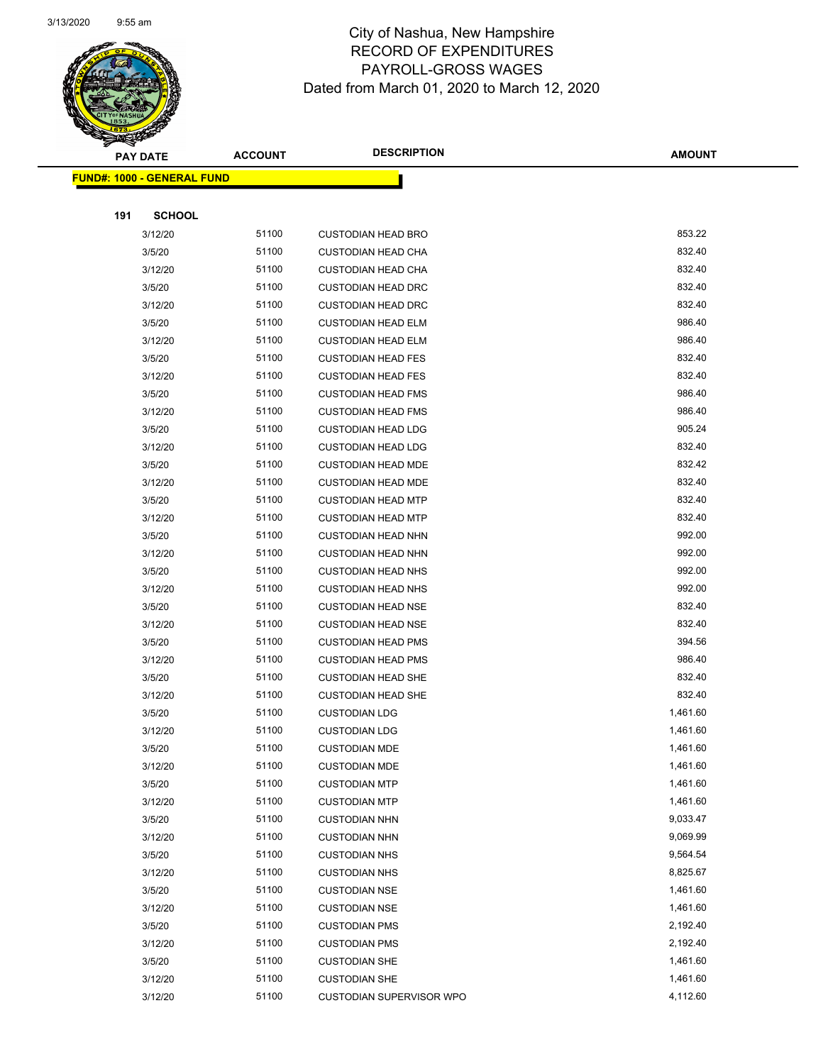# City of Nashua, New Hampshire
## RECORD OF EXPENDITURES
## PAYROLL-GROSS WAGES
### Dated from March 01, 2020 to March 12, 2020

**FUND#: 1000 - GENERAL FUND**

**191 SCHOOL**

| PAY DATE | ACCOUNT | DESCRIPTION | AMOUNT |
|---|---|---|---|
| 3/12/20 | 51100 | CUSTODIAN HEAD BRO | 853.22 |
| 3/5/20 | 51100 | CUSTODIAN HEAD CHA | 832.40 |
| 3/12/20 | 51100 | CUSTODIAN HEAD CHA | 832.40 |
| 3/5/20 | 51100 | CUSTODIAN HEAD DRC | 832.40 |
| 3/12/20 | 51100 | CUSTODIAN HEAD DRC | 832.40 |
| 3/5/20 | 51100 | CUSTODIAN HEAD ELM | 986.40 |
| 3/12/20 | 51100 | CUSTODIAN HEAD ELM | 986.40 |
| 3/5/20 | 51100 | CUSTODIAN HEAD FES | 832.40 |
| 3/12/20 | 51100 | CUSTODIAN HEAD FES | 832.40 |
| 3/5/20 | 51100 | CUSTODIAN HEAD FMS | 986.40 |
| 3/12/20 | 51100 | CUSTODIAN HEAD FMS | 986.40 |
| 3/5/20 | 51100 | CUSTODIAN HEAD LDG | 905.24 |
| 3/12/20 | 51100 | CUSTODIAN HEAD LDG | 832.40 |
| 3/5/20 | 51100 | CUSTODIAN HEAD MDE | 832.42 |
| 3/12/20 | 51100 | CUSTODIAN HEAD MDE | 832.40 |
| 3/5/20 | 51100 | CUSTODIAN HEAD MTP | 832.40 |
| 3/12/20 | 51100 | CUSTODIAN HEAD MTP | 832.40 |
| 3/5/20 | 51100 | CUSTODIAN HEAD NHN | 992.00 |
| 3/12/20 | 51100 | CUSTODIAN HEAD NHN | 992.00 |
| 3/5/20 | 51100 | CUSTODIAN HEAD NHS | 992.00 |
| 3/12/20 | 51100 | CUSTODIAN HEAD NHS | 992.00 |
| 3/5/20 | 51100 | CUSTODIAN HEAD NSE | 832.40 |
| 3/12/20 | 51100 | CUSTODIAN HEAD NSE | 832.40 |
| 3/5/20 | 51100 | CUSTODIAN HEAD PMS | 394.56 |
| 3/12/20 | 51100 | CUSTODIAN HEAD PMS | 986.40 |
| 3/5/20 | 51100 | CUSTODIAN HEAD SHE | 832.40 |
| 3/12/20 | 51100 | CUSTODIAN HEAD SHE | 832.40 |
| 3/5/20 | 51100 | CUSTODIAN LDG | 1,461.60 |
| 3/12/20 | 51100 | CUSTODIAN LDG | 1,461.60 |
| 3/5/20 | 51100 | CUSTODIAN MDE | 1,461.60 |
| 3/12/20 | 51100 | CUSTODIAN MDE | 1,461.60 |
| 3/5/20 | 51100 | CUSTODIAN MTP | 1,461.60 |
| 3/12/20 | 51100 | CUSTODIAN MTP | 1,461.60 |
| 3/5/20 | 51100 | CUSTODIAN NHN | 9,033.47 |
| 3/12/20 | 51100 | CUSTODIAN NHN | 9,069.99 |
| 3/5/20 | 51100 | CUSTODIAN NHS | 9,564.54 |
| 3/12/20 | 51100 | CUSTODIAN NHS | 8,825.67 |
| 3/5/20 | 51100 | CUSTODIAN NSE | 1,461.60 |
| 3/12/20 | 51100 | CUSTODIAN NSE | 1,461.60 |
| 3/5/20 | 51100 | CUSTODIAN PMS | 2,192.40 |
| 3/12/20 | 51100 | CUSTODIAN PMS | 2,192.40 |
| 3/5/20 | 51100 | CUSTODIAN SHE | 1,461.60 |
| 3/12/20 | 51100 | CUSTODIAN SHE | 1,461.60 |
| 3/12/20 | 51100 | CUSTODIAN SUPERVISOR WPO | 4,112.60 |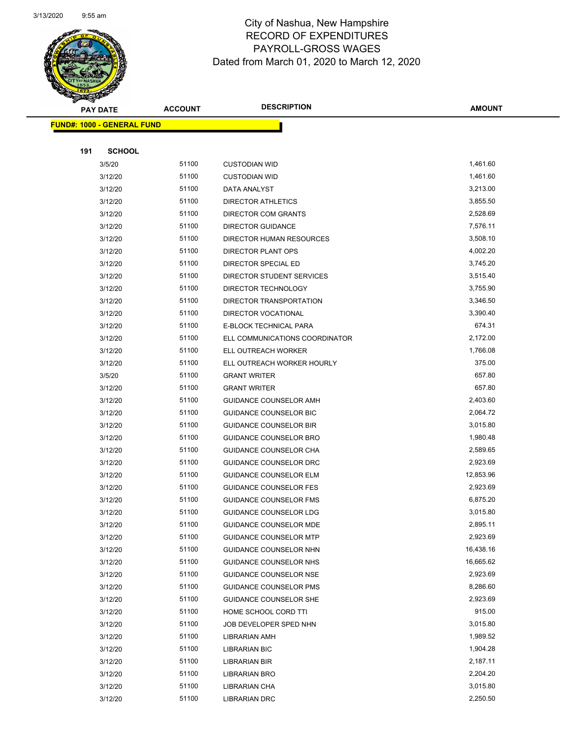# City of Nashua, New Hampshire
## RECORD OF EXPENDITURES
## PAYROLL-GROSS WAGES
### Dated from March 01, 2020 to March 12, 2020

| PAY DATE | ACCOUNT | DESCRIPTION | AMOUNT |
|---|---|---|---|
| **FUND#: 1000 - GENERAL FUND** | | | |
| **191 SCHOOL** | | | |
| 3/5/20 | 51100 | CUSTODIAN WID | 1,461.60 |
| 3/12/20 | 51100 | CUSTODIAN WID | 1,461.60 |
| 3/12/20 | 51100 | DATA ANALYST | 3,213.00 |
| 3/12/20 | 51100 | DIRECTOR ATHLETICS | 3,855.50 |
| 3/12/20 | 51100 | DIRECTOR COM GRANTS | 2,528.69 |
| 3/12/20 | 51100 | DIRECTOR GUIDANCE | 7,576.11 |
| 3/12/20 | 51100 | DIRECTOR HUMAN RESOURCES | 3,508.10 |
| 3/12/20 | 51100 | DIRECTOR PLANT OPS | 4,002.20 |
| 3/12/20 | 51100 | DIRECTOR SPECIAL ED | 3,745.20 |
| 3/12/20 | 51100 | DIRECTOR STUDENT SERVICES | 3,515.40 |
| 3/12/20 | 51100 | DIRECTOR TECHNOLOGY | 3,755.90 |
| 3/12/20 | 51100 | DIRECTOR TRANSPORTATION | 3,346.50 |
| 3/12/20 | 51100 | DIRECTOR VOCATIONAL | 3,390.40 |
| 3/12/20 | 51100 | E-BLOCK TECHNICAL PARA | 674.31 |
| 3/12/20 | 51100 | ELL COMMUNICATIONS COORDINATOR | 2,172.00 |
| 3/12/20 | 51100 | ELL OUTREACH WORKER | 1,766.08 |
| 3/12/20 | 51100 | ELL OUTREACH WORKER HOURLY | 375.00 |
| 3/5/20 | 51100 | GRANT WRITER | 657.80 |
| 3/12/20 | 51100 | GRANT WRITER | 657.80 |
| 3/12/20 | 51100 | GUIDANCE COUNSELOR AMH | 2,403.60 |
| 3/12/20 | 51100 | GUIDANCE COUNSELOR BIC | 2,064.72 |
| 3/12/20 | 51100 | GUIDANCE COUNSELOR BIR | 3,015.80 |
| 3/12/20 | 51100 | GUIDANCE COUNSELOR BRO | 1,980.48 |
| 3/12/20 | 51100 | GUIDANCE COUNSELOR CHA | 2,589.65 |
| 3/12/20 | 51100 | GUIDANCE COUNSELOR DRC | 2,923.69 |
| 3/12/20 | 51100 | GUIDANCE COUNSELOR ELM | 12,853.96 |
| 3/12/20 | 51100 | GUIDANCE COUNSELOR FES | 2,923.69 |
| 3/12/20 | 51100 | GUIDANCE COUNSELOR FMS | 6,875.20 |
| 3/12/20 | 51100 | GUIDANCE COUNSELOR LDG | 3,015.80 |
| 3/12/20 | 51100 | GUIDANCE COUNSELOR MDE | 2,895.11 |
| 3/12/20 | 51100 | GUIDANCE COUNSELOR MTP | 2,923.69 |
| 3/12/20 | 51100 | GUIDANCE COUNSELOR NHN | 16,438.16 |
| 3/12/20 | 51100 | GUIDANCE COUNSELOR NHS | 16,665.62 |
| 3/12/20 | 51100 | GUIDANCE COUNSELOR NSE | 2,923.69 |
| 3/12/20 | 51100 | GUIDANCE COUNSELOR PMS | 8,286.60 |
| 3/12/20 | 51100 | GUIDANCE COUNSELOR SHE | 2,923.69 |
| 3/12/20 | 51100 | HOME SCHOOL CORD TTI | 915.00 |
| 3/12/20 | 51100 | JOB DEVELOPER SPED NHN | 3,015.80 |
| 3/12/20 | 51100 | LIBRARIAN AMH | 1,989.52 |
| 3/12/20 | 51100 | LIBRARIAN BIC | 1,904.28 |
| 3/12/20 | 51100 | LIBRARIAN BIR | 2,187.11 |
| 3/12/20 | 51100 | LIBRARIAN BRO | 2,204.20 |
| 3/12/20 | 51100 | LIBRARIAN CHA | 3,015.80 |
| 3/12/20 | 51100 | LIBRARIAN DRC | 2,250.50 |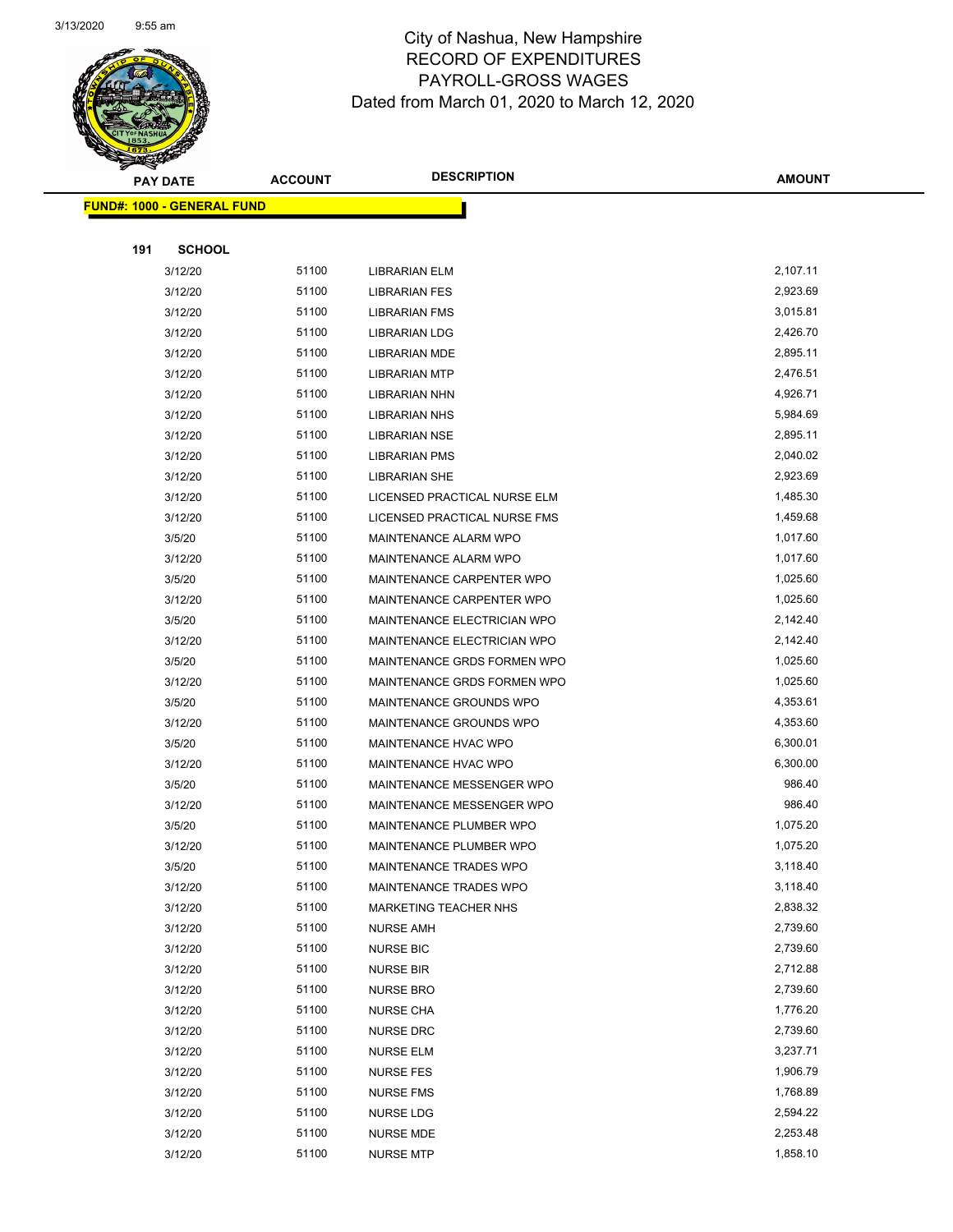# City of Nashua, New Hampshire
## RECORD OF EXPENDITURES
## PAYROLL-GROSS WAGES
### Dated from March 01, 2020 to March 12, 2020

| PAY DATE | ACCOUNT | DESCRIPTION | AMOUNT |
|---|---|---|---|

**FUND#: 1000 - GENERAL FUND**

**191 SCHOOL**

| PAY DATE | ACCOUNT | DESCRIPTION | AMOUNT |
|---|---|---|---|
| 3/12/20 | 51100 | LIBRARIAN ELM | 2,107.11 |
| 3/12/20 | 51100 | LIBRARIAN FES | 2,923.69 |
| 3/12/20 | 51100 | LIBRARIAN FMS | 3,015.81 |
| 3/12/20 | 51100 | LIBRARIAN LDG | 2,426.70 |
| 3/12/20 | 51100 | LIBRARIAN MDE | 2,895.11 |
| 3/12/20 | 51100 | LIBRARIAN MTP | 2,476.51 |
| 3/12/20 | 51100 | LIBRARIAN NHN | 4,926.71 |
| 3/12/20 | 51100 | LIBRARIAN NHS | 5,984.69 |
| 3/12/20 | 51100 | LIBRARIAN NSE | 2,895.11 |
| 3/12/20 | 51100 | LIBRARIAN PMS | 2,040.02 |
| 3/12/20 | 51100 | LIBRARIAN SHE | 2,923.69 |
| 3/12/20 | 51100 | LICENSED PRACTICAL NURSE ELM | 1,485.30 |
| 3/12/20 | 51100 | LICENSED PRACTICAL NURSE FMS | 1,459.68 |
| 3/5/20 | 51100 | MAINTENANCE ALARM WPO | 1,017.60 |
| 3/12/20 | 51100 | MAINTENANCE ALARM WPO | 1,017.60 |
| 3/5/20 | 51100 | MAINTENANCE CARPENTER WPO | 1,025.60 |
| 3/12/20 | 51100 | MAINTENANCE CARPENTER WPO | 1,025.60 |
| 3/5/20 | 51100 | MAINTENANCE ELECTRICIAN WPO | 2,142.40 |
| 3/12/20 | 51100 | MAINTENANCE ELECTRICIAN WPO | 2,142.40 |
| 3/5/20 | 51100 | MAINTENANCE GRDS FORMEN WPO | 1,025.60 |
| 3/12/20 | 51100 | MAINTENANCE GRDS FORMEN WPO | 1,025.60 |
| 3/5/20 | 51100 | MAINTENANCE GROUNDS WPO | 4,353.61 |
| 3/12/20 | 51100 | MAINTENANCE GROUNDS WPO | 4,353.60 |
| 3/5/20 | 51100 | MAINTENANCE HVAC WPO | 6,300.01 |
| 3/12/20 | 51100 | MAINTENANCE HVAC WPO | 6,300.00 |
| 3/5/20 | 51100 | MAINTENANCE MESSENGER WPO | 986.40 |
| 3/12/20 | 51100 | MAINTENANCE MESSENGER WPO | 986.40 |
| 3/5/20 | 51100 | MAINTENANCE PLUMBER WPO | 1,075.20 |
| 3/12/20 | 51100 | MAINTENANCE PLUMBER WPO | 1,075.20 |
| 3/5/20 | 51100 | MAINTENANCE TRADES WPO | 3,118.40 |
| 3/12/20 | 51100 | MAINTENANCE TRADES WPO | 3,118.40 |
| 3/12/20 | 51100 | MARKETING TEACHER NHS | 2,838.32 |
| 3/12/20 | 51100 | NURSE AMH | 2,739.60 |
| 3/12/20 | 51100 | NURSE BIC | 2,739.60 |
| 3/12/20 | 51100 | NURSE BIR | 2,712.88 |
| 3/12/20 | 51100 | NURSE BRO | 2,739.60 |
| 3/12/20 | 51100 | NURSE CHA | 1,776.20 |
| 3/12/20 | 51100 | NURSE DRC | 2,739.60 |
| 3/12/20 | 51100 | NURSE ELM | 3,237.71 |
| 3/12/20 | 51100 | NURSE FES | 1,906.79 |
| 3/12/20 | 51100 | NURSE FMS | 1,768.89 |
| 3/12/20 | 51100 | NURSE LDG | 2,594.22 |
| 3/12/20 | 51100 | NURSE MDE | 2,253.48 |
| 3/12/20 | 51100 | NURSE MTP | 1,858.10 |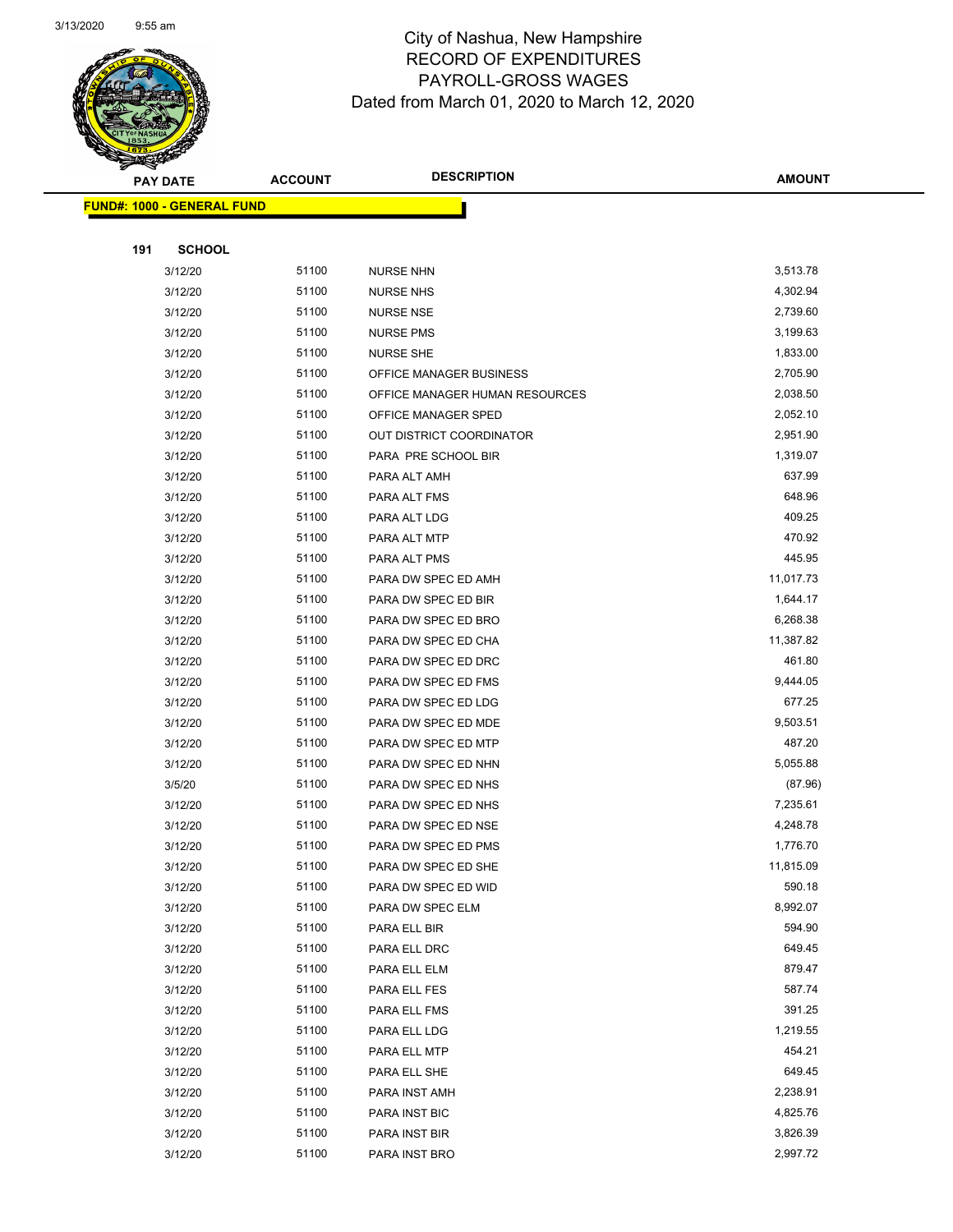# City of Nashua, New Hampshire
## RECORD OF EXPENDITURES
## PAYROLL-GROSS WAGES
## Dated from March 01, 2020 to March 12, 2020

| PAY DATE | ACCOUNT | DESCRIPTION | AMOUNT |
|---|---|---|---|
| **FUND#: 1000 - GENERAL FUND** | | | |
| **191 SCHOOL** | | | |
| 3/12/20 | 51100 | NURSE NHN | 3,513.78 |
| 3/12/20 | 51100 | NURSE NHS | 4,302.94 |
| 3/12/20 | 51100 | NURSE NSE | 2,739.60 |
| 3/12/20 | 51100 | NURSE PMS | 3,199.63 |
| 3/12/20 | 51100 | NURSE SHE | 1,833.00 |
| 3/12/20 | 51100 | OFFICE MANAGER BUSINESS | 2,705.90 |
| 3/12/20 | 51100 | OFFICE MANAGER HUMAN RESOURCES | 2,038.50 |
| 3/12/20 | 51100 | OFFICE MANAGER SPED | 2,052.10 |
| 3/12/20 | 51100 | OUT DISTRICT COORDINATOR | 2,951.90 |
| 3/12/20 | 51100 | PARA PRE SCHOOL BIR | 1,319.07 |
| 3/12/20 | 51100 | PARA ALT AMH | 637.99 |
| 3/12/20 | 51100 | PARA ALT FMS | 648.96 |
| 3/12/20 | 51100 | PARA ALT LDG | 409.25 |
| 3/12/20 | 51100 | PARA ALT MTP | 470.92 |
| 3/12/20 | 51100 | PARA ALT PMS | 445.95 |
| 3/12/20 | 51100 | PARA DW SPEC ED AMH | 11,017.73 |
| 3/12/20 | 51100 | PARA DW SPEC ED BIR | 1,644.17 |
| 3/12/20 | 51100 | PARA DW SPEC ED BRO | 6,268.38 |
| 3/12/20 | 51100 | PARA DW SPEC ED CHA | 11,387.82 |
| 3/12/20 | 51100 | PARA DW SPEC ED DRC | 461.80 |
| 3/12/20 | 51100 | PARA DW SPEC ED FMS | 9,444.05 |
| 3/12/20 | 51100 | PARA DW SPEC ED LDG | 677.25 |
| 3/12/20 | 51100 | PARA DW SPEC ED MDE | 9,503.51 |
| 3/12/20 | 51100 | PARA DW SPEC ED MTP | 487.20 |
| 3/12/20 | 51100 | PARA DW SPEC ED NHN | 5,055.88 |
| 3/5/20 | 51100 | PARA DW SPEC ED NHS | (87.96) |
| 3/12/20 | 51100 | PARA DW SPEC ED NHS | 7,235.61 |
| 3/12/20 | 51100 | PARA DW SPEC ED NSE | 4,248.78 |
| 3/12/20 | 51100 | PARA DW SPEC ED PMS | 1,776.70 |
| 3/12/20 | 51100 | PARA DW SPEC ED SHE | 11,815.09 |
| 3/12/20 | 51100 | PARA DW SPEC ED WID | 590.18 |
| 3/12/20 | 51100 | PARA DW SPEC ELM | 8,992.07 |
| 3/12/20 | 51100 | PARA ELL BIR | 594.90 |
| 3/12/20 | 51100 | PARA ELL DRC | 649.45 |
| 3/12/20 | 51100 | PARA ELL ELM | 879.47 |
| 3/12/20 | 51100 | PARA ELL FES | 587.74 |
| 3/12/20 | 51100 | PARA ELL FMS | 391.25 |
| 3/12/20 | 51100 | PARA ELL LDG | 1,219.55 |
| 3/12/20 | 51100 | PARA ELL MTP | 454.21 |
| 3/12/20 | 51100 | PARA ELL SHE | 649.45 |
| 3/12/20 | 51100 | PARA INST AMH | 2,238.91 |
| 3/12/20 | 51100 | PARA INST BIC | 4,825.76 |
| 3/12/20 | 51100 | PARA INST BIR | 3,826.39 |
| 3/12/20 | 51100 | PARA INST BRO | 2,997.72 |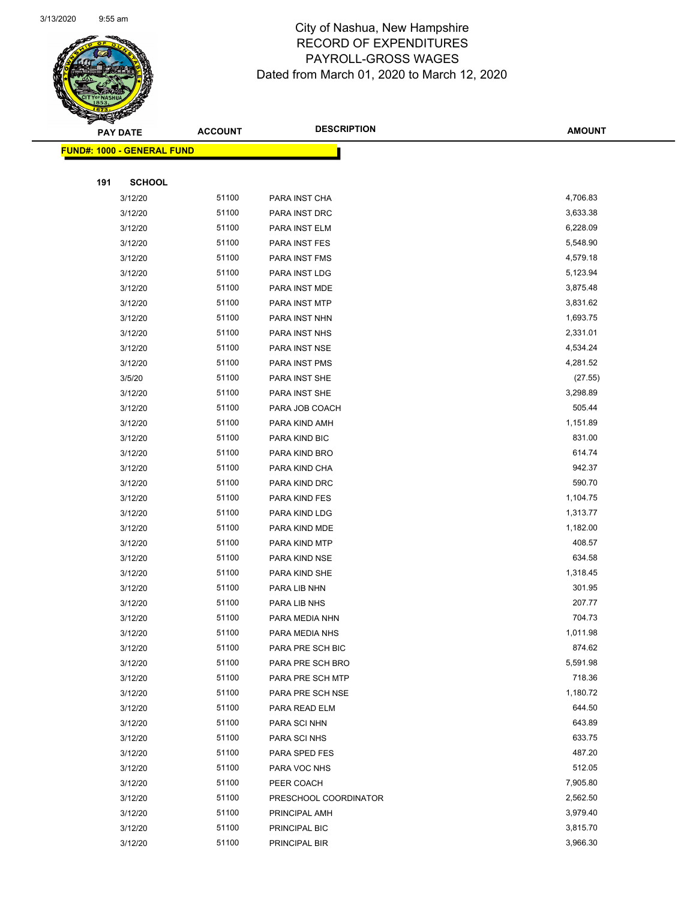# City of Nashua, New Hampshire
## RECORD OF EXPENDITURES
## PAYROLL-GROSS WAGES
## Dated from March 01, 2020 to March 12, 2020

| PAY DATE | ACCOUNT | DESCRIPTION | AMOUNT |
|---|---|---|---|

**FUND#: 1000 - GENERAL FUND**

**191 SCHOOL**

| PAY DATE | ACCOUNT | DESCRIPTION | AMOUNT |
|---|---|---|---|
| 3/12/20 | 51100 | PARA INST CHA | 4,706.83 |
| 3/12/20 | 51100 | PARA INST DRC | 3,633.38 |
| 3/12/20 | 51100 | PARA INST ELM | 6,228.09 |
| 3/12/20 | 51100 | PARA INST FES | 5,548.90 |
| 3/12/20 | 51100 | PARA INST FMS | 4,579.18 |
| 3/12/20 | 51100 | PARA INST LDG | 5,123.94 |
| 3/12/20 | 51100 | PARA INST MDE | 3,875.48 |
| 3/12/20 | 51100 | PARA INST MTP | 3,831.62 |
| 3/12/20 | 51100 | PARA INST NHN | 1,693.75 |
| 3/12/20 | 51100 | PARA INST NHS | 2,331.01 |
| 3/12/20 | 51100 | PARA INST NSE | 4,534.24 |
| 3/12/20 | 51100 | PARA INST PMS | 4,281.52 |
| 3/5/20 | 51100 | PARA INST SHE | (27.55) |
| 3/12/20 | 51100 | PARA INST SHE | 3,298.89 |
| 3/12/20 | 51100 | PARA JOB COACH | 505.44 |
| 3/12/20 | 51100 | PARA KIND AMH | 1,151.89 |
| 3/12/20 | 51100 | PARA KIND BIC | 831.00 |
| 3/12/20 | 51100 | PARA KIND BRO | 614.74 |
| 3/12/20 | 51100 | PARA KIND CHA | 942.37 |
| 3/12/20 | 51100 | PARA KIND DRC | 590.70 |
| 3/12/20 | 51100 | PARA KIND FES | 1,104.75 |
| 3/12/20 | 51100 | PARA KIND LDG | 1,313.77 |
| 3/12/20 | 51100 | PARA KIND MDE | 1,182.00 |
| 3/12/20 | 51100 | PARA KIND MTP | 408.57 |
| 3/12/20 | 51100 | PARA KIND NSE | 634.58 |
| 3/12/20 | 51100 | PARA KIND SHE | 1,318.45 |
| 3/12/20 | 51100 | PARA LIB NHN | 301.95 |
| 3/12/20 | 51100 | PARA LIB NHS | 207.77 |
| 3/12/20 | 51100 | PARA MEDIA NHN | 704.73 |
| 3/12/20 | 51100 | PARA MEDIA NHS | 1,011.98 |
| 3/12/20 | 51100 | PARA PRE SCH BIC | 874.62 |
| 3/12/20 | 51100 | PARA PRE SCH BRO | 5,591.98 |
| 3/12/20 | 51100 | PARA PRE SCH MTP | 718.36 |
| 3/12/20 | 51100 | PARA PRE SCH NSE | 1,180.72 |
| 3/12/20 | 51100 | PARA READ ELM | 644.50 |
| 3/12/20 | 51100 | PARA SCI NHN | 643.89 |
| 3/12/20 | 51100 | PARA SCI NHS | 633.75 |
| 3/12/20 | 51100 | PARA SPED FES | 487.20 |
| 3/12/20 | 51100 | PARA VOC NHS | 512.05 |
| 3/12/20 | 51100 | PEER COACH | 7,905.80 |
| 3/12/20 | 51100 | PRESCHOOL COORDINATOR | 2,562.50 |
| 3/12/20 | 51100 | PRINCIPAL AMH | 3,979.40 |
| 3/12/20 | 51100 | PRINCIPAL BIC | 3,815.70 |
| 3/12/20 | 51100 | PRINCIPAL BIR | 3,966.30 |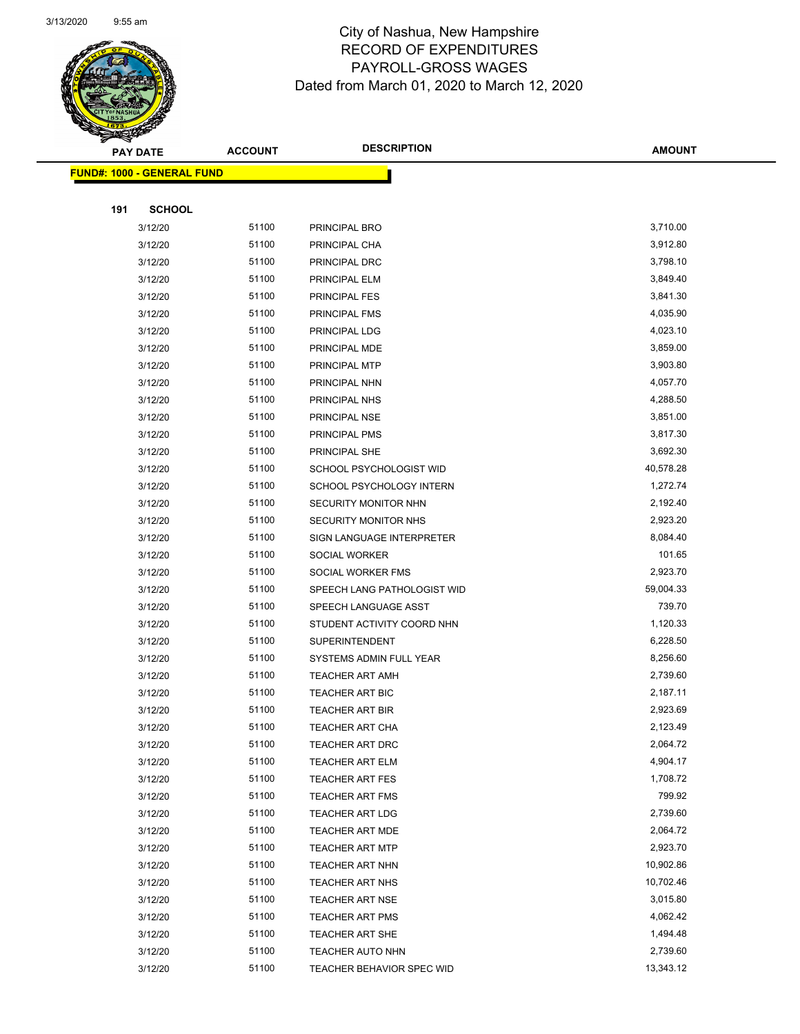# City of Nashua, New Hampshire
## RECORD OF EXPENDITURES
## PAYROLL-GROSS WAGES
### Dated from March 01, 2020 to March 12, 2020

**FUND#: 1000 - GENERAL FUND**

**191 SCHOOL**

| PAY DATE | ACCOUNT | DESCRIPTION | AMOUNT |
|---|---|---|---|
| 3/12/20 | 51100 | PRINCIPAL BRO | 3,710.00 |
| 3/12/20 | 51100 | PRINCIPAL CHA | 3,912.80 |
| 3/12/20 | 51100 | PRINCIPAL DRC | 3,798.10 |
| 3/12/20 | 51100 | PRINCIPAL ELM | 3,849.40 |
| 3/12/20 | 51100 | PRINCIPAL FES | 3,841.30 |
| 3/12/20 | 51100 | PRINCIPAL FMS | 4,035.90 |
| 3/12/20 | 51100 | PRINCIPAL LDG | 4,023.10 |
| 3/12/20 | 51100 | PRINCIPAL MDE | 3,859.00 |
| 3/12/20 | 51100 | PRINCIPAL MTP | 3,903.80 |
| 3/12/20 | 51100 | PRINCIPAL NHN | 4,057.70 |
| 3/12/20 | 51100 | PRINCIPAL NHS | 4,288.50 |
| 3/12/20 | 51100 | PRINCIPAL NSE | 3,851.00 |
| 3/12/20 | 51100 | PRINCIPAL PMS | 3,817.30 |
| 3/12/20 | 51100 | PRINCIPAL SHE | 3,692.30 |
| 3/12/20 | 51100 | SCHOOL PSYCHOLOGIST WID | 40,578.28 |
| 3/12/20 | 51100 | SCHOOL PSYCHOLOGY INTERN | 1,272.74 |
| 3/12/20 | 51100 | SECURITY MONITOR NHN | 2,192.40 |
| 3/12/20 | 51100 | SECURITY MONITOR NHS | 2,923.20 |
| 3/12/20 | 51100 | SIGN LANGUAGE INTERPRETER | 8,084.40 |
| 3/12/20 | 51100 | SOCIAL WORKER | 101.65 |
| 3/12/20 | 51100 | SOCIAL WORKER FMS | 2,923.70 |
| 3/12/20 | 51100 | SPEECH LANG PATHOLOGIST WID | 59,004.33 |
| 3/12/20 | 51100 | SPEECH LANGUAGE ASST | 739.70 |
| 3/12/20 | 51100 | STUDENT ACTIVITY COORD NHN | 1,120.33 |
| 3/12/20 | 51100 | SUPERINTENDENT | 6,228.50 |
| 3/12/20 | 51100 | SYSTEMS ADMIN FULL YEAR | 8,256.60 |
| 3/12/20 | 51100 | TEACHER ART AMH | 2,739.60 |
| 3/12/20 | 51100 | TEACHER ART BIC | 2,187.11 |
| 3/12/20 | 51100 | TEACHER ART BIR | 2,923.69 |
| 3/12/20 | 51100 | TEACHER ART CHA | 2,123.49 |
| 3/12/20 | 51100 | TEACHER ART DRC | 2,064.72 |
| 3/12/20 | 51100 | TEACHER ART ELM | 4,904.17 |
| 3/12/20 | 51100 | TEACHER ART FES | 1,708.72 |
| 3/12/20 | 51100 | TEACHER ART FMS | 799.92 |
| 3/12/20 | 51100 | TEACHER ART LDG | 2,739.60 |
| 3/12/20 | 51100 | TEACHER ART MDE | 2,064.72 |
| 3/12/20 | 51100 | TEACHER ART MTP | 2,923.70 |
| 3/12/20 | 51100 | TEACHER ART NHN | 10,902.86 |
| 3/12/20 | 51100 | TEACHER ART NHS | 10,702.46 |
| 3/12/20 | 51100 | TEACHER ART NSE | 3,015.80 |
| 3/12/20 | 51100 | TEACHER ART PMS | 4,062.42 |
| 3/12/20 | 51100 | TEACHER ART SHE | 1,494.48 |
| 3/12/20 | 51100 | TEACHER AUTO NHN | 2,739.60 |
| 3/12/20 | 51100 | TEACHER BEHAVIOR SPEC WID | 13,343.12 |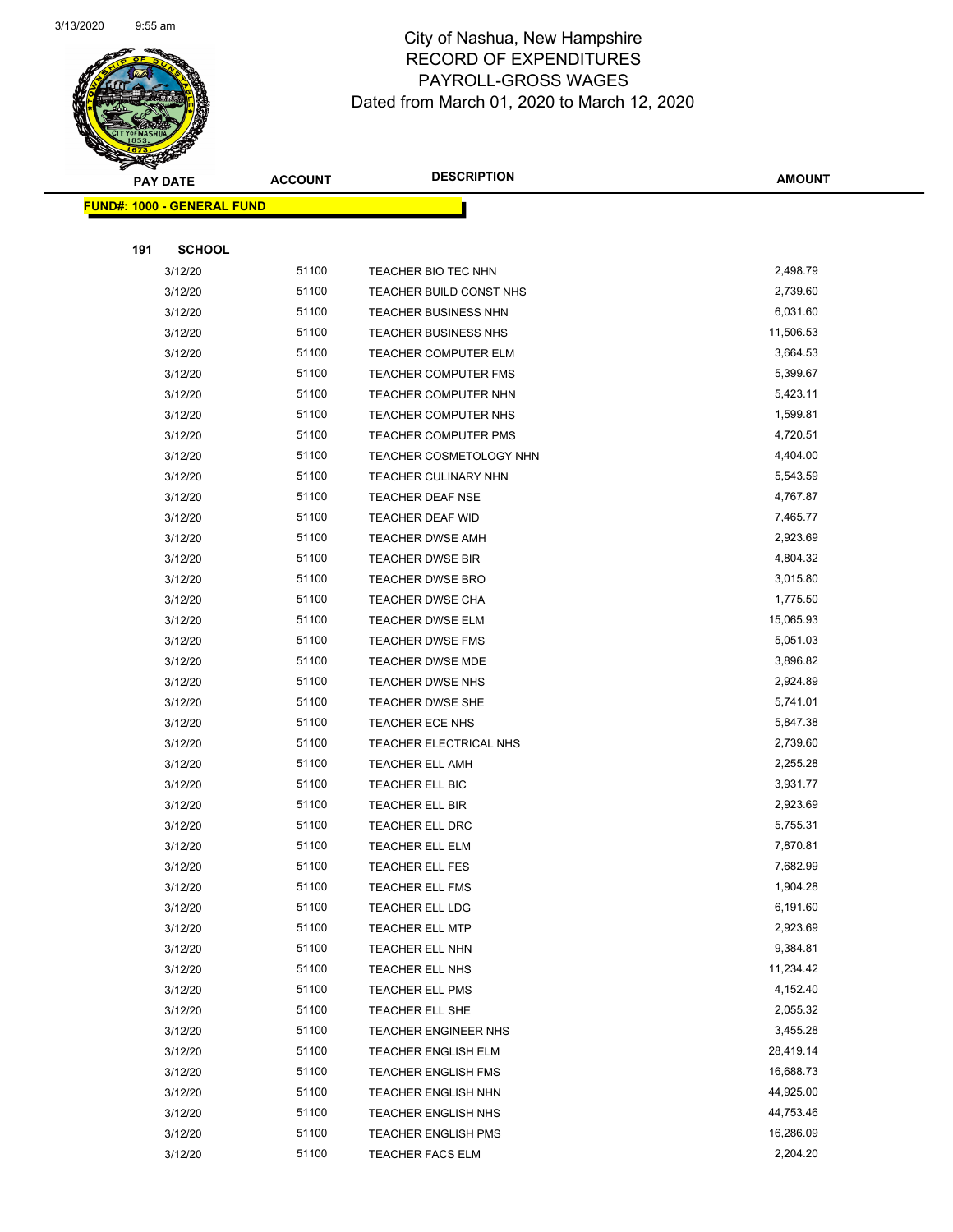# City of Nashua, New Hampshire
## RECORD OF EXPENDITURES
## PAYROLL-GROSS WAGES
### Dated from March 01, 2020 to March 12, 2020

| PAY DATE | ACCOUNT | DESCRIPTION | AMOUNT |
|---|---|---|---|
| **FUND#: 1000 - GENERAL FUND** | | | |
| **191 SCHOOL** | | | |
| 3/12/20 | 51100 | TEACHER BIO TEC NHN | 2,498.79 |
| 3/12/20 | 51100 | TEACHER BUILD CONST NHS | 2,739.60 |
| 3/12/20 | 51100 | TEACHER BUSINESS NHN | 6,031.60 |
| 3/12/20 | 51100 | TEACHER BUSINESS NHS | 11,506.53 |
| 3/12/20 | 51100 | TEACHER COMPUTER ELM | 3,664.53 |
| 3/12/20 | 51100 | TEACHER COMPUTER FMS | 5,399.67 |
| 3/12/20 | 51100 | TEACHER COMPUTER NHN | 5,423.11 |
| 3/12/20 | 51100 | TEACHER COMPUTER NHS | 1,599.81 |
| 3/12/20 | 51100 | TEACHER COMPUTER PMS | 4,720.51 |
| 3/12/20 | 51100 | TEACHER COSMETOLOGY NHN | 4,404.00 |
| 3/12/20 | 51100 | TEACHER CULINARY NHN | 5,543.59 |
| 3/12/20 | 51100 | TEACHER DEAF NSE | 4,767.87 |
| 3/12/20 | 51100 | TEACHER DEAF WID | 7,465.77 |
| 3/12/20 | 51100 | TEACHER DWSE AMH | 2,923.69 |
| 3/12/20 | 51100 | TEACHER DWSE BIR | 4,804.32 |
| 3/12/20 | 51100 | TEACHER DWSE BRO | 3,015.80 |
| 3/12/20 | 51100 | TEACHER DWSE CHA | 1,775.50 |
| 3/12/20 | 51100 | TEACHER DWSE ELM | 15,065.93 |
| 3/12/20 | 51100 | TEACHER DWSE FMS | 5,051.03 |
| 3/12/20 | 51100 | TEACHER DWSE MDE | 3,896.82 |
| 3/12/20 | 51100 | TEACHER DWSE NHS | 2,924.89 |
| 3/12/20 | 51100 | TEACHER DWSE SHE | 5,741.01 |
| 3/12/20 | 51100 | TEACHER ECE NHS | 5,847.38 |
| 3/12/20 | 51100 | TEACHER ELECTRICAL NHS | 2,739.60 |
| 3/12/20 | 51100 | TEACHER ELL AMH | 2,255.28 |
| 3/12/20 | 51100 | TEACHER ELL BIC | 3,931.77 |
| 3/12/20 | 51100 | TEACHER ELL BIR | 2,923.69 |
| 3/12/20 | 51100 | TEACHER ELL DRC | 5,755.31 |
| 3/12/20 | 51100 | TEACHER ELL ELM | 7,870.81 |
| 3/12/20 | 51100 | TEACHER ELL FES | 7,682.99 |
| 3/12/20 | 51100 | TEACHER ELL FMS | 1,904.28 |
| 3/12/20 | 51100 | TEACHER ELL LDG | 6,191.60 |
| 3/12/20 | 51100 | TEACHER ELL MTP | 2,923.69 |
| 3/12/20 | 51100 | TEACHER ELL NHN | 9,384.81 |
| 3/12/20 | 51100 | TEACHER ELL NHS | 11,234.42 |
| 3/12/20 | 51100 | TEACHER ELL PMS | 4,152.40 |
| 3/12/20 | 51100 | TEACHER ELL SHE | 2,055.32 |
| 3/12/20 | 51100 | TEACHER ENGINEER NHS | 3,455.28 |
| 3/12/20 | 51100 | TEACHER ENGLISH ELM | 28,419.14 |
| 3/12/20 | 51100 | TEACHER ENGLISH FMS | 16,688.73 |
| 3/12/20 | 51100 | TEACHER ENGLISH NHN | 44,925.00 |
| 3/12/20 | 51100 | TEACHER ENGLISH NHS | 44,753.46 |
| 3/12/20 | 51100 | TEACHER ENGLISH PMS | 16,286.09 |
| 3/12/20 | 51100 | TEACHER FACS ELM | 2,204.20 |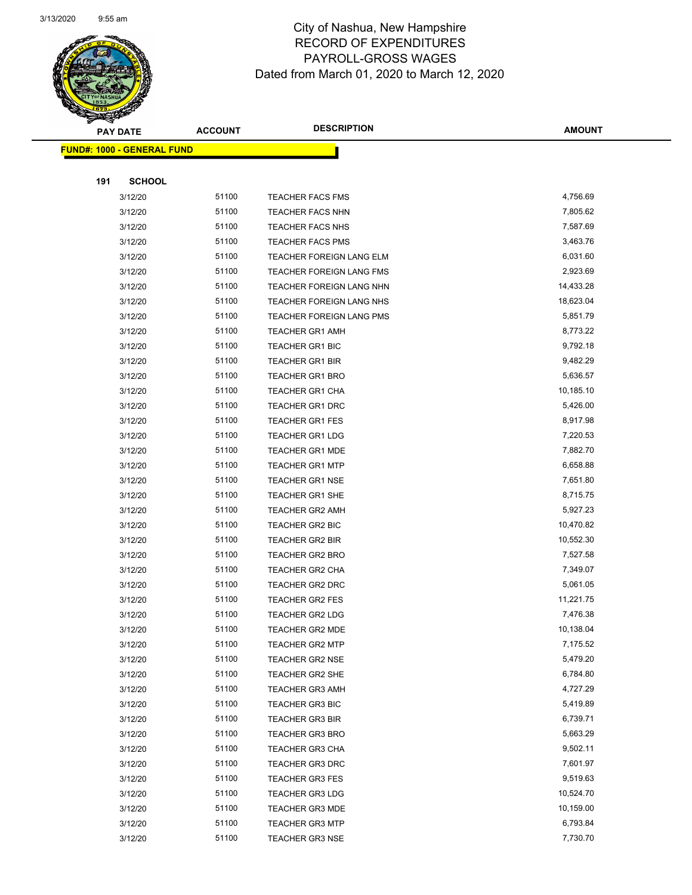# City of Nashua, New Hampshire
## RECORD OF EXPENDITURES
## PAYROLL-GROSS WAGES
### Dated from March 01, 2020 to March 12, 2020

| PAY DATE | ACCOUNT | DESCRIPTION | AMOUNT |
|---|---|---|---|
| **FUND#: 1000 - GENERAL FUND** | | | |
| **191 SCHOOL** | | | |
| 3/12/20 | 51100 | TEACHER FACS FMS | 4,756.69 |
| 3/12/20 | 51100 | TEACHER FACS NHN | 7,805.62 |
| 3/12/20 | 51100 | TEACHER FACS NHS | 7,587.69 |
| 3/12/20 | 51100 | TEACHER FACS PMS | 3,463.76 |
| 3/12/20 | 51100 | TEACHER FOREIGN LANG ELM | 6,031.60 |
| 3/12/20 | 51100 | TEACHER FOREIGN LANG FMS | 2,923.69 |
| 3/12/20 | 51100 | TEACHER FOREIGN LANG NHN | 14,433.28 |
| 3/12/20 | 51100 | TEACHER FOREIGN LANG NHS | 18,623.04 |
| 3/12/20 | 51100 | TEACHER FOREIGN LANG PMS | 5,851.79 |
| 3/12/20 | 51100 | TEACHER GR1 AMH | 8,773.22 |
| 3/12/20 | 51100 | TEACHER GR1 BIC | 9,792.18 |
| 3/12/20 | 51100 | TEACHER GR1 BIR | 9,482.29 |
| 3/12/20 | 51100 | TEACHER GR1 BRO | 5,636.57 |
| 3/12/20 | 51100 | TEACHER GR1 CHA | 10,185.10 |
| 3/12/20 | 51100 | TEACHER GR1 DRC | 5,426.00 |
| 3/12/20 | 51100 | TEACHER GR1 FES | 8,917.98 |
| 3/12/20 | 51100 | TEACHER GR1 LDG | 7,220.53 |
| 3/12/20 | 51100 | TEACHER GR1 MDE | 7,882.70 |
| 3/12/20 | 51100 | TEACHER GR1 MTP | 6,658.88 |
| 3/12/20 | 51100 | TEACHER GR1 NSE | 7,651.80 |
| 3/12/20 | 51100 | TEACHER GR1 SHE | 8,715.75 |
| 3/12/20 | 51100 | TEACHER GR2 AMH | 5,927.23 |
| 3/12/20 | 51100 | TEACHER GR2 BIC | 10,470.82 |
| 3/12/20 | 51100 | TEACHER GR2 BIR | 10,552.30 |
| 3/12/20 | 51100 | TEACHER GR2 BRO | 7,527.58 |
| 3/12/20 | 51100 | TEACHER GR2 CHA | 7,349.07 |
| 3/12/20 | 51100 | TEACHER GR2 DRC | 5,061.05 |
| 3/12/20 | 51100 | TEACHER GR2 FES | 11,221.75 |
| 3/12/20 | 51100 | TEACHER GR2 LDG | 7,476.38 |
| 3/12/20 | 51100 | TEACHER GR2 MDE | 10,138.04 |
| 3/12/20 | 51100 | TEACHER GR2 MTP | 7,175.52 |
| 3/12/20 | 51100 | TEACHER GR2 NSE | 5,479.20 |
| 3/12/20 | 51100 | TEACHER GR2 SHE | 6,784.80 |
| 3/12/20 | 51100 | TEACHER GR3 AMH | 4,727.29 |
| 3/12/20 | 51100 | TEACHER GR3 BIC | 5,419.89 |
| 3/12/20 | 51100 | TEACHER GR3 BIR | 6,739.71 |
| 3/12/20 | 51100 | TEACHER GR3 BRO | 5,663.29 |
| 3/12/20 | 51100 | TEACHER GR3 CHA | 9,502.11 |
| 3/12/20 | 51100 | TEACHER GR3 DRC | 7,601.97 |
| 3/12/20 | 51100 | TEACHER GR3 FES | 9,519.63 |
| 3/12/20 | 51100 | TEACHER GR3 LDG | 10,524.70 |
| 3/12/20 | 51100 | TEACHER GR3 MDE | 10,159.00 |
| 3/12/20 | 51100 | TEACHER GR3 MTP | 6,793.84 |
| 3/12/20 | 51100 | TEACHER GR3 NSE | 7,730.70 |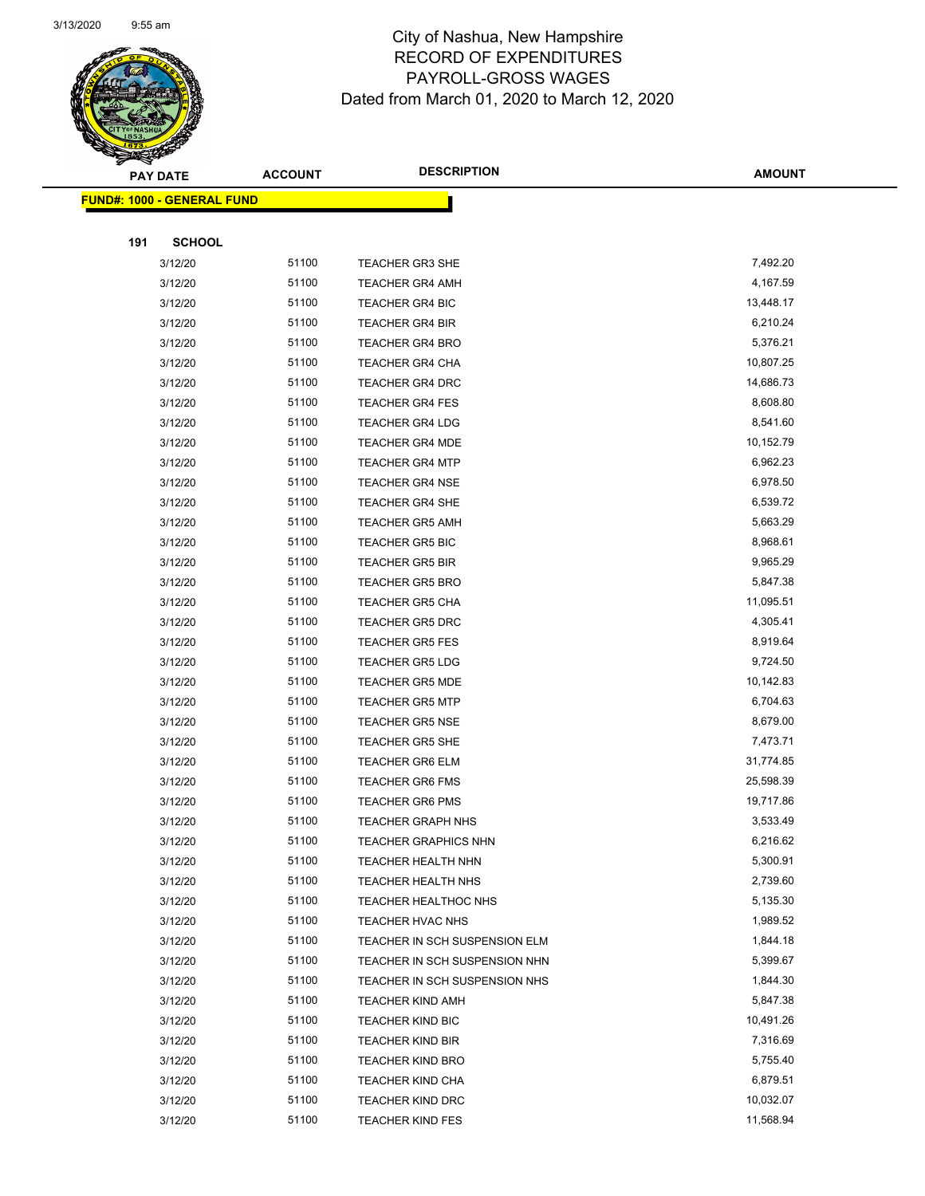# City of Nashua, New Hampshire
## RECORD OF EXPENDITURES
## PAYROLL-GROSS WAGES
### Dated from March 01, 2020 to March 12, 2020

| PAY DATE | ACCOUNT | DESCRIPTION | AMOUNT |
|---|---|---|---|
| **FUND#: 1000 - GENERAL FUND** | | | |
| **191 SCHOOL** | | | |
| 3/12/20 | 51100 | TEACHER GR3 SHE | 7,492.20 |
| 3/12/20 | 51100 | TEACHER GR4 AMH | 4,167.59 |
| 3/12/20 | 51100 | TEACHER GR4 BIC | 13,448.17 |
| 3/12/20 | 51100 | TEACHER GR4 BIR | 6,210.24 |
| 3/12/20 | 51100 | TEACHER GR4 BRO | 5,376.21 |
| 3/12/20 | 51100 | TEACHER GR4 CHA | 10,807.25 |
| 3/12/20 | 51100 | TEACHER GR4 DRC | 14,686.73 |
| 3/12/20 | 51100 | TEACHER GR4 FES | 8,608.80 |
| 3/12/20 | 51100 | TEACHER GR4 LDG | 8,541.60 |
| 3/12/20 | 51100 | TEACHER GR4 MDE | 10,152.79 |
| 3/12/20 | 51100 | TEACHER GR4 MTP | 6,962.23 |
| 3/12/20 | 51100 | TEACHER GR4 NSE | 6,978.50 |
| 3/12/20 | 51100 | TEACHER GR4 SHE | 6,539.72 |
| 3/12/20 | 51100 | TEACHER GR5 AMH | 5,663.29 |
| 3/12/20 | 51100 | TEACHER GR5 BIC | 8,968.61 |
| 3/12/20 | 51100 | TEACHER GR5 BIR | 9,965.29 |
| 3/12/20 | 51100 | TEACHER GR5 BRO | 5,847.38 |
| 3/12/20 | 51100 | TEACHER GR5 CHA | 11,095.51 |
| 3/12/20 | 51100 | TEACHER GR5 DRC | 4,305.41 |
| 3/12/20 | 51100 | TEACHER GR5 FES | 8,919.64 |
| 3/12/20 | 51100 | TEACHER GR5 LDG | 9,724.50 |
| 3/12/20 | 51100 | TEACHER GR5 MDE | 10,142.83 |
| 3/12/20 | 51100 | TEACHER GR5 MTP | 6,704.63 |
| 3/12/20 | 51100 | TEACHER GR5 NSE | 8,679.00 |
| 3/12/20 | 51100 | TEACHER GR5 SHE | 7,473.71 |
| 3/12/20 | 51100 | TEACHER GR6 ELM | 31,774.85 |
| 3/12/20 | 51100 | TEACHER GR6 FMS | 25,598.39 |
| 3/12/20 | 51100 | TEACHER GR6 PMS | 19,717.86 |
| 3/12/20 | 51100 | TEACHER GRAPH NHS | 3,533.49 |
| 3/12/20 | 51100 | TEACHER GRAPHICS NHN | 6,216.62 |
| 3/12/20 | 51100 | TEACHER HEALTH NHN | 5,300.91 |
| 3/12/20 | 51100 | TEACHER HEALTH NHS | 2,739.60 |
| 3/12/20 | 51100 | TEACHER HEALTHOC NHS | 5,135.30 |
| 3/12/20 | 51100 | TEACHER HVAC NHS | 1,989.52 |
| 3/12/20 | 51100 | TEACHER IN SCH SUSPENSION ELM | 1,844.18 |
| 3/12/20 | 51100 | TEACHER IN SCH SUSPENSION NHN | 5,399.67 |
| 3/12/20 | 51100 | TEACHER IN SCH SUSPENSION NHS | 1,844.30 |
| 3/12/20 | 51100 | TEACHER KIND AMH | 5,847.38 |
| 3/12/20 | 51100 | TEACHER KIND BIC | 10,491.26 |
| 3/12/20 | 51100 | TEACHER KIND BIR | 7,316.69 |
| 3/12/20 | 51100 | TEACHER KIND BRO | 5,755.40 |
| 3/12/20 | 51100 | TEACHER KIND CHA | 6,879.51 |
| 3/12/20 | 51100 | TEACHER KIND DRC | 10,032.07 |
| 3/12/20 | 51100 | TEACHER KIND FES | 11,568.94 |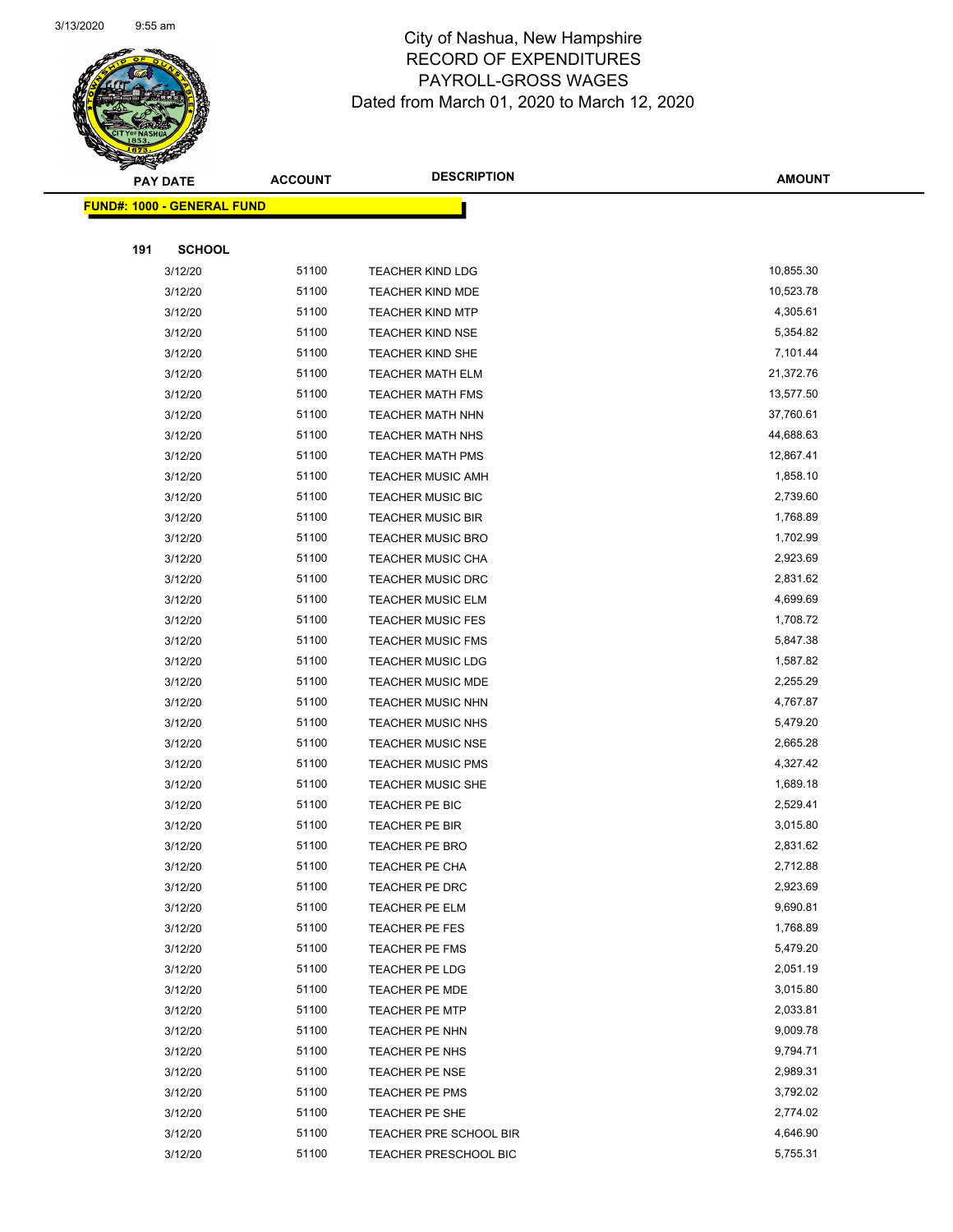# City of Nashua, New Hampshire
## RECORD OF EXPENDITURES
## PAYROLL-GROSS WAGES
### Dated from March 01, 2020 to March 12, 2020

| PAY DATE | ACCOUNT | DESCRIPTION | AMOUNT |
|---|---|---|---|
| **FUND#: 1000 - GENERAL FUND** | | | |
| **191 SCHOOL** | | | |
| 3/12/20 | 51100 | TEACHER KIND LDG | 10,855.30 |
| 3/12/20 | 51100 | TEACHER KIND MDE | 10,523.78 |
| 3/12/20 | 51100 | TEACHER KIND MTP | 4,305.61 |
| 3/12/20 | 51100 | TEACHER KIND NSE | 5,354.82 |
| 3/12/20 | 51100 | TEACHER KIND SHE | 7,101.44 |
| 3/12/20 | 51100 | TEACHER MATH ELM | 21,372.76 |
| 3/12/20 | 51100 | TEACHER MATH FMS | 13,577.50 |
| 3/12/20 | 51100 | TEACHER MATH NHN | 37,760.61 |
| 3/12/20 | 51100 | TEACHER MATH NHS | 44,688.63 |
| 3/12/20 | 51100 | TEACHER MATH PMS | 12,867.41 |
| 3/12/20 | 51100 | TEACHER MUSIC AMH | 1,858.10 |
| 3/12/20 | 51100 | TEACHER MUSIC BIC | 2,739.60 |
| 3/12/20 | 51100 | TEACHER MUSIC BIR | 1,768.89 |
| 3/12/20 | 51100 | TEACHER MUSIC BRO | 1,702.99 |
| 3/12/20 | 51100 | TEACHER MUSIC CHA | 2,923.69 |
| 3/12/20 | 51100 | TEACHER MUSIC DRC | 2,831.62 |
| 3/12/20 | 51100 | TEACHER MUSIC ELM | 4,699.69 |
| 3/12/20 | 51100 | TEACHER MUSIC FES | 1,708.72 |
| 3/12/20 | 51100 | TEACHER MUSIC FMS | 5,847.38 |
| 3/12/20 | 51100 | TEACHER MUSIC LDG | 1,587.82 |
| 3/12/20 | 51100 | TEACHER MUSIC MDE | 2,255.29 |
| 3/12/20 | 51100 | TEACHER MUSIC NHN | 4,767.87 |
| 3/12/20 | 51100 | TEACHER MUSIC NHS | 5,479.20 |
| 3/12/20 | 51100 | TEACHER MUSIC NSE | 2,665.28 |
| 3/12/20 | 51100 | TEACHER MUSIC PMS | 4,327.42 |
| 3/12/20 | 51100 | TEACHER MUSIC SHE | 1,689.18 |
| 3/12/20 | 51100 | TEACHER PE BIC | 2,529.41 |
| 3/12/20 | 51100 | TEACHER PE BIR | 3,015.80 |
| 3/12/20 | 51100 | TEACHER PE BRO | 2,831.62 |
| 3/12/20 | 51100 | TEACHER PE CHA | 2,712.88 |
| 3/12/20 | 51100 | TEACHER PE DRC | 2,923.69 |
| 3/12/20 | 51100 | TEACHER PE ELM | 9,690.81 |
| 3/12/20 | 51100 | TEACHER PE FES | 1,768.89 |
| 3/12/20 | 51100 | TEACHER PE FMS | 5,479.20 |
| 3/12/20 | 51100 | TEACHER PE LDG | 2,051.19 |
| 3/12/20 | 51100 | TEACHER PE MDE | 3,015.80 |
| 3/12/20 | 51100 | TEACHER PE MTP | 2,033.81 |
| 3/12/20 | 51100 | TEACHER PE NHN | 9,009.78 |
| 3/12/20 | 51100 | TEACHER PE NHS | 9,794.71 |
| 3/12/20 | 51100 | TEACHER PE NSE | 2,989.31 |
| 3/12/20 | 51100 | TEACHER PE PMS | 3,792.02 |
| 3/12/20 | 51100 | TEACHER PE SHE | 2,774.02 |
| 3/12/20 | 51100 | TEACHER PRE SCHOOL BIR | 4,646.90 |
| 3/12/20 | 51100 | TEACHER PRESCHOOL BIC | 5,755.31 |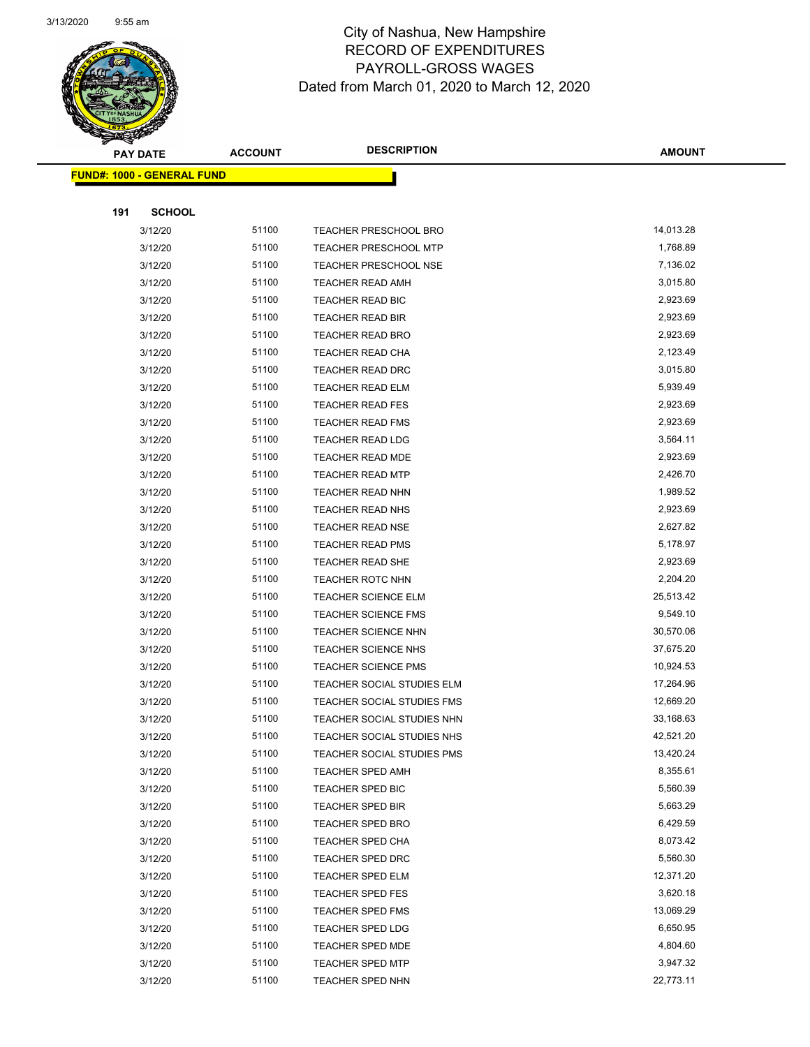# City of Nashua, New Hampshire
## RECORD OF EXPENDITURES
## PAYROLL-GROSS WAGES
### Dated from March 01, 2020 to March 12, 2020

**FUND#: 1000 - GENERAL FUND**

**191 SCHOOL**

| PAY DATE | ACCOUNT | DESCRIPTION | AMOUNT |
|---|---|---|---|
| 3/12/20 | 51100 | TEACHER PRESCHOOL BRO | 14,013.28 |
| 3/12/20 | 51100 | TEACHER PRESCHOOL MTP | 1,768.89 |
| 3/12/20 | 51100 | TEACHER PRESCHOOL NSE | 7,136.02 |
| 3/12/20 | 51100 | TEACHER READ AMH | 3,015.80 |
| 3/12/20 | 51100 | TEACHER READ BIC | 2,923.69 |
| 3/12/20 | 51100 | TEACHER READ BIR | 2,923.69 |
| 3/12/20 | 51100 | TEACHER READ BRO | 2,923.69 |
| 3/12/20 | 51100 | TEACHER READ CHA | 2,123.49 |
| 3/12/20 | 51100 | TEACHER READ DRC | 3,015.80 |
| 3/12/20 | 51100 | TEACHER READ ELM | 5,939.49 |
| 3/12/20 | 51100 | TEACHER READ FES | 2,923.69 |
| 3/12/20 | 51100 | TEACHER READ FMS | 2,923.69 |
| 3/12/20 | 51100 | TEACHER READ LDG | 3,564.11 |
| 3/12/20 | 51100 | TEACHER READ MDE | 2,923.69 |
| 3/12/20 | 51100 | TEACHER READ MTP | 2,426.70 |
| 3/12/20 | 51100 | TEACHER READ NHN | 1,989.52 |
| 3/12/20 | 51100 | TEACHER READ NHS | 2,923.69 |
| 3/12/20 | 51100 | TEACHER READ NSE | 2,627.82 |
| 3/12/20 | 51100 | TEACHER READ PMS | 5,178.97 |
| 3/12/20 | 51100 | TEACHER READ SHE | 2,923.69 |
| 3/12/20 | 51100 | TEACHER ROTC NHN | 2,204.20 |
| 3/12/20 | 51100 | TEACHER SCIENCE ELM | 25,513.42 |
| 3/12/20 | 51100 | TEACHER SCIENCE FMS | 9,549.10 |
| 3/12/20 | 51100 | TEACHER SCIENCE NHN | 30,570.06 |
| 3/12/20 | 51100 | TEACHER SCIENCE NHS | 37,675.20 |
| 3/12/20 | 51100 | TEACHER SCIENCE PMS | 10,924.53 |
| 3/12/20 | 51100 | TEACHER SOCIAL STUDIES ELM | 17,264.96 |
| 3/12/20 | 51100 | TEACHER SOCIAL STUDIES FMS | 12,669.20 |
| 3/12/20 | 51100 | TEACHER SOCIAL STUDIES NHN | 33,168.63 |
| 3/12/20 | 51100 | TEACHER SOCIAL STUDIES NHS | 42,521.20 |
| 3/12/20 | 51100 | TEACHER SOCIAL STUDIES PMS | 13,420.24 |
| 3/12/20 | 51100 | TEACHER SPED AMH | 8,355.61 |
| 3/12/20 | 51100 | TEACHER SPED BIC | 5,560.39 |
| 3/12/20 | 51100 | TEACHER SPED BIR | 5,663.29 |
| 3/12/20 | 51100 | TEACHER SPED BRO | 6,429.59 |
| 3/12/20 | 51100 | TEACHER SPED CHA | 8,073.42 |
| 3/12/20 | 51100 | TEACHER SPED DRC | 5,560.30 |
| 3/12/20 | 51100 | TEACHER SPED ELM | 12,371.20 |
| 3/12/20 | 51100 | TEACHER SPED FES | 3,620.18 |
| 3/12/20 | 51100 | TEACHER SPED FMS | 13,069.29 |
| 3/12/20 | 51100 | TEACHER SPED LDG | 6,650.95 |
| 3/12/20 | 51100 | TEACHER SPED MDE | 4,804.60 |
| 3/12/20 | 51100 | TEACHER SPED MTP | 3,947.32 |
| 3/12/20 | 51100 | TEACHER SPED NHN | 22,773.11 |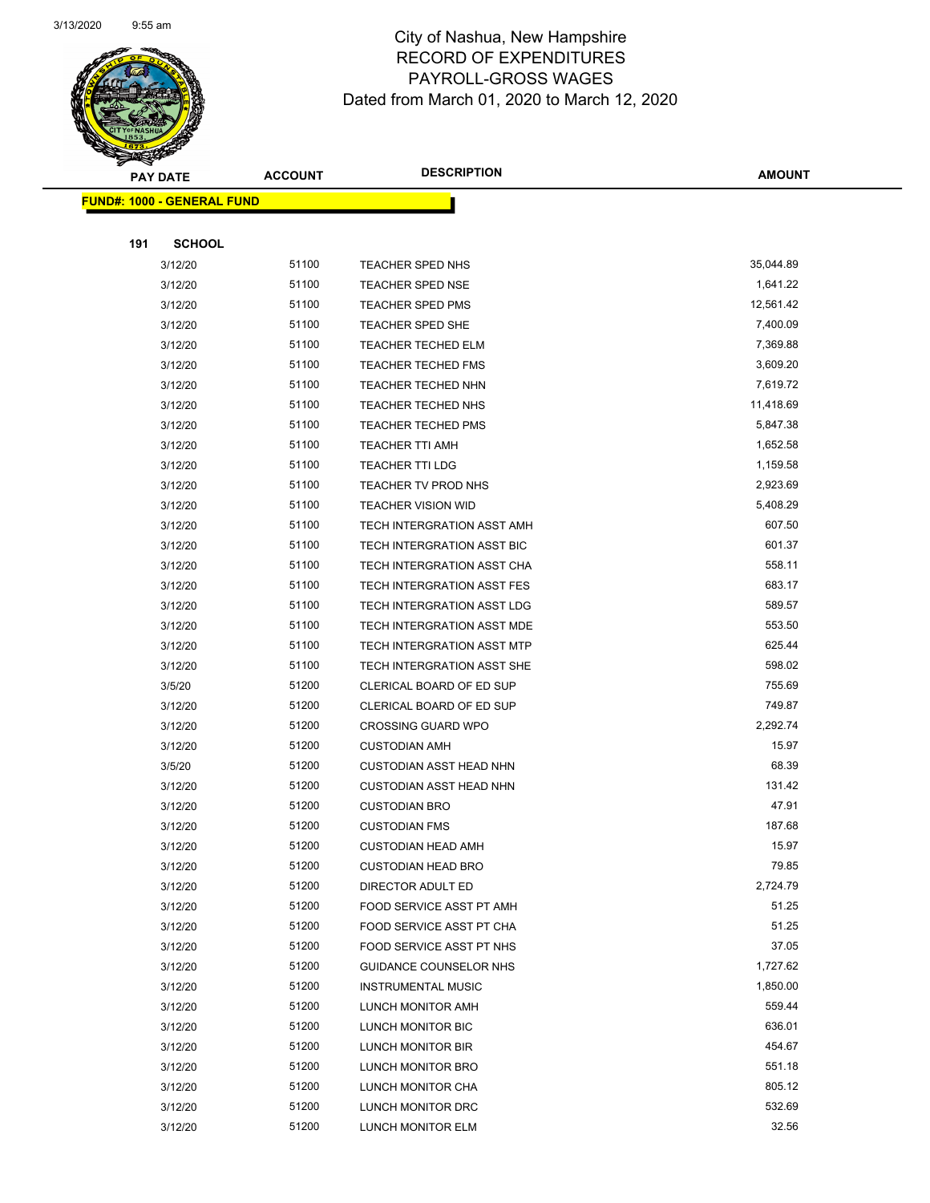# City of Nashua, New Hampshire
## RECORD OF EXPENDITURES
## PAYROLL-GROSS WAGES
## Dated from March 01, 2020 to March 12, 2020

| PAY DATE | ACCOUNT | DESCRIPTION | AMOUNT |
|---|---|---|---|
| **FUND#: 1000 - GENERAL FUND** | | | |
| **191 SCHOOL** | | | |
| 3/12/20 | 51100 | TEACHER SPED NHS | 35,044.89 |
| 3/12/20 | 51100 | TEACHER SPED NSE | 1,641.22 |
| 3/12/20 | 51100 | TEACHER SPED PMS | 12,561.42 |
| 3/12/20 | 51100 | TEACHER SPED SHE | 7,400.09 |
| 3/12/20 | 51100 | TEACHER TECHED ELM | 7,369.88 |
| 3/12/20 | 51100 | TEACHER TECHED FMS | 3,609.20 |
| 3/12/20 | 51100 | TEACHER TECHED NHN | 7,619.72 |
| 3/12/20 | 51100 | TEACHER TECHED NHS | 11,418.69 |
| 3/12/20 | 51100 | TEACHER TECHED PMS | 5,847.38 |
| 3/12/20 | 51100 | TEACHER TTI AMH | 1,652.58 |
| 3/12/20 | 51100 | TEACHER TTI LDG | 1,159.58 |
| 3/12/20 | 51100 | TEACHER TV PROD NHS | 2,923.69 |
| 3/12/20 | 51100 | TEACHER VISION WID | 5,408.29 |
| 3/12/20 | 51100 | TECH INTERGRATION ASST AMH | 607.50 |
| 3/12/20 | 51100 | TECH INTERGRATION ASST BIC | 601.37 |
| 3/12/20 | 51100 | TECH INTERGRATION ASST CHA | 558.11 |
| 3/12/20 | 51100 | TECH INTERGRATION ASST FES | 683.17 |
| 3/12/20 | 51100 | TECH INTERGRATION ASST LDG | 589.57 |
| 3/12/20 | 51100 | TECH INTERGRATION ASST MDE | 553.50 |
| 3/12/20 | 51100 | TECH INTERGRATION ASST MTP | 625.44 |
| 3/12/20 | 51100 | TECH INTERGRATION ASST SHE | 598.02 |
| 3/5/20 | 51200 | CLERICAL BOARD OF ED SUP | 755.69 |
| 3/12/20 | 51200 | CLERICAL BOARD OF ED SUP | 749.87 |
| 3/12/20 | 51200 | CROSSING GUARD WPO | 2,292.74 |
| 3/12/20 | 51200 | CUSTODIAN AMH | 15.97 |
| 3/5/20 | 51200 | CUSTODIAN ASST HEAD NHN | 68.39 |
| 3/12/20 | 51200 | CUSTODIAN ASST HEAD NHN | 131.42 |
| 3/12/20 | 51200 | CUSTODIAN BRO | 47.91 |
| 3/12/20 | 51200 | CUSTODIAN FMS | 187.68 |
| 3/12/20 | 51200 | CUSTODIAN HEAD AMH | 15.97 |
| 3/12/20 | 51200 | CUSTODIAN HEAD BRO | 79.85 |
| 3/12/20 | 51200 | DIRECTOR ADULT ED | 2,724.79 |
| 3/12/20 | 51200 | FOOD SERVICE ASST PT AMH | 51.25 |
| 3/12/20 | 51200 | FOOD SERVICE ASST PT CHA | 51.25 |
| 3/12/20 | 51200 | FOOD SERVICE ASST PT NHS | 37.05 |
| 3/12/20 | 51200 | GUIDANCE COUNSELOR NHS | 1,727.62 |
| 3/12/20 | 51200 | INSTRUMENTAL MUSIC | 1,850.00 |
| 3/12/20 | 51200 | LUNCH MONITOR AMH | 559.44 |
| 3/12/20 | 51200 | LUNCH MONITOR BIC | 636.01 |
| 3/12/20 | 51200 | LUNCH MONITOR BIR | 454.67 |
| 3/12/20 | 51200 | LUNCH MONITOR BRO | 551.18 |
| 3/12/20 | 51200 | LUNCH MONITOR CHA | 805.12 |
| 3/12/20 | 51200 | LUNCH MONITOR DRC | 532.69 |
| 3/12/20 | 51200 | LUNCH MONITOR ELM | 32.56 |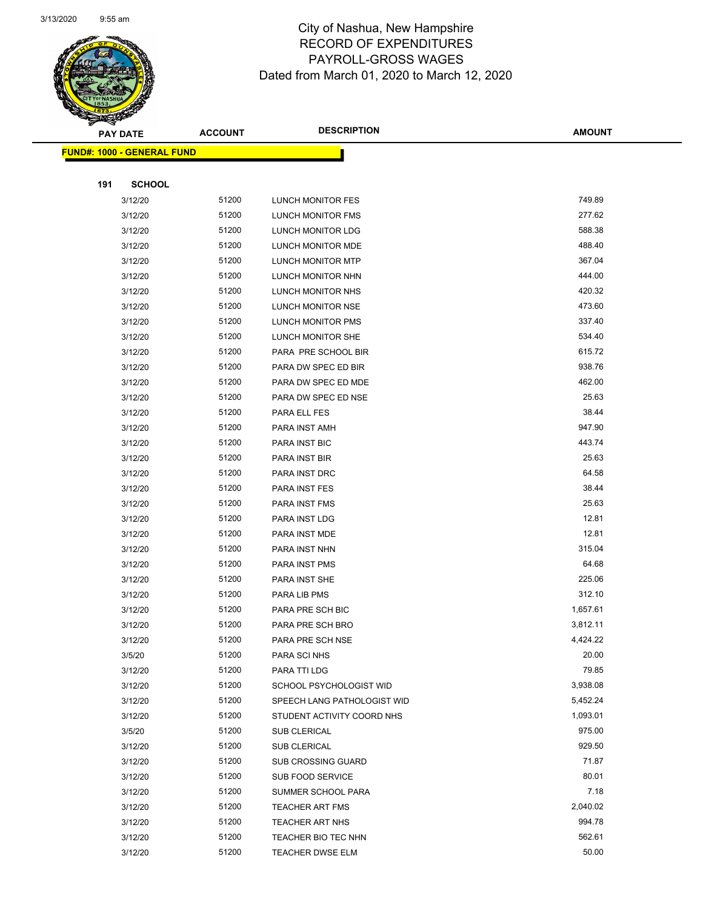# City of Nashua, New Hampshire
# RECORD OF EXPENDITURES
# PAYROLL-GROSS WAGES
# Dated from March 01, 2020 to March 12, 2020

| PAY DATE | ACCOUNT | DESCRIPTION | AMOUNT |
|---|---|---|---|

**FUND#: 1000 - GENERAL FUND**

**191 SCHOOL**

| PAY DATE | ACCOUNT | DESCRIPTION | AMOUNT |
|---|---|---|---|
| 3/12/20 | 51200 | LUNCH MONITOR FES | 749.89 |
| 3/12/20 | 51200 | LUNCH MONITOR FMS | 277.62 |
| 3/12/20 | 51200 | LUNCH MONITOR LDG | 588.38 |
| 3/12/20 | 51200 | LUNCH MONITOR MDE | 488.40 |
| 3/12/20 | 51200 | LUNCH MONITOR MTP | 367.04 |
| 3/12/20 | 51200 | LUNCH MONITOR NHN | 444.00 |
| 3/12/20 | 51200 | LUNCH MONITOR NHS | 420.32 |
| 3/12/20 | 51200 | LUNCH MONITOR NSE | 473.60 |
| 3/12/20 | 51200 | LUNCH MONITOR PMS | 337.40 |
| 3/12/20 | 51200 | LUNCH MONITOR SHE | 534.40 |
| 3/12/20 | 51200 | PARA PRE SCHOOL BIR | 615.72 |
| 3/12/20 | 51200 | PARA DW SPEC ED BIR | 938.76 |
| 3/12/20 | 51200 | PARA DW SPEC ED MDE | 462.00 |
| 3/12/20 | 51200 | PARA DW SPEC ED NSE | 25.63 |
| 3/12/20 | 51200 | PARA ELL FES | 38.44 |
| 3/12/20 | 51200 | PARA INST AMH | 947.90 |
| 3/12/20 | 51200 | PARA INST BIC | 443.74 |
| 3/12/20 | 51200 | PARA INST BIR | 25.63 |
| 3/12/20 | 51200 | PARA INST DRC | 64.58 |
| 3/12/20 | 51200 | PARA INST FES | 38.44 |
| 3/12/20 | 51200 | PARA INST FMS | 25.63 |
| 3/12/20 | 51200 | PARA INST LDG | 12.81 |
| 3/12/20 | 51200 | PARA INST MDE | 12.81 |
| 3/12/20 | 51200 | PARA INST NHN | 315.04 |
| 3/12/20 | 51200 | PARA INST PMS | 64.68 |
| 3/12/20 | 51200 | PARA INST SHE | 225.06 |
| 3/12/20 | 51200 | PARA LIB PMS | 312.10 |
| 3/12/20 | 51200 | PARA PRE SCH BIC | 1,657.61 |
| 3/12/20 | 51200 | PARA PRE SCH BRO | 3,812.11 |
| 3/12/20 | 51200 | PARA PRE SCH NSE | 4,424.22 |
| 3/5/20 | 51200 | PARA SCI NHS | 20.00 |
| 3/12/20 | 51200 | PARA TTI LDG | 79.85 |
| 3/12/20 | 51200 | SCHOOL PSYCHOLOGIST WID | 3,938.08 |
| 3/12/20 | 51200 | SPEECH LANG PATHOLOGIST WID | 5,452.24 |
| 3/12/20 | 51200 | STUDENT ACTIVITY COORD NHS | 1,093.01 |
| 3/5/20 | 51200 | SUB CLERICAL | 975.00 |
| 3/12/20 | 51200 | SUB CLERICAL | 929.50 |
| 3/12/20 | 51200 | SUB CROSSING GUARD | 71.87 |
| 3/12/20 | 51200 | SUB FOOD SERVICE | 80.01 |
| 3/12/20 | 51200 | SUMMER SCHOOL PARA | 7.18 |
| 3/12/20 | 51200 | TEACHER ART FMS | 2,040.02 |
| 3/12/20 | 51200 | TEACHER ART NHS | 994.78 |
| 3/12/20 | 51200 | TEACHER BIO TEC NHN | 562.61 |
| 3/12/20 | 51200 | TEACHER DWSE ELM | 50.00 |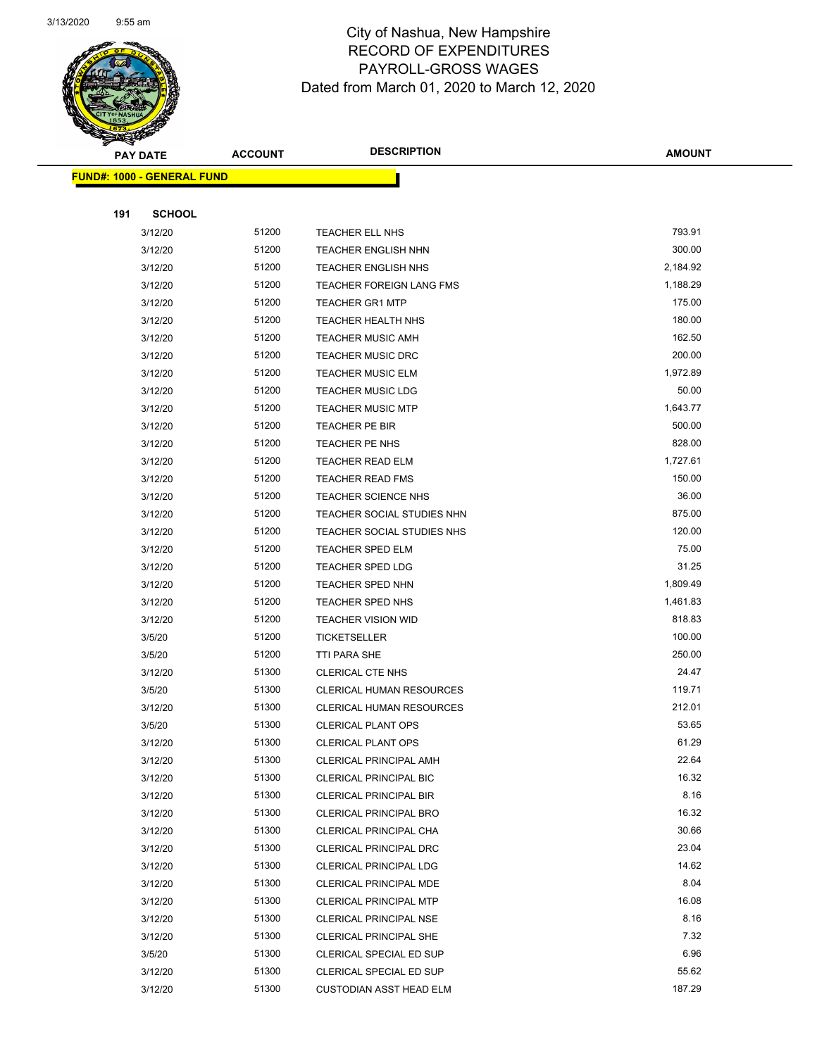# City of Nashua, New Hampshire
## RECORD OF EXPENDITURES
## PAYROLL-GROSS WAGES
### Dated from March 01, 2020 to March 12, 2020

**FUND#: 1000 - GENERAL FUND**

**191 SCHOOL**

| PAY DATE | ACCOUNT | DESCRIPTION | AMOUNT |
|---|---|---|---|
| 3/12/20 | 51200 | TEACHER ELL NHS | 793.91 |
| 3/12/20 | 51200 | TEACHER ENGLISH NHN | 300.00 |
| 3/12/20 | 51200 | TEACHER ENGLISH NHS | 2,184.92 |
| 3/12/20 | 51200 | TEACHER FOREIGN LANG FMS | 1,188.29 |
| 3/12/20 | 51200 | TEACHER GR1 MTP | 175.00 |
| 3/12/20 | 51200 | TEACHER HEALTH NHS | 180.00 |
| 3/12/20 | 51200 | TEACHER MUSIC AMH | 162.50 |
| 3/12/20 | 51200 | TEACHER MUSIC DRC | 200.00 |
| 3/12/20 | 51200 | TEACHER MUSIC ELM | 1,972.89 |
| 3/12/20 | 51200 | TEACHER MUSIC LDG | 50.00 |
| 3/12/20 | 51200 | TEACHER MUSIC MTP | 1,643.77 |
| 3/12/20 | 51200 | TEACHER PE BIR | 500.00 |
| 3/12/20 | 51200 | TEACHER PE NHS | 828.00 |
| 3/12/20 | 51200 | TEACHER READ ELM | 1,727.61 |
| 3/12/20 | 51200 | TEACHER READ FMS | 150.00 |
| 3/12/20 | 51200 | TEACHER SCIENCE NHS | 36.00 |
| 3/12/20 | 51200 | TEACHER SOCIAL STUDIES NHN | 875.00 |
| 3/12/20 | 51200 | TEACHER SOCIAL STUDIES NHS | 120.00 |
| 3/12/20 | 51200 | TEACHER SPED ELM | 75.00 |
| 3/12/20 | 51200 | TEACHER SPED LDG | 31.25 |
| 3/12/20 | 51200 | TEACHER SPED NHN | 1,809.49 |
| 3/12/20 | 51200 | TEACHER SPED NHS | 1,461.83 |
| 3/12/20 | 51200 | TEACHER VISION WID | 818.83 |
| 3/5/20 | 51200 | TICKETSELLER | 100.00 |
| 3/5/20 | 51200 | TTI PARA SHE | 250.00 |
| 3/12/20 | 51300 | CLERICAL CTE NHS | 24.47 |
| 3/5/20 | 51300 | CLERICAL HUMAN RESOURCES | 119.71 |
| 3/12/20 | 51300 | CLERICAL HUMAN RESOURCES | 212.01 |
| 3/5/20 | 51300 | CLERICAL PLANT OPS | 53.65 |
| 3/12/20 | 51300 | CLERICAL PLANT OPS | 61.29 |
| 3/12/20 | 51300 | CLERICAL PRINCIPAL AMH | 22.64 |
| 3/12/20 | 51300 | CLERICAL PRINCIPAL BIC | 16.32 |
| 3/12/20 | 51300 | CLERICAL PRINCIPAL BIR | 8.16 |
| 3/12/20 | 51300 | CLERICAL PRINCIPAL BRO | 16.32 |
| 3/12/20 | 51300 | CLERICAL PRINCIPAL CHA | 30.66 |
| 3/12/20 | 51300 | CLERICAL PRINCIPAL DRC | 23.04 |
| 3/12/20 | 51300 | CLERICAL PRINCIPAL LDG | 14.62 |
| 3/12/20 | 51300 | CLERICAL PRINCIPAL MDE | 8.04 |
| 3/12/20 | 51300 | CLERICAL PRINCIPAL MTP | 16.08 |
| 3/12/20 | 51300 | CLERICAL PRINCIPAL NSE | 8.16 |
| 3/12/20 | 51300 | CLERICAL PRINCIPAL SHE | 7.32 |
| 3/5/20 | 51300 | CLERICAL SPECIAL ED SUP | 6.96 |
| 3/12/20 | 51300 | CLERICAL SPECIAL ED SUP | 55.62 |
| 3/12/20 | 51300 | CUSTODIAN ASST HEAD ELM | 187.29 |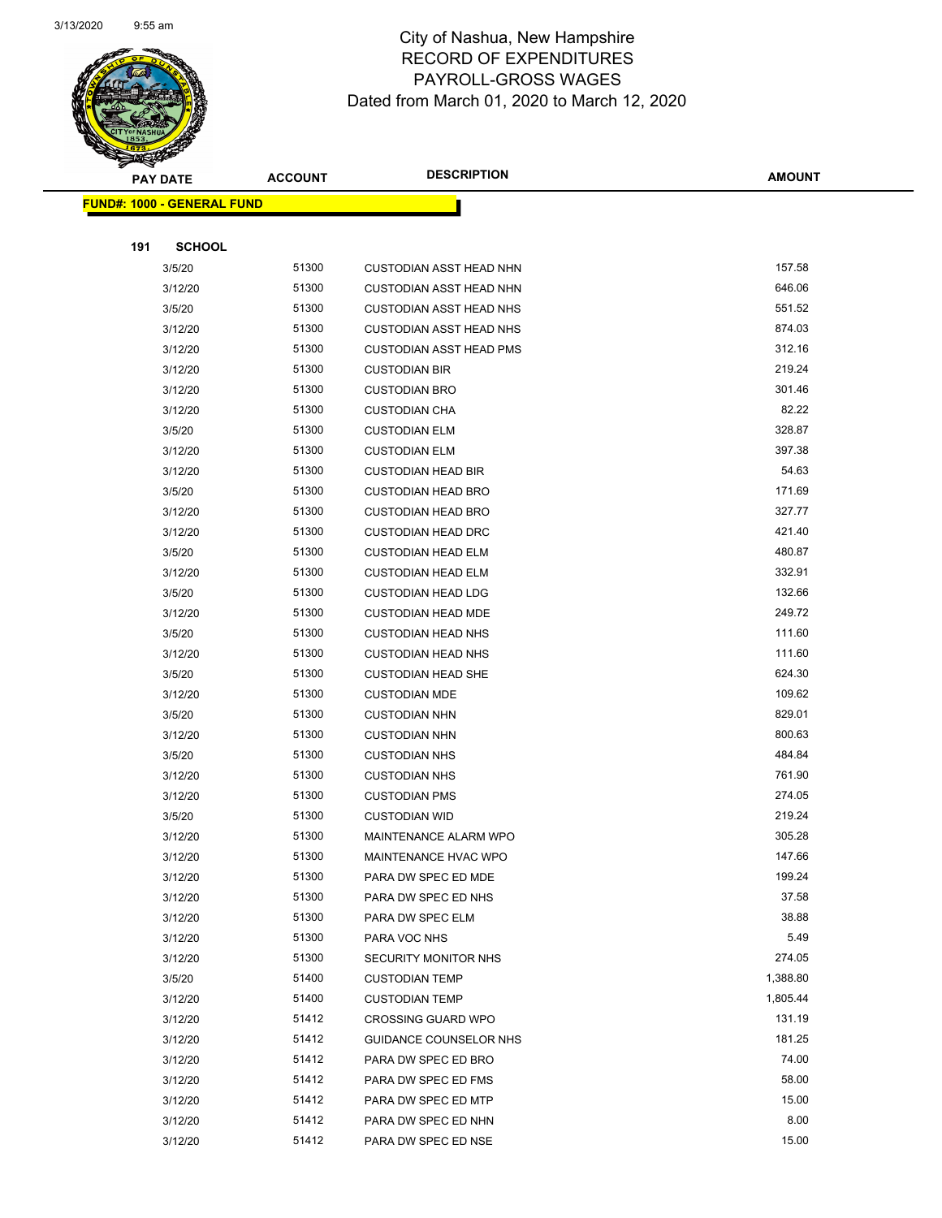# City of Nashua, New Hampshire
## RECORD OF EXPENDITURES
## PAYROLL-GROSS WAGES
### Dated from March 01, 2020 to March 12, 2020

**FUND#: 1000 - GENERAL FUND**

**191 SCHOOL**

| PAY DATE | ACCOUNT | DESCRIPTION | AMOUNT |
|---|---|---|---|
| 3/5/20 | 51300 | CUSTODIAN ASST HEAD NHN | 157.58 |
| 3/12/20 | 51300 | CUSTODIAN ASST HEAD NHN | 646.06 |
| 3/5/20 | 51300 | CUSTODIAN ASST HEAD NHS | 551.52 |
| 3/12/20 | 51300 | CUSTODIAN ASST HEAD NHS | 874.03 |
| 3/12/20 | 51300 | CUSTODIAN ASST HEAD PMS | 312.16 |
| 3/12/20 | 51300 | CUSTODIAN BIR | 219.24 |
| 3/12/20 | 51300 | CUSTODIAN BRO | 301.46 |
| 3/12/20 | 51300 | CUSTODIAN CHA | 82.22 |
| 3/5/20 | 51300 | CUSTODIAN ELM | 328.87 |
| 3/12/20 | 51300 | CUSTODIAN ELM | 397.38 |
| 3/12/20 | 51300 | CUSTODIAN HEAD BIR | 54.63 |
| 3/5/20 | 51300 | CUSTODIAN HEAD BRO | 171.69 |
| 3/12/20 | 51300 | CUSTODIAN HEAD BRO | 327.77 |
| 3/12/20 | 51300 | CUSTODIAN HEAD DRC | 421.40 |
| 3/5/20 | 51300 | CUSTODIAN HEAD ELM | 480.87 |
| 3/12/20 | 51300 | CUSTODIAN HEAD ELM | 332.91 |
| 3/5/20 | 51300 | CUSTODIAN HEAD LDG | 132.66 |
| 3/12/20 | 51300 | CUSTODIAN HEAD MDE | 249.72 |
| 3/5/20 | 51300 | CUSTODIAN HEAD NHS | 111.60 |
| 3/12/20 | 51300 | CUSTODIAN HEAD NHS | 111.60 |
| 3/5/20 | 51300 | CUSTODIAN HEAD SHE | 624.30 |
| 3/12/20 | 51300 | CUSTODIAN MDE | 109.62 |
| 3/5/20 | 51300 | CUSTODIAN NHN | 829.01 |
| 3/12/20 | 51300 | CUSTODIAN NHN | 800.63 |
| 3/5/20 | 51300 | CUSTODIAN NHS | 484.84 |
| 3/12/20 | 51300 | CUSTODIAN NHS | 761.90 |
| 3/12/20 | 51300 | CUSTODIAN PMS | 274.05 |
| 3/5/20 | 51300 | CUSTODIAN WID | 219.24 |
| 3/12/20 | 51300 | MAINTENANCE ALARM WPO | 305.28 |
| 3/12/20 | 51300 | MAINTENANCE HVAC WPO | 147.66 |
| 3/12/20 | 51300 | PARA DW SPEC ED MDE | 199.24 |
| 3/12/20 | 51300 | PARA DW SPEC ED NHS | 37.58 |
| 3/12/20 | 51300 | PARA DW SPEC ELM | 38.88 |
| 3/12/20 | 51300 | PARA VOC NHS | 5.49 |
| 3/12/20 | 51300 | SECURITY MONITOR NHS | 274.05 |
| 3/5/20 | 51400 | CUSTODIAN TEMP | 1,388.80 |
| 3/12/20 | 51400 | CUSTODIAN TEMP | 1,805.44 |
| 3/12/20 | 51412 | CROSSING GUARD WPO | 131.19 |
| 3/12/20 | 51412 | GUIDANCE COUNSELOR NHS | 181.25 |
| 3/12/20 | 51412 | PARA DW SPEC ED BRO | 74.00 |
| 3/12/20 | 51412 | PARA DW SPEC ED FMS | 58.00 |
| 3/12/20 | 51412 | PARA DW SPEC ED MTP | 15.00 |
| 3/12/20 | 51412 | PARA DW SPEC ED NHN | 8.00 |
| 3/12/20 | 51412 | PARA DW SPEC ED NSE | 15.00 |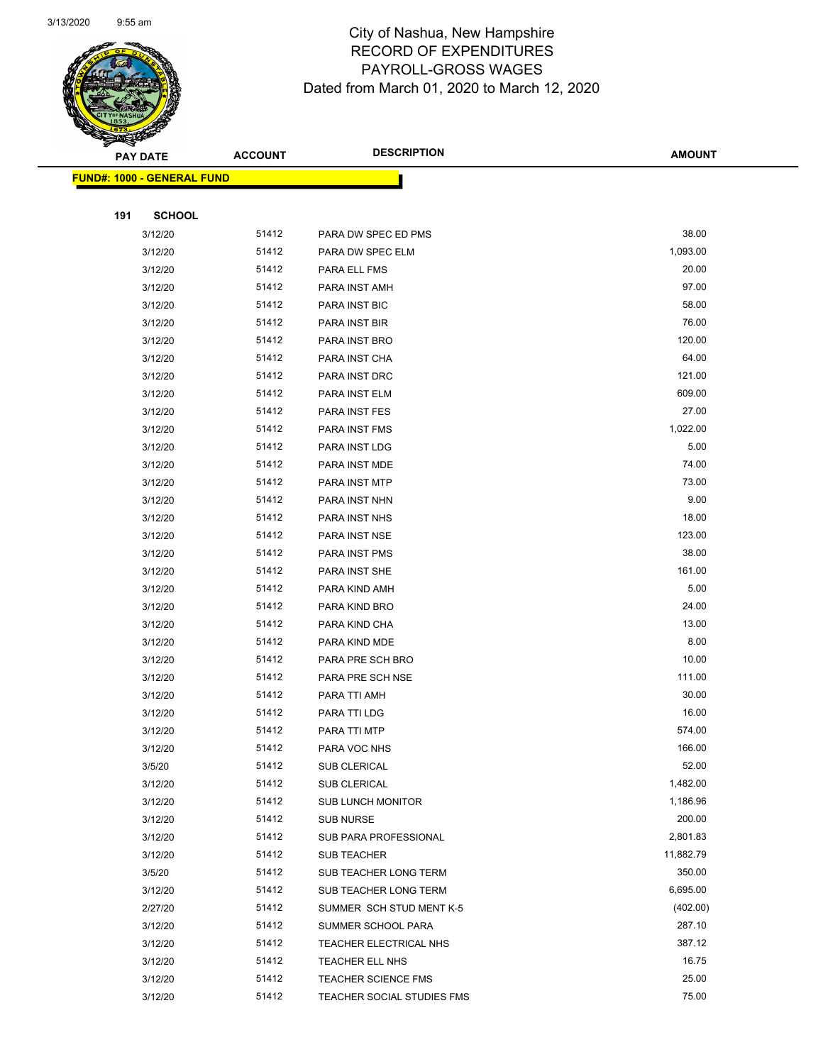City of Nashua, New Hampshire
RECORD OF EXPENDITURES
PAYROLL-GROSS WAGES
Dated from March 01, 2020 to March 12, 2020

| PAY DATE | ACCOUNT | DESCRIPTION | AMOUNT |
|---|---|---|---|
| **FUND#: 1000 - GENERAL FUND** | | | |
| **191 SCHOOL** | | | |
| 3/12/20 | 51412 | PARA DW SPEC ED PMS | 38.00 |
| 3/12/20 | 51412 | PARA DW SPEC ELM | 1,093.00 |
| 3/12/20 | 51412 | PARA ELL FMS | 20.00 |
| 3/12/20 | 51412 | PARA INST AMH | 97.00 |
| 3/12/20 | 51412 | PARA INST BIC | 58.00 |
| 3/12/20 | 51412 | PARA INST BIR | 76.00 |
| 3/12/20 | 51412 | PARA INST BRO | 120.00 |
| 3/12/20 | 51412 | PARA INST CHA | 64.00 |
| 3/12/20 | 51412 | PARA INST DRC | 121.00 |
| 3/12/20 | 51412 | PARA INST ELM | 609.00 |
| 3/12/20 | 51412 | PARA INST FES | 27.00 |
| 3/12/20 | 51412 | PARA INST FMS | 1,022.00 |
| 3/12/20 | 51412 | PARA INST LDG | 5.00 |
| 3/12/20 | 51412 | PARA INST MDE | 74.00 |
| 3/12/20 | 51412 | PARA INST MTP | 73.00 |
| 3/12/20 | 51412 | PARA INST NHN | 9.00 |
| 3/12/20 | 51412 | PARA INST NHS | 18.00 |
| 3/12/20 | 51412 | PARA INST NSE | 123.00 |
| 3/12/20 | 51412 | PARA INST PMS | 38.00 |
| 3/12/20 | 51412 | PARA INST SHE | 161.00 |
| 3/12/20 | 51412 | PARA KIND AMH | 5.00 |
| 3/12/20 | 51412 | PARA KIND BRO | 24.00 |
| 3/12/20 | 51412 | PARA KIND CHA | 13.00 |
| 3/12/20 | 51412 | PARA KIND MDE | 8.00 |
| 3/12/20 | 51412 | PARA PRE SCH BRO | 10.00 |
| 3/12/20 | 51412 | PARA PRE SCH NSE | 111.00 |
| 3/12/20 | 51412 | PARA TTI AMH | 30.00 |
| 3/12/20 | 51412 | PARA TTI LDG | 16.00 |
| 3/12/20 | 51412 | PARA TTI MTP | 574.00 |
| 3/12/20 | 51412 | PARA VOC NHS | 166.00 |
| 3/5/20 | 51412 | SUB CLERICAL | 52.00 |
| 3/12/20 | 51412 | SUB CLERICAL | 1,482.00 |
| 3/12/20 | 51412 | SUB LUNCH MONITOR | 1,186.96 |
| 3/12/20 | 51412 | SUB NURSE | 200.00 |
| 3/12/20 | 51412 | SUB PARA PROFESSIONAL | 2,801.83 |
| 3/12/20 | 51412 | SUB TEACHER | 11,882.79 |
| 3/5/20 | 51412 | SUB TEACHER LONG TERM | 350.00 |
| 3/12/20 | 51412 | SUB TEACHER LONG TERM | 6,695.00 |
| 2/27/20 | 51412 | SUMMER SCH STUD MENT K-5 | (402.00) |
| 3/12/20 | 51412 | SUMMER SCHOOL PARA | 287.10 |
| 3/12/20 | 51412 | TEACHER ELECTRICAL NHS | 387.12 |
| 3/12/20 | 51412 | TEACHER ELL NHS | 16.75 |
| 3/12/20 | 51412 | TEACHER SCIENCE FMS | 25.00 |
| 3/12/20 | 51412 | TEACHER SOCIAL STUDIES FMS | 75.00 |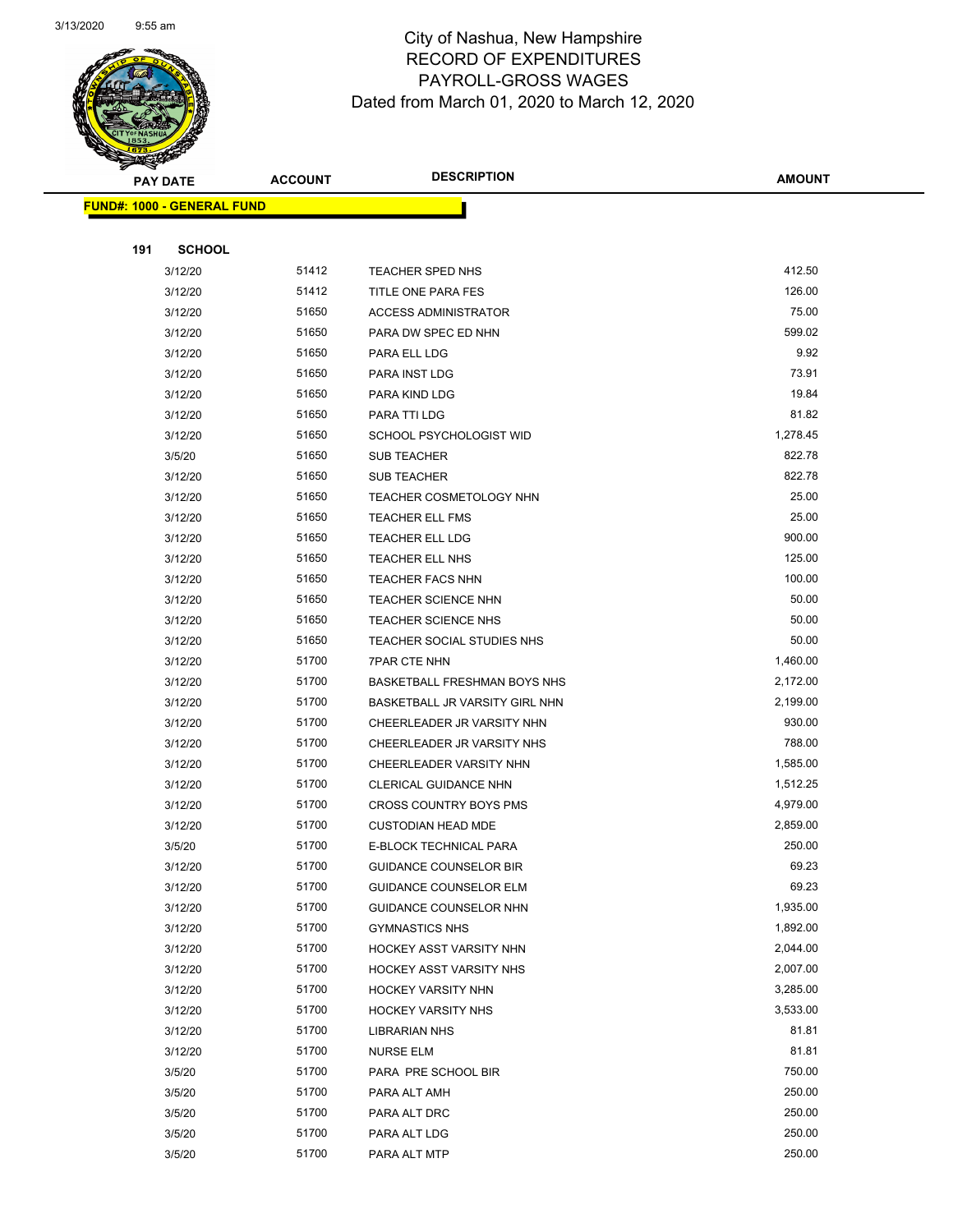# City of Nashua, New Hampshire
## RECORD OF EXPENDITURES
## PAYROLL-GROSS WAGES
## Dated from March 01, 2020 to March 12, 2020

**FUND#: 1000 - GENERAL FUND**

**191 SCHOOL**

| PAY DATE | ACCOUNT | DESCRIPTION | AMOUNT |
|---|---|---|---|
| 3/12/20 | 51412 | TEACHER SPED NHS | 412.50 |
| 3/12/20 | 51412 | TITLE ONE PARA FES | 126.00 |
| 3/12/20 | 51650 | ACCESS ADMINISTRATOR | 75.00 |
| 3/12/20 | 51650 | PARA DW SPEC ED NHN | 599.02 |
| 3/12/20 | 51650 | PARA ELL LDG | 9.92 |
| 3/12/20 | 51650 | PARA INST LDG | 73.91 |
| 3/12/20 | 51650 | PARA KIND LDG | 19.84 |
| 3/12/20 | 51650 | PARA TTI LDG | 81.82 |
| 3/12/20 | 51650 | SCHOOL PSYCHOLOGIST WID | 1,278.45 |
| 3/5/20 | 51650 | SUB TEACHER | 822.78 |
| 3/12/20 | 51650 | SUB TEACHER | 822.78 |
| 3/12/20 | 51650 | TEACHER COSMETOLOGY NHN | 25.00 |
| 3/12/20 | 51650 | TEACHER ELL FMS | 25.00 |
| 3/12/20 | 51650 | TEACHER ELL LDG | 900.00 |
| 3/12/20 | 51650 | TEACHER ELL NHS | 125.00 |
| 3/12/20 | 51650 | TEACHER FACS NHN | 100.00 |
| 3/12/20 | 51650 | TEACHER SCIENCE NHN | 50.00 |
| 3/12/20 | 51650 | TEACHER SCIENCE NHS | 50.00 |
| 3/12/20 | 51650 | TEACHER SOCIAL STUDIES NHS | 50.00 |
| 3/12/20 | 51700 | 7PAR CTE NHN | 1,460.00 |
| 3/12/20 | 51700 | BASKETBALL FRESHMAN BOYS NHS | 2,172.00 |
| 3/12/20 | 51700 | BASKETBALL JR VARSITY GIRL NHN | 2,199.00 |
| 3/12/20 | 51700 | CHEERLEADER JR VARSITY NHN | 930.00 |
| 3/12/20 | 51700 | CHEERLEADER JR VARSITY NHS | 788.00 |
| 3/12/20 | 51700 | CHEERLEADER VARSITY NHN | 1,585.00 |
| 3/12/20 | 51700 | CLERICAL GUIDANCE NHN | 1,512.25 |
| 3/12/20 | 51700 | CROSS COUNTRY BOYS PMS | 4,979.00 |
| 3/12/20 | 51700 | CUSTODIAN HEAD MDE | 2,859.00 |
| 3/5/20 | 51700 | E-BLOCK TECHNICAL PARA | 250.00 |
| 3/12/20 | 51700 | GUIDANCE COUNSELOR BIR | 69.23 |
| 3/12/20 | 51700 | GUIDANCE COUNSELOR ELM | 69.23 |
| 3/12/20 | 51700 | GUIDANCE COUNSELOR NHN | 1,935.00 |
| 3/12/20 | 51700 | GYMNASTICS NHS | 1,892.00 |
| 3/12/20 | 51700 | HOCKEY ASST VARSITY NHN | 2,044.00 |
| 3/12/20 | 51700 | HOCKEY ASST VARSITY NHS | 2,007.00 |
| 3/12/20 | 51700 | HOCKEY VARSITY NHN | 3,285.00 |
| 3/12/20 | 51700 | HOCKEY VARSITY NHS | 3,533.00 |
| 3/12/20 | 51700 | LIBRARIAN NHS | 81.81 |
| 3/12/20 | 51700 | NURSE ELM | 81.81 |
| 3/5/20 | 51700 | PARA PRE SCHOOL BIR | 750.00 |
| 3/5/20 | 51700 | PARA ALT AMH | 250.00 |
| 3/5/20 | 51700 | PARA ALT DRC | 250.00 |
| 3/5/20 | 51700 | PARA ALT LDG | 250.00 |
| 3/5/20 | 51700 | PARA ALT MTP | 250.00 |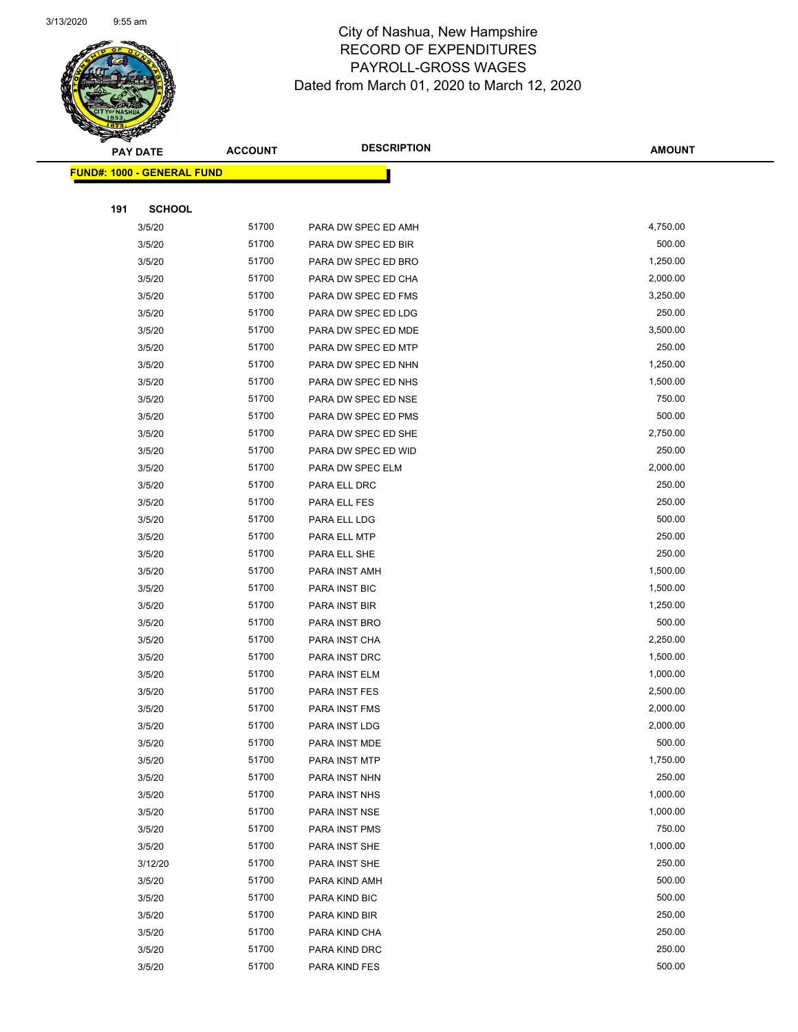# City of Nashua, New Hampshire
## RECORD OF EXPENDITURES
## PAYROLL-GROSS WAGES
### Dated from March 01, 2020 to March 12, 2020

| PAY DATE | ACCOUNT | DESCRIPTION | AMOUNT |
|---|---|---|---|

**FUND#: 1000 - GENERAL FUND**

**191 SCHOOL**

| PAY DATE | ACCOUNT | DESCRIPTION | AMOUNT |
|---|---|---|---|
| 3/5/20 | 51700 | PARA DW SPEC ED AMH | 4,750.00 |
| 3/5/20 | 51700 | PARA DW SPEC ED BIR | 500.00 |
| 3/5/20 | 51700 | PARA DW SPEC ED BRO | 1,250.00 |
| 3/5/20 | 51700 | PARA DW SPEC ED CHA | 2,000.00 |
| 3/5/20 | 51700 | PARA DW SPEC ED FMS | 3,250.00 |
| 3/5/20 | 51700 | PARA DW SPEC ED LDG | 250.00 |
| 3/5/20 | 51700 | PARA DW SPEC ED MDE | 3,500.00 |
| 3/5/20 | 51700 | PARA DW SPEC ED MTP | 250.00 |
| 3/5/20 | 51700 | PARA DW SPEC ED NHN | 1,250.00 |
| 3/5/20 | 51700 | PARA DW SPEC ED NHS | 1,500.00 |
| 3/5/20 | 51700 | PARA DW SPEC ED NSE | 750.00 |
| 3/5/20 | 51700 | PARA DW SPEC ED PMS | 500.00 |
| 3/5/20 | 51700 | PARA DW SPEC ED SHE | 2,750.00 |
| 3/5/20 | 51700 | PARA DW SPEC ED WID | 250.00 |
| 3/5/20 | 51700 | PARA DW SPEC ELM | 2,000.00 |
| 3/5/20 | 51700 | PARA ELL DRC | 250.00 |
| 3/5/20 | 51700 | PARA ELL FES | 250.00 |
| 3/5/20 | 51700 | PARA ELL LDG | 500.00 |
| 3/5/20 | 51700 | PARA ELL MTP | 250.00 |
| 3/5/20 | 51700 | PARA ELL SHE | 250.00 |
| 3/5/20 | 51700 | PARA INST AMH | 1,500.00 |
| 3/5/20 | 51700 | PARA INST BIC | 1,500.00 |
| 3/5/20 | 51700 | PARA INST BIR | 1,250.00 |
| 3/5/20 | 51700 | PARA INST BRO | 500.00 |
| 3/5/20 | 51700 | PARA INST CHA | 2,250.00 |
| 3/5/20 | 51700 | PARA INST DRC | 1,500.00 |
| 3/5/20 | 51700 | PARA INST ELM | 1,000.00 |
| 3/5/20 | 51700 | PARA INST FES | 2,500.00 |
| 3/5/20 | 51700 | PARA INST FMS | 2,000.00 |
| 3/5/20 | 51700 | PARA INST LDG | 2,000.00 |
| 3/5/20 | 51700 | PARA INST MDE | 500.00 |
| 3/5/20 | 51700 | PARA INST MTP | 1,750.00 |
| 3/5/20 | 51700 | PARA INST NHN | 250.00 |
| 3/5/20 | 51700 | PARA INST NHS | 1,000.00 |
| 3/5/20 | 51700 | PARA INST NSE | 1,000.00 |
| 3/5/20 | 51700 | PARA INST PMS | 750.00 |
| 3/5/20 | 51700 | PARA INST SHE | 1,000.00 |
| 3/12/20 | 51700 | PARA INST SHE | 250.00 |
| 3/5/20 | 51700 | PARA KIND AMH | 500.00 |
| 3/5/20 | 51700 | PARA KIND BIC | 500.00 |
| 3/5/20 | 51700 | PARA KIND BIR | 250.00 |
| 3/5/20 | 51700 | PARA KIND CHA | 250.00 |
| 3/5/20 | 51700 | PARA KIND DRC | 250.00 |
| 3/5/20 | 51700 | PARA KIND FES | 500.00 |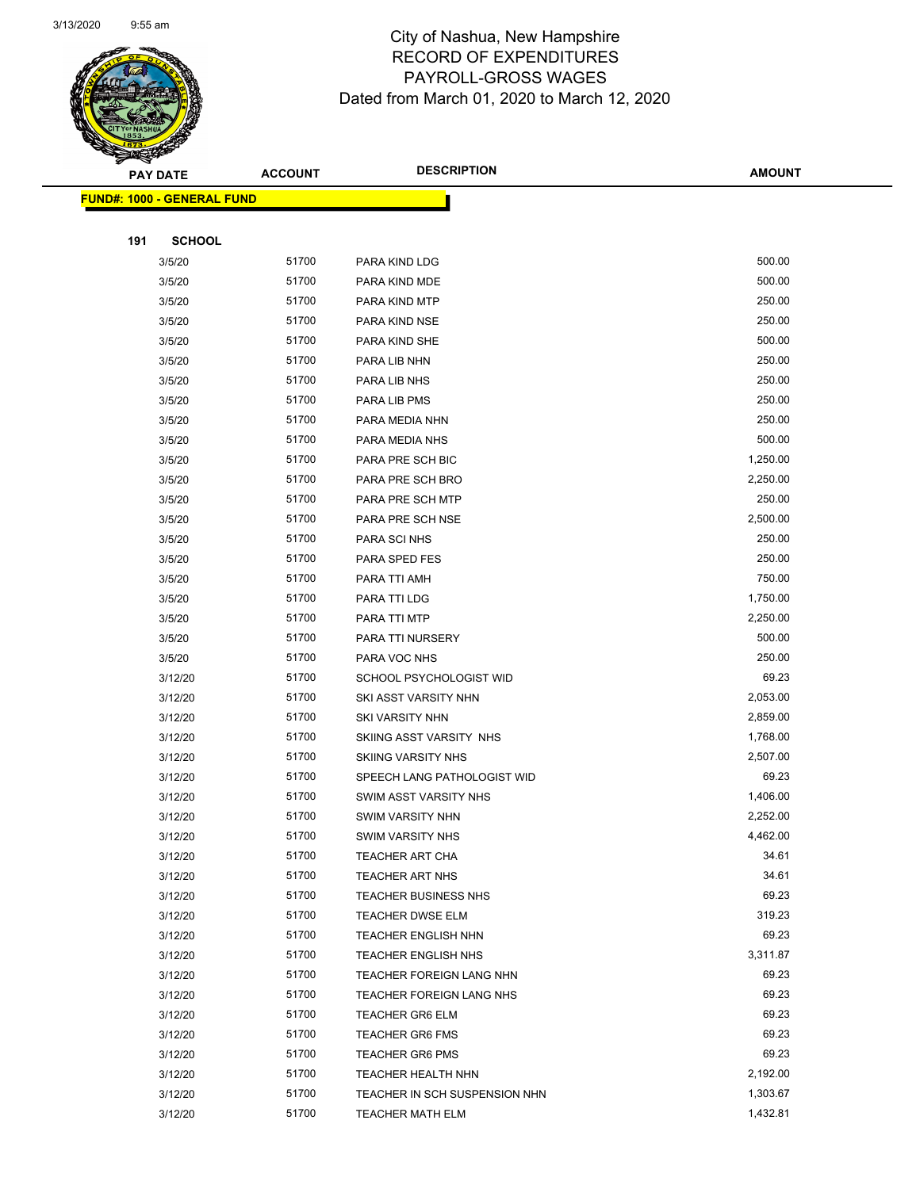City of Nashua, New Hampshire
RECORD OF EXPENDITURES
PAYROLL-GROSS WAGES
Dated from March 01, 2020 to March 12, 2020

| PAY DATE | ACCOUNT | DESCRIPTION | AMOUNT |
|---|---|---|---|
| **FUND#: 1000 - GENERAL FUND** | | | |
| **191 SCHOOL** | | | |
| 3/5/20 | 51700 | PARA KIND LDG | 500.00 |
| 3/5/20 | 51700 | PARA KIND MDE | 500.00 |
| 3/5/20 | 51700 | PARA KIND MTP | 250.00 |
| 3/5/20 | 51700 | PARA KIND NSE | 250.00 |
| 3/5/20 | 51700 | PARA KIND SHE | 500.00 |
| 3/5/20 | 51700 | PARA LIB NHN | 250.00 |
| 3/5/20 | 51700 | PARA LIB NHS | 250.00 |
| 3/5/20 | 51700 | PARA LIB PMS | 250.00 |
| 3/5/20 | 51700 | PARA MEDIA NHN | 250.00 |
| 3/5/20 | 51700 | PARA MEDIA NHS | 500.00 |
| 3/5/20 | 51700 | PARA PRE SCH BIC | 1,250.00 |
| 3/5/20 | 51700 | PARA PRE SCH BRO | 2,250.00 |
| 3/5/20 | 51700 | PARA PRE SCH MTP | 250.00 |
| 3/5/20 | 51700 | PARA PRE SCH NSE | 2,500.00 |
| 3/5/20 | 51700 | PARA SCI NHS | 250.00 |
| 3/5/20 | 51700 | PARA SPED FES | 250.00 |
| 3/5/20 | 51700 | PARA TTI AMH | 750.00 |
| 3/5/20 | 51700 | PARA TTI LDG | 1,750.00 |
| 3/5/20 | 51700 | PARA TTI MTP | 2,250.00 |
| 3/5/20 | 51700 | PARA TTI NURSERY | 500.00 |
| 3/5/20 | 51700 | PARA VOC NHS | 250.00 |
| 3/12/20 | 51700 | SCHOOL PSYCHOLOGIST WID | 69.23 |
| 3/12/20 | 51700 | SKI ASST VARSITY NHN | 2,053.00 |
| 3/12/20 | 51700 | SKI VARSITY NHN | 2,859.00 |
| 3/12/20 | 51700 | SKIING ASST VARSITY NHS | 1,768.00 |
| 3/12/20 | 51700 | SKIING VARSITY NHS | 2,507.00 |
| 3/12/20 | 51700 | SPEECH LANG PATHOLOGIST WID | 69.23 |
| 3/12/20 | 51700 | SWIM ASST VARSITY NHS | 1,406.00 |
| 3/12/20 | 51700 | SWIM VARSITY NHN | 2,252.00 |
| 3/12/20 | 51700 | SWIM VARSITY NHS | 4,462.00 |
| 3/12/20 | 51700 | TEACHER ART CHA | 34.61 |
| 3/12/20 | 51700 | TEACHER ART NHS | 34.61 |
| 3/12/20 | 51700 | TEACHER BUSINESS NHS | 69.23 |
| 3/12/20 | 51700 | TEACHER DWSE ELM | 319.23 |
| 3/12/20 | 51700 | TEACHER ENGLISH NHN | 69.23 |
| 3/12/20 | 51700 | TEACHER ENGLISH NHS | 3,311.87 |
| 3/12/20 | 51700 | TEACHER FOREIGN LANG NHN | 69.23 |
| 3/12/20 | 51700 | TEACHER FOREIGN LANG NHS | 69.23 |
| 3/12/20 | 51700 | TEACHER GR6 ELM | 69.23 |
| 3/12/20 | 51700 | TEACHER GR6 FMS | 69.23 |
| 3/12/20 | 51700 | TEACHER GR6 PMS | 69.23 |
| 3/12/20 | 51700 | TEACHER HEALTH NHN | 2,192.00 |
| 3/12/20 | 51700 | TEACHER IN SCH SUSPENSION NHN | 1,303.67 |
| 3/12/20 | 51700 | TEACHER MATH ELM | 1,432.81 |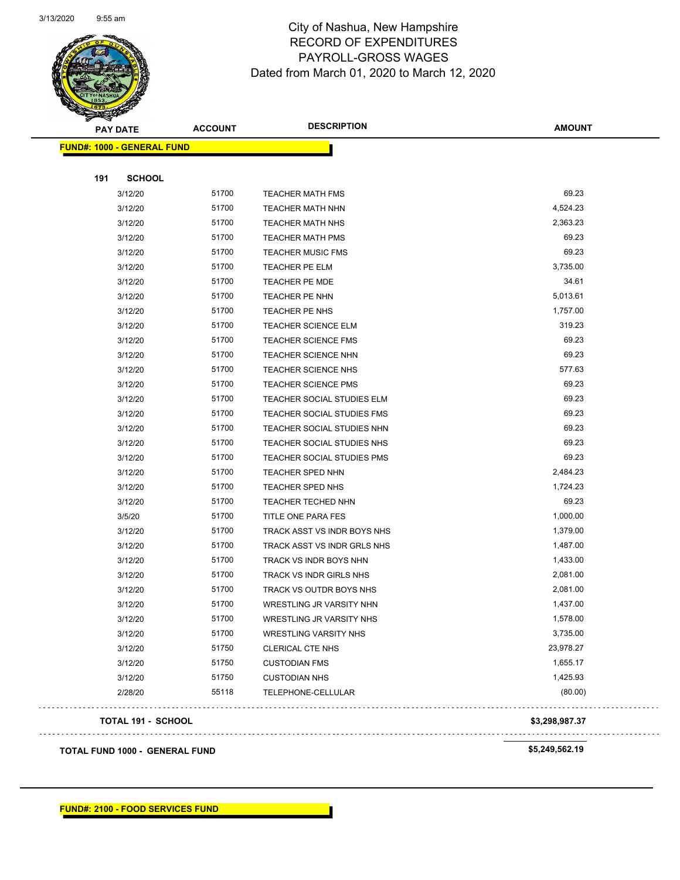# City of Nashua, New Hampshire
## RECORD OF EXPENDITURES
## PAYROLL-GROSS WAGES
### Dated from March 01, 2020 to March 12, 2020

**FUND#: 1000 - GENERAL FUND**

**191 SCHOOL**

| PAY DATE | ACCOUNT | DESCRIPTION | AMOUNT |
|---|---|---|---|
| 3/12/20 | 51700 | TEACHER MATH FMS | 69.23 |
| 3/12/20 | 51700 | TEACHER MATH NHN | 4,524.23 |
| 3/12/20 | 51700 | TEACHER MATH NHS | 2,363.23 |
| 3/12/20 | 51700 | TEACHER MATH PMS | 69.23 |
| 3/12/20 | 51700 | TEACHER MUSIC FMS | 69.23 |
| 3/12/20 | 51700 | TEACHER PE ELM | 3,735.00 |
| 3/12/20 | 51700 | TEACHER PE MDE | 34.61 |
| 3/12/20 | 51700 | TEACHER PE NHN | 5,013.61 |
| 3/12/20 | 51700 | TEACHER PE NHS | 1,757.00 |
| 3/12/20 | 51700 | TEACHER SCIENCE ELM | 319.23 |
| 3/12/20 | 51700 | TEACHER SCIENCE FMS | 69.23 |
| 3/12/20 | 51700 | TEACHER SCIENCE NHN | 69.23 |
| 3/12/20 | 51700 | TEACHER SCIENCE NHS | 577.63 |
| 3/12/20 | 51700 | TEACHER SCIENCE PMS | 69.23 |
| 3/12/20 | 51700 | TEACHER SOCIAL STUDIES ELM | 69.23 |
| 3/12/20 | 51700 | TEACHER SOCIAL STUDIES FMS | 69.23 |
| 3/12/20 | 51700 | TEACHER SOCIAL STUDIES NHN | 69.23 |
| 3/12/20 | 51700 | TEACHER SOCIAL STUDIES NHS | 69.23 |
| 3/12/20 | 51700 | TEACHER SOCIAL STUDIES PMS | 69.23 |
| 3/12/20 | 51700 | TEACHER SPED NHN | 2,484.23 |
| 3/12/20 | 51700 | TEACHER SPED NHS | 1,724.23 |
| 3/12/20 | 51700 | TEACHER TECHED NHN | 69.23 |
| 3/5/20 | 51700 | TITLE ONE PARA FES | 1,000.00 |
| 3/12/20 | 51700 | TRACK ASST VS INDR BOYS NHS | 1,379.00 |
| 3/12/20 | 51700 | TRACK ASST VS INDR GRLS NHS | 1,487.00 |
| 3/12/20 | 51700 | TRACK VS INDR BOYS NHN | 1,433.00 |
| 3/12/20 | 51700 | TRACK VS INDR GIRLS NHS | 2,081.00 |
| 3/12/20 | 51700 | TRACK VS OUTDR BOYS NHS | 2,081.00 |
| 3/12/20 | 51700 | WRESTLING JR VARSITY NHN | 1,437.00 |
| 3/12/20 | 51700 | WRESTLING JR VARSITY NHS | 1,578.00 |
| 3/12/20 | 51700 | WRESTLING VARSITY NHS | 3,735.00 |
| 3/12/20 | 51750 | CLERICAL CTE NHS | 23,978.27 |
| 3/12/20 | 51750 | CUSTODIAN FMS | 1,655.17 |
| 3/12/20 | 51750 | CUSTODIAN NHS | 1,425.93 |
| 2/28/20 | 55118 | TELEPHONE-CELLULAR | (80.00) |

**TOTAL 191 - SCHOOL** **$3,298,987.37**

**TOTAL FUND 1000 - GENERAL FUND** **$5,249,562.19**

**FUND#: 2100 - FOOD SERVICES FUND**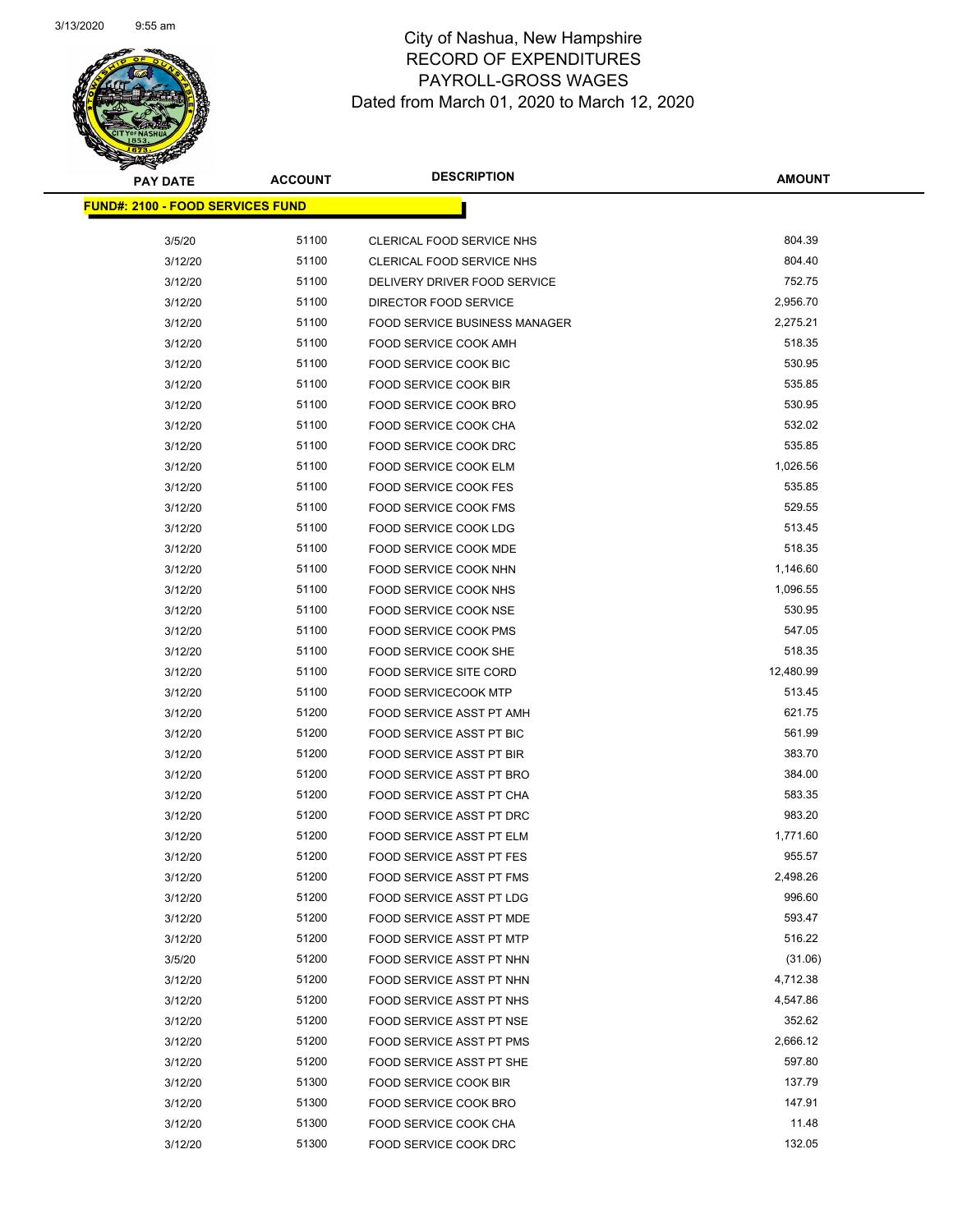# City of Nashua, New Hampshire
## RECORD OF EXPENDITURES
## PAYROLL-GROSS WAGES
## Dated from March 01, 2020 to March 12, 2020

**FUND#: 2100 - FOOD SERVICES FUND**

| PAY DATE | ACCOUNT | DESCRIPTION | AMOUNT |
|---|---|---|---|
| 3/5/20 | 51100 | CLERICAL FOOD SERVICE NHS | 804.39 |
| 3/12/20 | 51100 | CLERICAL FOOD SERVICE NHS | 804.40 |
| 3/12/20 | 51100 | DELIVERY DRIVER FOOD SERVICE | 752.75 |
| 3/12/20 | 51100 | DIRECTOR FOOD SERVICE | 2,956.70 |
| 3/12/20 | 51100 | FOOD SERVICE BUSINESS MANAGER | 2,275.21 |
| 3/12/20 | 51100 | FOOD SERVICE COOK AMH | 518.35 |
| 3/12/20 | 51100 | FOOD SERVICE COOK BIC | 530.95 |
| 3/12/20 | 51100 | FOOD SERVICE COOK BIR | 535.85 |
| 3/12/20 | 51100 | FOOD SERVICE COOK BRO | 530.95 |
| 3/12/20 | 51100 | FOOD SERVICE COOK CHA | 532.02 |
| 3/12/20 | 51100 | FOOD SERVICE COOK DRC | 535.85 |
| 3/12/20 | 51100 | FOOD SERVICE COOK ELM | 1,026.56 |
| 3/12/20 | 51100 | FOOD SERVICE COOK FES | 535.85 |
| 3/12/20 | 51100 | FOOD SERVICE COOK FMS | 529.55 |
| 3/12/20 | 51100 | FOOD SERVICE COOK LDG | 513.45 |
| 3/12/20 | 51100 | FOOD SERVICE COOK MDE | 518.35 |
| 3/12/20 | 51100 | FOOD SERVICE COOK NHN | 1,146.60 |
| 3/12/20 | 51100 | FOOD SERVICE COOK NHS | 1,096.55 |
| 3/12/20 | 51100 | FOOD SERVICE COOK NSE | 530.95 |
| 3/12/20 | 51100 | FOOD SERVICE COOK PMS | 547.05 |
| 3/12/20 | 51100 | FOOD SERVICE COOK SHE | 518.35 |
| 3/12/20 | 51100 | FOOD SERVICE SITE CORD | 12,480.99 |
| 3/12/20 | 51100 | FOOD SERVICECOOK MTP | 513.45 |
| 3/12/20 | 51200 | FOOD SERVICE ASST PT AMH | 621.75 |
| 3/12/20 | 51200 | FOOD SERVICE ASST PT BIC | 561.99 |
| 3/12/20 | 51200 | FOOD SERVICE ASST PT BIR | 383.70 |
| 3/12/20 | 51200 | FOOD SERVICE ASST PT BRO | 384.00 |
| 3/12/20 | 51200 | FOOD SERVICE ASST PT CHA | 583.35 |
| 3/12/20 | 51200 | FOOD SERVICE ASST PT DRC | 983.20 |
| 3/12/20 | 51200 | FOOD SERVICE ASST PT ELM | 1,771.60 |
| 3/12/20 | 51200 | FOOD SERVICE ASST PT FES | 955.57 |
| 3/12/20 | 51200 | FOOD SERVICE ASST PT FMS | 2,498.26 |
| 3/12/20 | 51200 | FOOD SERVICE ASST PT LDG | 996.60 |
| 3/12/20 | 51200 | FOOD SERVICE ASST PT MDE | 593.47 |
| 3/12/20 | 51200 | FOOD SERVICE ASST PT MTP | 516.22 |
| 3/5/20 | 51200 | FOOD SERVICE ASST PT NHN | (31.06) |
| 3/12/20 | 51200 | FOOD SERVICE ASST PT NHN | 4,712.38 |
| 3/12/20 | 51200 | FOOD SERVICE ASST PT NHS | 4,547.86 |
| 3/12/20 | 51200 | FOOD SERVICE ASST PT NSE | 352.62 |
| 3/12/20 | 51200 | FOOD SERVICE ASST PT PMS | 2,666.12 |
| 3/12/20 | 51200 | FOOD SERVICE ASST PT SHE | 597.80 |
| 3/12/20 | 51300 | FOOD SERVICE COOK BIR | 137.79 |
| 3/12/20 | 51300 | FOOD SERVICE COOK BRO | 147.91 |
| 3/12/20 | 51300 | FOOD SERVICE COOK CHA | 11.48 |
| 3/12/20 | 51300 | FOOD SERVICE COOK DRC | 132.05 |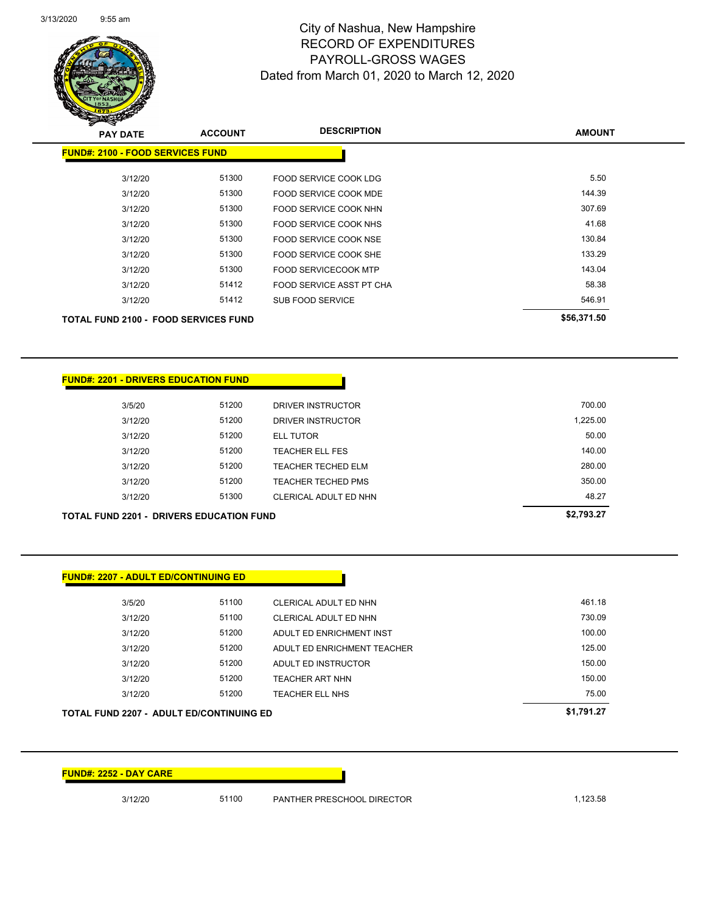City of Nashua, New Hampshire
RECORD OF EXPENDITURES
PAYROLL-GROSS WAGES
Dated from March 01, 2020 to March 12, 2020

| PAY DATE | ACCOUNT | DESCRIPTION | AMOUNT |
|---|---|---|---|
| **FUND#: 2100 - FOOD SERVICES FUND** | | | |
| 3/12/20 | 51300 | FOOD SERVICE COOK LDG | 5.50 |
| 3/12/20 | 51300 | FOOD SERVICE COOK MDE | 144.39 |
| 3/12/20 | 51300 | FOOD SERVICE COOK NHN | 307.69 |
| 3/12/20 | 51300 | FOOD SERVICE COOK NHS | 41.68 |
| 3/12/20 | 51300 | FOOD SERVICE COOK NSE | 130.84 |
| 3/12/20 | 51300 | FOOD SERVICE COOK SHE | 133.29 |
| 3/12/20 | 51300 | FOOD SERVICECOOK MTP | 143.04 |
| 3/12/20 | 51412 | FOOD SERVICE ASST PT CHA | 58.38 |
| 3/12/20 | 51412 | SUB FOOD SERVICE | 546.91 |
| **TOTAL FUND 2100 - FOOD SERVICES FUND** | | | **$56,371.50** |

| PAY DATE | ACCOUNT | DESCRIPTION | AMOUNT |
|---|---|---|---|
| **FUND#: 2201 - DRIVERS EDUCATION FUND** | | | |
| 3/5/20 | 51200 | DRIVER INSTRUCTOR | 700.00 |
| 3/12/20 | 51200 | DRIVER INSTRUCTOR | 1,225.00 |
| 3/12/20 | 51200 | ELL TUTOR | 50.00 |
| 3/12/20 | 51200 | TEACHER ELL FES | 140.00 |
| 3/12/20 | 51200 | TEACHER TECHED ELM | 280.00 |
| 3/12/20 | 51200 | TEACHER TECHED PMS | 350.00 |
| 3/12/20 | 51300 | CLERICAL ADULT ED NHN | 48.27 |
| **TOTAL FUND 2201 - DRIVERS EDUCATION FUND** | | | **$2,793.27** |

| PAY DATE | ACCOUNT | DESCRIPTION | AMOUNT |
|---|---|---|---|
| **FUND#: 2207 - ADULT ED/CONTINUING ED** | | | |
| 3/5/20 | 51100 | CLERICAL ADULT ED NHN | 461.18 |
| 3/12/20 | 51100 | CLERICAL ADULT ED NHN | 730.09 |
| 3/12/20 | 51200 | ADULT ED ENRICHMENT INST | 100.00 |
| 3/12/20 | 51200 | ADULT ED ENRICHMENT TEACHER | 125.00 |
| 3/12/20 | 51200 | ADULT ED INSTRUCTOR | 150.00 |
| 3/12/20 | 51200 | TEACHER ART NHN | 150.00 |
| 3/12/20 | 51200 | TEACHER ELL NHS | 75.00 |
| **TOTAL FUND 2207 - ADULT ED/CONTINUING ED** | | | **$1,791.27** |

| PAY DATE | ACCOUNT | DESCRIPTION | AMOUNT |
|---|---|---|---|
| **FUND#: 2252 - DAY CARE** | | | |
| 3/12/20 | 51100 | PANTHER PRESCHOOL DIRECTOR | 1,123.58 |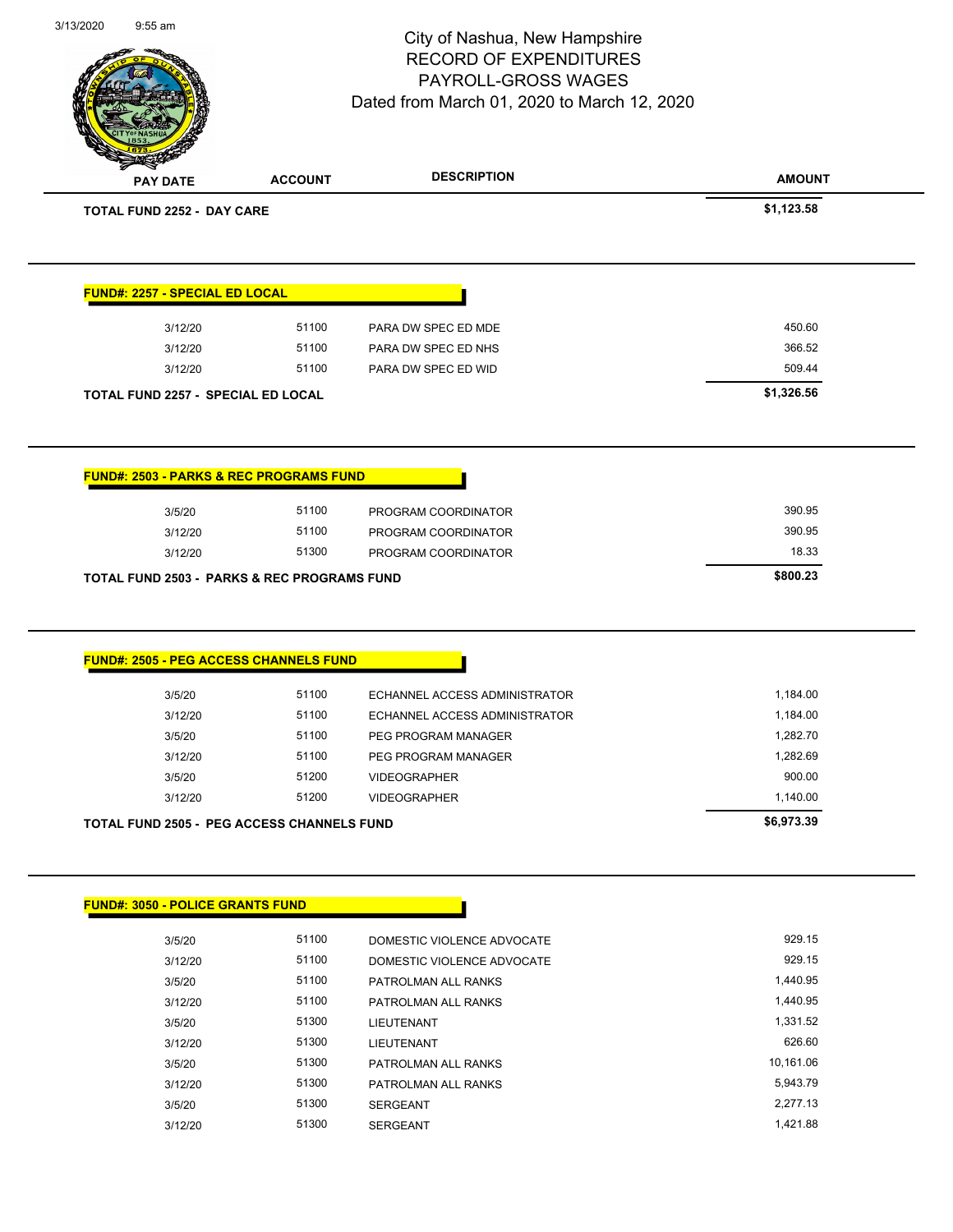City of Nashua, New Hampshire
RECORD OF EXPENDITURES
PAYROLL-GROSS WAGES
Dated from March 01, 2020 to March 12, 2020

| PAY DATE | ACCOUNT | DESCRIPTION | AMOUNT |
|---|---|---|---|
| **TOTAL FUND 2252 - DAY CARE** | | | **$1,123.58** |

**FUND#: 2257 - SPECIAL ED LOCAL**

| PAY DATE | ACCOUNT | DESCRIPTION | AMOUNT |
|---|---|---|---|
| 3/12/20 | 51100 | PARA DW SPEC ED MDE | 450.60 |
| 3/12/20 | 51100 | PARA DW SPEC ED NHS | 366.52 |
| 3/12/20 | 51100 | PARA DW SPEC ED WID | 509.44 |
| **TOTAL FUND 2257 - SPECIAL ED LOCAL** | | | **$1,326.56** |

**FUND#: 2503 - PARKS & REC PROGRAMS FUND**

| PAY DATE | ACCOUNT | DESCRIPTION | AMOUNT |
|---|---|---|---|
| 3/5/20 | 51100 | PROGRAM COORDINATOR | 390.95 |
| 3/12/20 | 51100 | PROGRAM COORDINATOR | 390.95 |
| 3/12/20 | 51300 | PROGRAM COORDINATOR | 18.33 |
| **TOTAL FUND 2503 - PARKS & REC PROGRAMS FUND** | | | **$800.23** |

**FUND#: 2505 - PEG ACCESS CHANNELS FUND**

| PAY DATE | ACCOUNT | DESCRIPTION | AMOUNT |
|---|---|---|---|
| 3/5/20 | 51100 | ECHANNEL ACCESS ADMINISTRATOR | 1,184.00 |
| 3/12/20 | 51100 | ECHANNEL ACCESS ADMINISTRATOR | 1,184.00 |
| 3/5/20 | 51100 | PEG PROGRAM MANAGER | 1,282.70 |
| 3/12/20 | 51100 | PEG PROGRAM MANAGER | 1,282.69 |
| 3/5/20 | 51200 | VIDEOGRAPHER | 900.00 |
| 3/12/20 | 51200 | VIDEOGRAPHER | 1,140.00 |
| **TOTAL FUND 2505 - PEG ACCESS CHANNELS FUND** | | | **$6,973.39** |

**FUND#: 3050 - POLICE GRANTS FUND**

| PAY DATE | ACCOUNT | DESCRIPTION | AMOUNT |
|---|---|---|---|
| 3/5/20 | 51100 | DOMESTIC VIOLENCE ADVOCATE | 929.15 |
| 3/12/20 | 51100 | DOMESTIC VIOLENCE ADVOCATE | 929.15 |
| 3/5/20 | 51100 | PATROLMAN ALL RANKS | 1,440.95 |
| 3/12/20 | 51100 | PATROLMAN ALL RANKS | 1,440.95 |
| 3/5/20 | 51300 | LIEUTENANT | 1,331.52 |
| 3/12/20 | 51300 | LIEUTENANT | 626.60 |
| 3/5/20 | 51300 | PATROLMAN ALL RANKS | 10,161.06 |
| 3/12/20 | 51300 | PATROLMAN ALL RANKS | 5,943.79 |
| 3/5/20 | 51300 | SERGEANT | 2,277.13 |
| 3/12/20 | 51300 | SERGEANT | 1,421.88 |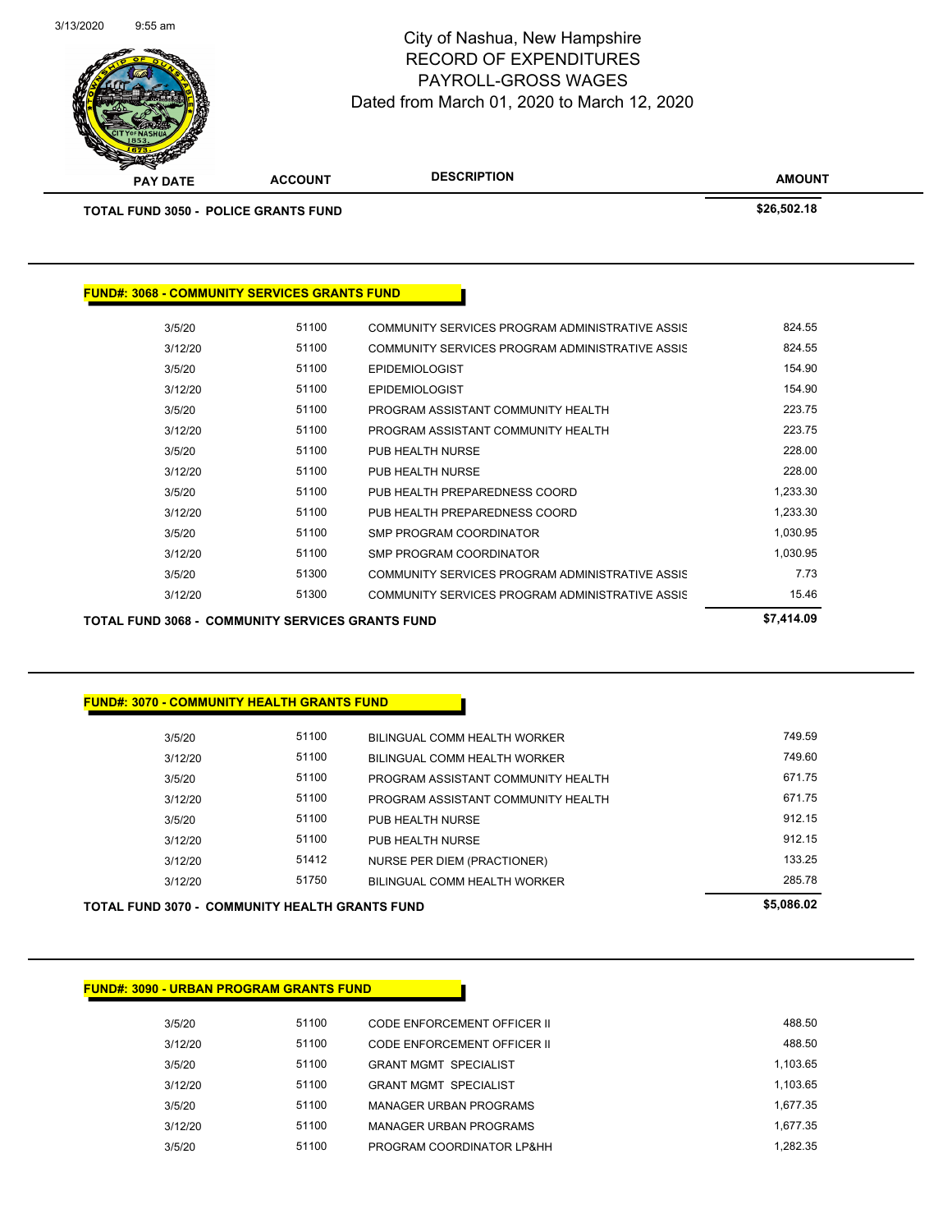City of Nashua, New Hampshire
RECORD OF EXPENDITURES
PAYROLL-GROSS WAGES
Dated from March 01, 2020 to March 12, 2020

| PAY DATE | ACCOUNT | DESCRIPTION | AMOUNT |
|---|---|---|---|
| **TOTAL FUND 3050 - POLICE GRANTS FUND** | | | **$26,502.18** |

**FUND#: 3068 - COMMUNITY SERVICES GRANTS FUND**

| PAY DATE | ACCOUNT | DESCRIPTION | AMOUNT |
|---|---|---|---|
| 3/5/20 | 51100 | COMMUNITY SERVICES PROGRAM ADMINISTRATIVE ASSIS | 824.55 |
| 3/12/20 | 51100 | COMMUNITY SERVICES PROGRAM ADMINISTRATIVE ASSIS | 824.55 |
| 3/5/20 | 51100 | EPIDEMIOLOGIST | 154.90 |
| 3/12/20 | 51100 | EPIDEMIOLOGIST | 154.90 |
| 3/5/20 | 51100 | PROGRAM ASSISTANT COMMUNITY HEALTH | 223.75 |
| 3/12/20 | 51100 | PROGRAM ASSISTANT COMMUNITY HEALTH | 223.75 |
| 3/5/20 | 51100 | PUB HEALTH NURSE | 228.00 |
| 3/12/20 | 51100 | PUB HEALTH NURSE | 228.00 |
| 3/5/20 | 51100 | PUB HEALTH PREPAREDNESS COORD | 1,233.30 |
| 3/12/20 | 51100 | PUB HEALTH PREPAREDNESS COORD | 1,233.30 |
| 3/5/20 | 51100 | SMP PROGRAM COORDINATOR | 1,030.95 |
| 3/12/20 | 51100 | SMP PROGRAM COORDINATOR | 1,030.95 |
| 3/5/20 | 51300 | COMMUNITY SERVICES PROGRAM ADMINISTRATIVE ASSIS | 7.73 |
| 3/12/20 | 51300 | COMMUNITY SERVICES PROGRAM ADMINISTRATIVE ASSIS | 15.46 |
| **TOTAL FUND 3068 - COMMUNITY SERVICES GRANTS FUND** | | | **$7,414.09** |

**FUND#: 3070 - COMMUNITY HEALTH GRANTS FUND**

| PAY DATE | ACCOUNT | DESCRIPTION | AMOUNT |
|---|---|---|---|
| 3/5/20 | 51100 | BILINGUAL COMM HEALTH WORKER | 749.59 |
| 3/12/20 | 51100 | BILINGUAL COMM HEALTH WORKER | 749.60 |
| 3/5/20 | 51100 | PROGRAM ASSISTANT COMMUNITY HEALTH | 671.75 |
| 3/12/20 | 51100 | PROGRAM ASSISTANT COMMUNITY HEALTH | 671.75 |
| 3/5/20 | 51100 | PUB HEALTH NURSE | 912.15 |
| 3/12/20 | 51100 | PUB HEALTH NURSE | 912.15 |
| 3/12/20 | 51412 | NURSE PER DIEM (PRACTIONER) | 133.25 |
| 3/12/20 | 51750 | BILINGUAL COMM HEALTH WORKER | 285.78 |
| **TOTAL FUND 3070 - COMMUNITY HEALTH GRANTS FUND** | | | **$5,086.02** |

**FUND#: 3090 - URBAN PROGRAM GRANTS FUND**

| PAY DATE | ACCOUNT | DESCRIPTION | AMOUNT |
|---|---|---|---|
| 3/5/20 | 51100 | CODE ENFORCEMENT OFFICER II | 488.50 |
| 3/12/20 | 51100 | CODE ENFORCEMENT OFFICER II | 488.50 |
| 3/5/20 | 51100 | GRANT MGMT SPECIALIST | 1,103.65 |
| 3/12/20 | 51100 | GRANT MGMT SPECIALIST | 1,103.65 |
| 3/5/20 | 51100 | MANAGER URBAN PROGRAMS | 1,677.35 |
| 3/12/20 | 51100 | MANAGER URBAN PROGRAMS | 1,677.35 |
| 3/5/20 | 51100 | PROGRAM COORDINATOR LP&HH | 1,282.35 |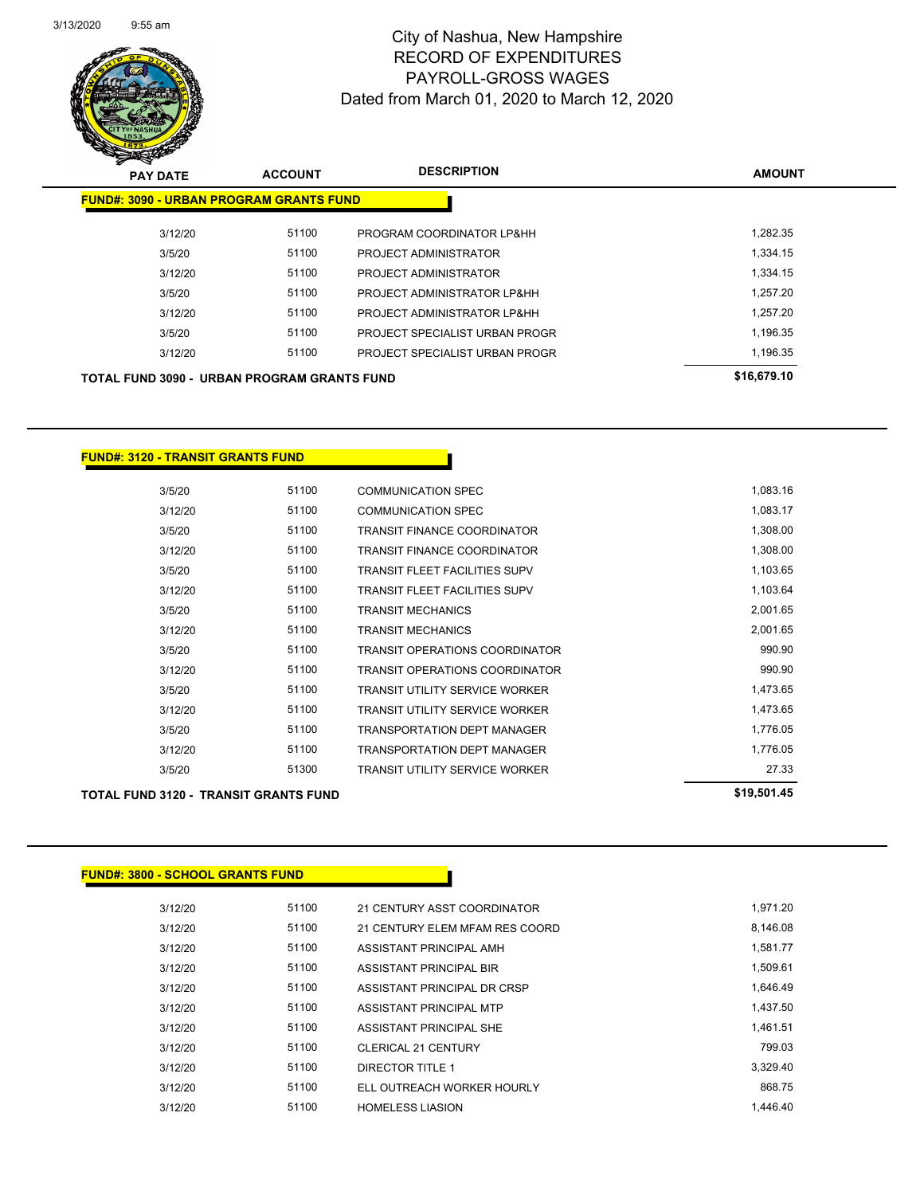# City of Nashua, New Hampshire
# RECORD OF EXPENDITURES
# PAYROLL-GROSS WAGES
## Dated from March 01, 2020 to March 12, 2020

3/13/2020 9:55 am

| PAY DATE | ACCOUNT | DESCRIPTION | AMOUNT |
|---|---|---|---|
| **FUND#: 3090 - URBAN PROGRAM GRANTS FUND** | | | |
| 3/12/20 | 51100 | PROGRAM COORDINATOR LP&HH | 1,282.35 |
| 3/5/20 | 51100 | PROJECT ADMINISTRATOR | 1,334.15 |
| 3/12/20 | 51100 | PROJECT ADMINISTRATOR | 1,334.15 |
| 3/5/20 | 51100 | PROJECT ADMINISTRATOR LP&HH | 1,257.20 |
| 3/12/20 | 51100 | PROJECT ADMINISTRATOR LP&HH | 1,257.20 |
| 3/5/20 | 51100 | PROJECT SPECIALIST URBAN PROGR | 1,196.35 |
| 3/12/20 | 51100 | PROJECT SPECIALIST URBAN PROGR | 1,196.35 |
| **TOTAL FUND 3090 - URBAN PROGRAM GRANTS FUND** | | | **$16,679.10** |

| PAY DATE | ACCOUNT | DESCRIPTION | AMOUNT |
|---|---|---|---|
| **FUND#: 3120 - TRANSIT GRANTS FUND** | | | |
| 3/5/20 | 51100 | COMMUNICATION SPEC | 1,083.16 |
| 3/12/20 | 51100 | COMMUNICATION SPEC | 1,083.17 |
| 3/5/20 | 51100 | TRANSIT FINANCE COORDINATOR | 1,308.00 |
| 3/12/20 | 51100 | TRANSIT FINANCE COORDINATOR | 1,308.00 |
| 3/5/20 | 51100 | TRANSIT FLEET FACILITIES SUPV | 1,103.65 |
| 3/12/20 | 51100 | TRANSIT FLEET FACILITIES SUPV | 1,103.64 |
| 3/5/20 | 51100 | TRANSIT MECHANICS | 2,001.65 |
| 3/12/20 | 51100 | TRANSIT MECHANICS | 2,001.65 |
| 3/5/20 | 51100 | TRANSIT OPERATIONS COORDINATOR | 990.90 |
| 3/12/20 | 51100 | TRANSIT OPERATIONS COORDINATOR | 990.90 |
| 3/5/20 | 51100 | TRANSIT UTILITY SERVICE WORKER | 1,473.65 |
| 3/12/20 | 51100 | TRANSIT UTILITY SERVICE WORKER | 1,473.65 |
| 3/5/20 | 51100 | TRANSPORTATION DEPT MANAGER | 1,776.05 |
| 3/12/20 | 51100 | TRANSPORTATION DEPT MANAGER | 1,776.05 |
| 3/5/20 | 51300 | TRANSIT UTILITY SERVICE WORKER | 27.33 |
| **TOTAL FUND 3120 - TRANSIT GRANTS FUND** | | | **$19,501.45** |

| PAY DATE | ACCOUNT | DESCRIPTION | AMOUNT |
|---|---|---|---|
| **FUND#: 3800 - SCHOOL GRANTS FUND** | | | |
| 3/12/20 | 51100 | 21 CENTURY ASST COORDINATOR | 1,971.20 |
| 3/12/20 | 51100 | 21 CENTURY ELEM MFAM RES COORD | 8,146.08 |
| 3/12/20 | 51100 | ASSISTANT PRINCIPAL AMH | 1,581.77 |
| 3/12/20 | 51100 | ASSISTANT PRINCIPAL BIR | 1,509.61 |
| 3/12/20 | 51100 | ASSISTANT PRINCIPAL DR CRSP | 1,646.49 |
| 3/12/20 | 51100 | ASSISTANT PRINCIPAL MTP | 1,437.50 |
| 3/12/20 | 51100 | ASSISTANT PRINCIPAL SHE | 1,461.51 |
| 3/12/20 | 51100 | CLERICAL 21 CENTURY | 799.03 |
| 3/12/20 | 51100 | DIRECTOR TITLE 1 | 3,329.40 |
| 3/12/20 | 51100 | ELL OUTREACH WORKER HOURLY | 868.75 |
| 3/12/20 | 51100 | HOMELESS LIASION | 1,446.40 |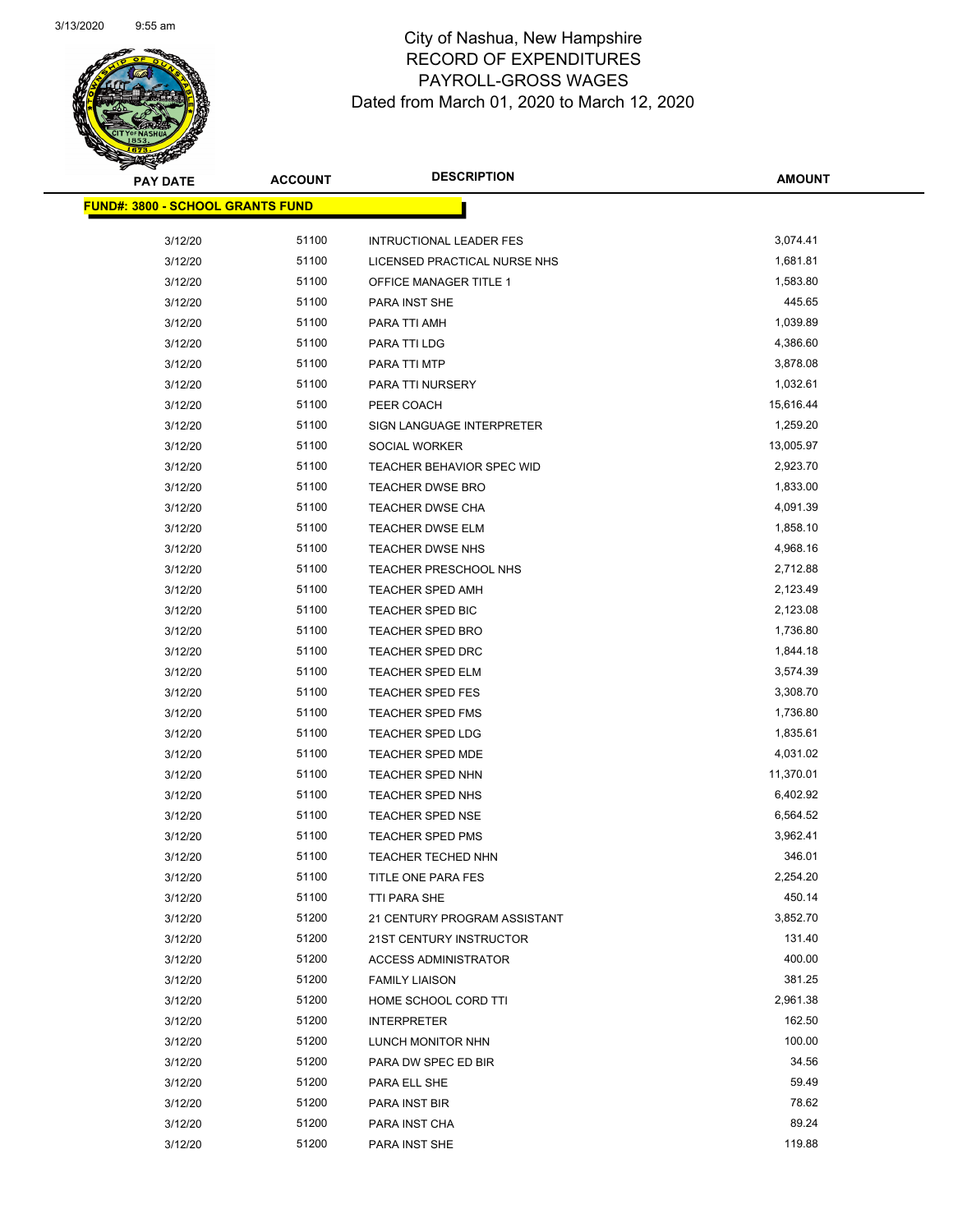# City of Nashua, New Hampshire
## RECORD OF EXPENDITURES
## PAYROLL-GROSS WAGES
### Dated from March 01, 2020 to March 12, 2020

3/13/2020 9:55 am

| PAY DATE | ACCOUNT | DESCRIPTION | AMOUNT |
|---|---|---|---|
| **FUND#: 3800 - SCHOOL GRANTS FUND** | | | |
| 3/12/20 | 51100 | INTRUCTIONAL LEADER FES | 3,074.41 |
| 3/12/20 | 51100 | LICENSED PRACTICAL NURSE NHS | 1,681.81 |
| 3/12/20 | 51100 | OFFICE MANAGER TITLE 1 | 1,583.80 |
| 3/12/20 | 51100 | PARA INST SHE | 445.65 |
| 3/12/20 | 51100 | PARA TTI AMH | 1,039.89 |
| 3/12/20 | 51100 | PARA TTI LDG | 4,386.60 |
| 3/12/20 | 51100 | PARA TTI MTP | 3,878.08 |
| 3/12/20 | 51100 | PARA TTI NURSERY | 1,032.61 |
| 3/12/20 | 51100 | PEER COACH | 15,616.44 |
| 3/12/20 | 51100 | SIGN LANGUAGE INTERPRETER | 1,259.20 |
| 3/12/20 | 51100 | SOCIAL WORKER | 13,005.97 |
| 3/12/20 | 51100 | TEACHER BEHAVIOR SPEC WID | 2,923.70 |
| 3/12/20 | 51100 | TEACHER DWSE BRO | 1,833.00 |
| 3/12/20 | 51100 | TEACHER DWSE CHA | 4,091.39 |
| 3/12/20 | 51100 | TEACHER DWSE ELM | 1,858.10 |
| 3/12/20 | 51100 | TEACHER DWSE NHS | 4,968.16 |
| 3/12/20 | 51100 | TEACHER PRESCHOOL NHS | 2,712.88 |
| 3/12/20 | 51100 | TEACHER SPED AMH | 2,123.49 |
| 3/12/20 | 51100 | TEACHER SPED BIC | 2,123.08 |
| 3/12/20 | 51100 | TEACHER SPED BRO | 1,736.80 |
| 3/12/20 | 51100 | TEACHER SPED DRC | 1,844.18 |
| 3/12/20 | 51100 | TEACHER SPED ELM | 3,574.39 |
| 3/12/20 | 51100 | TEACHER SPED FES | 3,308.70 |
| 3/12/20 | 51100 | TEACHER SPED FMS | 1,736.80 |
| 3/12/20 | 51100 | TEACHER SPED LDG | 1,835.61 |
| 3/12/20 | 51100 | TEACHER SPED MDE | 4,031.02 |
| 3/12/20 | 51100 | TEACHER SPED NHN | 11,370.01 |
| 3/12/20 | 51100 | TEACHER SPED NHS | 6,402.92 |
| 3/12/20 | 51100 | TEACHER SPED NSE | 6,564.52 |
| 3/12/20 | 51100 | TEACHER SPED PMS | 3,962.41 |
| 3/12/20 | 51100 | TEACHER TECHED NHN | 346.01 |
| 3/12/20 | 51100 | TITLE ONE PARA FES | 2,254.20 |
| 3/12/20 | 51100 | TTI PARA SHE | 450.14 |
| 3/12/20 | 51200 | 21 CENTURY PROGRAM ASSISTANT | 3,852.70 |
| 3/12/20 | 51200 | 21ST CENTURY INSTRUCTOR | 131.40 |
| 3/12/20 | 51200 | ACCESS ADMINISTRATOR | 400.00 |
| 3/12/20 | 51200 | FAMILY LIAISON | 381.25 |
| 3/12/20 | 51200 | HOME SCHOOL CORD TTI | 2,961.38 |
| 3/12/20 | 51200 | INTERPRETER | 162.50 |
| 3/12/20 | 51200 | LUNCH MONITOR NHN | 100.00 |
| 3/12/20 | 51200 | PARA DW SPEC ED BIR | 34.56 |
| 3/12/20 | 51200 | PARA ELL SHE | 59.49 |
| 3/12/20 | 51200 | PARA INST BIR | 78.62 |
| 3/12/20 | 51200 | PARA INST CHA | 89.24 |
| 3/12/20 | 51200 | PARA INST SHE | 119.88 |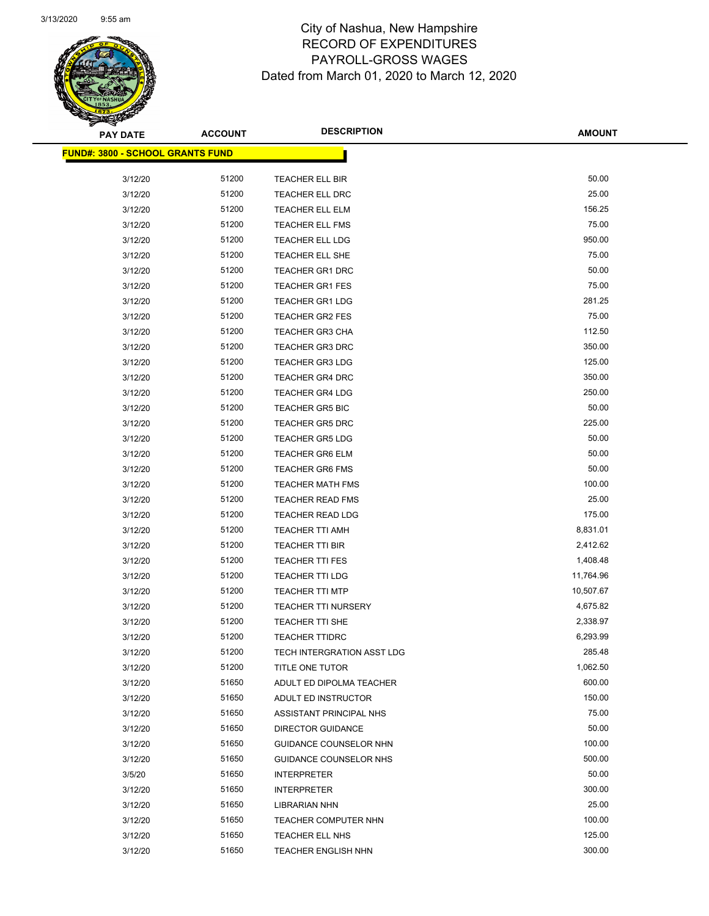City of Nashua, New Hampshire
RECORD OF EXPENDITURES
PAYROLL-GROSS WAGES
Dated from March 01, 2020 to March 12, 2020

| PAY DATE | ACCOUNT | DESCRIPTION | AMOUNT |
|---|---|---|---|
| **FUND#: 3800 - SCHOOL GRANTS FUND** | | | |
| 3/12/20 | 51200 | TEACHER ELL BIR | 50.00 |
| 3/12/20 | 51200 | TEACHER ELL DRC | 25.00 |
| 3/12/20 | 51200 | TEACHER ELL ELM | 156.25 |
| 3/12/20 | 51200 | TEACHER ELL FMS | 75.00 |
| 3/12/20 | 51200 | TEACHER ELL LDG | 950.00 |
| 3/12/20 | 51200 | TEACHER ELL SHE | 75.00 |
| 3/12/20 | 51200 | TEACHER GR1 DRC | 50.00 |
| 3/12/20 | 51200 | TEACHER GR1 FES | 75.00 |
| 3/12/20 | 51200 | TEACHER GR1 LDG | 281.25 |
| 3/12/20 | 51200 | TEACHER GR2 FES | 75.00 |
| 3/12/20 | 51200 | TEACHER GR3 CHA | 112.50 |
| 3/12/20 | 51200 | TEACHER GR3 DRC | 350.00 |
| 3/12/20 | 51200 | TEACHER GR3 LDG | 125.00 |
| 3/12/20 | 51200 | TEACHER GR4 DRC | 350.00 |
| 3/12/20 | 51200 | TEACHER GR4 LDG | 250.00 |
| 3/12/20 | 51200 | TEACHER GR5 BIC | 50.00 |
| 3/12/20 | 51200 | TEACHER GR5 DRC | 225.00 |
| 3/12/20 | 51200 | TEACHER GR5 LDG | 50.00 |
| 3/12/20 | 51200 | TEACHER GR6 ELM | 50.00 |
| 3/12/20 | 51200 | TEACHER GR6 FMS | 50.00 |
| 3/12/20 | 51200 | TEACHER MATH FMS | 100.00 |
| 3/12/20 | 51200 | TEACHER READ FMS | 25.00 |
| 3/12/20 | 51200 | TEACHER READ LDG | 175.00 |
| 3/12/20 | 51200 | TEACHER TTI AMH | 8,831.01 |
| 3/12/20 | 51200 | TEACHER TTI BIR | 2,412.62 |
| 3/12/20 | 51200 | TEACHER TTI FES | 1,408.48 |
| 3/12/20 | 51200 | TEACHER TTI LDG | 11,764.96 |
| 3/12/20 | 51200 | TEACHER TTI MTP | 10,507.67 |
| 3/12/20 | 51200 | TEACHER TTI NURSERY | 4,675.82 |
| 3/12/20 | 51200 | TEACHER TTI SHE | 2,338.97 |
| 3/12/20 | 51200 | TEACHER TTIDRC | 6,293.99 |
| 3/12/20 | 51200 | TECH INTERGRATION ASST LDG | 285.48 |
| 3/12/20 | 51200 | TITLE ONE TUTOR | 1,062.50 |
| 3/12/20 | 51650 | ADULT ED DIPOLMA TEACHER | 600.00 |
| 3/12/20 | 51650 | ADULT ED INSTRUCTOR | 150.00 |
| 3/12/20 | 51650 | ASSISTANT PRINCIPAL NHS | 75.00 |
| 3/12/20 | 51650 | DIRECTOR GUIDANCE | 50.00 |
| 3/12/20 | 51650 | GUIDANCE COUNSELOR NHN | 100.00 |
| 3/12/20 | 51650 | GUIDANCE COUNSELOR NHS | 500.00 |
| 3/5/20 | 51650 | INTERPRETER | 50.00 |
| 3/12/20 | 51650 | INTERPRETER | 300.00 |
| 3/12/20 | 51650 | LIBRARIAN NHN | 25.00 |
| 3/12/20 | 51650 | TEACHER COMPUTER NHN | 100.00 |
| 3/12/20 | 51650 | TEACHER ELL NHS | 125.00 |
| 3/12/20 | 51650 | TEACHER ENGLISH NHN | 300.00 |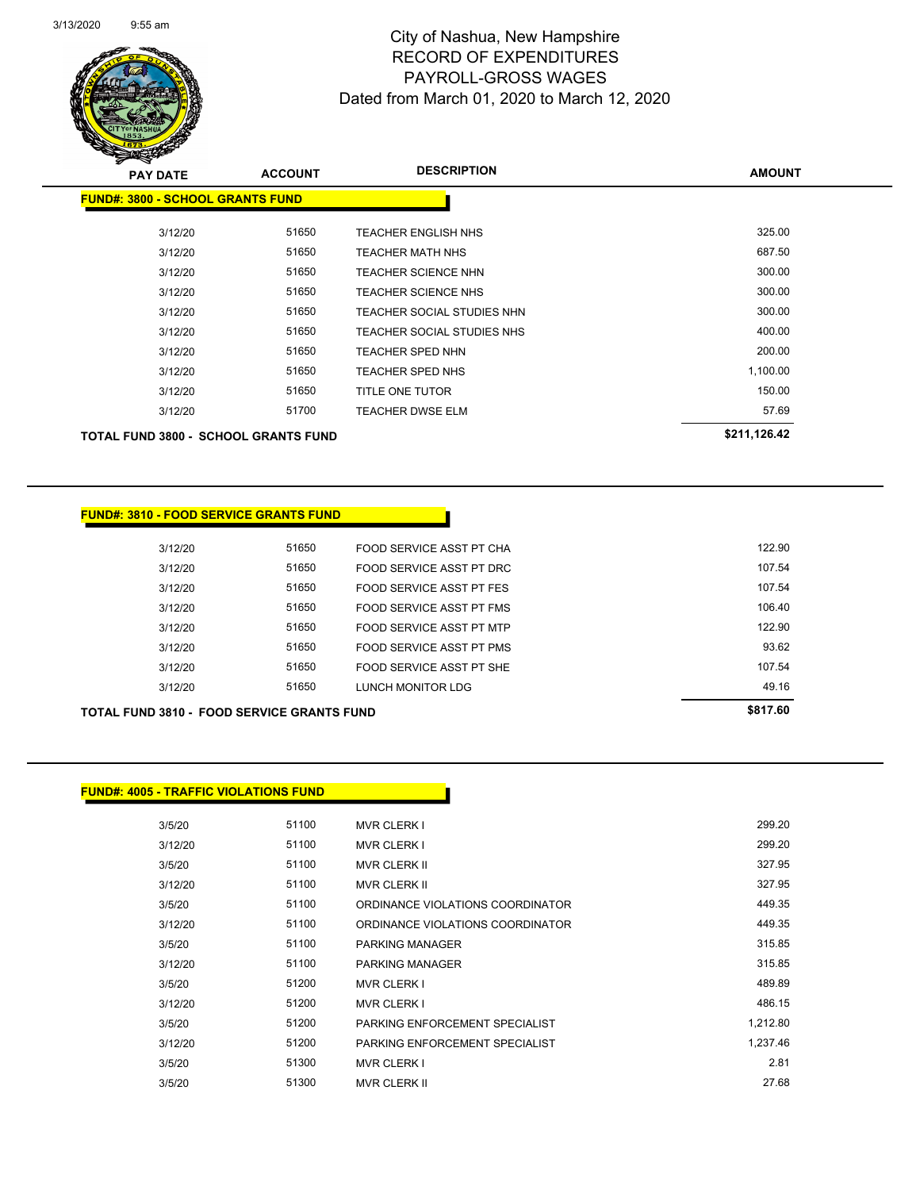# City of Nashua, New Hampshire
# RECORD OF EXPENDITURES
# PAYROLL-GROSS WAGES
# Dated from March 01, 2020 to March 12, 2020

| PAY DATE | ACCOUNT | DESCRIPTION | AMOUNT |
|---|---|---|---|
| **FUND#: 3800 - SCHOOL GRANTS FUND** | | | |
| 3/12/20 | 51650 | TEACHER ENGLISH NHS | 325.00 |
| 3/12/20 | 51650 | TEACHER MATH NHS | 687.50 |
| 3/12/20 | 51650 | TEACHER SCIENCE NHN | 300.00 |
| 3/12/20 | 51650 | TEACHER SCIENCE NHS | 300.00 |
| 3/12/20 | 51650 | TEACHER SOCIAL STUDIES NHN | 300.00 |
| 3/12/20 | 51650 | TEACHER SOCIAL STUDIES NHS | 400.00 |
| 3/12/20 | 51650 | TEACHER SPED NHN | 200.00 |
| 3/12/20 | 51650 | TEACHER SPED NHS | 1,100.00 |
| 3/12/20 | 51650 | TITLE ONE TUTOR | 150.00 |
| 3/12/20 | 51700 | TEACHER DWSE ELM | 57.69 |
| **TOTAL FUND 3800 - SCHOOL GRANTS FUND** | | | **$211,126.42** |

| PAY DATE | ACCOUNT | DESCRIPTION | AMOUNT |
|---|---|---|---|
| **FUND#: 3810 - FOOD SERVICE GRANTS FUND** | | | |
| 3/12/20 | 51650 | FOOD SERVICE ASST PT CHA | 122.90 |
| 3/12/20 | 51650 | FOOD SERVICE ASST PT DRC | 107.54 |
| 3/12/20 | 51650 | FOOD SERVICE ASST PT FES | 107.54 |
| 3/12/20 | 51650 | FOOD SERVICE ASST PT FMS | 106.40 |
| 3/12/20 | 51650 | FOOD SERVICE ASST PT MTP | 122.90 |
| 3/12/20 | 51650 | FOOD SERVICE ASST PT PMS | 93.62 |
| 3/12/20 | 51650 | FOOD SERVICE ASST PT SHE | 107.54 |
| 3/12/20 | 51650 | LUNCH MONITOR LDG | 49.16 |
| **TOTAL FUND 3810 - FOOD SERVICE GRANTS FUND** | | | **$817.60** |

| PAY DATE | ACCOUNT | DESCRIPTION | AMOUNT |
|---|---|---|---|
| **FUND#: 4005 - TRAFFIC VIOLATIONS FUND** | | | |
| 3/5/20 | 51100 | MVR CLERK I | 299.20 |
| 3/12/20 | 51100 | MVR CLERK I | 299.20 |
| 3/5/20 | 51100 | MVR CLERK II | 327.95 |
| 3/12/20 | 51100 | MVR CLERK II | 327.95 |
| 3/5/20 | 51100 | ORDINANCE VIOLATIONS COORDINATOR | 449.35 |
| 3/12/20 | 51100 | ORDINANCE VIOLATIONS COORDINATOR | 449.35 |
| 3/5/20 | 51100 | PARKING MANAGER | 315.85 |
| 3/12/20 | 51100 | PARKING MANAGER | 315.85 |
| 3/5/20 | 51200 | MVR CLERK I | 489.89 |
| 3/12/20 | 51200 | MVR CLERK I | 486.15 |
| 3/5/20 | 51200 | PARKING ENFORCEMENT SPECIALIST | 1,212.80 |
| 3/12/20 | 51200 | PARKING ENFORCEMENT SPECIALIST | 1,237.46 |
| 3/5/20 | 51300 | MVR CLERK I | 2.81 |
| 3/5/20 | 51300 | MVR CLERK II | 27.68 |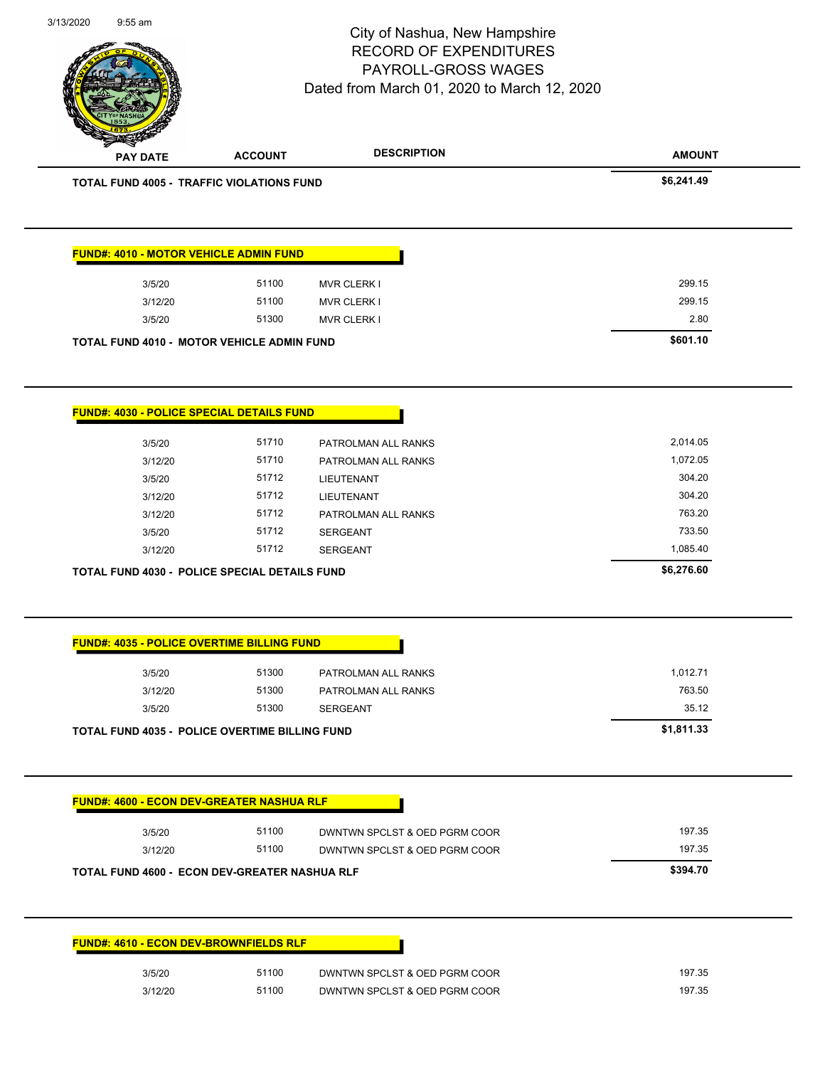City of Nashua, New Hampshire
RECORD OF EXPENDITURES
PAYROLL-GROSS WAGES
Dated from March 01, 2020 to March 12, 2020

| PAY DATE | ACCOUNT | DESCRIPTION | AMOUNT |
|---|---|---|---|
| **TOTAL FUND 4005 - TRAFFIC VIOLATIONS FUND** | | | **$6,241.49** |

**FUND#: 4010 - MOTOR VEHICLE ADMIN FUND**

| PAY DATE | ACCOUNT | DESCRIPTION | AMOUNT |
|---|---|---|---|
| 3/5/20 | 51100 | MVR CLERK I | 299.15 |
| 3/12/20 | 51100 | MVR CLERK I | 299.15 |
| 3/5/20 | 51300 | MVR CLERK I | 2.80 |
| **TOTAL FUND 4010 - MOTOR VEHICLE ADMIN FUND** | | | **$601.10** |

**FUND#: 4030 - POLICE SPECIAL DETAILS FUND**

| PAY DATE | ACCOUNT | DESCRIPTION | AMOUNT |
|---|---|---|---|
| 3/5/20 | 51710 | PATROLMAN ALL RANKS | 2,014.05 |
| 3/12/20 | 51710 | PATROLMAN ALL RANKS | 1,072.05 |
| 3/5/20 | 51712 | LIEUTENANT | 304.20 |
| 3/12/20 | 51712 | LIEUTENANT | 304.20 |
| 3/12/20 | 51712 | PATROLMAN ALL RANKS | 763.20 |
| 3/5/20 | 51712 | SERGEANT | 733.50 |
| 3/12/20 | 51712 | SERGEANT | 1,085.40 |
| **TOTAL FUND 4030 - POLICE SPECIAL DETAILS FUND** | | | **$6,276.60** |

**FUND#: 4035 - POLICE OVERTIME BILLING FUND**

| PAY DATE | ACCOUNT | DESCRIPTION | AMOUNT |
|---|---|---|---|
| 3/5/20 | 51300 | PATROLMAN ALL RANKS | 1,012.71 |
| 3/12/20 | 51300 | PATROLMAN ALL RANKS | 763.50 |
| 3/5/20 | 51300 | SERGEANT | 35.12 |
| **TOTAL FUND 4035 - POLICE OVERTIME BILLING FUND** | | | **$1,811.33** |

**FUND#: 4600 - ECON DEV-GREATER NASHUA RLF**

| PAY DATE | ACCOUNT | DESCRIPTION | AMOUNT |
|---|---|---|---|
| 3/5/20 | 51100 | DWNTWN SPCLST & OED PGRM COOR | 197.35 |
| 3/12/20 | 51100 | DWNTWN SPCLST & OED PGRM COOR | 197.35 |
| **TOTAL FUND 4600 - ECON DEV-GREATER NASHUA RLF** | | | **$394.70** |

**FUND#: 4610 - ECON DEV-BROWNFIELDS RLF**

| PAY DATE | ACCOUNT | DESCRIPTION | AMOUNT |
|---|---|---|---|
| 3/5/20 | 51100 | DWNTWN SPCLST & OED PGRM COOR | 197.35 |
| 3/12/20 | 51100 | DWNTWN SPCLST & OED PGRM COOR | 197.35 |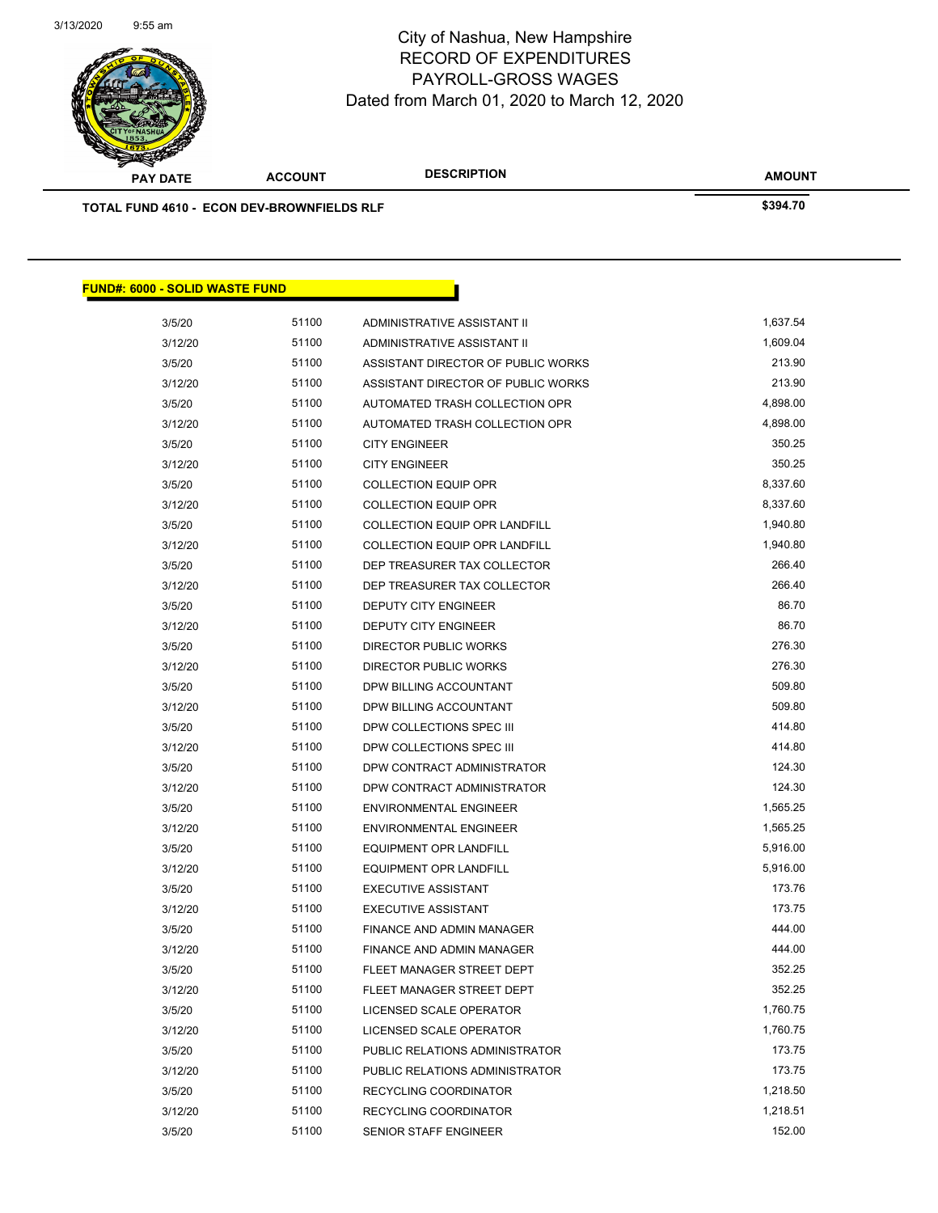| PAY DATE | ACCOUNT | DESCRIPTION | AMOUNT |
|---|---|---|---|
| **TOTAL FUND 4610 - ECON DEV-BROWNFIELDS RLF** | | | **$394.70** |

## FUND#: 6000 - SOLID WASTE FUND

| PAY DATE | ACCOUNT | DESCRIPTION | AMOUNT |
|---|---|---|---|
| 3/5/20 | 51100 | ADMINISTRATIVE ASSISTANT II | 1,637.54 |
| 3/12/20 | 51100 | ADMINISTRATIVE ASSISTANT II | 1,609.04 |
| 3/5/20 | 51100 | ASSISTANT DIRECTOR OF PUBLIC WORKS | 213.90 |
| 3/12/20 | 51100 | ASSISTANT DIRECTOR OF PUBLIC WORKS | 213.90 |
| 3/5/20 | 51100 | AUTOMATED TRASH COLLECTION OPR | 4,898.00 |
| 3/12/20 | 51100 | AUTOMATED TRASH COLLECTION OPR | 4,898.00 |
| 3/5/20 | 51100 | CITY ENGINEER | 350.25 |
| 3/12/20 | 51100 | CITY ENGINEER | 350.25 |
| 3/5/20 | 51100 | COLLECTION EQUIP OPR | 8,337.60 |
| 3/12/20 | 51100 | COLLECTION EQUIP OPR | 8,337.60 |
| 3/5/20 | 51100 | COLLECTION EQUIP OPR LANDFILL | 1,940.80 |
| 3/12/20 | 51100 | COLLECTION EQUIP OPR LANDFILL | 1,940.80 |
| 3/5/20 | 51100 | DEP TREASURER TAX COLLECTOR | 266.40 |
| 3/12/20 | 51100 | DEP TREASURER TAX COLLECTOR | 266.40 |
| 3/5/20 | 51100 | DEPUTY CITY ENGINEER | 86.70 |
| 3/12/20 | 51100 | DEPUTY CITY ENGINEER | 86.70 |
| 3/5/20 | 51100 | DIRECTOR PUBLIC WORKS | 276.30 |
| 3/12/20 | 51100 | DIRECTOR PUBLIC WORKS | 276.30 |
| 3/5/20 | 51100 | DPW BILLING ACCOUNTANT | 509.80 |
| 3/12/20 | 51100 | DPW BILLING ACCOUNTANT | 509.80 |
| 3/5/20 | 51100 | DPW COLLECTIONS SPEC III | 414.80 |
| 3/12/20 | 51100 | DPW COLLECTIONS SPEC III | 414.80 |
| 3/5/20 | 51100 | DPW CONTRACT ADMINISTRATOR | 124.30 |
| 3/12/20 | 51100 | DPW CONTRACT ADMINISTRATOR | 124.30 |
| 3/5/20 | 51100 | ENVIRONMENTAL ENGINEER | 1,565.25 |
| 3/12/20 | 51100 | ENVIRONMENTAL ENGINEER | 1,565.25 |
| 3/5/20 | 51100 | EQUIPMENT OPR LANDFILL | 5,916.00 |
| 3/12/20 | 51100 | EQUIPMENT OPR LANDFILL | 5,916.00 |
| 3/5/20 | 51100 | EXECUTIVE ASSISTANT | 173.76 |
| 3/12/20 | 51100 | EXECUTIVE ASSISTANT | 173.75 |
| 3/5/20 | 51100 | FINANCE AND ADMIN MANAGER | 444.00 |
| 3/12/20 | 51100 | FINANCE AND ADMIN MANAGER | 444.00 |
| 3/5/20 | 51100 | FLEET MANAGER STREET DEPT | 352.25 |
| 3/12/20 | 51100 | FLEET MANAGER STREET DEPT | 352.25 |
| 3/5/20 | 51100 | LICENSED SCALE OPERATOR | 1,760.75 |
| 3/12/20 | 51100 | LICENSED SCALE OPERATOR | 1,760.75 |
| 3/5/20 | 51100 | PUBLIC RELATIONS ADMINISTRATOR | 173.75 |
| 3/12/20 | 51100 | PUBLIC RELATIONS ADMINISTRATOR | 173.75 |
| 3/5/20 | 51100 | RECYCLING COORDINATOR | 1,218.50 |
| 3/12/20 | 51100 | RECYCLING COORDINATOR | 1,218.51 |
| 3/5/20 | 51100 | SENIOR STAFF ENGINEER | 152.00 |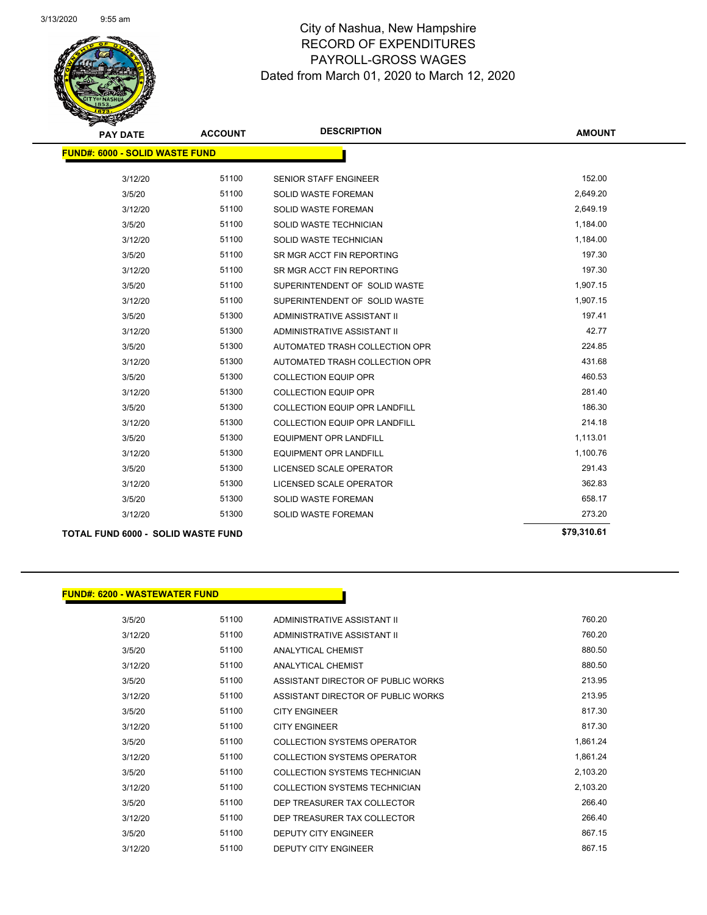# City of Nashua, New Hampshire
## RECORD OF EXPENDITURES
## PAYROLL-GROSS WAGES
## Dated from March 01, 2020 to March 12, 2020

**FUND#: 6000 - SOLID WASTE FUND**

| PAY DATE | ACCOUNT | DESCRIPTION | AMOUNT |
|---|---|---|---|
| 3/12/20 | 51100 | SENIOR STAFF ENGINEER | 152.00 |
| 3/5/20 | 51100 | SOLID WASTE FOREMAN | 2,649.20 |
| 3/12/20 | 51100 | SOLID WASTE FOREMAN | 2,649.19 |
| 3/5/20 | 51100 | SOLID WASTE TECHNICIAN | 1,184.00 |
| 3/12/20 | 51100 | SOLID WASTE TECHNICIAN | 1,184.00 |
| 3/5/20 | 51100 | SR MGR ACCT FIN REPORTING | 197.30 |
| 3/12/20 | 51100 | SR MGR ACCT FIN REPORTING | 197.30 |
| 3/5/20 | 51100 | SUPERINTENDENT OF SOLID WASTE | 1,907.15 |
| 3/12/20 | 51100 | SUPERINTENDENT OF SOLID WASTE | 1,907.15 |
| 3/5/20 | 51300 | ADMINISTRATIVE ASSISTANT II | 197.41 |
| 3/12/20 | 51300 | ADMINISTRATIVE ASSISTANT II | 42.77 |
| 3/5/20 | 51300 | AUTOMATED TRASH COLLECTION OPR | 224.85 |
| 3/12/20 | 51300 | AUTOMATED TRASH COLLECTION OPR | 431.68 |
| 3/5/20 | 51300 | COLLECTION EQUIP OPR | 460.53 |
| 3/12/20 | 51300 | COLLECTION EQUIP OPR | 281.40 |
| 3/5/20 | 51300 | COLLECTION EQUIP OPR LANDFILL | 186.30 |
| 3/12/20 | 51300 | COLLECTION EQUIP OPR LANDFILL | 214.18 |
| 3/5/20 | 51300 | EQUIPMENT OPR LANDFILL | 1,113.01 |
| 3/12/20 | 51300 | EQUIPMENT OPR LANDFILL | 1,100.76 |
| 3/5/20 | 51300 | LICENSED SCALE OPERATOR | 291.43 |
| 3/12/20 | 51300 | LICENSED SCALE OPERATOR | 362.83 |
| 3/5/20 | 51300 | SOLID WASTE FOREMAN | 658.17 |
| 3/12/20 | 51300 | SOLID WASTE FOREMAN | 273.20 |
| **TOTAL FUND 6000 - SOLID WASTE FUND** | | | **$79,310.61** |

**FUND#: 6200 - WASTEWATER FUND**

| PAY DATE | ACCOUNT | DESCRIPTION | AMOUNT |
|---|---|---|---|
| 3/5/20 | 51100 | ADMINISTRATIVE ASSISTANT II | 760.20 |
| 3/12/20 | 51100 | ADMINISTRATIVE ASSISTANT II | 760.20 |
| 3/5/20 | 51100 | ANALYTICAL CHEMIST | 880.50 |
| 3/12/20 | 51100 | ANALYTICAL CHEMIST | 880.50 |
| 3/5/20 | 51100 | ASSISTANT DIRECTOR OF PUBLIC WORKS | 213.95 |
| 3/12/20 | 51100 | ASSISTANT DIRECTOR OF PUBLIC WORKS | 213.95 |
| 3/5/20 | 51100 | CITY ENGINEER | 817.30 |
| 3/12/20 | 51100 | CITY ENGINEER | 817.30 |
| 3/5/20 | 51100 | COLLECTION SYSTEMS OPERATOR | 1,861.24 |
| 3/12/20 | 51100 | COLLECTION SYSTEMS OPERATOR | 1,861.24 |
| 3/5/20 | 51100 | COLLECTION SYSTEMS TECHNICIAN | 2,103.20 |
| 3/12/20 | 51100 | COLLECTION SYSTEMS TECHNICIAN | 2,103.20 |
| 3/5/20 | 51100 | DEP TREASURER TAX COLLECTOR | 266.40 |
| 3/12/20 | 51100 | DEP TREASURER TAX COLLECTOR | 266.40 |
| 3/5/20 | 51100 | DEPUTY CITY ENGINEER | 867.15 |
| 3/12/20 | 51100 | DEPUTY CITY ENGINEER | 867.15 |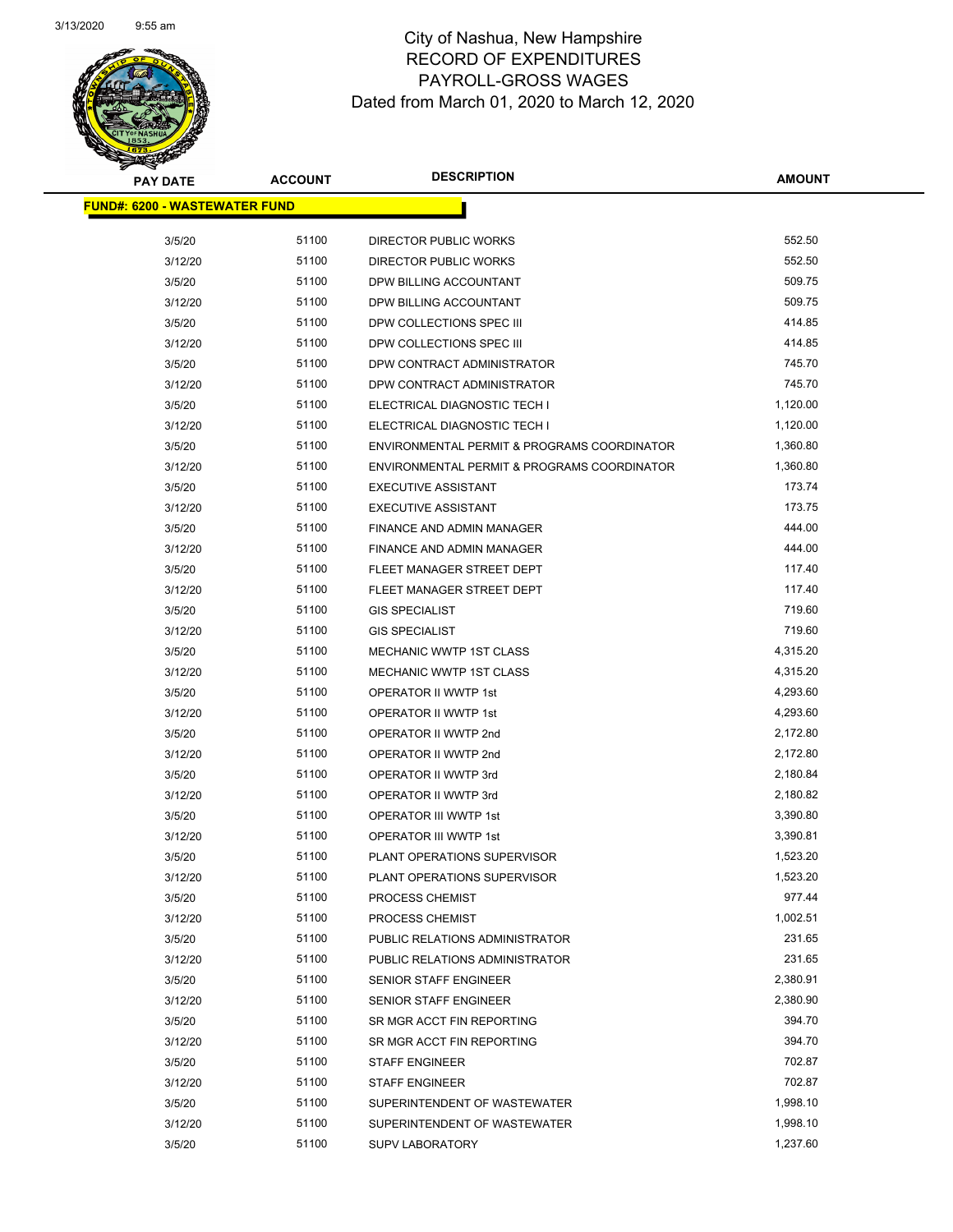City of Nashua, New Hampshire
RECORD OF EXPENDITURES
PAYROLL-GROSS WAGES
Dated from March 01, 2020 to March 12, 2020

| PAY DATE | ACCOUNT | DESCRIPTION | AMOUNT |
|---|---|---|---|
| **FUND#: 6200 - WASTEWATER FUND** | | | |
| 3/5/20 | 51100 | DIRECTOR PUBLIC WORKS | 552.50 |
| 3/12/20 | 51100 | DIRECTOR PUBLIC WORKS | 552.50 |
| 3/5/20 | 51100 | DPW BILLING ACCOUNTANT | 509.75 |
| 3/12/20 | 51100 | DPW BILLING ACCOUNTANT | 509.75 |
| 3/5/20 | 51100 | DPW COLLECTIONS SPEC III | 414.85 |
| 3/12/20 | 51100 | DPW COLLECTIONS SPEC III | 414.85 |
| 3/5/20 | 51100 | DPW CONTRACT ADMINISTRATOR | 745.70 |
| 3/12/20 | 51100 | DPW CONTRACT ADMINISTRATOR | 745.70 |
| 3/5/20 | 51100 | ELECTRICAL DIAGNOSTIC TECH I | 1,120.00 |
| 3/12/20 | 51100 | ELECTRICAL DIAGNOSTIC TECH I | 1,120.00 |
| 3/5/20 | 51100 | ENVIRONMENTAL PERMIT & PROGRAMS COORDINATOR | 1,360.80 |
| 3/12/20 | 51100 | ENVIRONMENTAL PERMIT & PROGRAMS COORDINATOR | 1,360.80 |
| 3/5/20 | 51100 | EXECUTIVE ASSISTANT | 173.74 |
| 3/12/20 | 51100 | EXECUTIVE ASSISTANT | 173.75 |
| 3/5/20 | 51100 | FINANCE AND ADMIN MANAGER | 444.00 |
| 3/12/20 | 51100 | FINANCE AND ADMIN MANAGER | 444.00 |
| 3/5/20 | 51100 | FLEET MANAGER STREET DEPT | 117.40 |
| 3/12/20 | 51100 | FLEET MANAGER STREET DEPT | 117.40 |
| 3/5/20 | 51100 | GIS SPECIALIST | 719.60 |
| 3/12/20 | 51100 | GIS SPECIALIST | 719.60 |
| 3/5/20 | 51100 | MECHANIC WWTP 1ST CLASS | 4,315.20 |
| 3/12/20 | 51100 | MECHANIC WWTP 1ST CLASS | 4,315.20 |
| 3/5/20 | 51100 | OPERATOR II WWTP 1st | 4,293.60 |
| 3/12/20 | 51100 | OPERATOR II WWTP 1st | 4,293.60 |
| 3/5/20 | 51100 | OPERATOR II WWTP 2nd | 2,172.80 |
| 3/12/20 | 51100 | OPERATOR II WWTP 2nd | 2,172.80 |
| 3/5/20 | 51100 | OPERATOR II WWTP 3rd | 2,180.84 |
| 3/12/20 | 51100 | OPERATOR II WWTP 3rd | 2,180.82 |
| 3/5/20 | 51100 | OPERATOR III WWTP 1st | 3,390.80 |
| 3/12/20 | 51100 | OPERATOR III WWTP 1st | 3,390.81 |
| 3/5/20 | 51100 | PLANT OPERATIONS SUPERVISOR | 1,523.20 |
| 3/12/20 | 51100 | PLANT OPERATIONS SUPERVISOR | 1,523.20 |
| 3/5/20 | 51100 | PROCESS CHEMIST | 977.44 |
| 3/12/20 | 51100 | PROCESS CHEMIST | 1,002.51 |
| 3/5/20 | 51100 | PUBLIC RELATIONS ADMINISTRATOR | 231.65 |
| 3/12/20 | 51100 | PUBLIC RELATIONS ADMINISTRATOR | 231.65 |
| 3/5/20 | 51100 | SENIOR STAFF ENGINEER | 2,380.91 |
| 3/12/20 | 51100 | SENIOR STAFF ENGINEER | 2,380.90 |
| 3/5/20 | 51100 | SR MGR ACCT FIN REPORTING | 394.70 |
| 3/12/20 | 51100 | SR MGR ACCT FIN REPORTING | 394.70 |
| 3/5/20 | 51100 | STAFF ENGINEER | 702.87 |
| 3/12/20 | 51100 | STAFF ENGINEER | 702.87 |
| 3/5/20 | 51100 | SUPERINTENDENT OF WASTEWATER | 1,998.10 |
| 3/12/20 | 51100 | SUPERINTENDENT OF WASTEWATER | 1,998.10 |
| 3/5/20 | 51100 | SUPV LABORATORY | 1,237.60 |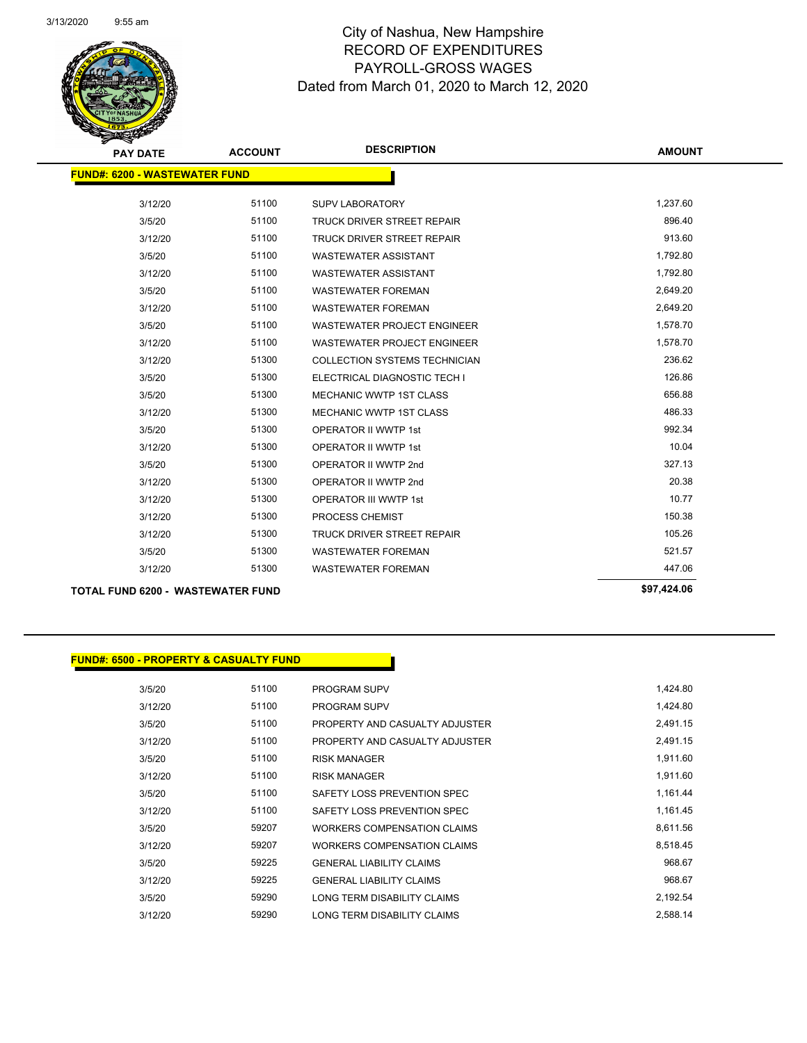# City of Nashua, New Hampshire
## RECORD OF EXPENDITURES
## PAYROLL-GROSS WAGES
## Dated from March 01, 2020 to March 12, 2020

**FUND#: 6200 - WASTEWATER FUND**

| PAY DATE | ACCOUNT | DESCRIPTION | AMOUNT |
|---|---|---|---|
| 3/12/20 | 51100 | SUPV LABORATORY | 1,237.60 |
| 3/5/20 | 51100 | TRUCK DRIVER STREET REPAIR | 896.40 |
| 3/12/20 | 51100 | TRUCK DRIVER STREET REPAIR | 913.60 |
| 3/5/20 | 51100 | WASTEWATER ASSISTANT | 1,792.80 |
| 3/12/20 | 51100 | WASTEWATER ASSISTANT | 1,792.80 |
| 3/5/20 | 51100 | WASTEWATER FOREMAN | 2,649.20 |
| 3/12/20 | 51100 | WASTEWATER FOREMAN | 2,649.20 |
| 3/5/20 | 51100 | WASTEWATER PROJECT ENGINEER | 1,578.70 |
| 3/12/20 | 51100 | WASTEWATER PROJECT ENGINEER | 1,578.70 |
| 3/12/20 | 51300 | COLLECTION SYSTEMS TECHNICIAN | 236.62 |
| 3/5/20 | 51300 | ELECTRICAL DIAGNOSTIC TECH I | 126.86 |
| 3/5/20 | 51300 | MECHANIC WWTP 1ST CLASS | 656.88 |
| 3/12/20 | 51300 | MECHANIC WWTP 1ST CLASS | 486.33 |
| 3/5/20 | 51300 | OPERATOR II WWTP 1st | 992.34 |
| 3/12/20 | 51300 | OPERATOR II WWTP 1st | 10.04 |
| 3/5/20 | 51300 | OPERATOR II WWTP 2nd | 327.13 |
| 3/12/20 | 51300 | OPERATOR II WWTP 2nd | 20.38 |
| 3/12/20 | 51300 | OPERATOR III WWTP 1st | 10.77 |
| 3/12/20 | 51300 | PROCESS CHEMIST | 150.38 |
| 3/12/20 | 51300 | TRUCK DRIVER STREET REPAIR | 105.26 |
| 3/5/20 | 51300 | WASTEWATER FOREMAN | 521.57 |
| 3/12/20 | 51300 | WASTEWATER FOREMAN | 447.06 |

**TOTAL FUND 6200 - WASTEWATER FUND** **$97,424.06**

**FUND#: 6500 - PROPERTY & CASUALTY FUND**

| PAY DATE | ACCOUNT | DESCRIPTION | AMOUNT |
|---|---|---|---|
| 3/5/20 | 51100 | PROGRAM SUPV | 1,424.80 |
| 3/12/20 | 51100 | PROGRAM SUPV | 1,424.80 |
| 3/5/20 | 51100 | PROPERTY AND CASUALTY ADJUSTER | 2,491.15 |
| 3/12/20 | 51100 | PROPERTY AND CASUALTY ADJUSTER | 2,491.15 |
| 3/5/20 | 51100 | RISK MANAGER | 1,911.60 |
| 3/12/20 | 51100 | RISK MANAGER | 1,911.60 |
| 3/5/20 | 51100 | SAFETY LOSS PREVENTION SPEC | 1,161.44 |
| 3/12/20 | 51100 | SAFETY LOSS PREVENTION SPEC | 1,161.45 |
| 3/5/20 | 59207 | WORKERS COMPENSATION CLAIMS | 8,611.56 |
| 3/12/20 | 59207 | WORKERS COMPENSATION CLAIMS | 8,518.45 |
| 3/5/20 | 59225 | GENERAL LIABILITY CLAIMS | 968.67 |
| 3/12/20 | 59225 | GENERAL LIABILITY CLAIMS | 968.67 |
| 3/5/20 | 59290 | LONG TERM DISABILITY CLAIMS | 2,192.54 |
| 3/12/20 | 59290 | LONG TERM DISABILITY CLAIMS | 2,588.14 |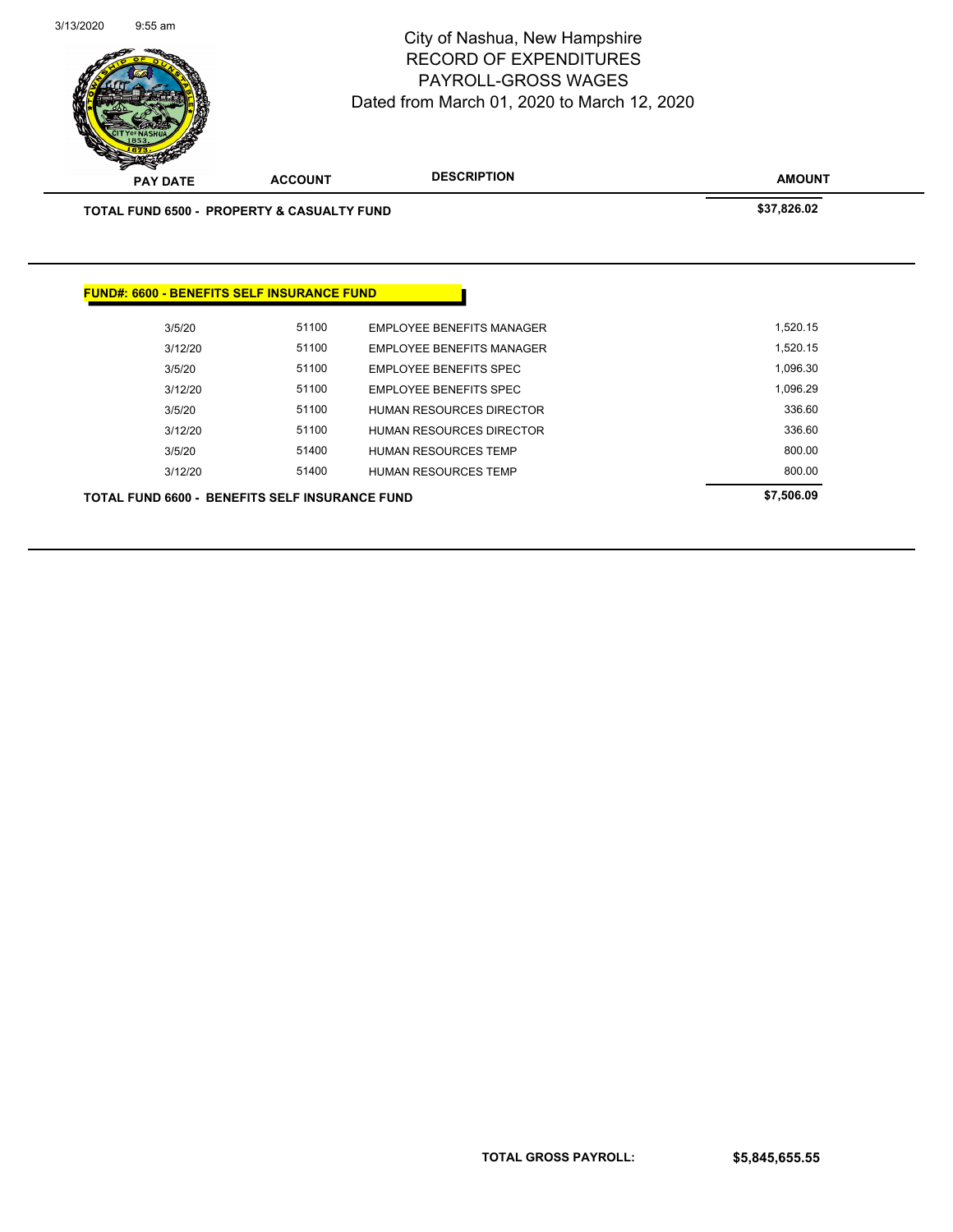# City of Nashua, New Hampshire
## RECORD OF EXPENDITURES
## PAYROLL-GROSS WAGES
Dated from March 01, 2020 to March 12, 2020

| PAY DATE | ACCOUNT | DESCRIPTION | AMOUNT |
|---|---|---|---|
| **TOTAL FUND 6500 - PROPERTY & CASUALTY FUND** | | | **$37,826.02** |

**FUND#: 6600 - BENEFITS SELF INSURANCE FUND**

| PAY DATE | ACCOUNT | DESCRIPTION | AMOUNT |
|---|---|---|---|
| 3/5/20 | 51100 | EMPLOYEE BENEFITS MANAGER | 1,520.15 |
| 3/12/20 | 51100 | EMPLOYEE BENEFITS MANAGER | 1,520.15 |
| 3/5/20 | 51100 | EMPLOYEE BENEFITS SPEC | 1,096.30 |
| 3/12/20 | 51100 | EMPLOYEE BENEFITS SPEC | 1,096.29 |
| 3/5/20 | 51100 | HUMAN RESOURCES DIRECTOR | 336.60 |
| 3/12/20 | 51100 | HUMAN RESOURCES DIRECTOR | 336.60 |
| 3/5/20 | 51400 | HUMAN RESOURCES TEMP | 800.00 |
| 3/12/20 | 51400 | HUMAN RESOURCES TEMP | 800.00 |
| **TOTAL FUND 6600 - BENEFITS SELF INSURANCE FUND** | | | **$7,506.09** |

**TOTAL GROSS PAYROLL: $5,845,655.55**